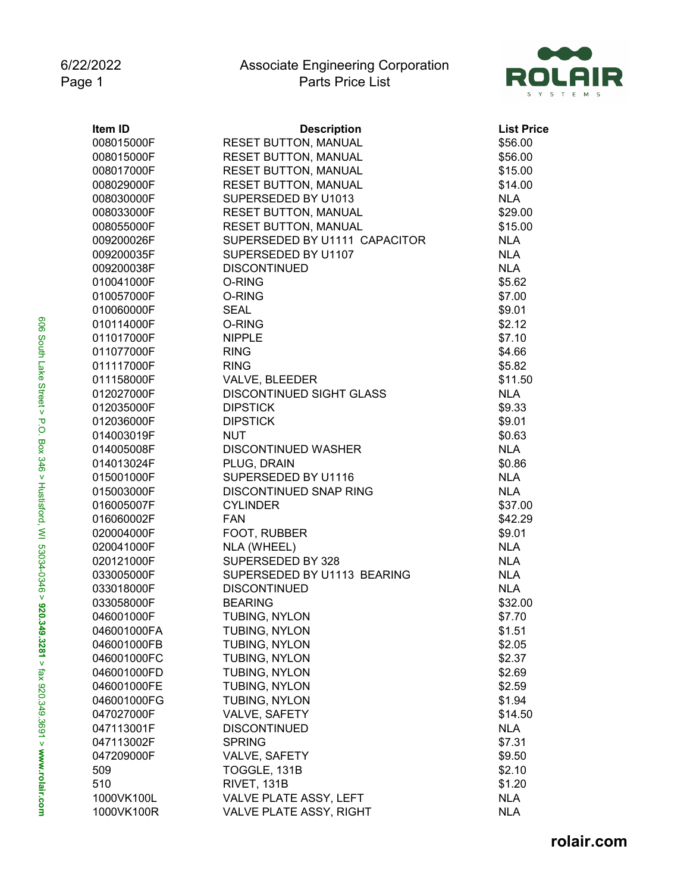# Associate Engineering Corporation
## Parts Price List

6/22/2022

ROLAIR SYSTEMS

| Item ID | Description | List Price |
|---|---|---|
| 008015000F | RESET BUTTON, MANUAL | $56.00 |
| 008015000F | RESET BUTTON, MANUAL | $56.00 |
| 008017000F | RESET BUTTON, MANUAL | $15.00 |
| 008029000F | RESET BUTTON, MANUAL | $14.00 |
| 008030000F | SUPERSEDED BY U1013 | NLA |
| 008033000F | RESET BUTTON, MANUAL | $29.00 |
| 008055000F | RESET BUTTON, MANUAL | $15.00 |
| 009200026F | SUPERSEDED BY U1111 CAPACITOR | NLA |
| 009200035F | SUPERSEDED BY U1107 | NLA |
| 009200038F | DISCONTINUED | NLA |
| 010041000F | O-RING | $5.62 |
| 010057000F | O-RING | $7.00 |
| 010060000F | SEAL | $9.01 |
| 010114000F | O-RING | $2.12 |
| 011017000F | NIPPLE | $7.10 |
| 011077000F | RING | $4.66 |
| 011117000F | RING | $5.82 |
| 011158000F | VALVE, BLEEDER | $11.50 |
| 012027000F | DISCONTINUED SIGHT GLASS | NLA |
| 012035000F | DIPSTICK | $9.33 |
| 012036000F | DIPSTICK | $9.01 |
| 014003019F | NUT | $0.63 |
| 014005008F | DISCONTINUED WASHER | NLA |
| 014013024F | PLUG, DRAIN | $0.86 |
| 015001000F | SUPERSEDED BY U1116 | NLA |
| 015003000F | DISCONTINUED SNAP RING | NLA |
| 016005007F | CYLINDER | $37.00 |
| 016060002F | FAN | $42.29 |
| 020004000F | FOOT, RUBBER | $9.01 |
| 020041000F | NLA (WHEEL) | NLA |
| 020121000F | SUPERSEDED BY 328 | NLA |
| 033005000F | SUPERSEDED BY U1113 BEARING | NLA |
| 033018000F | DISCONTINUED | NLA |
| 033058000F | BEARING | $32.00 |
| 046001000F | TUBING, NYLON | $7.70 |
| 046001000FA | TUBING, NYLON | $1.51 |
| 046001000FB | TUBING, NYLON | $2.05 |
| 046001000FC | TUBING, NYLON | $2.37 |
| 046001000FD | TUBING, NYLON | $2.69 |
| 046001000FE | TUBING, NYLON | $2.59 |
| 046001000FG | TUBING, NYLON | $1.94 |
| 047027000F | VALVE, SAFETY | $14.50 |
| 047113001F | DISCONTINUED | NLA |
| 047113002F | SPRING | $7.31 |
| 047209000F | VALVE, SAFETY | $9.50 |
| 509 | TOGGLE, 131B | $2.10 |
| 510 | RIVET, 131B | $1.20 |
| 1000VK100L | VALVE PLATE ASSY, LEFT | NLA |
| 1000VK100R | VALVE PLATE ASSY, RIGHT | NLA |

606 South Lake Street > P.O. Box 346 > Hustisford, WI 53034-0346 > **920.349.3281** > fax 920.349.3691 > **www.rolair.com**

**rolair.com**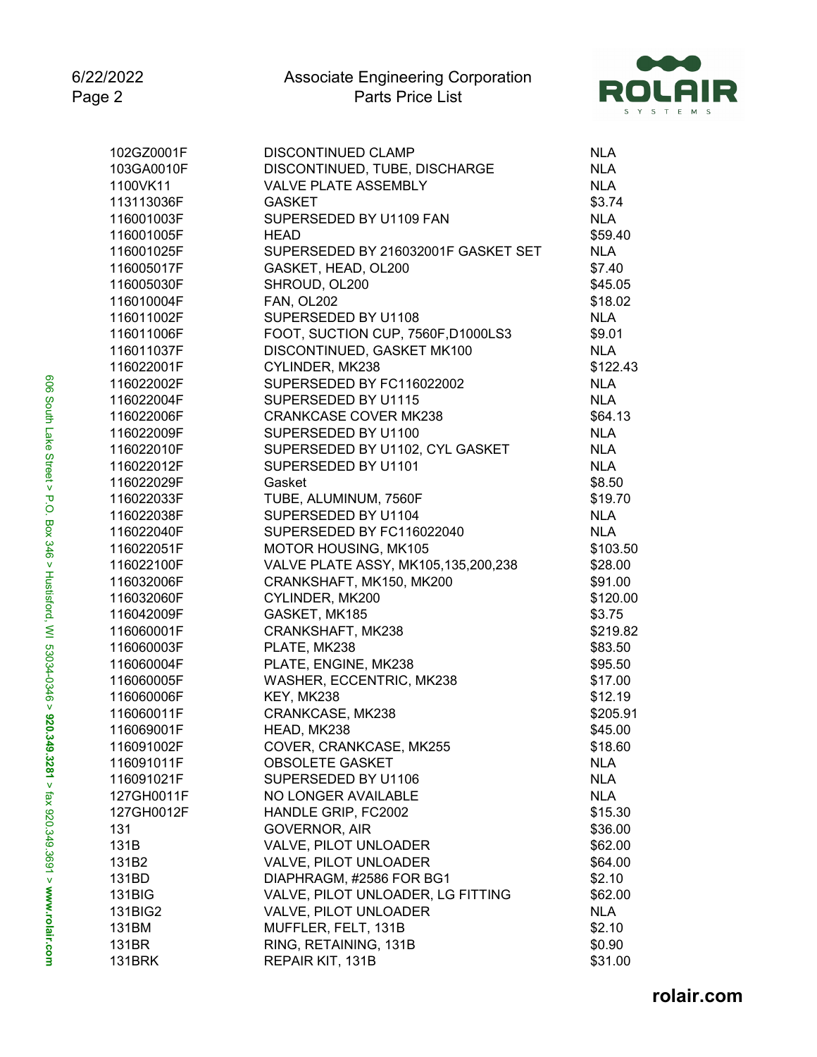| Part Number | Description | Price |
|---|---|---|
| 102GZ0001F | DISCONTINUED CLAMP | NLA |
| 103GA0010F | DISCONTINUED, TUBE, DISCHARGE | NLA |
| 1100VK11 | VALVE PLATE ASSEMBLY | NLA |
| 113113036F | GASKET | $3.74 |
| 116001003F | SUPERSEDED BY U1109 FAN | NLA |
| 116001005F | HEAD | $59.40 |
| 116001025F | SUPERSEDED BY 216032001F GASKET SET | NLA |
| 116005017F | GASKET, HEAD, OL200 | $7.40 |
| 116005030F | SHROUD, OL200 | $45.05 |
| 116010004F | FAN, OL202 | $18.02 |
| 116011002F | SUPERSEDED BY U1108 | NLA |
| 116011006F | FOOT, SUCTION CUP, 7560F,D1000LS3 | $9.01 |
| 116011037F | DISCONTINUED, GASKET MK100 | NLA |
| 116022001F | CYLINDER, MK238 | $122.43 |
| 116022002F | SUPERSEDED BY FC116022002 | NLA |
| 116022004F | SUPERSEDED BY U1115 | NLA |
| 116022006F | CRANKCASE COVER MK238 | $64.13 |
| 116022009F | SUPERSEDED BY U1100 | NLA |
| 116022010F | SUPERSEDED BY U1102, CYL GASKET | NLA |
| 116022012F | SUPERSEDED BY U1101 | NLA |
| 116022029F | Gasket | $8.50 |
| 116022033F | TUBE, ALUMINUM, 7560F | $19.70 |
| 116022038F | SUPERSEDED BY U1104 | NLA |
| 116022040F | SUPERSEDED BY FC116022040 | NLA |
| 116022051F | MOTOR HOUSING, MK105 | $103.50 |
| 116022100F | VALVE PLATE ASSY, MK105,135,200,238 | $28.00 |
| 116032006F | CRANKSHAFT, MK150, MK200 | $91.00 |
| 116032060F | CYLINDER, MK200 | $120.00 |
| 116042009F | GASKET, MK185 | $3.75 |
| 116060001F | CRANKSHAFT, MK238 | $219.82 |
| 116060003F | PLATE, MK238 | $83.50 |
| 116060004F | PLATE, ENGINE, MK238 | $95.50 |
| 116060005F | WASHER, ECCENTRIC, MK238 | $17.00 |
| 116060006F | KEY, MK238 | $12.19 |
| 116060011F | CRANKCASE, MK238 | $205.91 |
| 116069001F | HEAD, MK238 | $45.00 |
| 116091002F | COVER, CRANKCASE, MK255 | $18.60 |
| 116091011F | OBSOLETE GASKET | NLA |
| 116091021F | SUPERSEDED BY U1106 | NLA |
| 127GH0011F | NO LONGER AVAILABLE | NLA |
| 127GH0012F | HANDLE GRIP, FC2002 | $15.30 |
| 131 | GOVERNOR, AIR | $36.00 |
| 131B | VALVE, PILOT UNLOADER | $62.00 |
| 131B2 | VALVE, PILOT UNLOADER | $64.00 |
| 131BD | DIAPHRAGM, #2586 FOR BG1 | $2.10 |
| 131BIG | VALVE, PILOT UNLOADER, LG FITTING | $62.00 |
| 131BIG2 | VALVE, PILOT UNLOADER | NLA |
| 131BM | MUFFLER, FELT, 131B | $2.10 |
| 131BR | RING, RETAINING, 131B | $0.90 |
| 131BRK | REPAIR KIT, 131B | $31.00 |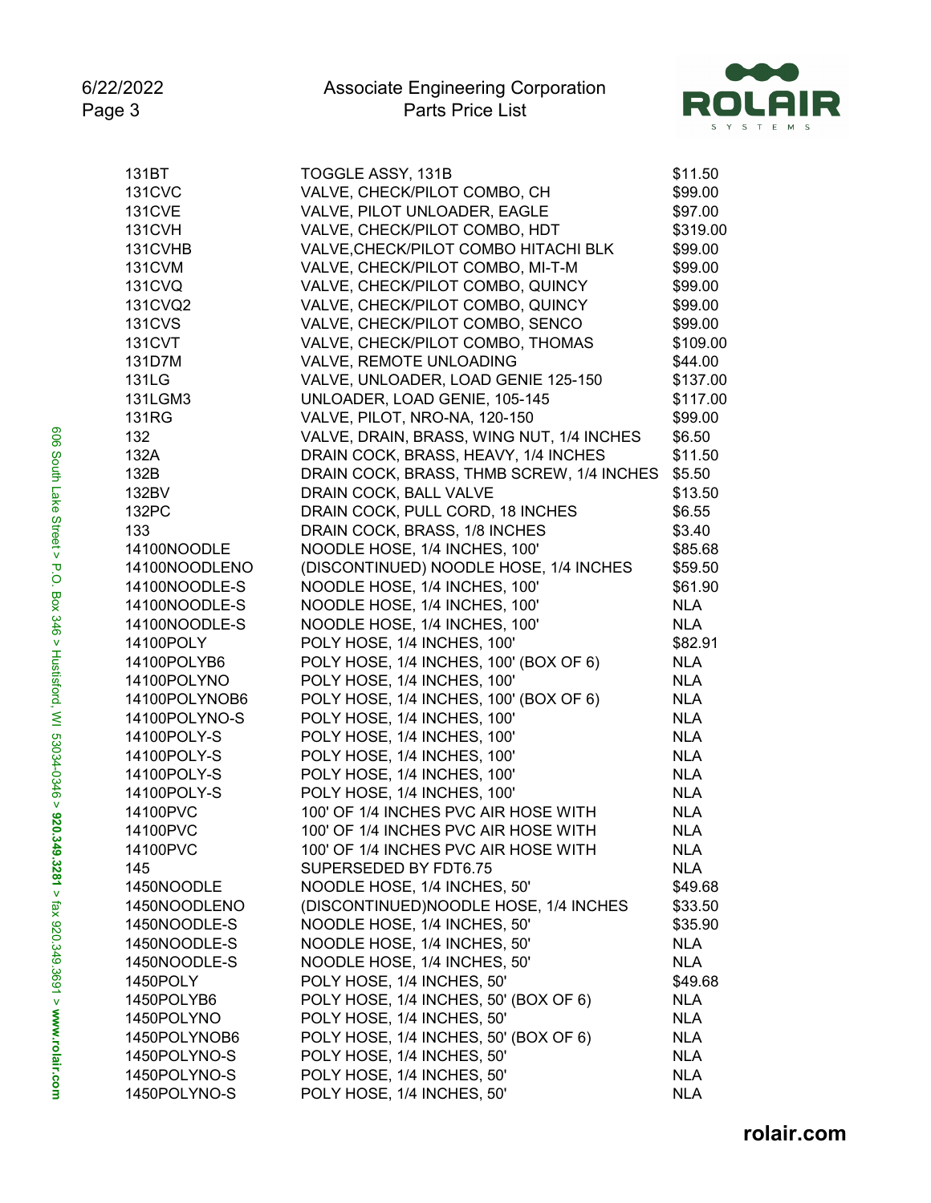| Part Number | Description | Price |
|---|---|---|
| 131BT | TOGGLE ASSY, 131B | $11.50 |
| 131CVC | VALVE, CHECK/PILOT COMBO, CH | $99.00 |
| 131CVE | VALVE, PILOT UNLOADER, EAGLE | $97.00 |
| 131CVH | VALVE, CHECK/PILOT COMBO, HDT | $319.00 |
| 131CVHB | VALVE,CHECK/PILOT COMBO HITACHI BLK | $99.00 |
| 131CVM | VALVE, CHECK/PILOT COMBO, MI-T-M | $99.00 |
| 131CVQ | VALVE, CHECK/PILOT COMBO, QUINCY | $99.00 |
| 131CVQ2 | VALVE, CHECK/PILOT COMBO, QUINCY | $99.00 |
| 131CVS | VALVE, CHECK/PILOT COMBO, SENCO | $99.00 |
| 131CVT | VALVE, CHECK/PILOT COMBO, THOMAS | $109.00 |
| 131D7M | VALVE, REMOTE UNLOADING | $44.00 |
| 131LG | VALVE, UNLOADER, LOAD GENIE 125-150 | $137.00 |
| 131LGM3 | UNLOADER, LOAD GENIE, 105-145 | $117.00 |
| 131RG | VALVE, PILOT, NRO-NA, 120-150 | $99.00 |
| 132 | VALVE, DRAIN, BRASS, WING NUT, 1/4 INCHES | $6.50 |
| 132A | DRAIN COCK, BRASS, HEAVY, 1/4 INCHES | $11.50 |
| 132B | DRAIN COCK, BRASS, THMB SCREW, 1/4 INCHES | $5.50 |
| 132BV | DRAIN COCK, BALL VALVE | $13.50 |
| 132PC | DRAIN COCK, PULL CORD, 18 INCHES | $6.55 |
| 133 | DRAIN COCK, BRASS, 1/8 INCHES | $3.40 |
| 14100NOODLE | NOODLE HOSE, 1/4 INCHES, 100' | $85.68 |
| 14100NOODLENO | (DISCONTINUED) NOODLE HOSE, 1/4 INCHES | $59.50 |
| 14100NOODLE-S | NOODLE HOSE, 1/4 INCHES, 100' | $61.90 |
| 14100NOODLE-S | NOODLE HOSE, 1/4 INCHES, 100' | NLA |
| 14100NOODLE-S | NOODLE HOSE, 1/4 INCHES, 100' | NLA |
| 14100POLY | POLY HOSE, 1/4 INCHES, 100' | $82.91 |
| 14100POLYB6 | POLY HOSE, 1/4 INCHES, 100' (BOX OF 6) | NLA |
| 14100POLYNO | POLY HOSE, 1/4 INCHES, 100' | NLA |
| 14100POLYNOB6 | POLY HOSE, 1/4 INCHES, 100' (BOX OF 6) | NLA |
| 14100POLYNO-S | POLY HOSE, 1/4 INCHES, 100' | NLA |
| 14100POLY-S | POLY HOSE, 1/4 INCHES, 100' | NLA |
| 14100POLY-S | POLY HOSE, 1/4 INCHES, 100' | NLA |
| 14100POLY-S | POLY HOSE, 1/4 INCHES, 100' | NLA |
| 14100POLY-S | POLY HOSE, 1/4 INCHES, 100' | NLA |
| 14100PVC | 100' OF 1/4 INCHES PVC AIR HOSE WITH | NLA |
| 14100PVC | 100' OF 1/4 INCHES PVC AIR HOSE WITH | NLA |
| 14100PVC | 100' OF 1/4 INCHES PVC AIR HOSE WITH | NLA |
| 145 | SUPERSEDED BY FDT6.75 | NLA |
| 1450NOODLE | NOODLE HOSE, 1/4 INCHES, 50' | $49.68 |
| 1450NOODLENO | (DISCONTINUED)NOODLE HOSE, 1/4 INCHES | $33.50 |
| 1450NOODLE-S | NOODLE HOSE, 1/4 INCHES, 50' | $35.90 |
| 1450NOODLE-S | NOODLE HOSE, 1/4 INCHES, 50' | NLA |
| 1450NOODLE-S | NOODLE HOSE, 1/4 INCHES, 50' | NLA |
| 1450POLY | POLY HOSE, 1/4 INCHES, 50' | $49.68 |
| 1450POLYB6 | POLY HOSE, 1/4 INCHES, 50' (BOX OF 6) | NLA |
| 1450POLYNO | POLY HOSE, 1/4 INCHES, 50' | NLA |
| 1450POLYNOB6 | POLY HOSE, 1/4 INCHES, 50' (BOX OF 6) | NLA |
| 1450POLYNO-S | POLY HOSE, 1/4 INCHES, 50' | NLA |
| 1450POLYNO-S | POLY HOSE, 1/4 INCHES, 50' | NLA |
| 1450POLYNO-S | POLY HOSE, 1/4 INCHES, 50' | NLA |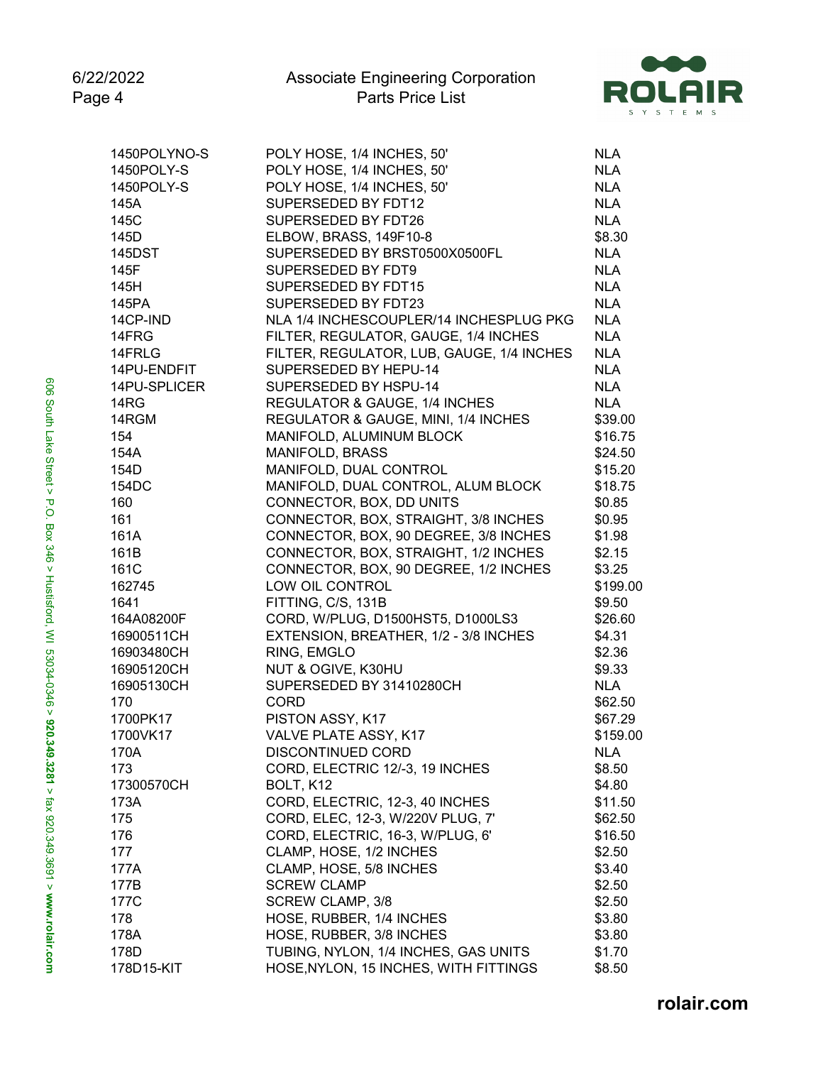| | | |
|---|---|---|
| 1450POLYNO-S | POLY HOSE, 1/4 INCHES, 50' | NLA |
| 1450POLY-S | POLY HOSE, 1/4 INCHES, 50' | NLA |
| 1450POLY-S | POLY HOSE, 1/4 INCHES, 50' | NLA |
| 145A | SUPERSEDED BY FDT12 | NLA |
| 145C | SUPERSEDED BY FDT26 | NLA |
| 145D | ELBOW, BRASS, 149F10-8 | $8.30 |
| 145DST | SUPERSEDED BY BRST0500X0500FL | NLA |
| 145F | SUPERSEDED BY FDT9 | NLA |
| 145H | SUPERSEDED BY FDT15 | NLA |
| 145PA | SUPERSEDED BY FDT23 | NLA |
| 14CP-IND | NLA 1/4 INCHESCOUPLER/14 INCHESPLUG PKG | NLA |
| 14FRG | FILTER, REGULATOR, GAUGE, 1/4 INCHES | NLA |
| 14FRLG | FILTER, REGULATOR, LUB, GAUGE, 1/4 INCHES | NLA |
| 14PU-ENDFIT | SUPERSEDED BY HEPU-14 | NLA |
| 14PU-SPLICER | SUPERSEDED BY HSPU-14 | NLA |
| 14RG | REGULATOR & GAUGE, 1/4 INCHES | NLA |
| 14RGM | REGULATOR & GAUGE, MINI, 1/4 INCHES | $39.00 |
| 154 | MANIFOLD, ALUMINUM BLOCK | $16.75 |
| 154A | MANIFOLD, BRASS | $24.50 |
| 154D | MANIFOLD, DUAL CONTROL | $15.20 |
| 154DC | MANIFOLD, DUAL CONTROL, ALUM BLOCK | $18.75 |
| 160 | CONNECTOR, BOX, DD UNITS | $0.85 |
| 161 | CONNECTOR, BOX, STRAIGHT, 3/8 INCHES | $0.95 |
| 161A | CONNECTOR, BOX, 90 DEGREE, 3/8 INCHES | $1.98 |
| 161B | CONNECTOR, BOX, STRAIGHT, 1/2 INCHES | $2.15 |
| 161C | CONNECTOR, BOX, 90 DEGREE, 1/2 INCHES | $3.25 |
| 162745 | LOW OIL CONTROL | $199.00 |
| 1641 | FITTING, C/S, 131B | $9.50 |
| 164A08200F | CORD, W/PLUG, D1500HST5, D1000LS3 | $26.60 |
| 16900511CH | EXTENSION, BREATHER, 1/2 - 3/8 INCHES | $4.31 |
| 16903480CH | RING, EMGLO | $2.36 |
| 16905120CH | NUT & OGIVE, K30HU | $9.33 |
| 16905130CH | SUPERSEDED BY 31410280CH | NLA |
| 170 | CORD | $62.50 |
| 1700PK17 | PISTON ASSY, K17 | $67.29 |
| 1700VK17 | VALVE PLATE ASSY, K17 | $159.00 |
| 170A | DISCONTINUED CORD | NLA |
| 173 | CORD, ELECTRIC 12/-3, 19 INCHES | $8.50 |
| 17300570CH | BOLT, K12 | $4.80 |
| 173A | CORD, ELECTRIC, 12-3, 40 INCHES | $11.50 |
| 175 | CORD, ELEC, 12-3, W/220V PLUG, 7' | $62.50 |
| 176 | CORD, ELECTRIC, 16-3, W/PLUG, 6' | $16.50 |
| 177 | CLAMP, HOSE, 1/2 INCHES | $2.50 |
| 177A | CLAMP, HOSE, 5/8 INCHES | $3.40 |
| 177B | SCREW CLAMP | $2.50 |
| 177C | SCREW CLAMP, 3/8 | $2.50 |
| 178 | HOSE, RUBBER, 1/4 INCHES | $3.80 |
| 178A | HOSE, RUBBER, 3/8 INCHES | $3.80 |
| 178D | TUBING, NYLON, 1/4 INCHES, GAS UNITS | $1.70 |
| 178D15-KIT | HOSE,NYLON, 15 INCHES, WITH FITTINGS | $8.50 |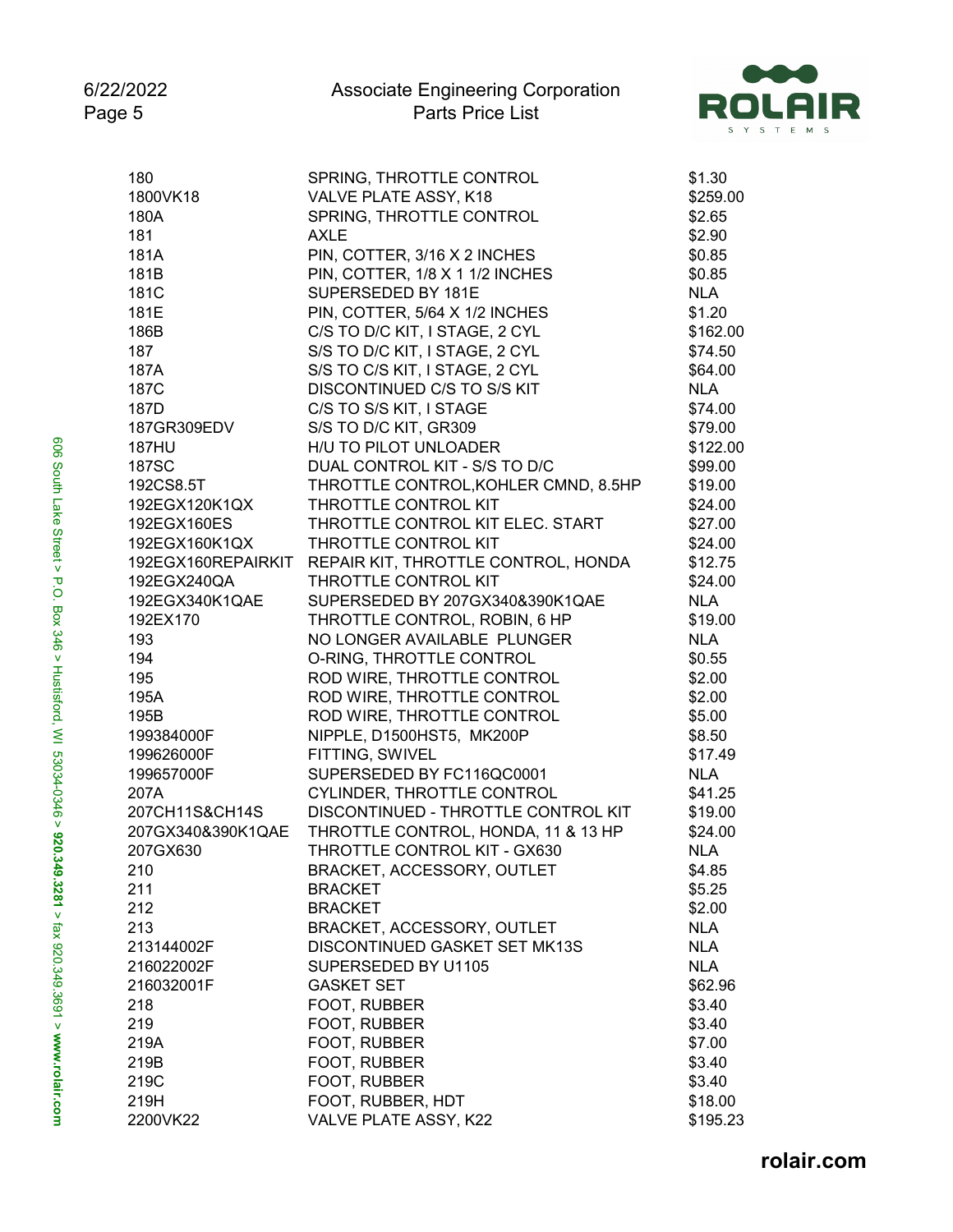| | | |
|---|---|---|
| 180 | SPRING, THROTTLE CONTROL | $1.30 |
| 1800VK18 | VALVE PLATE ASSY, K18 | $259.00 |
| 180A | SPRING, THROTTLE CONTROL | $2.65 |
| 181 | AXLE | $2.90 |
| 181A | PIN, COTTER, 3/16 X 2 INCHES | $0.85 |
| 181B | PIN, COTTER, 1/8 X 1 1/2 INCHES | $0.85 |
| 181C | SUPERSEDED BY 181E | NLA |
| 181E | PIN, COTTER, 5/64 X 1/2 INCHES | $1.20 |
| 186B | C/S TO D/C KIT, I STAGE, 2 CYL | $162.00 |
| 187 | S/S TO D/C KIT, I STAGE, 2 CYL | $74.50 |
| 187A | S/S TO C/S KIT, I STAGE, 2 CYL | $64.00 |
| 187C | DISCONTINUED C/S TO S/S KIT | NLA |
| 187D | C/S TO S/S KIT, I STAGE | $74.00 |
| 187GR309EDV | S/S TO D/C KIT, GR309 | $79.00 |
| 187HU | H/U TO PILOT UNLOADER | $122.00 |
| 187SC | DUAL CONTROL KIT - S/S TO D/C | $99.00 |
| 192CS8.5T | THROTTLE CONTROL,KOHLER CMND, 8.5HP | $19.00 |
| 192EGX120K1QX | THROTTLE CONTROL KIT | $24.00 |
| 192EGX160ES | THROTTLE CONTROL KIT ELEC. START | $27.00 |
| 192EGX160K1QX | THROTTLE CONTROL KIT | $24.00 |
| 192EGX160REPAIRKIT | REPAIR KIT, THROTTLE CONTROL, HONDA | $12.75 |
| 192EGX240QA | THROTTLE CONTROL KIT | $24.00 |
| 192EGX340K1QAE | SUPERSEDED BY 207GX340&390K1QAE | NLA |
| 192EX170 | THROTTLE CONTROL, ROBIN, 6 HP | $19.00 |
| 193 | NO LONGER AVAILABLE PLUNGER | NLA |
| 194 | O-RING, THROTTLE CONTROL | $0.55 |
| 195 | ROD WIRE, THROTTLE CONTROL | $2.00 |
| 195A | ROD WIRE, THROTTLE CONTROL | $2.00 |
| 195B | ROD WIRE, THROTTLE CONTROL | $5.00 |
| 199384000F | NIPPLE, D1500HST5, MK200P | $8.50 |
| 199626000F | FITTING, SWIVEL | $17.49 |
| 199657000F | SUPERSEDED BY FC116QC0001 | NLA |
| 207A | CYLINDER, THROTTLE CONTROL | $41.25 |
| 207CH11S&CH14S | DISCONTINUED - THROTTLE CONTROL KIT | $19.00 |
| 207GX340&390K1QAE | THROTTLE CONTROL, HONDA, 11 & 13 HP | $24.00 |
| 207GX630 | THROTTLE CONTROL KIT - GX630 | NLA |
| 210 | BRACKET, ACCESSORY, OUTLET | $4.85 |
| 211 | BRACKET | $5.25 |
| 212 | BRACKET | $2.00 |
| 213 | BRACKET, ACCESSORY, OUTLET | NLA |
| 213144002F | DISCONTINUED GASKET SET MK13S | NLA |
| 216022002F | SUPERSEDED BY U1105 | NLA |
| 216032001F | GASKET SET | $62.96 |
| 218 | FOOT, RUBBER | $3.40 |
| 219 | FOOT, RUBBER | $3.40 |
| 219A | FOOT, RUBBER | $7.00 |
| 219B | FOOT, RUBBER | $3.40 |
| 219C | FOOT, RUBBER | $3.40 |
| 219H | FOOT, RUBBER, HDT | $18.00 |
| 2200VK22 | VALVE PLATE ASSY, K22 | $195.23 |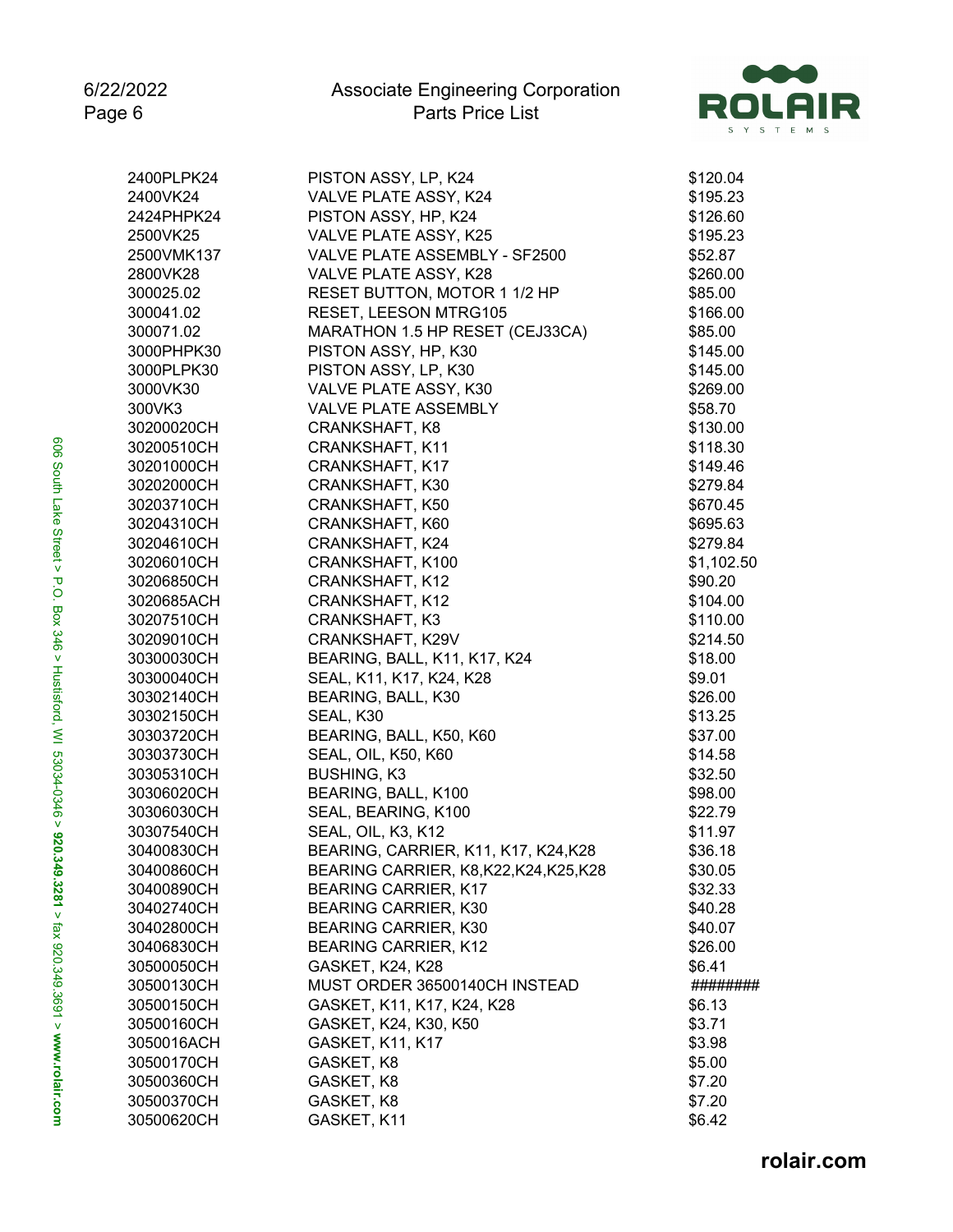| Part Number | Description | Price |
|---|---|---|
| 2400PLPK24 | PISTON ASSY, LP, K24 | $120.04 |
| 2400VK24 | VALVE PLATE ASSY, K24 | $195.23 |
| 2424PHPK24 | PISTON ASSY, HP, K24 | $126.60 |
| 2500VK25 | VALVE PLATE ASSY, K25 | $195.23 |
| 2500VMK137 | VALVE PLATE ASSEMBLY - SF2500 | $52.87 |
| 2800VK28 | VALVE PLATE ASSY, K28 | $260.00 |
| 300025.02 | RESET BUTTON, MOTOR 1 1/2 HP | $85.00 |
| 300041.02 | RESET, LEESON MTRG105 | $166.00 |
| 300071.02 | MARATHON 1.5 HP RESET (CEJ33CA) | $85.00 |
| 3000PHPK30 | PISTON ASSY, HP, K30 | $145.00 |
| 3000PLPK30 | PISTON ASSY, LP, K30 | $145.00 |
| 3000VK30 | VALVE PLATE ASSY, K30 | $269.00 |
| 300VK3 | VALVE PLATE ASSEMBLY | $58.70 |
| 30200020CH | CRANKSHAFT, K8 | $130.00 |
| 30200510CH | CRANKSHAFT, K11 | $118.30 |
| 30201000CH | CRANKSHAFT, K17 | $149.46 |
| 30202000CH | CRANKSHAFT, K30 | $279.84 |
| 30203710CH | CRANKSHAFT, K50 | $670.45 |
| 30204310CH | CRANKSHAFT, K60 | $695.63 |
| 30204610CH | CRANKSHAFT, K24 | $279.84 |
| 30206010CH | CRANKSHAFT, K100 | $1,102.50 |
| 30206850CH | CRANKSHAFT, K12 | $90.20 |
| 3020685ACH | CRANKSHAFT, K12 | $104.00 |
| 30207510CH | CRANKSHAFT, K3 | $110.00 |
| 30209010CH | CRANKSHAFT, K29V | $214.50 |
| 30300030CH | BEARING, BALL, K11, K17, K24 | $18.00 |
| 30300040CH | SEAL, K11, K17, K24, K28 | $9.01 |
| 30302140CH | BEARING, BALL, K30 | $26.00 |
| 30302150CH | SEAL, K30 | $13.25 |
| 30303720CH | BEARING, BALL, K50, K60 | $37.00 |
| 30303730CH | SEAL, OIL, K50, K60 | $14.58 |
| 30305310CH | BUSHING, K3 | $32.50 |
| 30306020CH | BEARING, BALL, K100 | $98.00 |
| 30306030CH | SEAL, BEARING, K100 | $22.79 |
| 30307540CH | SEAL, OIL, K3, K12 | $11.97 |
| 30400830CH | BEARING, CARRIER, K11, K17, K24,K28 | $36.18 |
| 30400860CH | BEARING CARRIER, K8,K22,K24,K25,K28 | $30.05 |
| 30400890CH | BEARING CARRIER, K17 | $32.33 |
| 30402740CH | BEARING CARRIER, K30 | $40.28 |
| 30402800CH | BEARING CARRIER, K30 | $40.07 |
| 30406830CH | BEARING CARRIER, K12 | $26.00 |
| 30500050CH | GASKET, K24, K28 | $6.41 |
| 30500130CH | MUST ORDER 36500140CH INSTEAD | ######## |
| 30500150CH | GASKET, K11, K17, K24, K28 | $6.13 |
| 30500160CH | GASKET, K24, K30, K50 | $3.71 |
| 3050016ACH | GASKET, K11, K17 | $3.98 |
| 30500170CH | GASKET, K8 | $5.00 |
| 30500360CH | GASKET, K8 | $7.20 |
| 30500370CH | GASKET, K8 | $7.20 |
| 30500620CH | GASKET, K11 | $6.42 |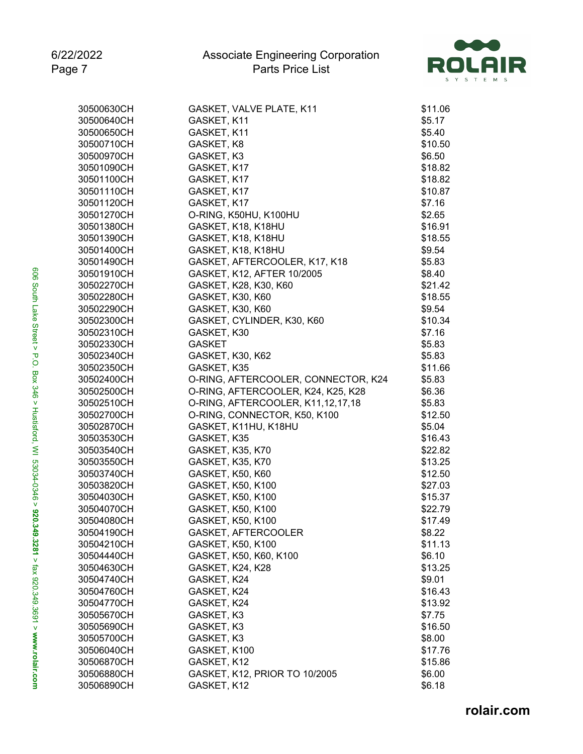| Part Number | Description | Price |
|---|---|---|
| 30500630CH | GASKET, VALVE PLATE, K11 | $11.06 |
| 30500640CH | GASKET, K11 | $5.17 |
| 30500650CH | GASKET, K11 | $5.40 |
| 30500710CH | GASKET, K8 | $10.50 |
| 30500970CH | GASKET, K3 | $6.50 |
| 30501090CH | GASKET, K17 | $18.82 |
| 30501100CH | GASKET, K17 | $18.82 |
| 30501110CH | GASKET, K17 | $10.87 |
| 30501120CH | GASKET, K17 | $7.16 |
| 30501270CH | O-RING, K50HU, K100HU | $2.65 |
| 30501380CH | GASKET, K18, K18HU | $16.91 |
| 30501390CH | GASKET, K18, K18HU | $18.55 |
| 30501400CH | GASKET, K18, K18HU | $9.54 |
| 30501490CH | GASKET, AFTERCOOLER, K17, K18 | $5.83 |
| 30501910CH | GASKET, K12, AFTER 10/2005 | $8.40 |
| 30502270CH | GASKET, K28, K30, K60 | $21.42 |
| 30502280CH | GASKET, K30, K60 | $18.55 |
| 30502290CH | GASKET, K30, K60 | $9.54 |
| 30502300CH | GASKET, CYLINDER, K30, K60 | $10.34 |
| 30502310CH | GASKET, K30 | $7.16 |
| 30502330CH | GASKET | $5.83 |
| 30502340CH | GASKET, K30, K62 | $5.83 |
| 30502350CH | GASKET, K35 | $11.66 |
| 30502400CH | O-RING, AFTERCOOLER, CONNECTOR, K24 | $5.83 |
| 30502500CH | O-RING, AFTERCOOLER, K24, K25, K28 | $6.36 |
| 30502510CH | O-RING, AFTERCOOLER, K11,12,17,18 | $5.83 |
| 30502700CH | O-RING, CONNECTOR, K50, K100 | $12.50 |
| 30502870CH | GASKET, K11HU, K18HU | $5.04 |
| 30503530CH | GASKET, K35 | $16.43 |
| 30503540CH | GASKET, K35, K70 | $22.82 |
| 30503550CH | GASKET, K35, K70 | $13.25 |
| 30503740CH | GASKET, K50, K60 | $12.50 |
| 30503820CH | GASKET, K50, K100 | $27.03 |
| 30504030CH | GASKET, K50, K100 | $15.37 |
| 30504070CH | GASKET, K50, K100 | $22.79 |
| 30504080CH | GASKET, K50, K100 | $17.49 |
| 30504190CH | GASKET, AFTERCOOLER | $8.22 |
| 30504210CH | GASKET, K50, K100 | $11.13 |
| 30504440CH | GASKET, K50, K60, K100 | $6.10 |
| 30504630CH | GASKET, K24, K28 | $13.25 |
| 30504740CH | GASKET, K24 | $9.01 |
| 30504760CH | GASKET, K24 | $16.43 |
| 30504770CH | GASKET, K24 | $13.92 |
| 30505670CH | GASKET, K3 | $7.75 |
| 30505690CH | GASKET, K3 | $16.50 |
| 30505700CH | GASKET, K3 | $8.00 |
| 30506040CH | GASKET, K100 | $17.76 |
| 30506870CH | GASKET, K12 | $15.86 |
| 30506880CH | GASKET, K12, PRIOR TO 10/2005 | $6.00 |
| 30506890CH | GASKET, K12 | $6.18 |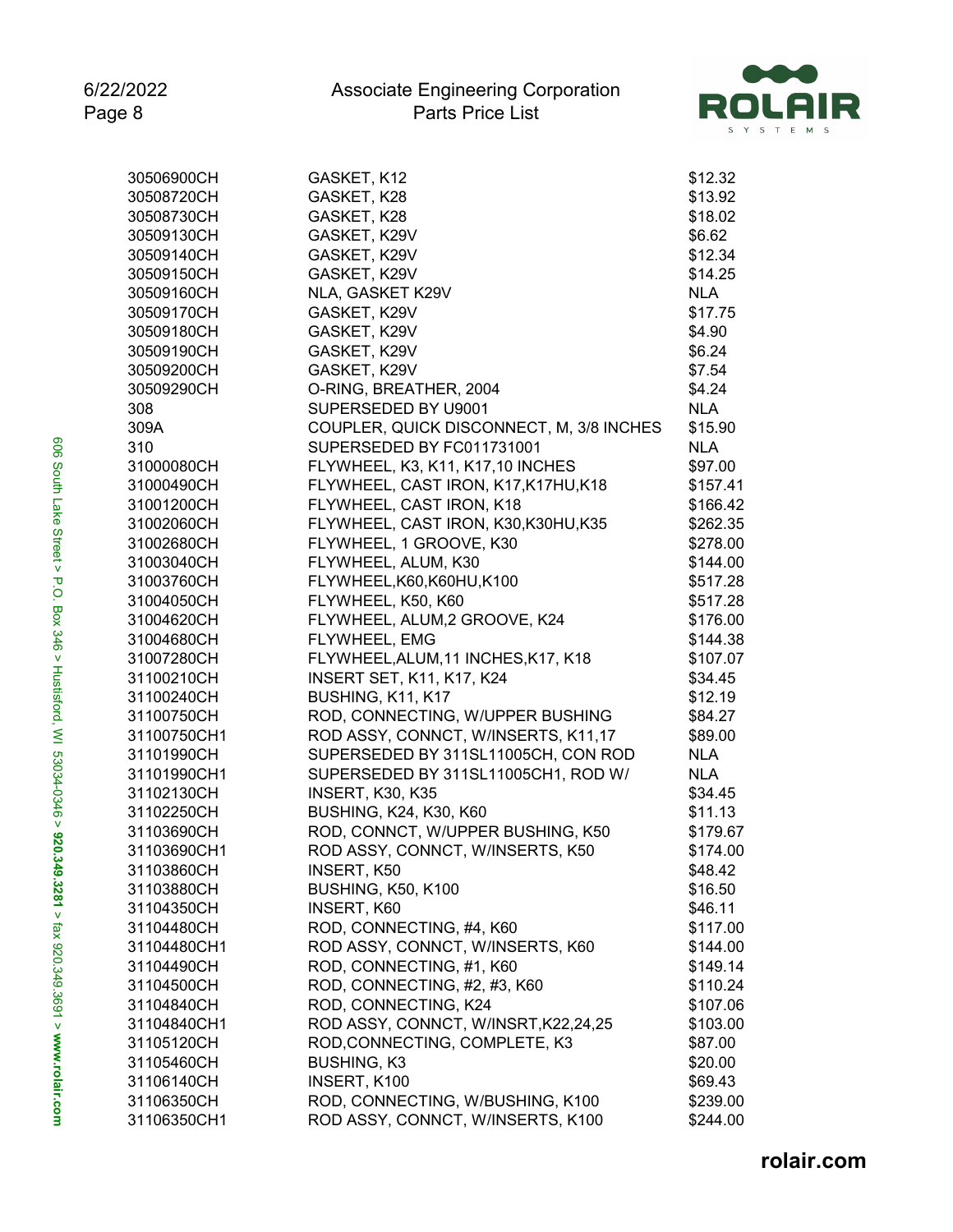| | | |
|---|---|---|
| 30506900CH | GASKET, K12 | $12.32 |
| 30508720CH | GASKET, K28 | $13.92 |
| 30508730CH | GASKET, K28 | $18.02 |
| 30509130CH | GASKET, K29V | $6.62 |
| 30509140CH | GASKET, K29V | $12.34 |
| 30509150CH | GASKET, K29V | $14.25 |
| 30509160CH | NLA, GASKET K29V | NLA |
| 30509170CH | GASKET, K29V | $17.75 |
| 30509180CH | GASKET, K29V | $4.90 |
| 30509190CH | GASKET, K29V | $6.24 |
| 30509200CH | GASKET, K29V | $7.54 |
| 30509290CH | O-RING, BREATHER, 2004 | $4.24 |
| 308 | SUPERSEDED BY U9001 | NLA |
| 309A | COUPLER, QUICK DISCONNECT, M, 3/8 INCHES | $15.90 |
| 310 | SUPERSEDED BY FC011731001 | NLA |
| 31000080CH | FLYWHEEL, K3, K11, K17,10 INCHES | $97.00 |
| 31000490CH | FLYWHEEL, CAST IRON, K17,K17HU,K18 | $157.41 |
| 31001200CH | FLYWHEEL, CAST IRON, K18 | $166.42 |
| 31002060CH | FLYWHEEL, CAST IRON, K30,K30HU,K35 | $262.35 |
| 31002680CH | FLYWHEEL, 1 GROOVE, K30 | $278.00 |
| 31003040CH | FLYWHEEL, ALUM, K30 | $144.00 |
| 31003760CH | FLYWHEEL,K60,K60HU,K100 | $517.28 |
| 31004050CH | FLYWHEEL, K50, K60 | $517.28 |
| 31004620CH | FLYWHEEL, ALUM,2 GROOVE, K24 | $176.00 |
| 31004680CH | FLYWHEEL, EMG | $144.38 |
| 31007280CH | FLYWHEEL,ALUM,11 INCHES,K17, K18 | $107.07 |
| 31100210CH | INSERT SET, K11, K17, K24 | $34.45 |
| 31100240CH | BUSHING, K11, K17 | $12.19 |
| 31100750CH | ROD, CONNECTING, W/UPPER BUSHING | $84.27 |
| 31100750CH1 | ROD ASSY, CONNCT, W/INSERTS, K11,17 | $89.00 |
| 31101990CH | SUPERSEDED BY 311SL11005CH, CON ROD | NLA |
| 31101990CH1 | SUPERSEDED BY 311SL11005CH1, ROD W/ | NLA |
| 31102130CH | INSERT, K30, K35 | $34.45 |
| 31102250CH | BUSHING, K24, K30, K60 | $11.13 |
| 31103690CH | ROD, CONNCT, W/UPPER BUSHING, K50 | $179.67 |
| 31103690CH1 | ROD ASSY, CONNCT, W/INSERTS, K50 | $174.00 |
| 31103860CH | INSERT, K50 | $48.42 |
| 31103880CH | BUSHING, K50, K100 | $16.50 |
| 31104350CH | INSERT, K60 | $46.11 |
| 31104480CH | ROD, CONNECTING, #4, K60 | $117.00 |
| 31104480CH1 | ROD ASSY, CONNCT, W/INSERTS, K60 | $144.00 |
| 31104490CH | ROD, CONNECTING, #1, K60 | $149.14 |
| 31104500CH | ROD, CONNECTING, #2, #3, K60 | $110.24 |
| 31104840CH | ROD, CONNECTING, K24 | $107.06 |
| 31104840CH1 | ROD ASSY, CONNCT, W/INSRT,K22,24,25 | $103.00 |
| 31105120CH | ROD,CONNECTING, COMPLETE, K3 | $87.00 |
| 31105460CH | BUSHING, K3 | $20.00 |
| 31106140CH | INSERT, K100 | $69.43 |
| 31106350CH | ROD, CONNECTING, W/BUSHING, K100 | $239.00 |
| 31106350CH1 | ROD ASSY, CONNCT, W/INSERTS, K100 | $244.00 |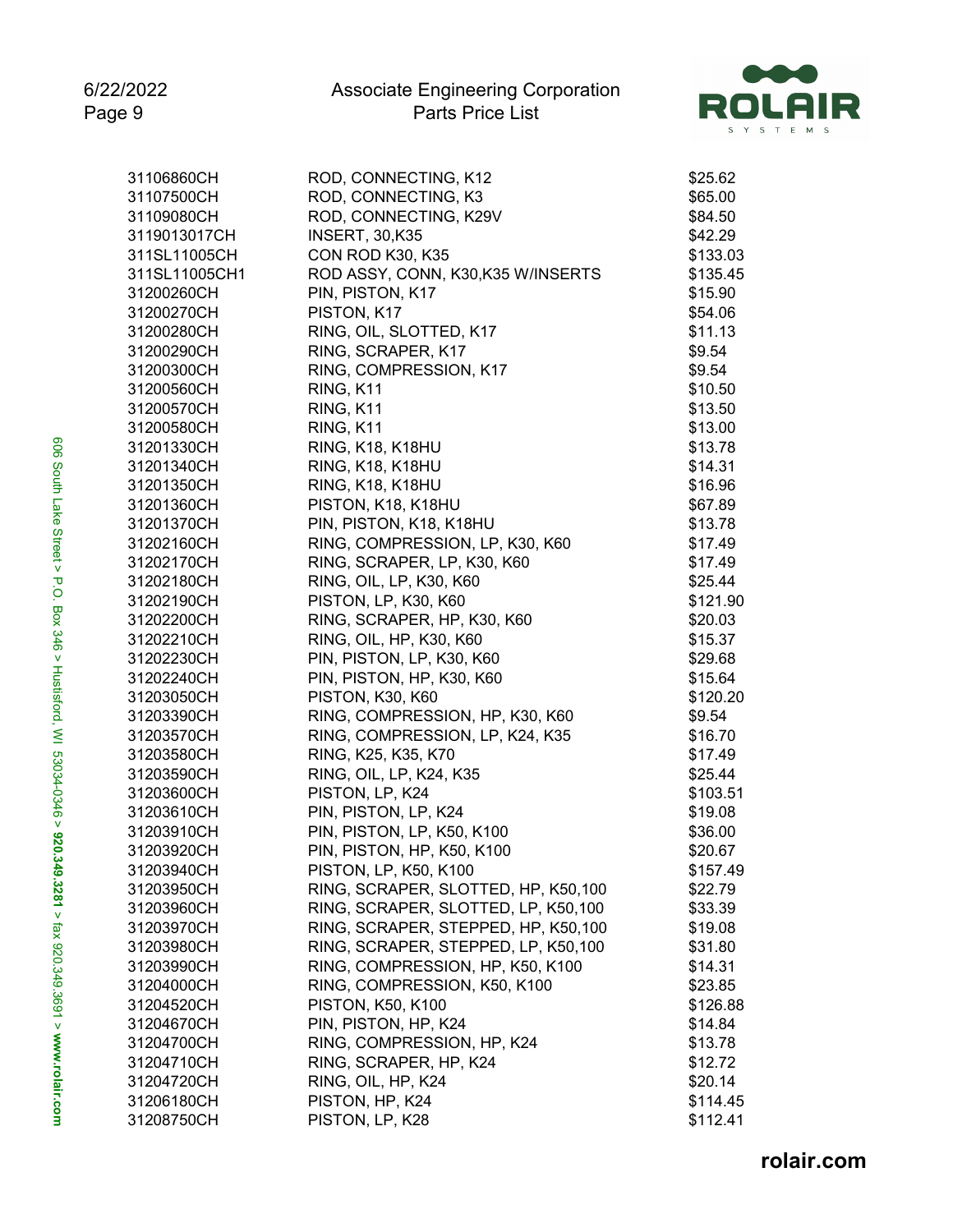| | | |
|---|---|---|
| 31106860CH | ROD, CONNECTING, K12 | $25.62 |
| 31107500CH | ROD, CONNECTING, K3 | $65.00 |
| 31109080CH | ROD, CONNECTING, K29V | $84.50 |
| 3119013017CH | INSERT, 30,K35 | $42.29 |
| 311SL11005CH | CON ROD K30, K35 | $133.03 |
| 311SL11005CH1 | ROD ASSY, CONN, K30,K35 W/INSERTS | $135.45 |
| 31200260CH | PIN, PISTON, K17 | $15.90 |
| 31200270CH | PISTON, K17 | $54.06 |
| 31200280CH | RING, OIL, SLOTTED, K17 | $11.13 |
| 31200290CH | RING, SCRAPER, K17 | $9.54 |
| 31200300CH | RING, COMPRESSION, K17 | $9.54 |
| 31200560CH | RING, K11 | $10.50 |
| 31200570CH | RING, K11 | $13.50 |
| 31200580CH | RING, K11 | $13.00 |
| 31201330CH | RING, K18, K18HU | $13.78 |
| 31201340CH | RING, K18, K18HU | $14.31 |
| 31201350CH | RING, K18, K18HU | $16.96 |
| 31201360CH | PISTON, K18, K18HU | $67.89 |
| 31201370CH | PIN, PISTON, K18, K18HU | $13.78 |
| 31202160CH | RING, COMPRESSION, LP, K30, K60 | $17.49 |
| 31202170CH | RING, SCRAPER, LP, K30, K60 | $17.49 |
| 31202180CH | RING, OIL, LP, K30, K60 | $25.44 |
| 31202190CH | PISTON, LP, K30, K60 | $121.90 |
| 31202200CH | RING, SCRAPER, HP, K30, K60 | $20.03 |
| 31202210CH | RING, OIL, HP, K30, K60 | $15.37 |
| 31202230CH | PIN, PISTON, LP, K30, K60 | $29.68 |
| 31202240CH | PIN, PISTON, HP, K30, K60 | $15.64 |
| 31203050CH | PISTON, K30, K60 | $120.20 |
| 31203390CH | RING, COMPRESSION, HP, K30, K60 | $9.54 |
| 31203570CH | RING, COMPRESSION, LP, K24, K35 | $16.70 |
| 31203580CH | RING, K25, K35, K70 | $17.49 |
| 31203590CH | RING, OIL, LP, K24, K35 | $25.44 |
| 31203600CH | PISTON, LP, K24 | $103.51 |
| 31203610CH | PIN, PISTON, LP, K24 | $19.08 |
| 31203910CH | PIN, PISTON, LP, K50, K100 | $36.00 |
| 31203920CH | PIN, PISTON, HP, K50, K100 | $20.67 |
| 31203940CH | PISTON, LP, K50, K100 | $157.49 |
| 31203950CH | RING, SCRAPER, SLOTTED, HP, K50,100 | $22.79 |
| 31203960CH | RING, SCRAPER, SLOTTED, LP, K50,100 | $33.39 |
| 31203970CH | RING, SCRAPER, STEPPED, HP, K50,100 | $19.08 |
| 31203980CH | RING, SCRAPER, STEPPED, LP, K50,100 | $31.80 |
| 31203990CH | RING, COMPRESSION, HP, K50, K100 | $14.31 |
| 31204000CH | RING, COMPRESSION, K50, K100 | $23.85 |
| 31204520CH | PISTON, K50, K100 | $126.88 |
| 31204670CH | PIN, PISTON, HP, K24 | $14.84 |
| 31204700CH | RING, COMPRESSION, HP, K24 | $13.78 |
| 31204710CH | RING, SCRAPER, HP, K24 | $12.72 |
| 31204720CH | RING, OIL, HP, K24 | $20.14 |
| 31206180CH | PISTON, HP, K24 | $114.45 |
| 31208750CH | PISTON, LP, K28 | $112.41 |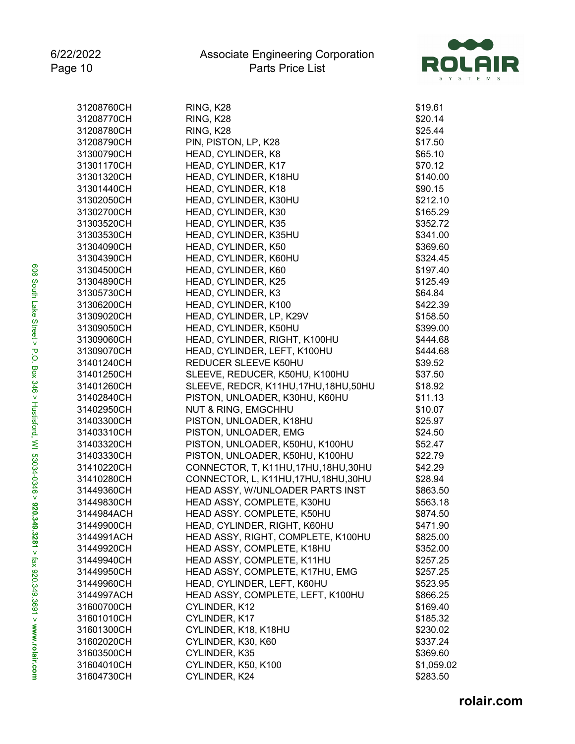| | | |
|---|---|---|
| 31208760CH | RING, K28 | $19.61 |
| 31208770CH | RING, K28 | $20.14 |
| 31208780CH | RING, K28 | $25.44 |
| 31208790CH | PIN, PISTON, LP, K28 | $17.50 |
| 31300790CH | HEAD, CYLINDER, K8 | $65.10 |
| 31301170CH | HEAD, CYLINDER, K17 | $70.12 |
| 31301320CH | HEAD, CYLINDER, K18HU | $140.00 |
| 31301440CH | HEAD, CYLINDER, K18 | $90.15 |
| 31302050CH | HEAD, CYLINDER, K30HU | $212.10 |
| 31302700CH | HEAD, CYLINDER, K30 | $165.29 |
| 31303520CH | HEAD, CYLINDER, K35 | $352.72 |
| 31303530CH | HEAD, CYLINDER, K35HU | $341.00 |
| 31304090CH | HEAD, CYLINDER, K50 | $369.60 |
| 31304390CH | HEAD, CYLINDER, K60HU | $324.45 |
| 31304500CH | HEAD, CYLINDER, K60 | $197.40 |
| 31304890CH | HEAD, CYLINDER, K25 | $125.49 |
| 31305730CH | HEAD, CYLINDER, K3 | $64.84 |
| 31306200CH | HEAD, CYLINDER, K100 | $422.39 |
| 31309020CH | HEAD, CYLINDER, LP, K29V | $158.50 |
| 31309050CH | HEAD, CYLINDER, K50HU | $399.00 |
| 31309060CH | HEAD, CYLINDER, RIGHT, K100HU | $444.68 |
| 31309070CH | HEAD, CYLINDER, LEFT, K100HU | $444.68 |
| 31401240CH | REDUCER SLEEVE K50HU | $39.52 |
| 31401250CH | SLEEVE, REDUCER, K50HU, K100HU | $37.50 |
| 31401260CH | SLEEVE, REDCR, K11HU,17HU,18HU,50HU | $18.92 |
| 31402840CH | PISTON, UNLOADER, K30HU, K60HU | $11.13 |
| 31402950CH | NUT & RING, EMGCHHU | $10.07 |
| 31403300CH | PISTON, UNLOADER, K18HU | $25.97 |
| 31403310CH | PISTON, UNLOADER, EMG | $24.50 |
| 31403320CH | PISTON, UNLOADER, K50HU, K100HU | $52.47 |
| 31403330CH | PISTON, UNLOADER, K50HU, K100HU | $22.79 |
| 31410220CH | CONNECTOR, T, K11HU,17HU,18HU,30HU | $42.29 |
| 31410280CH | CONNECTOR, L, K11HU,17HU,18HU,30HU | $28.94 |
| 31449360CH | HEAD ASSY, W/UNLOADER PARTS INST | $863.50 |
| 31449830CH | HEAD ASSY, COMPLETE, K30HU | $563.18 |
| 3144984ACH | HEAD ASSY. COMPLETE, K50HU | $874.50 |
| 31449900CH | HEAD, CYLINDER, RIGHT, K60HU | $471.90 |
| 3144991ACH | HEAD ASSY, RIGHT, COMPLETE, K100HU | $825.00 |
| 31449920CH | HEAD ASSY, COMPLETE, K18HU | $352.00 |
| 31449940CH | HEAD ASSY, COMPLETE, K11HU | $257.25 |
| 31449950CH | HEAD ASSY, COMPLETE, K17HU, EMG | $257.25 |
| 31449960CH | HEAD, CYLINDER, LEFT, K60HU | $523.95 |
| 3144997ACH | HEAD ASSY, COMPLETE, LEFT, K100HU | $866.25 |
| 31600700CH | CYLINDER, K12 | $169.40 |
| 31601010CH | CYLINDER, K17 | $185.32 |
| 31601300CH | CYLINDER, K18, K18HU | $230.02 |
| 31602020CH | CYLINDER, K30, K60 | $337.24 |
| 31603500CH | CYLINDER, K35 | $369.60 |
| 31604010CH | CYLINDER, K50, K100 | $1,059.02 |
| 31604730CH | CYLINDER, K24 | $283.50 |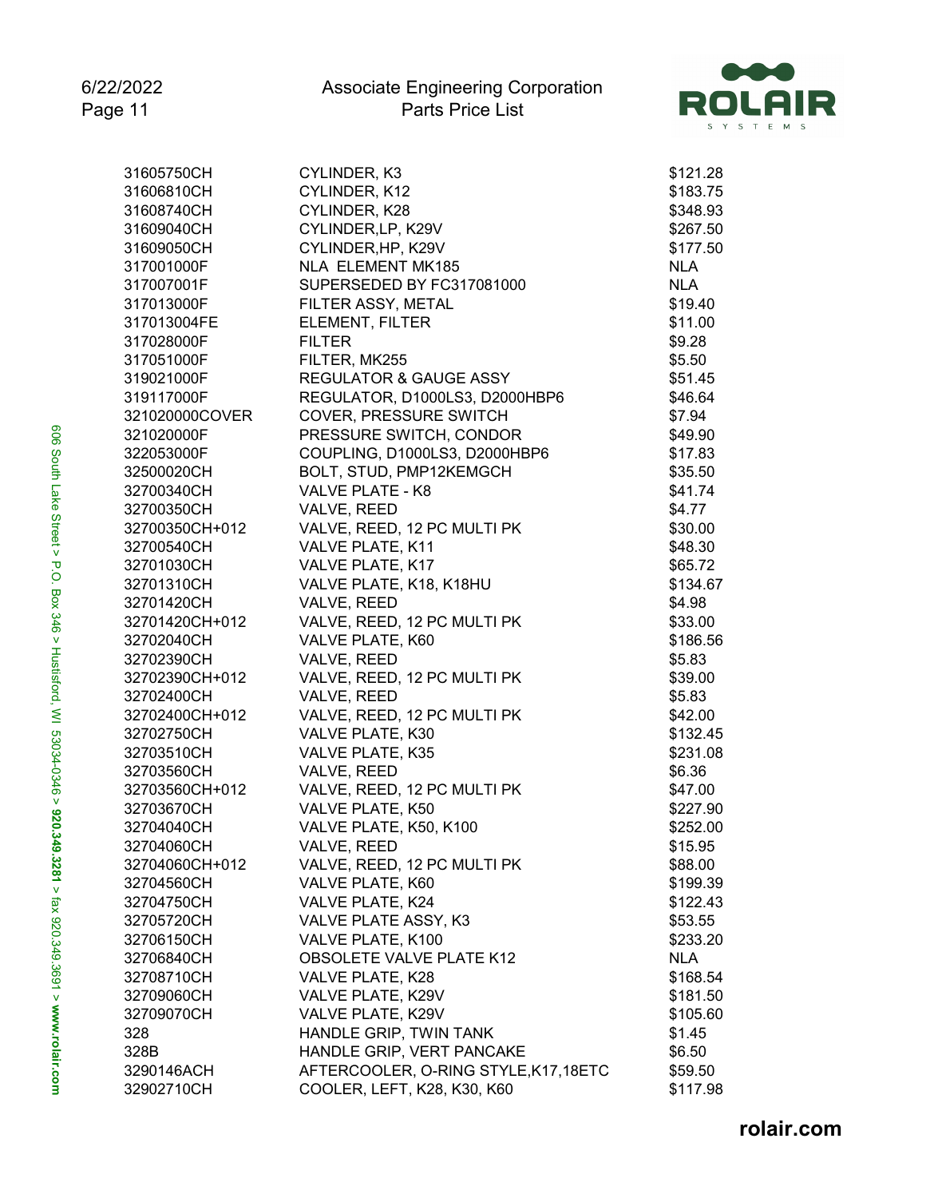| | | |
|---|---|---|
| 31605750CH | CYLINDER, K3 | $121.28 |
| 31606810CH | CYLINDER, K12 | $183.75 |
| 31608740CH | CYLINDER, K28 | $348.93 |
| 31609040CH | CYLINDER,LP, K29V | $267.50 |
| 31609050CH | CYLINDER,HP, K29V | $177.50 |
| 317001000F | NLA ELEMENT MK185 | NLA |
| 317007001F | SUPERSEDED BY FC317081000 | NLA |
| 317013000F | FILTER ASSY, METAL | $19.40 |
| 317013004FE | ELEMENT, FILTER | $11.00 |
| 317028000F | FILTER | $9.28 |
| 317051000F | FILTER, MK255 | $5.50 |
| 319021000F | REGULATOR & GAUGE ASSY | $51.45 |
| 319117000F | REGULATOR, D1000LS3, D2000HBP6 | $46.64 |
| 321020000COVER | COVER, PRESSURE SWITCH | $7.94 |
| 321020000F | PRESSURE SWITCH, CONDOR | $49.90 |
| 322053000F | COUPLING, D1000LS3, D2000HBP6 | $17.83 |
| 32500020CH | BOLT, STUD, PMP12KEMGCH | $35.50 |
| 32700340CH | VALVE PLATE - K8 | $41.74 |
| 32700350CH | VALVE, REED | $4.77 |
| 32700350CH+012 | VALVE, REED, 12 PC MULTI PK | $30.00 |
| 32700540CH | VALVE PLATE, K11 | $48.30 |
| 32701030CH | VALVE PLATE, K17 | $65.72 |
| 32701310CH | VALVE PLATE, K18, K18HU | $134.67 |
| 32701420CH | VALVE, REED | $4.98 |
| 32701420CH+012 | VALVE, REED, 12 PC MULTI PK | $33.00 |
| 32702040CH | VALVE PLATE, K60 | $186.56 |
| 32702390CH | VALVE, REED | $5.83 |
| 32702390CH+012 | VALVE, REED, 12 PC MULTI PK | $39.00 |
| 32702400CH | VALVE, REED | $5.83 |
| 32702400CH+012 | VALVE, REED, 12 PC MULTI PK | $42.00 |
| 32702750CH | VALVE PLATE, K30 | $132.45 |
| 32703510CH | VALVE PLATE, K35 | $231.08 |
| 32703560CH | VALVE, REED | $6.36 |
| 32703560CH+012 | VALVE, REED, 12 PC MULTI PK | $47.00 |
| 32703670CH | VALVE PLATE, K50 | $227.90 |
| 32704040CH | VALVE PLATE, K50, K100 | $252.00 |
| 32704060CH | VALVE, REED | $15.95 |
| 32704060CH+012 | VALVE, REED, 12 PC MULTI PK | $88.00 |
| 32704560CH | VALVE PLATE, K60 | $199.39 |
| 32704750CH | VALVE PLATE, K24 | $122.43 |
| 32705720CH | VALVE PLATE ASSY, K3 | $53.55 |
| 32706150CH | VALVE PLATE, K100 | $233.20 |
| 32706840CH | OBSOLETE VALVE PLATE K12 | NLA |
| 32708710CH | VALVE PLATE, K28 | $168.54 |
| 32709060CH | VALVE PLATE, K29V | $181.50 |
| 32709070CH | VALVE PLATE, K29V | $105.60 |
| 328 | HANDLE GRIP, TWIN TANK | $1.45 |
| 328B | HANDLE GRIP, VERT PANCAKE | $6.50 |
| 3290146ACH | AFTERCOOLER, O-RING STYLE,K17,18ETC | $59.50 |
| 32902710CH | COOLER, LEFT, K28, K30, K60 | $117.98 |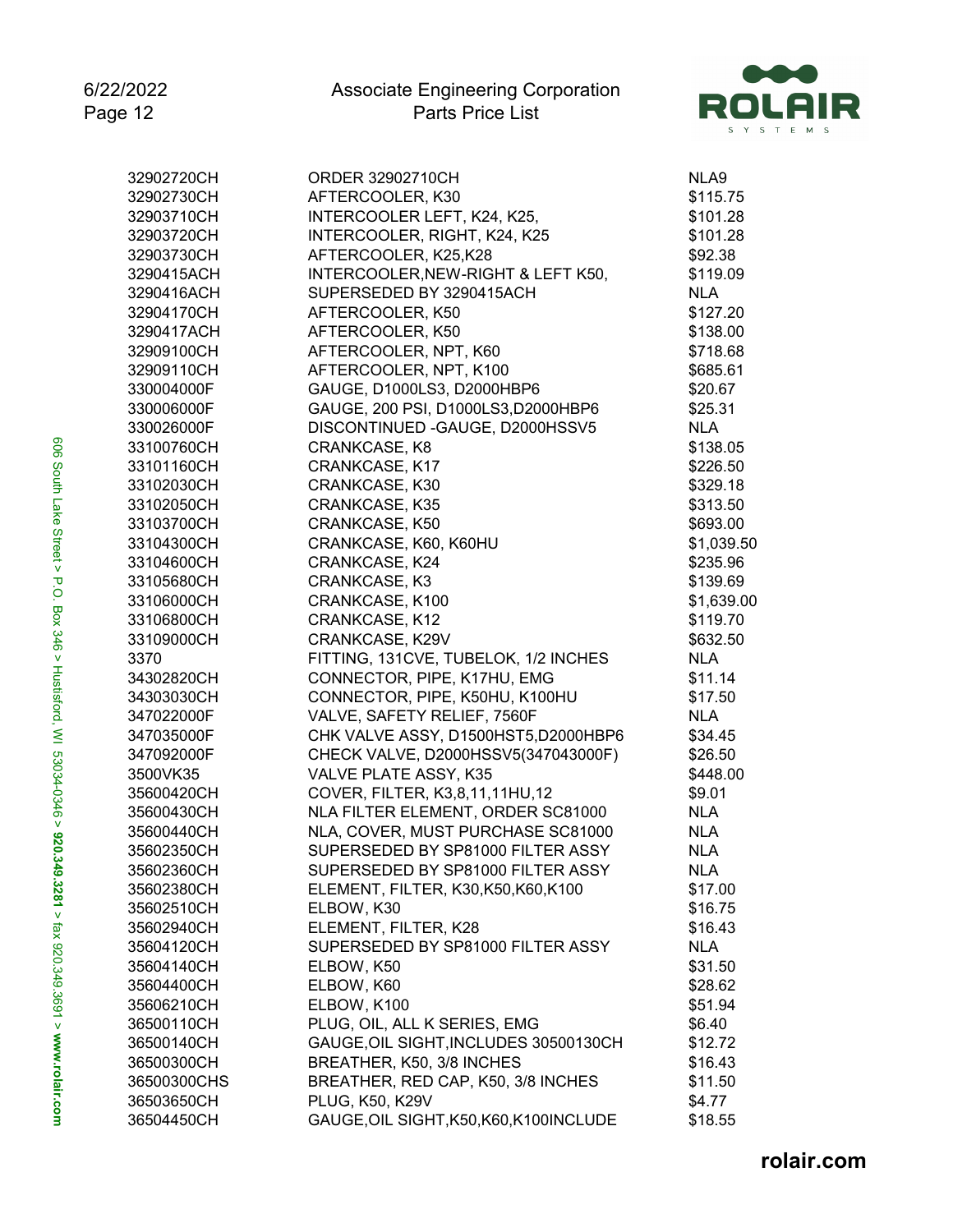| Part Number | Description | Price |
|---|---|---|
| 32902720CH | ORDER 32902710CH | NLA9 |
| 32902730CH | AFTERCOOLER, K30 | $115.75 |
| 32903710CH | INTERCOOLER LEFT, K24, K25, | $101.28 |
| 32903720CH | INTERCOOLER, RIGHT, K24, K25 | $101.28 |
| 32903730CH | AFTERCOOLER, K25,K28 | $92.38 |
| 3290415ACH | INTERCOOLER,NEW-RIGHT & LEFT K50, | $119.09 |
| 3290416ACH | SUPERSEDED BY 3290415ACH | NLA |
| 32904170CH | AFTERCOOLER, K50 | $127.20 |
| 3290417ACH | AFTERCOOLER, K50 | $138.00 |
| 32909100CH | AFTERCOOLER, NPT, K60 | $718.68 |
| 32909110CH | AFTERCOOLER, NPT, K100 | $685.61 |
| 330004000F | GAUGE, D1000LS3, D2000HBP6 | $20.67 |
| 330006000F | GAUGE, 200 PSI, D1000LS3,D2000HBP6 | $25.31 |
| 330026000F | DISCONTINUED -GAUGE, D2000HSSV5 | NLA |
| 33100760CH | CRANKCASE, K8 | $138.05 |
| 33101160CH | CRANKCASE, K17 | $226.50 |
| 33102030CH | CRANKCASE, K30 | $329.18 |
| 33102050CH | CRANKCASE, K35 | $313.50 |
| 33103700CH | CRANKCASE, K50 | $693.00 |
| 33104300CH | CRANKCASE, K60, K60HU | $1,039.50 |
| 33104600CH | CRANKCASE, K24 | $235.96 |
| 33105680CH | CRANKCASE, K3 | $139.69 |
| 33106000CH | CRANKCASE, K100 | $1,639.00 |
| 33106800CH | CRANKCASE, K12 | $119.70 |
| 33109000CH | CRANKCASE, K29V | $632.50 |
| 3370 | FITTING, 131CVE, TUBELOK, 1/2 INCHES | NLA |
| 34302820CH | CONNECTOR, PIPE, K17HU, EMG | $11.14 |
| 34303030CH | CONNECTOR, PIPE, K50HU, K100HU | $17.50 |
| 347022000F | VALVE, SAFETY RELIEF, 7560F | NLA |
| 347035000F | CHK VALVE ASSY, D1500HST5,D2000HBP6 | $34.45 |
| 347092000F | CHECK VALVE, D2000HSSV5(347043000F) | $26.50 |
| 3500VK35 | VALVE PLATE ASSY, K35 | $448.00 |
| 35600420CH | COVER, FILTER, K3,8,11,11HU,12 | $9.01 |
| 35600430CH | NLA FILTER ELEMENT, ORDER SC81000 | NLA |
| 35600440CH | NLA, COVER, MUST PURCHASE SC81000 | NLA |
| 35602350CH | SUPERSEDED BY SP81000 FILTER ASSY | NLA |
| 35602360CH | SUPERSEDED BY SP81000 FILTER ASSY | NLA |
| 35602380CH | ELEMENT, FILTER, K30,K50,K60,K100 | $17.00 |
| 35602510CH | ELBOW, K30 | $16.75 |
| 35602940CH | ELEMENT, FILTER, K28 | $16.43 |
| 35604120CH | SUPERSEDED BY SP81000 FILTER ASSY | NLA |
| 35604140CH | ELBOW, K50 | $31.50 |
| 35604400CH | ELBOW, K60 | $28.62 |
| 35606210CH | ELBOW, K100 | $51.94 |
| 36500110CH | PLUG, OIL, ALL K SERIES, EMG | $6.40 |
| 36500140CH | GAUGE,OIL SIGHT,INCLUDES 30500130CH | $12.72 |
| 36500300CH | BREATHER, K50, 3/8 INCHES | $16.43 |
| 36500300CHS | BREATHER, RED CAP, K50, 3/8 INCHES | $11.50 |
| 36503650CH | PLUG, K50, K29V | $4.77 |
| 36504450CH | GAUGE,OIL SIGHT,K50,K60,K100INCLUDE | $18.55 |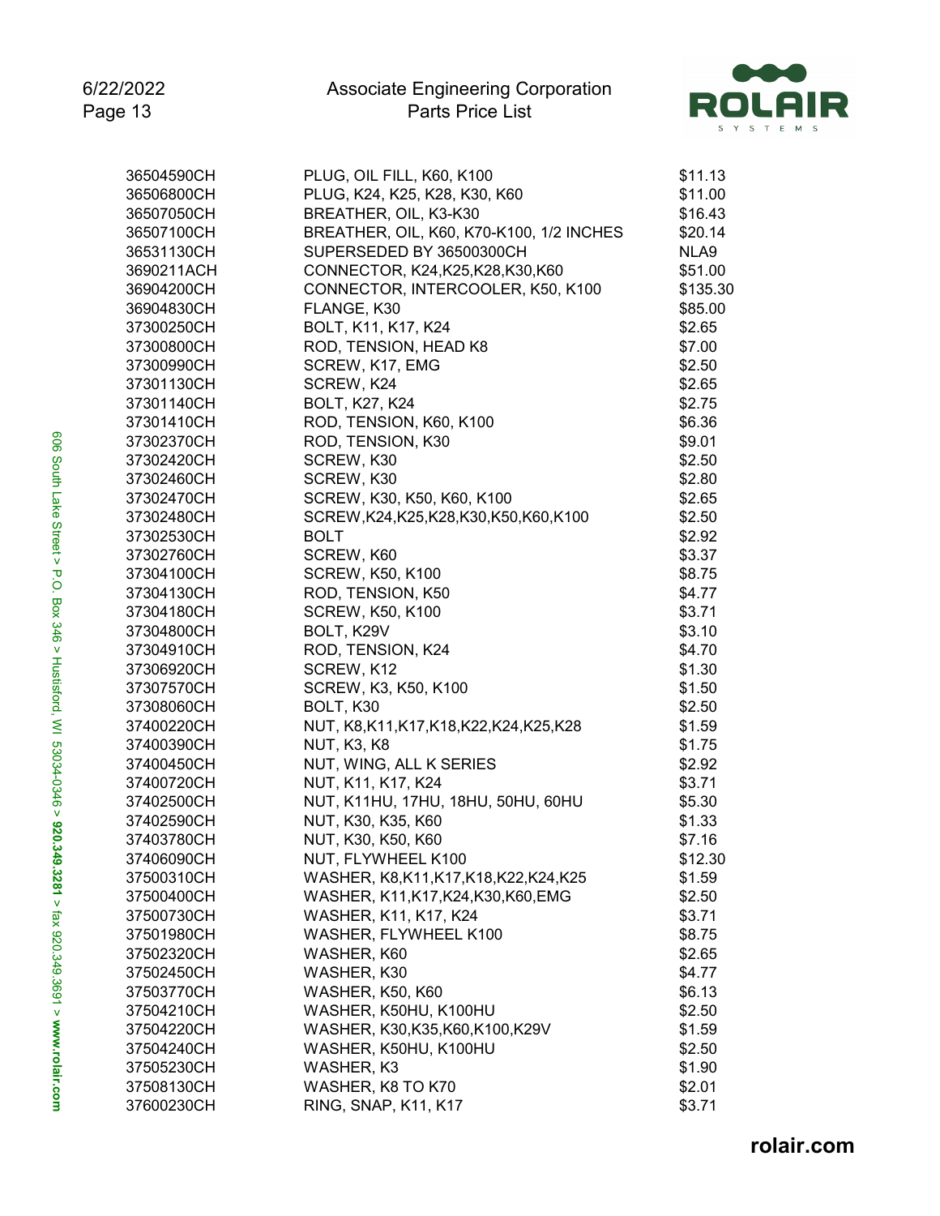| | | |
|---|---|---|
| 36504590CH | PLUG, OIL FILL, K60, K100 | $11.13 |
| 36506800CH | PLUG, K24, K25, K28, K30, K60 | $11.00 |
| 36507050CH | BREATHER, OIL, K3-K30 | $16.43 |
| 36507100CH | BREATHER, OIL, K60, K70-K100, 1/2 INCHES | $20.14 |
| 36531130CH | SUPERSEDED BY 36500300CH | NLA9 |
| 3690211ACH | CONNECTOR, K24,K25,K28,K30,K60 | $51.00 |
| 36904200CH | CONNECTOR, INTERCOOLER, K50, K100 | $135.30 |
| 36904830CH | FLANGE, K30 | $85.00 |
| 37300250CH | BOLT, K11, K17, K24 | $2.65 |
| 37300800CH | ROD, TENSION, HEAD K8 | $7.00 |
| 37300990CH | SCREW, K17, EMG | $2.50 |
| 37301130CH | SCREW, K24 | $2.65 |
| 37301140CH | BOLT, K27, K24 | $2.75 |
| 37301410CH | ROD, TENSION, K60, K100 | $6.36 |
| 37302370CH | ROD, TENSION, K30 | $9.01 |
| 37302420CH | SCREW, K30 | $2.50 |
| 37302460CH | SCREW, K30 | $2.80 |
| 37302470CH | SCREW, K30, K50, K60, K100 | $2.65 |
| 37302480CH | SCREW,K24,K25,K28,K30,K50,K60,K100 | $2.50 |
| 37302530CH | BOLT | $2.92 |
| 37302760CH | SCREW, K60 | $3.37 |
| 37304100CH | SCREW, K50, K100 | $8.75 |
| 37304130CH | ROD, TENSION, K50 | $4.77 |
| 37304180CH | SCREW, K50, K100 | $3.71 |
| 37304800CH | BOLT, K29V | $3.10 |
| 37304910CH | ROD, TENSION, K24 | $4.70 |
| 37306920CH | SCREW, K12 | $1.30 |
| 37307570CH | SCREW, K3, K50, K100 | $1.50 |
| 37308060CH | BOLT, K30 | $2.50 |
| 37400220CH | NUT, K8,K11,K17,K18,K22,K24,K25,K28 | $1.59 |
| 37400390CH | NUT, K3, K8 | $1.75 |
| 37400450CH | NUT, WING, ALL K SERIES | $2.92 |
| 37400720CH | NUT, K11, K17, K24 | $3.71 |
| 37402500CH | NUT, K11HU, 17HU, 18HU, 50HU, 60HU | $5.30 |
| 37402590CH | NUT, K30, K35, K60 | $1.33 |
| 37403780CH | NUT, K30, K50, K60 | $7.16 |
| 37406090CH | NUT, FLYWHEEL K100 | $12.30 |
| 37500310CH | WASHER, K8,K11,K17,K18,K22,K24,K25 | $1.59 |
| 37500400CH | WASHER, K11,K17,K24,K30,K60,EMG | $2.50 |
| 37500730CH | WASHER, K11, K17, K24 | $3.71 |
| 37501980CH | WASHER, FLYWHEEL K100 | $8.75 |
| 37502320CH | WASHER, K60 | $2.65 |
| 37502450CH | WASHER, K30 | $4.77 |
| 37503770CH | WASHER, K50, K60 | $6.13 |
| 37504210CH | WASHER, K50HU, K100HU | $2.50 |
| 37504220CH | WASHER, K30,K35,K60,K100,K29V | $1.59 |
| 37504240CH | WASHER, K50HU, K100HU | $2.50 |
| 37505230CH | WASHER, K3 | $1.90 |
| 37508130CH | WASHER, K8 TO K70 | $2.01 |
| 37600230CH | RING, SNAP, K11, K17 | $3.71 |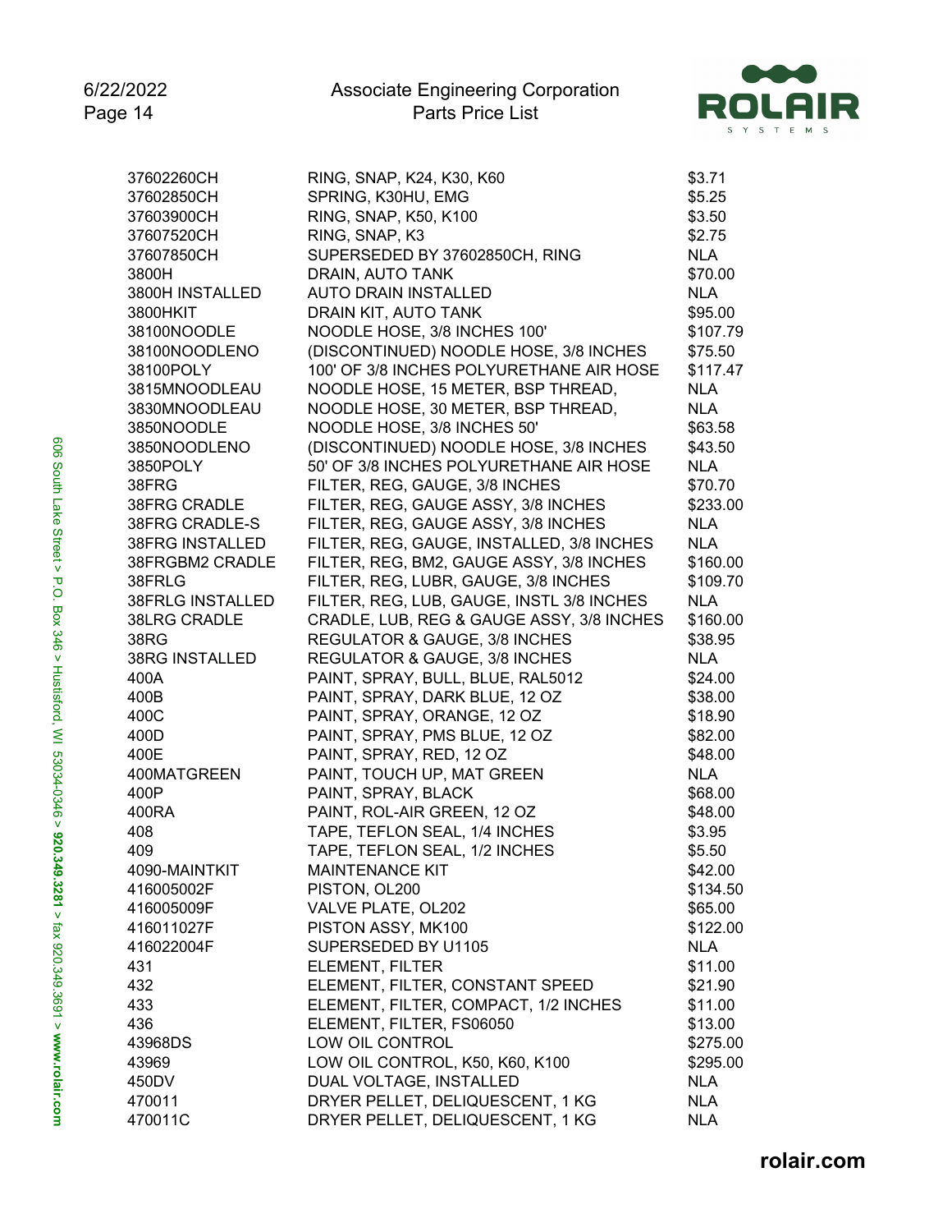| Part Number | Description | Price |
|---|---|---|
| 37602260CH | RING, SNAP, K24, K30, K60 | $3.71 |
| 37602850CH | SPRING, K30HU, EMG | $5.25 |
| 37603900CH | RING, SNAP, K50, K100 | $3.50 |
| 37607520CH | RING, SNAP, K3 | $2.75 |
| 37607850CH | SUPERSEDED BY 37602850CH, RING | NLA |
| 3800H | DRAIN, AUTO TANK | $70.00 |
| 3800H INSTALLED | AUTO DRAIN INSTALLED | NLA |
| 3800HKIT | DRAIN KIT, AUTO TANK | $95.00 |
| 38100NOODLE | NOODLE HOSE, 3/8 INCHES 100' | $107.79 |
| 38100NOODLENO | (DISCONTINUED) NOODLE HOSE, 3/8 INCHES | $75.50 |
| 38100POLY | 100' OF 3/8 INCHES POLYURETHANE AIR HOSE | $117.47 |
| 3815MNOODLEAU | NOODLE HOSE, 15 METER, BSP THREAD, | NLA |
| 3830MNOODLEAU | NOODLE HOSE, 30 METER, BSP THREAD, | NLA |
| 3850NOODLE | NOODLE HOSE, 3/8 INCHES 50' | $63.58 |
| 3850NOODLENO | (DISCONTINUED) NOODLE HOSE, 3/8 INCHES | $43.50 |
| 3850POLY | 50' OF 3/8 INCHES POLYURETHANE AIR HOSE | NLA |
| 38FRG | FILTER, REG, GAUGE, 3/8 INCHES | $70.70 |
| 38FRG CRADLE | FILTER, REG, GAUGE ASSY, 3/8 INCHES | $233.00 |
| 38FRG CRADLE-S | FILTER, REG, GAUGE ASSY, 3/8 INCHES | NLA |
| 38FRG INSTALLED | FILTER, REG, GAUGE, INSTALLED, 3/8 INCHES | NLA |
| 38FRGBM2 CRADLE | FILTER, REG, BM2, GAUGE ASSY, 3/8 INCHES | $160.00 |
| 38FRLG | FILTER, REG, LUBR, GAUGE, 3/8 INCHES | $109.70 |
| 38FRLG INSTALLED | FILTER, REG, LUB, GAUGE, INSTL 3/8 INCHES | NLA |
| 38LRG CRADLE | CRADLE, LUB, REG & GAUGE ASSY, 3/8 INCHES | $160.00 |
| 38RG | REGULATOR & GAUGE, 3/8 INCHES | $38.95 |
| 38RG INSTALLED | REGULATOR & GAUGE, 3/8 INCHES | NLA |
| 400A | PAINT, SPRAY, BULL, BLUE, RAL5012 | $24.00 |
| 400B | PAINT, SPRAY, DARK BLUE, 12 OZ | $38.00 |
| 400C | PAINT, SPRAY, ORANGE, 12 OZ | $18.90 |
| 400D | PAINT, SPRAY, PMS BLUE, 12 OZ | $82.00 |
| 400E | PAINT, SPRAY, RED, 12 OZ | $48.00 |
| 400MATGREEN | PAINT, TOUCH UP, MAT GREEN | NLA |
| 400P | PAINT, SPRAY, BLACK | $68.00 |
| 400RA | PAINT, ROL-AIR GREEN, 12 OZ | $48.00 |
| 408 | TAPE, TEFLON SEAL, 1/4 INCHES | $3.95 |
| 409 | TAPE, TEFLON SEAL, 1/2 INCHES | $5.50 |
| 4090-MAINTKIT | MAINTENANCE KIT | $42.00 |
| 416005002F | PISTON, OL200 | $134.50 |
| 416005009F | VALVE PLATE, OL202 | $65.00 |
| 416011027F | PISTON ASSY, MK100 | $122.00 |
| 416022004F | SUPERSEDED BY U1105 | NLA |
| 431 | ELEMENT, FILTER | $11.00 |
| 432 | ELEMENT, FILTER, CONSTANT SPEED | $21.90 |
| 433 | ELEMENT, FILTER, COMPACT, 1/2 INCHES | $11.00 |
| 436 | ELEMENT, FILTER, FS06050 | $13.00 |
| 43968DS | LOW OIL CONTROL | $275.00 |
| 43969 | LOW OIL CONTROL, K50, K60, K100 | $295.00 |
| 450DV | DUAL VOLTAGE, INSTALLED | NLA |
| 470011 | DRYER PELLET, DELIQUESCENT, 1 KG | NLA |
| 470011C | DRYER PELLET, DELIQUESCENT, 1 KG | NLA |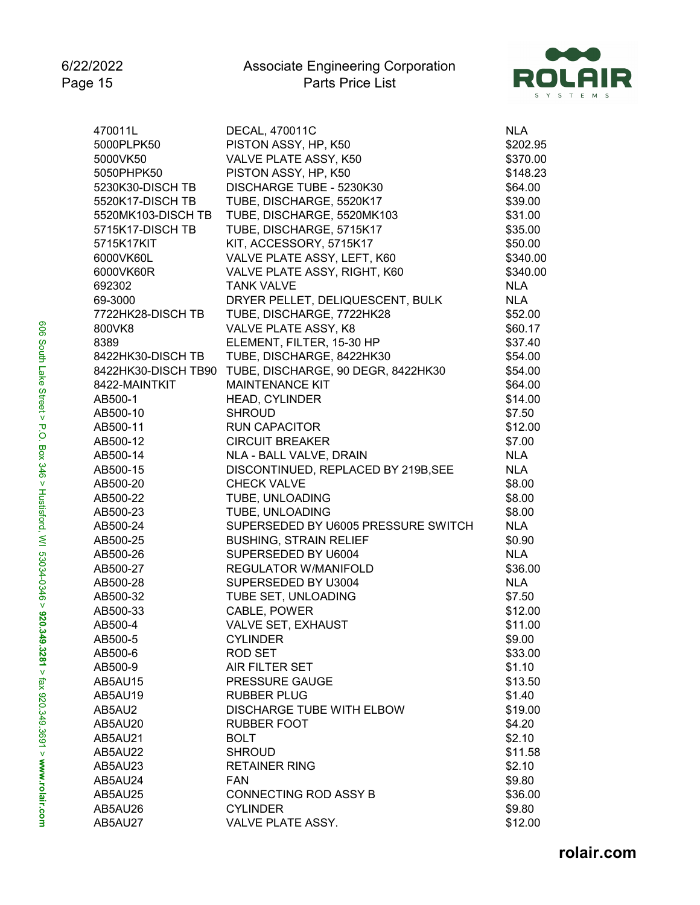| | | |
|---|---|---|
| 470011L | DECAL, 470011C | NLA |
| 5000PLPK50 | PISTON ASSY, HP, K50 | $202.95 |
| 5000VK50 | VALVE PLATE ASSY, K50 | $370.00 |
| 5050PHPK50 | PISTON ASSY, HP, K50 | $148.23 |
| 5230K30-DISCH TB | DISCHARGE TUBE - 5230K30 | $64.00 |
| 5520K17-DISCH TB | TUBE, DISCHARGE, 5520K17 | $39.00 |
| 5520MK103-DISCH TB | TUBE, DISCHARGE, 5520MK103 | $31.00 |
| 5715K17-DISCH TB | TUBE, DISCHARGE, 5715K17 | $35.00 |
| 5715K17KIT | KIT, ACCESSORY, 5715K17 | $50.00 |
| 6000VK60L | VALVE PLATE ASSY, LEFT, K60 | $340.00 |
| 6000VK60R | VALVE PLATE ASSY, RIGHT, K60 | $340.00 |
| 692302 | TANK VALVE | NLA |
| 69-3000 | DRYER PELLET, DELIQUESCENT, BULK | NLA |
| 7722HK28-DISCH TB | TUBE, DISCHARGE, 7722HK28 | $52.00 |
| 800VK8 | VALVE PLATE ASSY, K8 | $60.17 |
| 8389 | ELEMENT, FILTER, 15-30 HP | $37.40 |
| 8422HK30-DISCH TB | TUBE, DISCHARGE, 8422HK30 | $54.00 |
| 8422HK30-DISCH TB90 | TUBE, DISCHARGE, 90 DEGR, 8422HK30 | $54.00 |
| 8422-MAINTKIT | MAINTENANCE KIT | $64.00 |
| AB500-1 | HEAD, CYLINDER | $14.00 |
| AB500-10 | SHROUD | $7.50 |
| AB500-11 | RUN CAPACITOR | $12.00 |
| AB500-12 | CIRCUIT BREAKER | $7.00 |
| AB500-14 | NLA - BALL VALVE, DRAIN | NLA |
| AB500-15 | DISCONTINUED, REPLACED BY 219B,SEE | NLA |
| AB500-20 | CHECK VALVE | $8.00 |
| AB500-22 | TUBE, UNLOADING | $8.00 |
| AB500-23 | TUBE, UNLOADING | $8.00 |
| AB500-24 | SUPERSEDED BY U6005 PRESSURE SWITCH | NLA |
| AB500-25 | BUSHING, STRAIN RELIEF | $0.90 |
| AB500-26 | SUPERSEDED BY U6004 | NLA |
| AB500-27 | REGULATOR W/MANIFOLD | $36.00 |
| AB500-28 | SUPERSEDED BY U3004 | NLA |
| AB500-32 | TUBE SET, UNLOADING | $7.50 |
| AB500-33 | CABLE, POWER | $12.00 |
| AB500-4 | VALVE SET, EXHAUST | $11.00 |
| AB500-5 | CYLINDER | $9.00 |
| AB500-6 | ROD SET | $33.00 |
| AB500-9 | AIR FILTER SET | $1.10 |
| AB5AU15 | PRESSURE GAUGE | $13.50 |
| AB5AU19 | RUBBER PLUG | $1.40 |
| AB5AU2 | DISCHARGE TUBE WITH ELBOW | $19.00 |
| AB5AU20 | RUBBER FOOT | $4.20 |
| AB5AU21 | BOLT | $2.10 |
| AB5AU22 | SHROUD | $11.58 |
| AB5AU23 | RETAINER RING | $2.10 |
| AB5AU24 | FAN | $9.80 |
| AB5AU25 | CONNECTING ROD ASSY B | $36.00 |
| AB5AU26 | CYLINDER | $9.80 |
| AB5AU27 | VALVE PLATE ASSY. | $12.00 |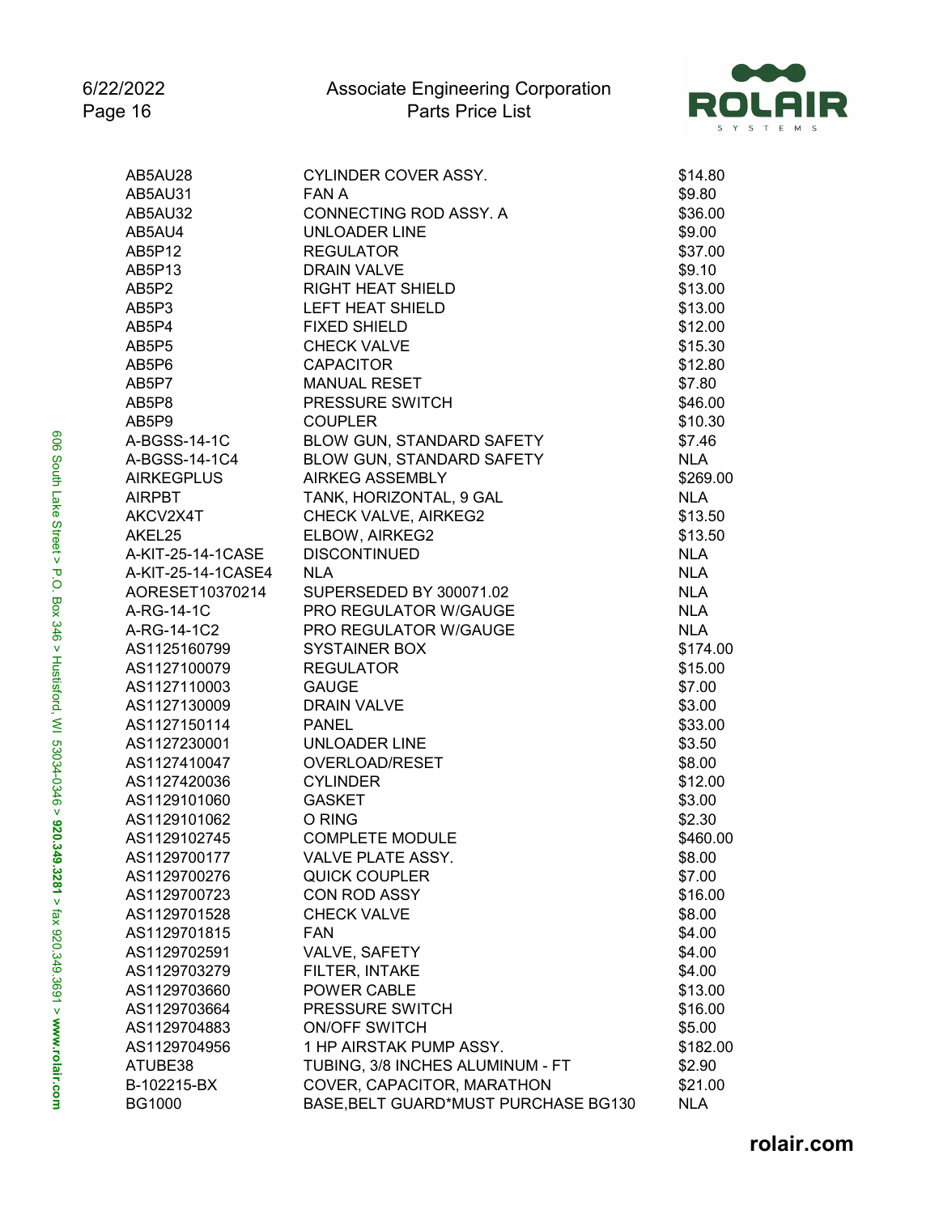| | | |
|---|---|---|
| AB5AU28 | CYLINDER COVER ASSY. | $14.80 |
| AB5AU31 | FAN A | $9.80 |
| AB5AU32 | CONNECTING ROD ASSY. A | $36.00 |
| AB5AU4 | UNLOADER LINE | $9.00 |
| AB5P12 | REGULATOR | $37.00 |
| AB5P13 | DRAIN VALVE | $9.10 |
| AB5P2 | RIGHT HEAT SHIELD | $13.00 |
| AB5P3 | LEFT HEAT SHIELD | $13.00 |
| AB5P4 | FIXED SHIELD | $12.00 |
| AB5P5 | CHECK VALVE | $15.30 |
| AB5P6 | CAPACITOR | $12.80 |
| AB5P7 | MANUAL RESET | $7.80 |
| AB5P8 | PRESSURE SWITCH | $46.00 |
| AB5P9 | COUPLER | $10.30 |
| A-BGSS-14-1C | BLOW GUN, STANDARD SAFETY | $7.46 |
| A-BGSS-14-1C4 | BLOW GUN, STANDARD SAFETY | NLA |
| AIRKEGPLUS | AIRKEG ASSEMBLY | $269.00 |
| AIRPBT | TANK, HORIZONTAL, 9 GAL | NLA |
| AKCV2X4T | CHECK VALVE, AIRKEG2 | $13.50 |
| AKEL25 | ELBOW, AIRKEG2 | $13.50 |
| A-KIT-25-14-1CASE | DISCONTINUED | NLA |
| A-KIT-25-14-1CASE4 | NLA | NLA |
| AORESET10370214 | SUPERSEDED BY 300071.02 | NLA |
| A-RG-14-1C | PRO REGULATOR W/GAUGE | NLA |
| A-RG-14-1C2 | PRO REGULATOR W/GAUGE | NLA |
| AS1125160799 | SYSTAINER BOX | $174.00 |
| AS1127100079 | REGULATOR | $15.00 |
| AS1127110003 | GAUGE | $7.00 |
| AS1127130009 | DRAIN VALVE | $3.00 |
| AS1127150114 | PANEL | $33.00 |
| AS1127230001 | UNLOADER LINE | $3.50 |
| AS1127410047 | OVERLOAD/RESET | $8.00 |
| AS1127420036 | CYLINDER | $12.00 |
| AS1129101060 | GASKET | $3.00 |
| AS1129101062 | O RING | $2.30 |
| AS1129102745 | COMPLETE MODULE | $460.00 |
| AS1129700177 | VALVE PLATE ASSY. | $8.00 |
| AS1129700276 | QUICK COUPLER | $7.00 |
| AS1129700723 | CON ROD ASSY | $16.00 |
| AS1129701528 | CHECK VALVE | $8.00 |
| AS1129701815 | FAN | $4.00 |
| AS1129702591 | VALVE, SAFETY | $4.00 |
| AS1129703279 | FILTER, INTAKE | $4.00 |
| AS1129703660 | POWER CABLE | $13.00 |
| AS1129703664 | PRESSURE SWITCH | $16.00 |
| AS1129704883 | ON/OFF SWITCH | $5.00 |
| AS1129704956 | 1 HP AIRSTAK PUMP ASSY. | $182.00 |
| ATUBE38 | TUBING, 3/8 INCHES ALUMINUM - FT | $2.90 |
| B-102215-BX | COVER, CAPACITOR, MARATHON | $21.00 |
| BG1000 | BASE,BELT GUARD*MUST PURCHASE BG130 | NLA |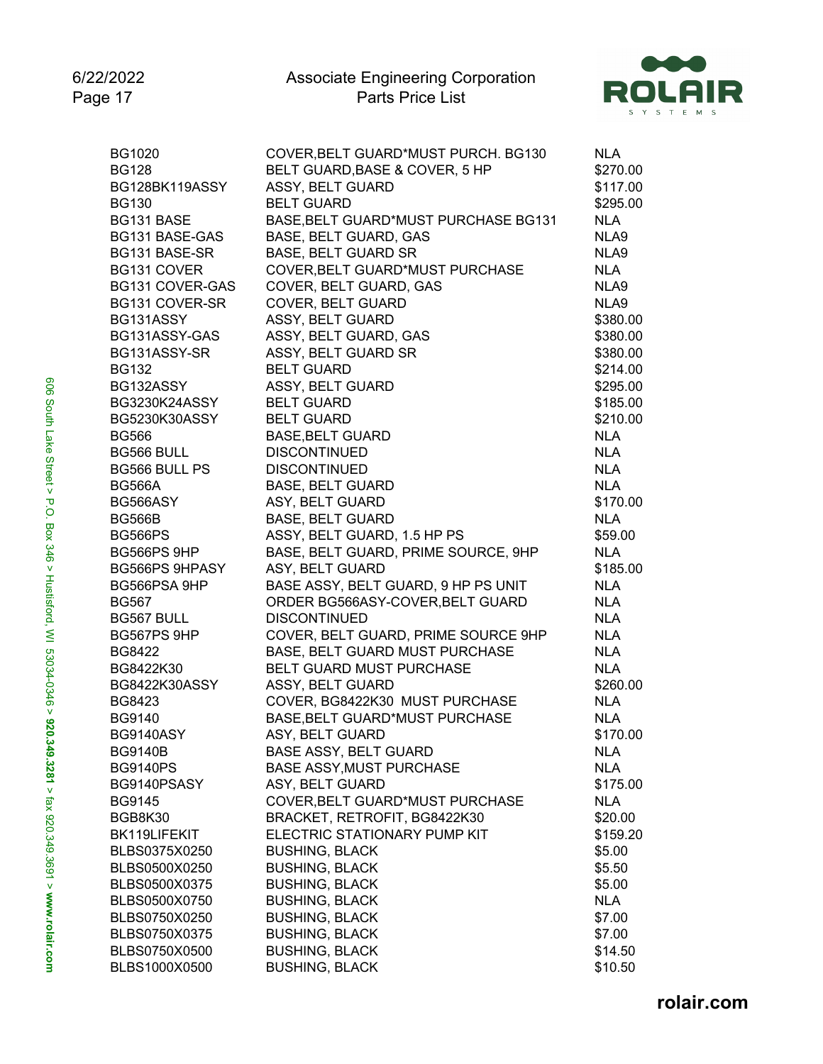| Part Number | Description | Price |
|---|---|---|
| BG1020 | COVER,BELT GUARD*MUST PURCH. BG130 | NLA |
| BG128 | BELT GUARD,BASE & COVER, 5 HP | $270.00 |
| BG128BK119ASSY | ASSY, BELT GUARD | $117.00 |
| BG130 | BELT GUARD | $295.00 |
| BG131 BASE | BASE,BELT GUARD*MUST PURCHASE BG131 | NLA |
| BG131 BASE-GAS | BASE, BELT GUARD, GAS | NLA9 |
| BG131 BASE-SR | BASE, BELT GUARD SR | NLA9 |
| BG131 COVER | COVER,BELT GUARD*MUST PURCHASE | NLA |
| BG131 COVER-GAS | COVER, BELT GUARD, GAS | NLA9 |
| BG131 COVER-SR | COVER, BELT GUARD | NLA9 |
| BG131ASSY | ASSY, BELT GUARD | $380.00 |
| BG131ASSY-GAS | ASSY, BELT GUARD, GAS | $380.00 |
| BG131ASSY-SR | ASSY, BELT GUARD SR | $380.00 |
| BG132 | BELT GUARD | $214.00 |
| BG132ASSY | ASSY, BELT GUARD | $295.00 |
| BG3230K24ASSY | BELT GUARD | $185.00 |
| BG5230K30ASSY | BELT GUARD | $210.00 |
| BG566 | BASE,BELT GUARD | NLA |
| BG566 BULL | DISCONTINUED | NLA |
| BG566 BULL PS | DISCONTINUED | NLA |
| BG566A | BASE, BELT GUARD | NLA |
| BG566ASY | ASY, BELT GUARD | $170.00 |
| BG566B | BASE, BELT GUARD | NLA |
| BG566PS | ASSY, BELT GUARD, 1.5 HP PS | $59.00 |
| BG566PS 9HP | BASE, BELT GUARD, PRIME SOURCE, 9HP | NLA |
| BG566PS 9HPASY | ASY, BELT GUARD | $185.00 |
| BG566PSA 9HP | BASE ASSY, BELT GUARD, 9 HP PS UNIT | NLA |
| BG567 | ORDER BG566ASY-COVER,BELT GUARD | NLA |
| BG567 BULL | DISCONTINUED | NLA |
| BG567PS 9HP | COVER, BELT GUARD, PRIME SOURCE 9HP | NLA |
| BG8422 | BASE, BELT GUARD MUST PURCHASE | NLA |
| BG8422K30 | BELT GUARD MUST PURCHASE | NLA |
| BG8422K30ASSY | ASSY, BELT GUARD | $260.00 |
| BG8423 | COVER, BG8422K30 MUST PURCHASE | NLA |
| BG9140 | BASE,BELT GUARD*MUST PURCHASE | NLA |
| BG9140ASY | ASY, BELT GUARD | $170.00 |
| BG9140B | BASE ASSY, BELT GUARD | NLA |
| BG9140PS | BASE ASSY,MUST PURCHASE | NLA |
| BG9140PSASY | ASY, BELT GUARD | $175.00 |
| BG9145 | COVER,BELT GUARD*MUST PURCHASE | NLA |
| BGB8K30 | BRACKET, RETROFIT, BG8422K30 | $20.00 |
| BK119LIFEKIT | ELECTRIC STATIONARY PUMP KIT | $159.20 |
| BLBS0375X0250 | BUSHING, BLACK | $5.00 |
| BLBS0500X0250 | BUSHING, BLACK | $5.50 |
| BLBS0500X0375 | BUSHING, BLACK | $5.00 |
| BLBS0500X0750 | BUSHING, BLACK | NLA |
| BLBS0750X0250 | BUSHING, BLACK | $7.00 |
| BLBS0750X0375 | BUSHING, BLACK | $7.00 |
| BLBS0750X0500 | BUSHING, BLACK | $14.50 |
| BLBS1000X0500 | BUSHING, BLACK | $10.50 |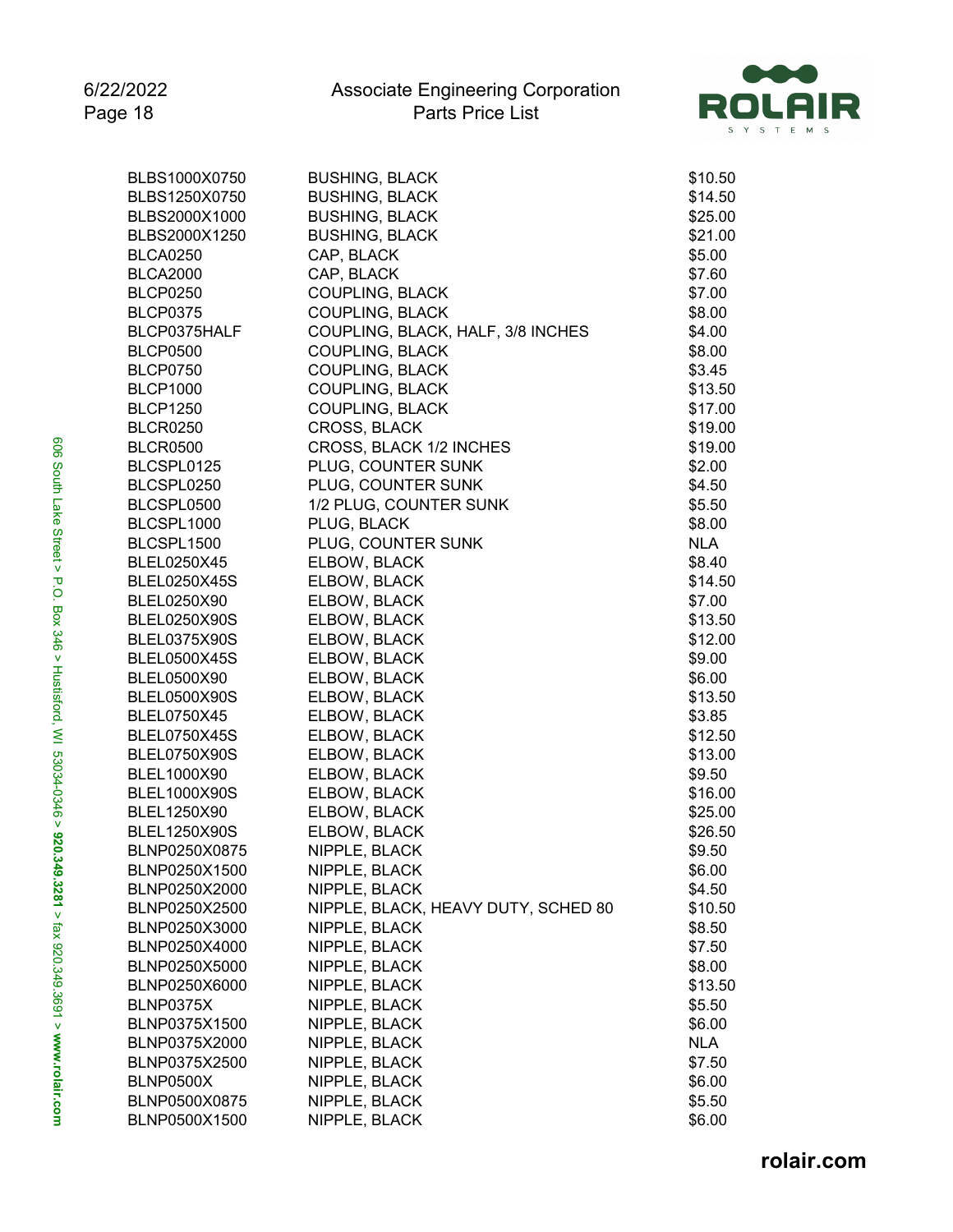| Part Number | Description | Price |
|---|---|---|
| BLBS1000X0750 | BUSHING, BLACK | $10.50 |
| BLBS1250X0750 | BUSHING, BLACK | $14.50 |
| BLBS2000X1000 | BUSHING, BLACK | $25.00 |
| BLBS2000X1250 | BUSHING, BLACK | $21.00 |
| BLCA0250 | CAP, BLACK | $5.00 |
| BLCA2000 | CAP, BLACK | $7.60 |
| BLCP0250 | COUPLING, BLACK | $7.00 |
| BLCP0375 | COUPLING, BLACK | $8.00 |
| BLCP0375HALF | COUPLING, BLACK, HALF, 3/8 INCHES | $4.00 |
| BLCP0500 | COUPLING, BLACK | $8.00 |
| BLCP0750 | COUPLING, BLACK | $3.45 |
| BLCP1000 | COUPLING, BLACK | $13.50 |
| BLCP1250 | COUPLING, BLACK | $17.00 |
| BLCR0250 | CROSS, BLACK | $19.00 |
| BLCR0500 | CROSS, BLACK 1/2 INCHES | $19.00 |
| BLCSPL0125 | PLUG, COUNTER SUNK | $2.00 |
| BLCSPL0250 | PLUG, COUNTER SUNK | $4.50 |
| BLCSPL0500 | 1/2 PLUG, COUNTER SUNK | $5.50 |
| BLCSPL1000 | PLUG, BLACK | $8.00 |
| BLCSPL1500 | PLUG, COUNTER SUNK | NLA |
| BLEL0250X45 | ELBOW, BLACK | $8.40 |
| BLEL0250X45S | ELBOW, BLACK | $14.50 |
| BLEL0250X90 | ELBOW, BLACK | $7.00 |
| BLEL0250X90S | ELBOW, BLACK | $13.50 |
| BLEL0375X90S | ELBOW, BLACK | $12.00 |
| BLEL0500X45S | ELBOW, BLACK | $9.00 |
| BLEL0500X90 | ELBOW, BLACK | $6.00 |
| BLEL0500X90S | ELBOW, BLACK | $13.50 |
| BLEL0750X45 | ELBOW, BLACK | $3.85 |
| BLEL0750X45S | ELBOW, BLACK | $12.50 |
| BLEL0750X90S | ELBOW, BLACK | $13.00 |
| BLEL1000X90 | ELBOW, BLACK | $9.50 |
| BLEL1000X90S | ELBOW, BLACK | $16.00 |
| BLEL1250X90 | ELBOW, BLACK | $25.00 |
| BLEL1250X90S | ELBOW, BLACK | $26.50 |
| BLNP0250X0875 | NIPPLE, BLACK | $9.50 |
| BLNP0250X1500 | NIPPLE, BLACK | $6.00 |
| BLNP0250X2000 | NIPPLE, BLACK | $4.50 |
| BLNP0250X2500 | NIPPLE, BLACK, HEAVY DUTY, SCHED 80 | $10.50 |
| BLNP0250X3000 | NIPPLE, BLACK | $8.50 |
| BLNP0250X4000 | NIPPLE, BLACK | $7.50 |
| BLNP0250X5000 | NIPPLE, BLACK | $8.00 |
| BLNP0250X6000 | NIPPLE, BLACK | $13.50 |
| BLNP0375X | NIPPLE, BLACK | $5.50 |
| BLNP0375X1500 | NIPPLE, BLACK | $6.00 |
| BLNP0375X2000 | NIPPLE, BLACK | NLA |
| BLNP0375X2500 | NIPPLE, BLACK | $7.50 |
| BLNP0500X | NIPPLE, BLACK | $6.00 |
| BLNP0500X0875 | NIPPLE, BLACK | $5.50 |
| BLNP0500X1500 | NIPPLE, BLACK | $6.00 |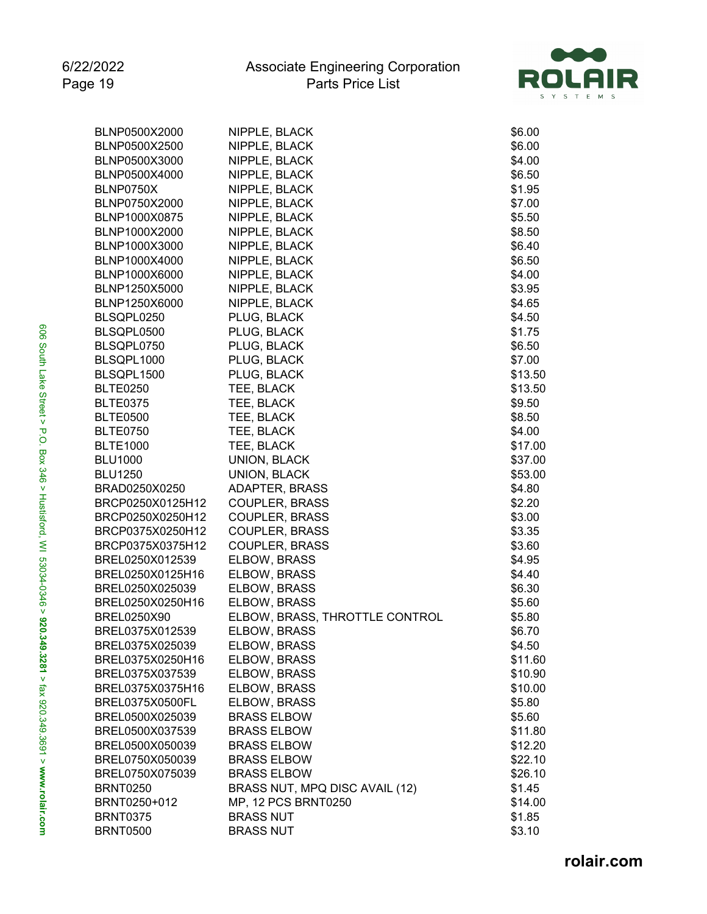| Part Number | Description | Price |
|---|---|---|
| BLNP0500X2000 | NIPPLE, BLACK | $6.00 |
| BLNP0500X2500 | NIPPLE, BLACK | $6.00 |
| BLNP0500X3000 | NIPPLE, BLACK | $4.00 |
| BLNP0500X4000 | NIPPLE, BLACK | $6.50 |
| BLNP0750X | NIPPLE, BLACK | $1.95 |
| BLNP0750X2000 | NIPPLE, BLACK | $7.00 |
| BLNP1000X0875 | NIPPLE, BLACK | $5.50 |
| BLNP1000X2000 | NIPPLE, BLACK | $8.50 |
| BLNP1000X3000 | NIPPLE, BLACK | $6.40 |
| BLNP1000X4000 | NIPPLE, BLACK | $6.50 |
| BLNP1000X6000 | NIPPLE, BLACK | $4.00 |
| BLNP1250X5000 | NIPPLE, BLACK | $3.95 |
| BLNP1250X6000 | NIPPLE, BLACK | $4.65 |
| BLSQPL0250 | PLUG, BLACK | $4.50 |
| BLSQPL0500 | PLUG, BLACK | $1.75 |
| BLSQPL0750 | PLUG, BLACK | $6.50 |
| BLSQPL1000 | PLUG, BLACK | $7.00 |
| BLSQPL1500 | PLUG, BLACK | $13.50 |
| BLTE0250 | TEE, BLACK | $13.50 |
| BLTE0375 | TEE, BLACK | $9.50 |
| BLTE0500 | TEE, BLACK | $8.50 |
| BLTE0750 | TEE, BLACK | $4.00 |
| BLTE1000 | TEE, BLACK | $17.00 |
| BLU1000 | UNION, BLACK | $37.00 |
| BLU1250 | UNION, BLACK | $53.00 |
| BRAD0250X0250 | ADAPTER, BRASS | $4.80 |
| BRCP0250X0125H12 | COUPLER, BRASS | $2.20 |
| BRCP0250X0250H12 | COUPLER, BRASS | $3.00 |
| BRCP0375X0250H12 | COUPLER, BRASS | $3.35 |
| BRCP0375X0375H12 | COUPLER, BRASS | $3.60 |
| BREL0250X012539 | ELBOW, BRASS | $4.95 |
| BREL0250X0125H16 | ELBOW, BRASS | $4.40 |
| BREL0250X025039 | ELBOW, BRASS | $6.30 |
| BREL0250X0250H16 | ELBOW, BRASS | $5.60 |
| BREL0250X90 | ELBOW, BRASS, THROTTLE CONTROL | $5.80 |
| BREL0375X012539 | ELBOW, BRASS | $6.70 |
| BREL0375X025039 | ELBOW, BRASS | $4.50 |
| BREL0375X0250H16 | ELBOW, BRASS | $11.60 |
| BREL0375X037539 | ELBOW, BRASS | $10.90 |
| BREL0375X0375H16 | ELBOW, BRASS | $10.00 |
| BREL0375X0500FL | ELBOW, BRASS | $5.80 |
| BREL0500X025039 | BRASS ELBOW | $5.60 |
| BREL0500X037539 | BRASS ELBOW | $11.80 |
| BREL0500X050039 | BRASS ELBOW | $12.20 |
| BREL0750X050039 | BRASS ELBOW | $22.10 |
| BREL0750X075039 | BRASS ELBOW | $26.10 |
| BRNT0250 | BRASS NUT, MPQ DISC AVAIL (12) | $1.45 |
| BRNT0250+012 | MP, 12 PCS BRNT0250 | $14.00 |
| BRNT0375 | BRASS NUT | $1.85 |
| BRNT0500 | BRASS NUT | $3.10 |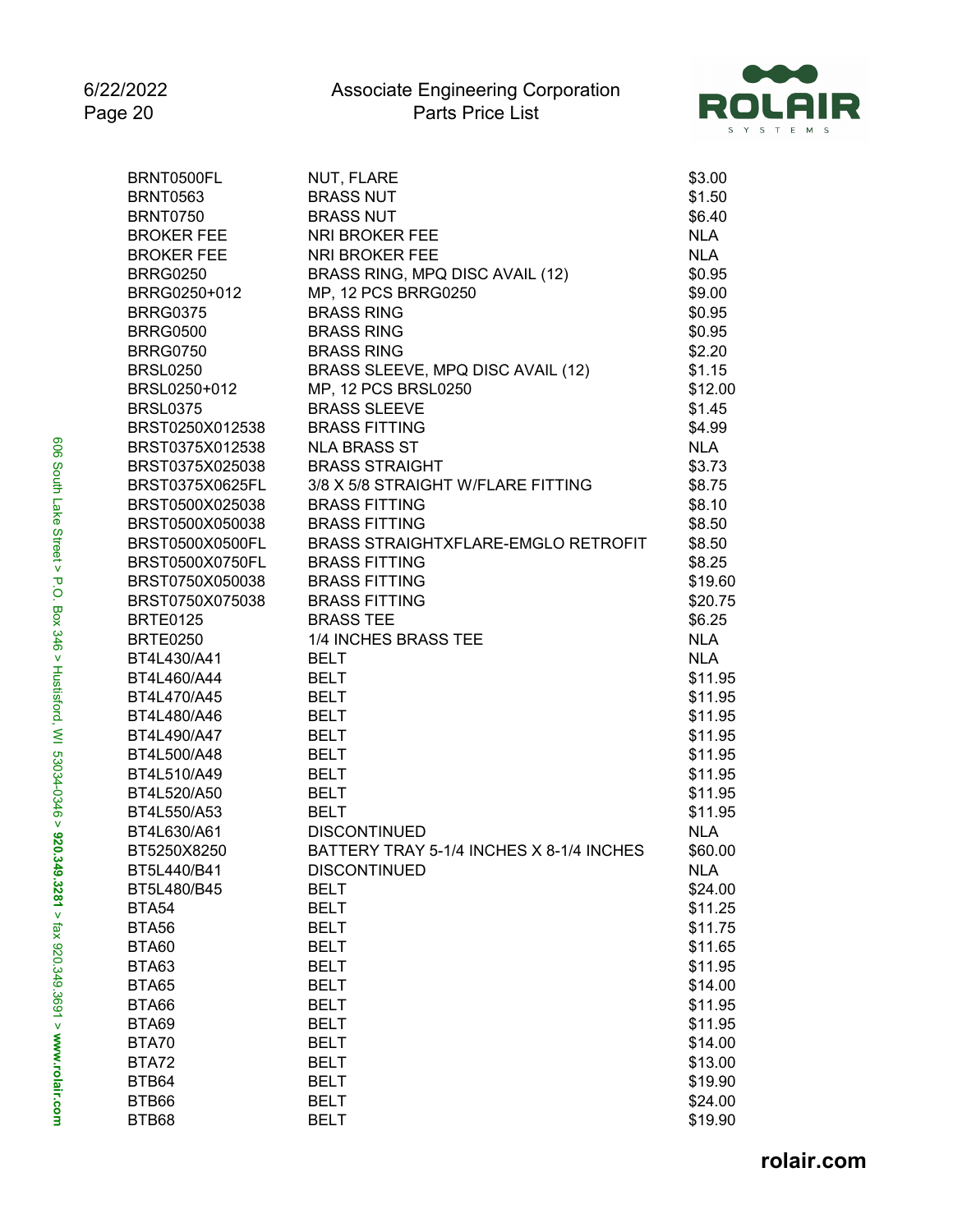| Part Number | Description | Price |
|---|---|---|
| BRNT0500FL | NUT, FLARE | $3.00 |
| BRNT0563 | BRASS NUT | $1.50 |
| BRNT0750 | BRASS NUT | $6.40 |
| BROKER FEE | NRI BROKER FEE | NLA |
| BROKER FEE | NRI BROKER FEE | NLA |
| BRRG0250 | BRASS RING, MPQ DISC AVAIL (12) | $0.95 |
| BRRG0250+012 | MP, 12 PCS BRRG0250 | $9.00 |
| BRRG0375 | BRASS RING | $0.95 |
| BRRG0500 | BRASS RING | $0.95 |
| BRRG0750 | BRASS RING | $2.20 |
| BRSL0250 | BRASS SLEEVE, MPQ DISC AVAIL (12) | $1.15 |
| BRSL0250+012 | MP, 12 PCS BRSL0250 | $12.00 |
| BRSL0375 | BRASS SLEEVE | $1.45 |
| BRST0250X012538 | BRASS FITTING | $4.99 |
| BRST0375X012538 | NLA BRASS ST | NLA |
| BRST0375X025038 | BRASS STRAIGHT | $3.73 |
| BRST0375X0625FL | 3/8 X 5/8 STRAIGHT W/FLARE FITTING | $8.75 |
| BRST0500X025038 | BRASS FITTING | $8.10 |
| BRST0500X050038 | BRASS FITTING | $8.50 |
| BRST0500X0500FL | BRASS STRAIGHTXFLARE-EMGLO RETROFIT | $8.50 |
| BRST0500X0750FL | BRASS FITTING | $8.25 |
| BRST0750X050038 | BRASS FITTING | $19.60 |
| BRST0750X075038 | BRASS FITTING | $20.75 |
| BRTE0125 | BRASS TEE | $6.25 |
| BRTE0250 | 1/4 INCHES BRASS TEE | NLA |
| BT4L430/A41 | BELT | NLA |
| BT4L460/A44 | BELT | $11.95 |
| BT4L470/A45 | BELT | $11.95 |
| BT4L480/A46 | BELT | $11.95 |
| BT4L490/A47 | BELT | $11.95 |
| BT4L500/A48 | BELT | $11.95 |
| BT4L510/A49 | BELT | $11.95 |
| BT4L520/A50 | BELT | $11.95 |
| BT4L550/A53 | BELT | $11.95 |
| BT4L630/A61 | DISCONTINUED | NLA |
| BT5250X8250 | BATTERY TRAY 5-1/4 INCHES X 8-1/4 INCHES | $60.00 |
| BT5L440/B41 | DISCONTINUED | NLA |
| BT5L480/B45 | BELT | $24.00 |
| BTA54 | BELT | $11.25 |
| BTA56 | BELT | $11.75 |
| BTA60 | BELT | $11.65 |
| BTA63 | BELT | $11.95 |
| BTA65 | BELT | $14.00 |
| BTA66 | BELT | $11.95 |
| BTA69 | BELT | $11.95 |
| BTA70 | BELT | $14.00 |
| BTA72 | BELT | $13.00 |
| BTB64 | BELT | $19.90 |
| BTB66 | BELT | $24.00 |
| BTB68 | BELT | $19.90 |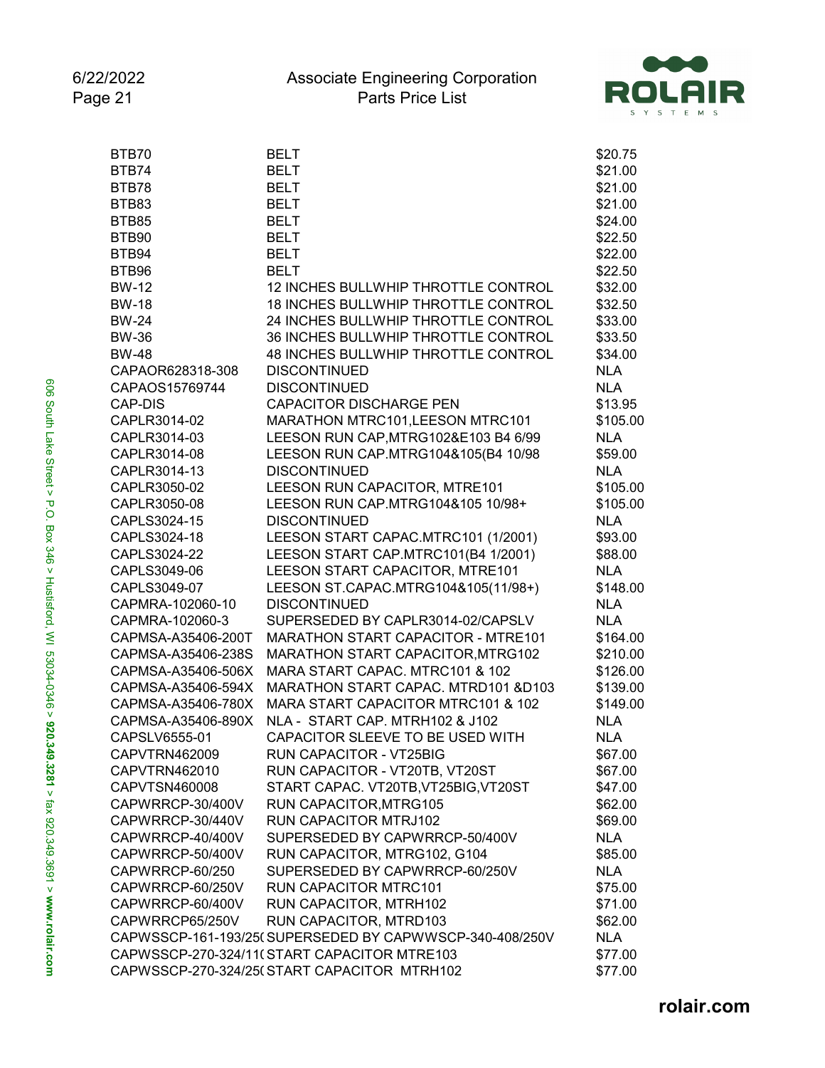| | | |
|---|---|---|
| BTB70 | BELT | $20.75 |
| BTB74 | BELT | $21.00 |
| BTB78 | BELT | $21.00 |
| BTB83 | BELT | $21.00 |
| BTB85 | BELT | $24.00 |
| BTB90 | BELT | $22.50 |
| BTB94 | BELT | $22.00 |
| BTB96 | BELT | $22.50 |
| BW-12 | 12 INCHES BULLWHIP THROTTLE CONTROL | $32.00 |
| BW-18 | 18 INCHES BULLWHIP THROTTLE CONTROL | $32.50 |
| BW-24 | 24 INCHES BULLWHIP THROTTLE CONTROL | $33.00 |
| BW-36 | 36 INCHES BULLWHIP THROTTLE CONTROL | $33.50 |
| BW-48 | 48 INCHES BULLWHIP THROTTLE CONTROL | $34.00 |
| CAPAOR628318-308 | DISCONTINUED | NLA |
| CAPAOS15769744 | DISCONTINUED | NLA |
| CAP-DIS | CAPACITOR DISCHARGE PEN | $13.95 |
| CAPLR3014-02 | MARATHON MTRC101,LEESON MTRC101 | $105.00 |
| CAPLR3014-03 | LEESON RUN CAP,MTRG102&E103 B4 6/99 | NLA |
| CAPLR3014-08 | LEESON RUN CAP.MTRG104&105(B4 10/98 | $59.00 |
| CAPLR3014-13 | DISCONTINUED | NLA |
| CAPLR3050-02 | LEESON RUN CAPACITOR, MTRE101 | $105.00 |
| CAPLR3050-08 | LEESON RUN CAP.MTRG104&105 10/98+ | $105.00 |
| CAPLS3024-15 | DISCONTINUED | NLA |
| CAPLS3024-18 | LEESON START CAPAC.MTRC101 (1/2001) | $93.00 |
| CAPLS3024-22 | LEESON START CAP.MTRC101(B4 1/2001) | $88.00 |
| CAPLS3049-06 | LEESON START CAPACITOR, MTRE101 | NLA |
| CAPLS3049-07 | LEESON ST.CAPAC.MTRG104&105(11/98+) | $148.00 |
| CAPMRA-102060-10 | DISCONTINUED | NLA |
| CAPMRA-102060-3 | SUPERSEDED BY CAPLR3014-02/CAPSLV | NLA |
| CAPMSA-A35406-200T | MARATHON START CAPACITOR - MTRE101 | $164.00 |
| CAPMSA-A35406-238S | MARATHON START CAPACITOR,MTRG102 | $210.00 |
| CAPMSA-A35406-506X | MARA START CAPAC. MTRC101 & 102 | $126.00 |
| CAPMSA-A35406-594X | MARATHON START CAPAC. MTRD101 &D103 | $139.00 |
| CAPMSA-A35406-780X | MARA START CAPACITOR MTRC101 & 102 | $149.00 |
| CAPMSA-A35406-890X | NLA - START CAP. MTRH102 & J102 | NLA |
| CAPSLV6555-01 | CAPACITOR SLEEVE TO BE USED WITH | NLA |
| CAPVTRN462009 | RUN CAPACITOR - VT25BIG | $67.00 |
| CAPVTRN462010 | RUN CAPACITOR - VT20TB, VT20ST | $67.00 |
| CAPVTSN460008 | START CAPAC. VT20TB,VT25BIG,VT20ST | $47.00 |
| CAPWRRCP-30/400V | RUN CAPACITOR,MTRG105 | $62.00 |
| CAPWRRCP-30/440V | RUN CAPACITOR MTRJ102 | $69.00 |
| CAPWRRCP-40/400V | SUPERSEDED BY CAPWRRCP-50/400V | NLA |
| CAPWRRCP-50/400V | RUN CAPACITOR, MTRG102, G104 | $85.00 |
| CAPWRRCP-60/250 | SUPERSEDED BY CAPWRRCP-60/250V | NLA |
| CAPWRRCP-60/250V | RUN CAPACITOR MTRC101 | $75.00 |
| CAPWRRCP-60/400V | RUN CAPACITOR, MTRH102 | $71.00 |
| CAPWRRCP65/250V | RUN CAPACITOR, MTRD103 | $62.00 |
| CAPWSSCP-161-193/25( | SUPERSEDED BY CAPWWSCP-340-408/250V | NLA |
| CAPWSSCP-270-324/11( | START CAPACITOR MTRE103 | $77.00 |
| CAPWSSCP-270-324/25( | START CAPACITOR MTRH102 | $77.00 |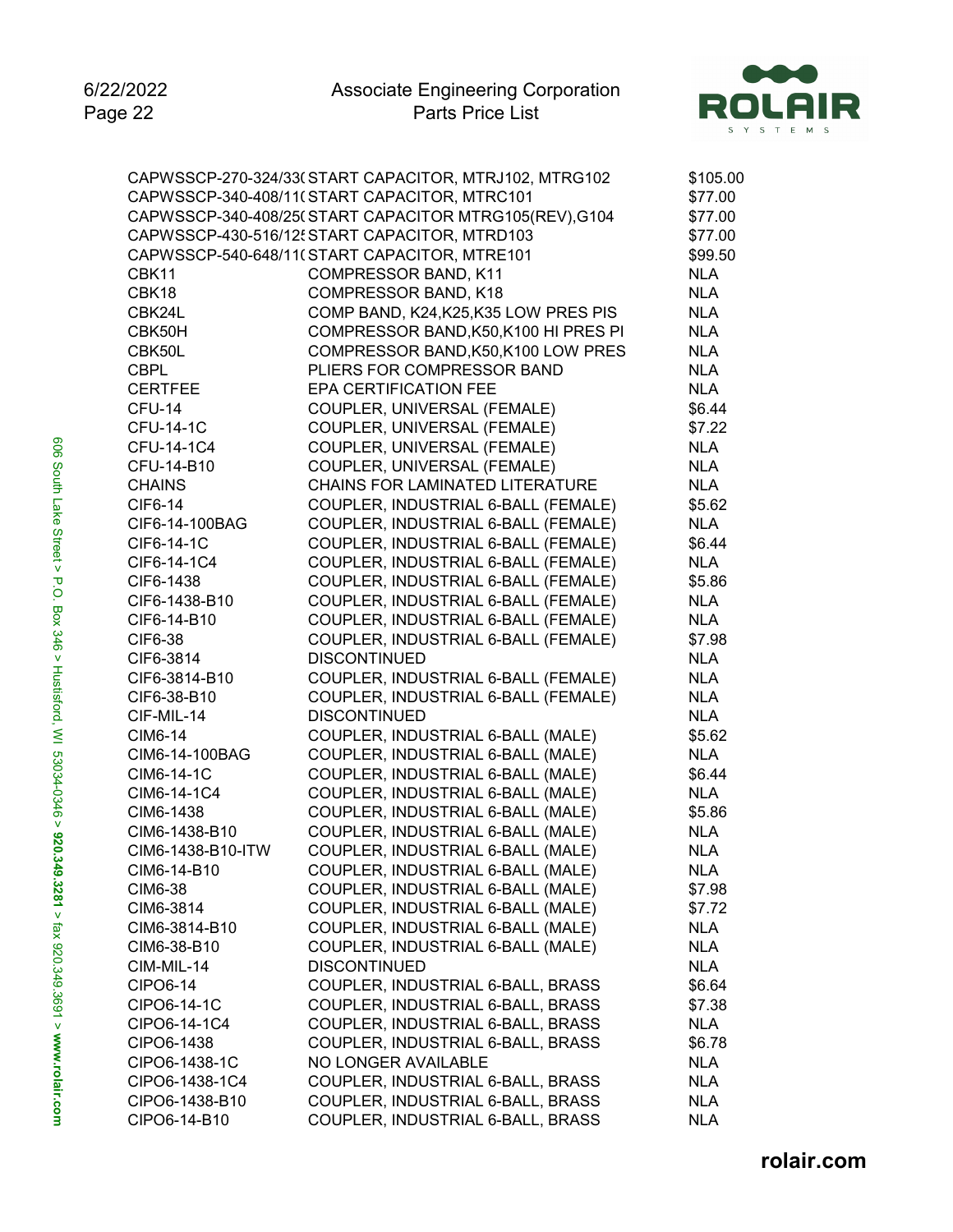| Part Number | Description | Price |
|---|---|---|
| CAPWSSCP-270-324/33( | START CAPACITOR, MTRJ102, MTRG102 | $105.00 |
| CAPWSSCP-340-408/11( | START CAPACITOR, MTRC101 | $77.00 |
| CAPWSSCP-340-408/25( | START CAPACITOR MTRG105(REV),G104 | $77.00 |
| CAPWSSCP-430-516/12! | START CAPACITOR, MTRD103 | $77.00 |
| CAPWSSCP-540-648/11( | START CAPACITOR, MTRE101 | $99.50 |
| CBK11 | COMPRESSOR BAND, K11 | NLA |
| CBK18 | COMPRESSOR BAND, K18 | NLA |
| CBK24L | COMP BAND, K24,K25,K35 LOW PRES PIS | NLA |
| CBK50H | COMPRESSOR BAND,K50,K100 HI PRES PI | NLA |
| CBK50L | COMPRESSOR BAND,K50,K100 LOW PRES | NLA |
| CBPL | PLIERS FOR COMPRESSOR BAND | NLA |
| CERTFEE | EPA CERTIFICATION FEE | NLA |
| CFU-14 | COUPLER, UNIVERSAL (FEMALE) | $6.44 |
| CFU-14-1C | COUPLER, UNIVERSAL (FEMALE) | $7.22 |
| CFU-14-1C4 | COUPLER, UNIVERSAL (FEMALE) | NLA |
| CFU-14-B10 | COUPLER, UNIVERSAL (FEMALE) | NLA |
| CHAINS | CHAINS FOR LAMINATED LITERATURE | NLA |
| CIF6-14 | COUPLER, INDUSTRIAL 6-BALL (FEMALE) | $5.62 |
| CIF6-14-100BAG | COUPLER, INDUSTRIAL 6-BALL (FEMALE) | NLA |
| CIF6-14-1C | COUPLER, INDUSTRIAL 6-BALL (FEMALE) | $6.44 |
| CIF6-14-1C4 | COUPLER, INDUSTRIAL 6-BALL (FEMALE) | NLA |
| CIF6-1438 | COUPLER, INDUSTRIAL 6-BALL (FEMALE) | $5.86 |
| CIF6-1438-B10 | COUPLER, INDUSTRIAL 6-BALL (FEMALE) | NLA |
| CIF6-14-B10 | COUPLER, INDUSTRIAL 6-BALL (FEMALE) | NLA |
| CIF6-38 | COUPLER, INDUSTRIAL 6-BALL (FEMALE) | $7.98 |
| CIF6-3814 | DISCONTINUED | NLA |
| CIF6-3814-B10 | COUPLER, INDUSTRIAL 6-BALL (FEMALE) | NLA |
| CIF6-38-B10 | COUPLER, INDUSTRIAL 6-BALL (FEMALE) | NLA |
| CIF-MIL-14 | DISCONTINUED | NLA |
| CIM6-14 | COUPLER, INDUSTRIAL 6-BALL (MALE) | $5.62 |
| CIM6-14-100BAG | COUPLER, INDUSTRIAL 6-BALL (MALE) | NLA |
| CIM6-14-1C | COUPLER, INDUSTRIAL 6-BALL (MALE) | $6.44 |
| CIM6-14-1C4 | COUPLER, INDUSTRIAL 6-BALL (MALE) | NLA |
| CIM6-1438 | COUPLER, INDUSTRIAL 6-BALL (MALE) | $5.86 |
| CIM6-1438-B10 | COUPLER, INDUSTRIAL 6-BALL (MALE) | NLA |
| CIM6-1438-B10-ITW | COUPLER, INDUSTRIAL 6-BALL (MALE) | NLA |
| CIM6-14-B10 | COUPLER, INDUSTRIAL 6-BALL (MALE) | NLA |
| CIM6-38 | COUPLER, INDUSTRIAL 6-BALL (MALE) | $7.98 |
| CIM6-3814 | COUPLER, INDUSTRIAL 6-BALL (MALE) | $7.72 |
| CIM6-3814-B10 | COUPLER, INDUSTRIAL 6-BALL (MALE) | NLA |
| CIM6-38-B10 | COUPLER, INDUSTRIAL 6-BALL (MALE) | NLA |
| CIM-MIL-14 | DISCONTINUED | NLA |
| CIPO6-14 | COUPLER, INDUSTRIAL 6-BALL, BRASS | $6.64 |
| CIPO6-14-1C | COUPLER, INDUSTRIAL 6-BALL, BRASS | $7.38 |
| CIPO6-14-1C4 | COUPLER, INDUSTRIAL 6-BALL, BRASS | NLA |
| CIPO6-1438 | COUPLER, INDUSTRIAL 6-BALL, BRASS | $6.78 |
| CIPO6-1438-1C | NO LONGER AVAILABLE | NLA |
| CIPO6-1438-1C4 | COUPLER, INDUSTRIAL 6-BALL, BRASS | NLA |
| CIPO6-1438-B10 | COUPLER, INDUSTRIAL 6-BALL, BRASS | NLA |
| CIPO6-14-B10 | COUPLER, INDUSTRIAL 6-BALL, BRASS | NLA |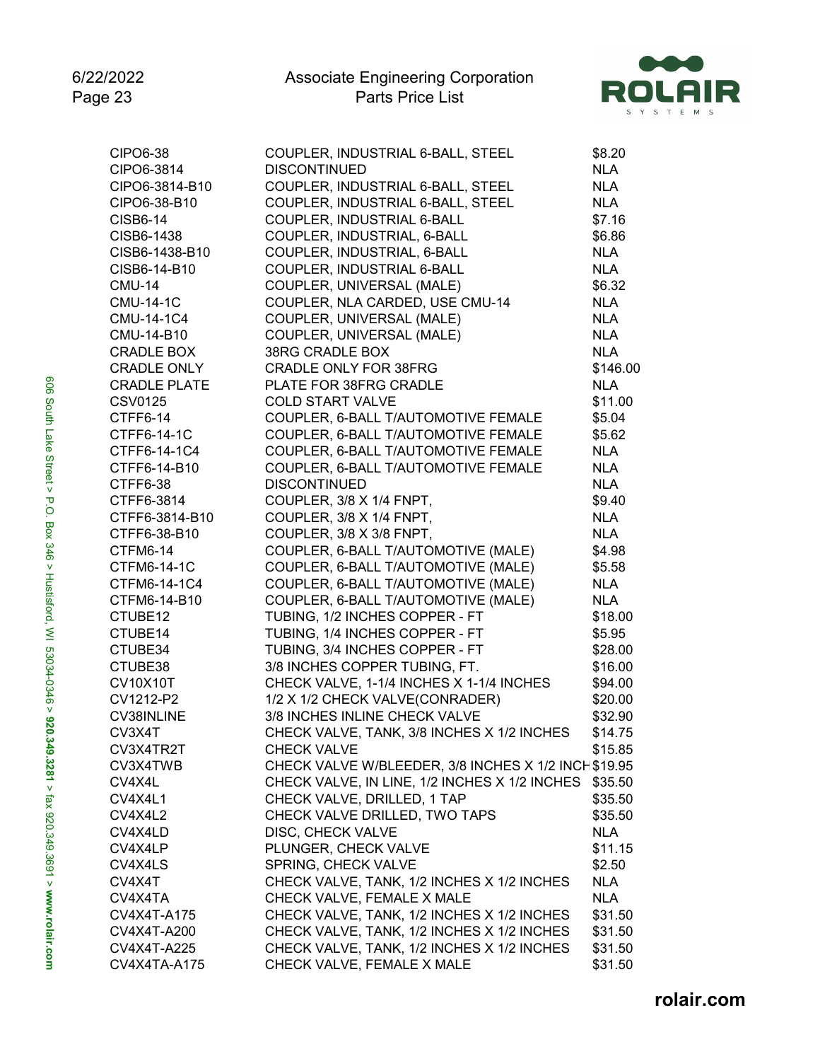| Part Number | Description | Price |
|---|---|---|
| CIPO6-38 | COUPLER, INDUSTRIAL 6-BALL, STEEL | $8.20 |
| CIPO6-3814 | DISCONTINUED | NLA |
| CIPO6-3814-B10 | COUPLER, INDUSTRIAL 6-BALL, STEEL | NLA |
| CIPO6-38-B10 | COUPLER, INDUSTRIAL 6-BALL, STEEL | NLA |
| CISB6-14 | COUPLER, INDUSTRIAL 6-BALL | $7.16 |
| CISB6-1438 | COUPLER, INDUSTRIAL, 6-BALL | $6.86 |
| CISB6-1438-B10 | COUPLER, INDUSTRIAL, 6-BALL | NLA |
| CISB6-14-B10 | COUPLER, INDUSTRIAL 6-BALL | NLA |
| CMU-14 | COUPLER, UNIVERSAL (MALE) | $6.32 |
| CMU-14-1C | COUPLER, NLA CARDED, USE CMU-14 | NLA |
| CMU-14-1C4 | COUPLER, UNIVERSAL (MALE) | NLA |
| CMU-14-B10 | COUPLER, UNIVERSAL (MALE) | NLA |
| CRADLE BOX | 38RG CRADLE BOX | NLA |
| CRADLE ONLY | CRADLE ONLY FOR 38FRG | $146.00 |
| CRADLE PLATE | PLATE FOR 38FRG CRADLE | NLA |
| CSV0125 | COLD START VALVE | $11.00 |
| CTFF6-14 | COUPLER, 6-BALL T/AUTOMOTIVE FEMALE | $5.04 |
| CTFF6-14-1C | COUPLER, 6-BALL T/AUTOMOTIVE FEMALE | $5.62 |
| CTFF6-14-1C4 | COUPLER, 6-BALL T/AUTOMOTIVE FEMALE | NLA |
| CTFF6-14-B10 | COUPLER, 6-BALL T/AUTOMOTIVE FEMALE | NLA |
| CTFF6-38 | DISCONTINUED | NLA |
| CTFF6-3814 | COUPLER, 3/8 X 1/4 FNPT, | $9.40 |
| CTFF6-3814-B10 | COUPLER, 3/8 X 1/4 FNPT, | NLA |
| CTFF6-38-B10 | COUPLER, 3/8 X 3/8 FNPT, | NLA |
| CTFM6-14 | COUPLER, 6-BALL T/AUTOMOTIVE (MALE) | $4.98 |
| CTFM6-14-1C | COUPLER, 6-BALL T/AUTOMOTIVE (MALE) | $5.58 |
| CTFM6-14-1C4 | COUPLER, 6-BALL T/AUTOMOTIVE (MALE) | NLA |
| CTFM6-14-B10 | COUPLER, 6-BALL T/AUTOMOTIVE (MALE) | NLA |
| CTUBE12 | TUBING, 1/2 INCHES COPPER - FT | $18.00 |
| CTUBE14 | TUBING, 1/4 INCHES COPPER - FT | $5.95 |
| CTUBE34 | TUBING, 3/4 INCHES COPPER - FT | $28.00 |
| CTUBE38 | 3/8 INCHES COPPER TUBING, FT. | $16.00 |
| CV10X10T | CHECK VALVE, 1-1/4 INCHES X 1-1/4 INCHES | $94.00 |
| CV1212-P2 | 1/2 X 1/2 CHECK VALVE(CONRADER) | $20.00 |
| CV38INLINE | 3/8 INCHES INLINE CHECK VALVE | $32.90 |
| CV3X4T | CHECK VALVE, TANK, 3/8 INCHES X 1/2 INCHES | $14.75 |
| CV3X4TR2T | CHECK VALVE | $15.85 |
| CV3X4TWB | CHECK VALVE W/BLEEDER, 3/8 INCHES X 1/2 INCH | $19.95 |
| CV4X4L | CHECK VALVE, IN LINE, 1/2 INCHES X 1/2 INCHES | $35.50 |
| CV4X4L1 | CHECK VALVE, DRILLED, 1 TAP | $35.50 |
| CV4X4L2 | CHECK VALVE DRILLED, TWO TAPS | $35.50 |
| CV4X4LD | DISC, CHECK VALVE | NLA |
| CV4X4LP | PLUNGER, CHECK VALVE | $11.15 |
| CV4X4LS | SPRING, CHECK VALVE | $2.50 |
| CV4X4T | CHECK VALVE, TANK, 1/2 INCHES X 1/2 INCHES | NLA |
| CV4X4TA | CHECK VALVE, FEMALE X MALE | NLA |
| CV4X4T-A175 | CHECK VALVE, TANK, 1/2 INCHES X 1/2 INCHES | $31.50 |
| CV4X4T-A200 | CHECK VALVE, TANK, 1/2 INCHES X 1/2 INCHES | $31.50 |
| CV4X4T-A225 | CHECK VALVE, TANK, 1/2 INCHES X 1/2 INCHES | $31.50 |
| CV4X4TA-A175 | CHECK VALVE, FEMALE X MALE | $31.50 |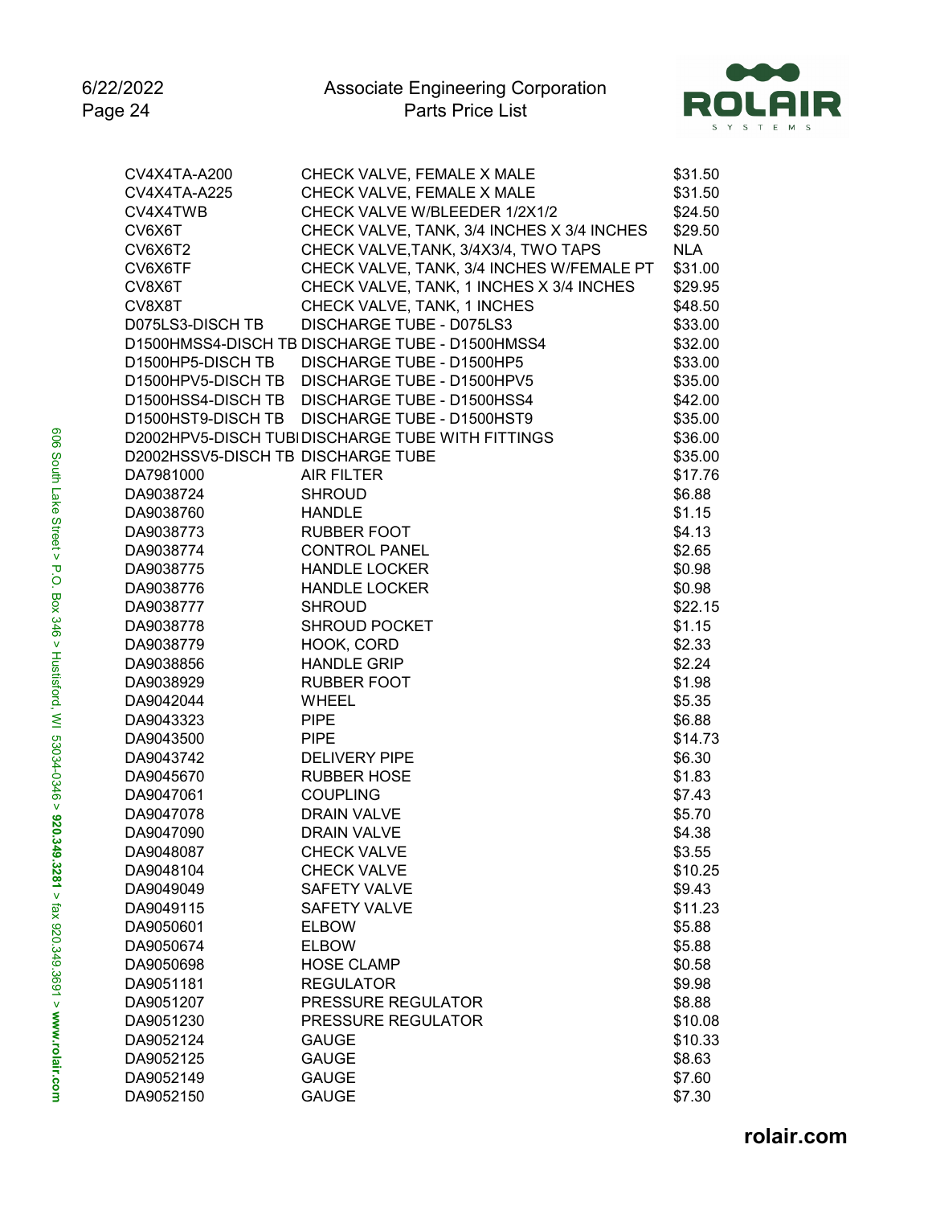| Part Number | Description | Price |
|---|---|---|
| CV4X4TA-A200 | CHECK VALVE, FEMALE X MALE | $31.50 |
| CV4X4TA-A225 | CHECK VALVE, FEMALE X MALE | $31.50 |
| CV4X4TWB | CHECK VALVE W/BLEEDER 1/2X1/2 | $24.50 |
| CV6X6T | CHECK VALVE, TANK, 3/4 INCHES X 3/4 INCHES | $29.50 |
| CV6X6T2 | CHECK VALVE,TANK, 3/4X3/4, TWO TAPS | NLA |
| CV6X6TF | CHECK VALVE, TANK, 3/4 INCHES W/FEMALE PT | $31.00 |
| CV8X6T | CHECK VALVE, TANK, 1 INCHES X 3/4 INCHES | $29.95 |
| CV8X8T | CHECK VALVE, TANK, 1 INCHES | $48.50 |
| D075LS3-DISCH TB | DISCHARGE TUBE - D075LS3 | $33.00 |
| D1500HMSS4-DISCH TB | DISCHARGE TUBE - D1500HMSS4 | $32.00 |
| D1500HP5-DISCH TB | DISCHARGE TUBE - D1500HP5 | $33.00 |
| D1500HPV5-DISCH TB | DISCHARGE TUBE - D1500HPV5 | $35.00 |
| D1500HSS4-DISCH TB | DISCHARGE TUBE - D1500HSS4 | $42.00 |
| D1500HST9-DISCH TB | DISCHARGE TUBE - D1500HST9 | $35.00 |
| D2002HPV5-DISCH TUBI | DISCHARGE TUBE WITH FITTINGS | $36.00 |
| D2002HSSV5-DISCH TB | DISCHARGE TUBE | $35.00 |
| DA7981000 | AIR FILTER | $17.76 |
| DA9038724 | SHROUD | $6.88 |
| DA9038760 | HANDLE | $1.15 |
| DA9038773 | RUBBER FOOT | $4.13 |
| DA9038774 | CONTROL PANEL | $2.65 |
| DA9038775 | HANDLE LOCKER | $0.98 |
| DA9038776 | HANDLE LOCKER | $0.98 |
| DA9038777 | SHROUD | $22.15 |
| DA9038778 | SHROUD POCKET | $1.15 |
| DA9038779 | HOOK, CORD | $2.33 |
| DA9038856 | HANDLE GRIP | $2.24 |
| DA9038929 | RUBBER FOOT | $1.98 |
| DA9042044 | WHEEL | $5.35 |
| DA9043323 | PIPE | $6.88 |
| DA9043500 | PIPE | $14.73 |
| DA9043742 | DELIVERY PIPE | $6.30 |
| DA9045670 | RUBBER HOSE | $1.83 |
| DA9047061 | COUPLING | $7.43 |
| DA9047078 | DRAIN VALVE | $5.70 |
| DA9047090 | DRAIN VALVE | $4.38 |
| DA9048087 | CHECK VALVE | $3.55 |
| DA9048104 | CHECK VALVE | $10.25 |
| DA9049049 | SAFETY VALVE | $9.43 |
| DA9049115 | SAFETY VALVE | $11.23 |
| DA9050601 | ELBOW | $5.88 |
| DA9050674 | ELBOW | $5.88 |
| DA9050698 | HOSE CLAMP | $0.58 |
| DA9051181 | REGULATOR | $9.98 |
| DA9051207 | PRESSURE REGULATOR | $8.88 |
| DA9051230 | PRESSURE REGULATOR | $10.08 |
| DA9052124 | GAUGE | $10.33 |
| DA9052125 | GAUGE | $8.63 |
| DA9052149 | GAUGE | $7.60 |
| DA9052150 | GAUGE | $7.30 |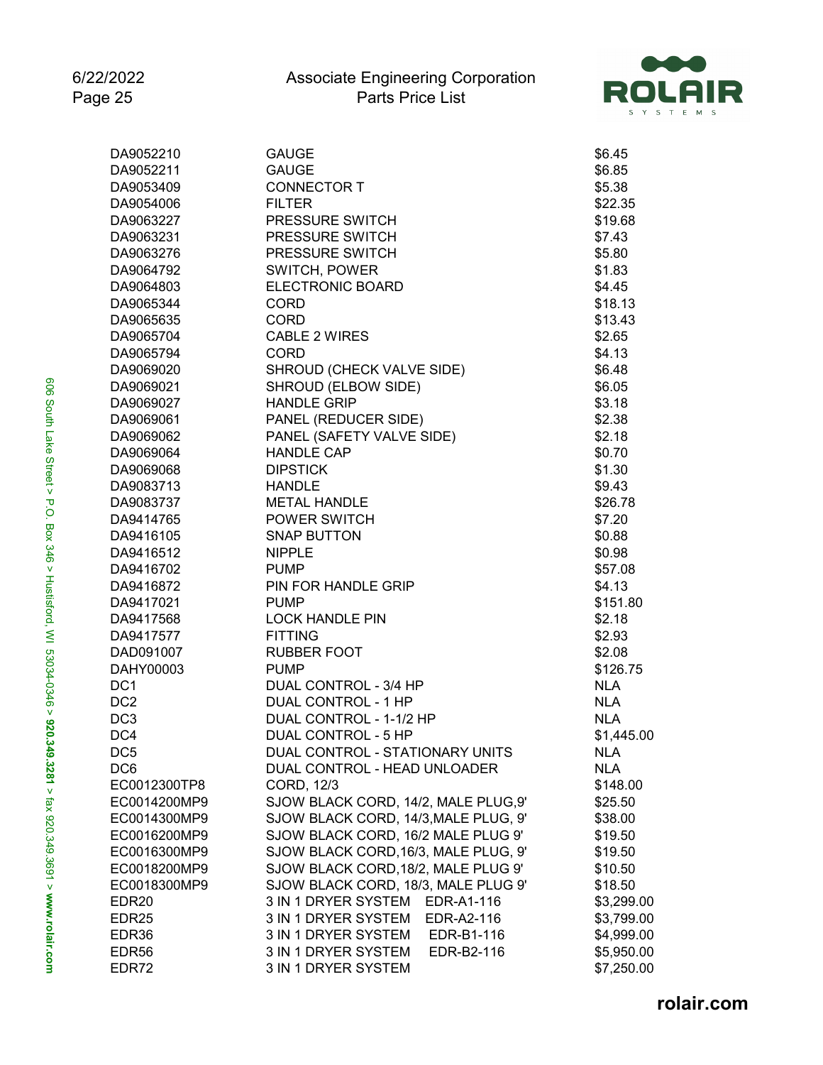| Part Number | Description | Price |
|---|---|---|
| DA9052210 | GAUGE | $6.45 |
| DA9052211 | GAUGE | $6.85 |
| DA9053409 | CONNECTOR T | $5.38 |
| DA9054006 | FILTER | $22.35 |
| DA9063227 | PRESSURE SWITCH | $19.68 |
| DA9063231 | PRESSURE SWITCH | $7.43 |
| DA9063276 | PRESSURE SWITCH | $5.80 |
| DA9064792 | SWITCH, POWER | $1.83 |
| DA9064803 | ELECTRONIC BOARD | $4.45 |
| DA9065344 | CORD | $18.13 |
| DA9065635 | CORD | $13.43 |
| DA9065704 | CABLE 2 WIRES | $2.65 |
| DA9065794 | CORD | $4.13 |
| DA9069020 | SHROUD (CHECK VALVE SIDE) | $6.48 |
| DA9069021 | SHROUD (ELBOW SIDE) | $6.05 |
| DA9069027 | HANDLE GRIP | $3.18 |
| DA9069061 | PANEL (REDUCER SIDE) | $2.38 |
| DA9069062 | PANEL (SAFETY VALVE SIDE) | $2.18 |
| DA9069064 | HANDLE CAP | $0.70 |
| DA9069068 | DIPSTICK | $1.30 |
| DA9083713 | HANDLE | $9.43 |
| DA9083737 | METAL HANDLE | $26.78 |
| DA9414765 | POWER SWITCH | $7.20 |
| DA9416105 | SNAP BUTTON | $0.88 |
| DA9416512 | NIPPLE | $0.98 |
| DA9416702 | PUMP | $57.08 |
| DA9416872 | PIN FOR HANDLE GRIP | $4.13 |
| DA9417021 | PUMP | $151.80 |
| DA9417568 | LOCK HANDLE PIN | $2.18 |
| DA9417577 | FITTING | $2.93 |
| DAD091007 | RUBBER FOOT | $2.08 |
| DAHY00003 | PUMP | $126.75 |
| DC1 | DUAL CONTROL - 3/4 HP | NLA |
| DC2 | DUAL CONTROL - 1 HP | NLA |
| DC3 | DUAL CONTROL - 1-1/2 HP | NLA |
| DC4 | DUAL CONTROL - 5 HP | $1,445.00 |
| DC5 | DUAL CONTROL - STATIONARY UNITS | NLA |
| DC6 | DUAL CONTROL - HEAD UNLOADER | NLA |
| EC0012300TP8 | CORD, 12/3 | $148.00 |
| EC0014200MP9 | SJOW BLACK CORD, 14/2, MALE PLUG,9' | $25.50 |
| EC0014300MP9 | SJOW BLACK CORD, 14/3,MALE PLUG, 9' | $38.00 |
| EC0016200MP9 | SJOW BLACK CORD, 16/2 MALE PLUG 9' | $19.50 |
| EC0016300MP9 | SJOW BLACK CORD,16/3, MALE PLUG, 9' | $19.50 |
| EC0018200MP9 | SJOW BLACK CORD,18/2, MALE PLUG 9' | $10.50 |
| EC0018300MP9 | SJOW BLACK CORD, 18/3, MALE PLUG 9' | $18.50 |
| EDR20 | 3 IN 1 DRYER SYSTEM EDR-A1-116 | $3,299.00 |
| EDR25 | 3 IN 1 DRYER SYSTEM EDR-A2-116 | $3,799.00 |
| EDR36 | 3 IN 1 DRYER SYSTEM EDR-B1-116 | $4,999.00 |
| EDR56 | 3 IN 1 DRYER SYSTEM EDR-B2-116 | $5,950.00 |
| EDR72 | 3 IN 1 DRYER SYSTEM | $7,250.00 |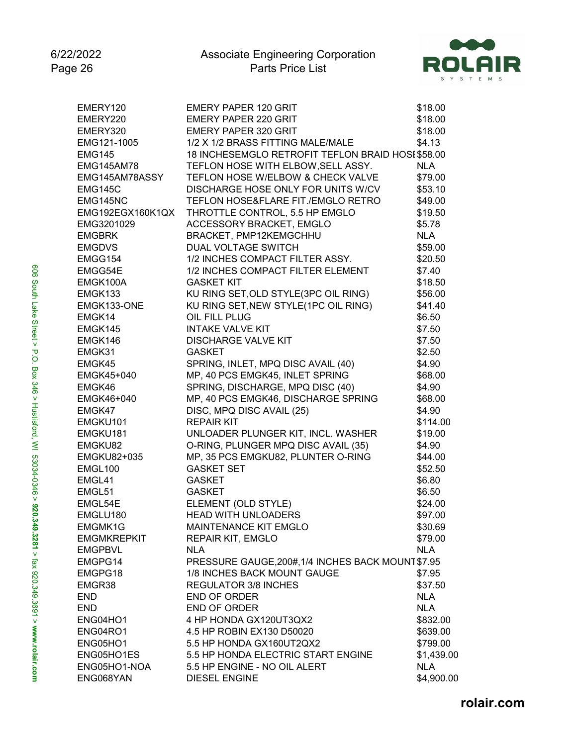| Part Number | Description | Price |
|---|---|---|
| EMERY120 | EMERY PAPER 120 GRIT | $18.00 |
| EMERY220 | EMERY PAPER 220 GRIT | $18.00 |
| EMERY320 | EMERY PAPER 320 GRIT | $18.00 |
| EMG121-1005 | 1/2 X 1/2 BRASS FITTING MALE/MALE | $4.13 |
| EMG145 | 18 INCHESEMGLO RETROFIT TEFLON BRAID HOSE | $58.00 |
| EMG145AM78 | TEFLON HOSE WITH ELBOW,SELL ASSY. | NLA |
| EMG145AM78ASSY | TEFLON HOSE W/ELBOW & CHECK VALVE | $79.00 |
| EMG145C | DISCHARGE HOSE ONLY FOR UNITS W/CV | $53.10 |
| EMG145NC | TEFLON HOSE&FLARE FIT./EMGLO RETRO | $49.00 |
| EMG192EGX160K1QX | THROTTLE CONTROL, 5.5 HP EMGLO | $19.50 |
| EMG3201029 | ACCESSORY BRACKET, EMGLO | $5.78 |
| EMGBRK | BRACKET, PMP12KEMGCHHU | NLA |
| EMGDVS | DUAL VOLTAGE SWITCH | $59.00 |
| EMGG154 | 1/2 INCHES COMPACT FILTER ASSY. | $20.50 |
| EMGG54E | 1/2 INCHES COMPACT FILTER ELEMENT | $7.40 |
| EMGK100A | GASKET KIT | $18.50 |
| EMGK133 | KU RING SET,OLD STYLE(3PC OIL RING) | $56.00 |
| EMGK133-ONE | KU RING SET,NEW STYLE(1PC OIL RING) | $41.40 |
| EMGK14 | OIL FILL PLUG | $6.50 |
| EMGK145 | INTAKE VALVE KIT | $7.50 |
| EMGK146 | DISCHARGE VALVE KIT | $7.50 |
| EMGK31 | GASKET | $2.50 |
| EMGK45 | SPRING, INLET, MPQ DISC AVAIL (40) | $4.90 |
| EMGK45+040 | MP, 40 PCS EMGK45, INLET SPRING | $68.00 |
| EMGK46 | SPRING, DISCHARGE, MPQ DISC (40) | $4.90 |
| EMGK46+040 | MP, 40 PCS EMGK46, DISCHARGE SPRING | $68.00 |
| EMGK47 | DISC, MPQ DISC AVAIL (25) | $4.90 |
| EMGKU101 | REPAIR KIT | $114.00 |
| EMGKU181 | UNLOADER PLUNGER KIT, INCL. WASHER | $19.00 |
| EMGKU82 | O-RING, PLUNGER MPQ DISC AVAIL (35) | $4.90 |
| EMGKU82+035 | MP, 35 PCS EMGKU82, PLUNTER O-RING | $44.00 |
| EMGL100 | GASKET SET | $52.50 |
| EMGL41 | GASKET | $6.80 |
| EMGL51 | GASKET | $6.50 |
| EMGL54E | ELEMENT (OLD STYLE) | $24.00 |
| EMGLU180 | HEAD WITH UNLOADERS | $97.00 |
| EMGMK1G | MAINTENANCE KIT EMGLO | $30.69 |
| EMGMKREPKIT | REPAIR KIT, EMGLO | $79.00 |
| EMGPBVL | NLA | NLA |
| EMGPG14 | PRESSURE GAUGE,200#,1/4 INCHES BACK MOUNT | $7.95 |
| EMGPG18 | 1/8 INCHES BACK MOUNT GAUGE | $7.95 |
| EMGR38 | REGULATOR 3/8 INCHES | $37.50 |
| END | END OF ORDER | NLA |
| END | END OF ORDER | NLA |
| ENG04HO1 | 4 HP HONDA GX120UT3QX2 | $832.00 |
| ENG04RO1 | 4.5 HP ROBIN EX130 D50020 | $639.00 |
| ENG05HO1 | 5.5 HP HONDA GX160UT2QX2 | $799.00 |
| ENG05HO1ES | 5.5 HP HONDA ELECTRIC START ENGINE | $1,439.00 |
| ENG05HO1-NOA | 5.5 HP ENGINE - NO OIL ALERT | NLA |
| ENG068YAN | DIESEL ENGINE | $4,900.00 |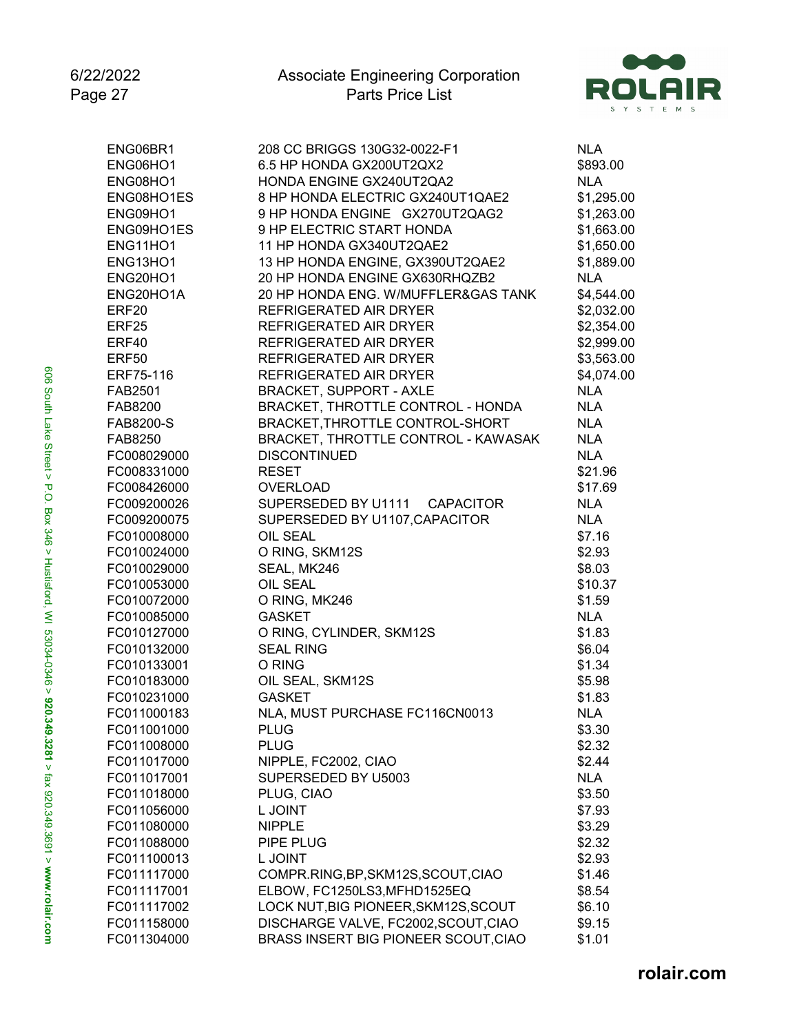| | | |
|---|---|---|
| ENG06BR1 | 208 CC BRIGGS 130G32-0022-F1 | NLA |
| ENG06HO1 | 6.5 HP HONDA GX200UT2QX2 | $893.00 |
| ENG08HO1 | HONDA ENGINE GX240UT2QA2 | NLA |
| ENG08HO1ES | 8 HP HONDA ELECTRIC GX240UT1QAE2 | $1,295.00 |
| ENG09HO1 | 9 HP HONDA ENGINE GX270UT2QAG2 | $1,263.00 |
| ENG09HO1ES | 9 HP ELECTRIC START HONDA | $1,663.00 |
| ENG11HO1 | 11 HP HONDA GX340UT2QAE2 | $1,650.00 |
| ENG13HO1 | 13 HP HONDA ENGINE, GX390UT2QAE2 | $1,889.00 |
| ENG20HO1 | 20 HP HONDA ENGINE GX630RHQZB2 | NLA |
| ENG20HO1A | 20 HP HONDA ENG. W/MUFFLER&GAS TANK | $4,544.00 |
| ERF20 | REFRIGERATED AIR DRYER | $2,032.00 |
| ERF25 | REFRIGERATED AIR DRYER | $2,354.00 |
| ERF40 | REFRIGERATED AIR DRYER | $2,999.00 |
| ERF50 | REFRIGERATED AIR DRYER | $3,563.00 |
| ERF75-116 | REFRIGERATED AIR DRYER | $4,074.00 |
| FAB2501 | BRACKET, SUPPORT - AXLE | NLA |
| FAB8200 | BRACKET, THROTTLE CONTROL - HONDA | NLA |
| FAB8200-S | BRACKET,THROTTLE CONTROL-SHORT | NLA |
| FAB8250 | BRACKET, THROTTLE CONTROL - KAWASAK | NLA |
| FC008029000 | DISCONTINUED | NLA |
| FC008331000 | RESET | $21.96 |
| FC008426000 | OVERLOAD | $17.69 |
| FC009200026 | SUPERSEDED BY U1111 CAPACITOR | NLA |
| FC009200075 | SUPERSEDED BY U1107,CAPACITOR | NLA |
| FC010008000 | OIL SEAL | $7.16 |
| FC010024000 | O RING, SKM12S | $2.93 |
| FC010029000 | SEAL, MK246 | $8.03 |
| FC010053000 | OIL SEAL | $10.37 |
| FC010072000 | O RING, MK246 | $1.59 |
| FC010085000 | GASKET | NLA |
| FC010127000 | O RING, CYLINDER, SKM12S | $1.83 |
| FC010132000 | SEAL RING | $6.04 |
| FC010133001 | O RING | $1.34 |
| FC010183000 | OIL SEAL, SKM12S | $5.98 |
| FC010231000 | GASKET | $1.83 |
| FC011000183 | NLA, MUST PURCHASE FC116CN0013 | NLA |
| FC011001000 | PLUG | $3.30 |
| FC011008000 | PLUG | $2.32 |
| FC011017000 | NIPPLE, FC2002, CIAO | $2.44 |
| FC011017001 | SUPERSEDED BY U5003 | NLA |
| FC011018000 | PLUG, CIAO | $3.50 |
| FC011056000 | L JOINT | $7.93 |
| FC011080000 | NIPPLE | $3.29 |
| FC011088000 | PIPE PLUG | $2.32 |
| FC011100013 | L JOINT | $2.93 |
| FC011117000 | COMPR.RING,BP,SKM12S,SCOUT,CIAO | $1.46 |
| FC011117001 | ELBOW, FC1250LS3,MFHD1525EQ | $8.54 |
| FC011117002 | LOCK NUT,BIG PIONEER,SKM12S,SCOUT | $6.10 |
| FC011158000 | DISCHARGE VALVE, FC2002,SCOUT,CIAO | $9.15 |
| FC011304000 | BRASS INSERT BIG PIONEER SCOUT,CIAO | $1.01 |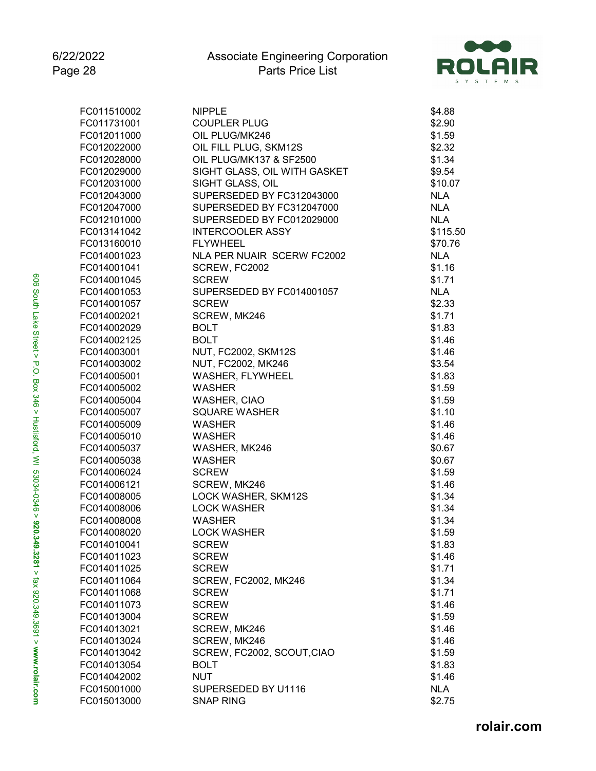| Part Number | Description | Price |
|---|---|---|
| FC011510002 | NIPPLE | $4.88 |
| FC011731001 | COUPLER PLUG | $2.90 |
| FC012011000 | OIL PLUG/MK246 | $1.59 |
| FC012022000 | OIL FILL PLUG, SKM12S | $2.32 |
| FC012028000 | OIL PLUG/MK137 & SF2500 | $1.34 |
| FC012029000 | SIGHT GLASS, OIL WITH GASKET | $9.54 |
| FC012031000 | SIGHT GLASS, OIL | $10.07 |
| FC012043000 | SUPERSEDED BY FC312043000 | NLA |
| FC012047000 | SUPERSEDED BY FC312047000 | NLA |
| FC012101000 | SUPERSEDED BY FC012029000 | NLA |
| FC013141042 | INTERCOOLER ASSY | $115.50 |
| FC013160010 | FLYWHEEL | $70.76 |
| FC014001023 | NLA PER NUAIR SCERW FC2002 | NLA |
| FC014001041 | SCREW, FC2002 | $1.16 |
| FC014001045 | SCREW | $1.71 |
| FC014001053 | SUPERSEDED BY FC014001057 | NLA |
| FC014001057 | SCREW | $2.33 |
| FC014002021 | SCREW, MK246 | $1.71 |
| FC014002029 | BOLT | $1.83 |
| FC014002125 | BOLT | $1.46 |
| FC014003001 | NUT, FC2002, SKM12S | $1.46 |
| FC014003002 | NUT, FC2002, MK246 | $3.54 |
| FC014005001 | WASHER, FLYWHEEL | $1.83 |
| FC014005002 | WASHER | $1.59 |
| FC014005004 | WASHER, CIAO | $1.59 |
| FC014005007 | SQUARE WASHER | $1.10 |
| FC014005009 | WASHER | $1.46 |
| FC014005010 | WASHER | $1.46 |
| FC014005037 | WASHER, MK246 | $0.67 |
| FC014005038 | WASHER | $0.67 |
| FC014006024 | SCREW | $1.59 |
| FC014006121 | SCREW, MK246 | $1.46 |
| FC014008005 | LOCK WASHER, SKM12S | $1.34 |
| FC014008006 | LOCK WASHER | $1.34 |
| FC014008008 | WASHER | $1.34 |
| FC014008020 | LOCK WASHER | $1.59 |
| FC014010041 | SCREW | $1.83 |
| FC014011023 | SCREW | $1.46 |
| FC014011025 | SCREW | $1.71 |
| FC014011064 | SCREW, FC2002, MK246 | $1.34 |
| FC014011068 | SCREW | $1.71 |
| FC014011073 | SCREW | $1.46 |
| FC014013004 | SCREW | $1.59 |
| FC014013021 | SCREW, MK246 | $1.46 |
| FC014013024 | SCREW, MK246 | $1.46 |
| FC014013042 | SCREW, FC2002, SCOUT,CIAO | $1.59 |
| FC014013054 | BOLT | $1.83 |
| FC014042002 | NUT | $1.46 |
| FC015001000 | SUPERSEDED BY U1116 | NLA |
| FC015013000 | SNAP RING | $2.75 |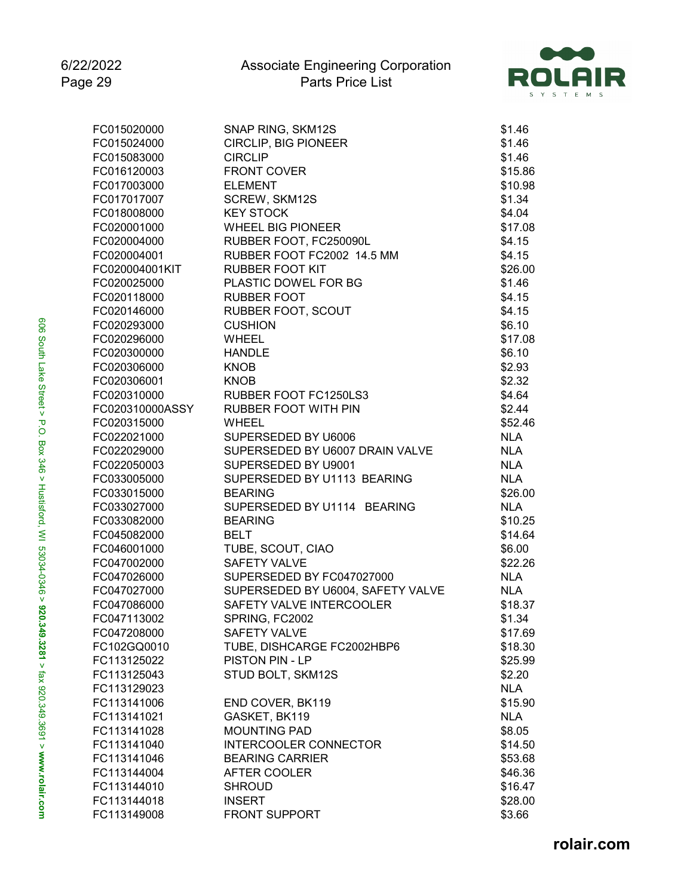| Part Number | Description | Price |
|---|---|---|
| FC015020000 | SNAP RING, SKM12S | $1.46 |
| FC015024000 | CIRCLIP, BIG PIONEER | $1.46 |
| FC015083000 | CIRCLIP | $1.46 |
| FC016120003 | FRONT COVER | $15.86 |
| FC017003000 | ELEMENT | $10.98 |
| FC017017007 | SCREW, SKM12S | $1.34 |
| FC018008000 | KEY STOCK | $4.04 |
| FC020001000 | WHEEL BIG PIONEER | $17.08 |
| FC020004000 | RUBBER FOOT, FC250090L | $4.15 |
| FC020004001 | RUBBER FOOT FC2002 14.5 MM | $4.15 |
| FC020004001KIT | RUBBER FOOT KIT | $26.00 |
| FC020025000 | PLASTIC DOWEL FOR BG | $1.46 |
| FC020118000 | RUBBER FOOT | $4.15 |
| FC020146000 | RUBBER FOOT, SCOUT | $4.15 |
| FC020293000 | CUSHION | $6.10 |
| FC020296000 | WHEEL | $17.08 |
| FC020300000 | HANDLE | $6.10 |
| FC020306000 | KNOB | $2.93 |
| FC020306001 | KNOB | $2.32 |
| FC020310000 | RUBBER FOOT FC1250LS3 | $4.64 |
| FC020310000ASSY | RUBBER FOOT WITH PIN | $2.44 |
| FC020315000 | WHEEL | $52.46 |
| FC022021000 | SUPERSEDED BY U6006 | NLA |
| FC022029000 | SUPERSEDED BY U6007 DRAIN VALVE | NLA |
| FC022050003 | SUPERSEDED BY U9001 | NLA |
| FC033005000 | SUPERSEDED BY U1113 BEARING | NLA |
| FC033015000 | BEARING | $26.00 |
| FC033027000 | SUPERSEDED BY U1114 BEARING | NLA |
| FC033082000 | BEARING | $10.25 |
| FC045082000 | BELT | $14.64 |
| FC046001000 | TUBE, SCOUT, CIAO | $6.00 |
| FC047002000 | SAFETY VALVE | $22.26 |
| FC047026000 | SUPERSEDED BY FC047027000 | NLA |
| FC047027000 | SUPERSEDED BY U6004, SAFETY VALVE | NLA |
| FC047086000 | SAFETY VALVE INTERCOOLER | $18.37 |
| FC047113002 | SPRING, FC2002 | $1.34 |
| FC047208000 | SAFETY VALVE | $17.69 |
| FC102GQ0010 | TUBE, DISHCARGE FC2002HBP6 | $18.30 |
| FC113125022 | PISTON PIN - LP | $25.99 |
| FC113125043 | STUD BOLT, SKM12S | $2.20 |
| FC113129023 | | NLA |
| FC113141006 | END COVER, BK119 | $15.90 |
| FC113141021 | GASKET, BK119 | NLA |
| FC113141028 | MOUNTING PAD | $8.05 |
| FC113141040 | INTERCOOLER CONNECTOR | $14.50 |
| FC113141046 | BEARING CARRIER | $53.68 |
| FC113144004 | AFTER COOLER | $46.36 |
| FC113144010 | SHROUD | $16.47 |
| FC113144018 | INSERT | $28.00 |
| FC113149008 | FRONT SUPPORT | $3.66 |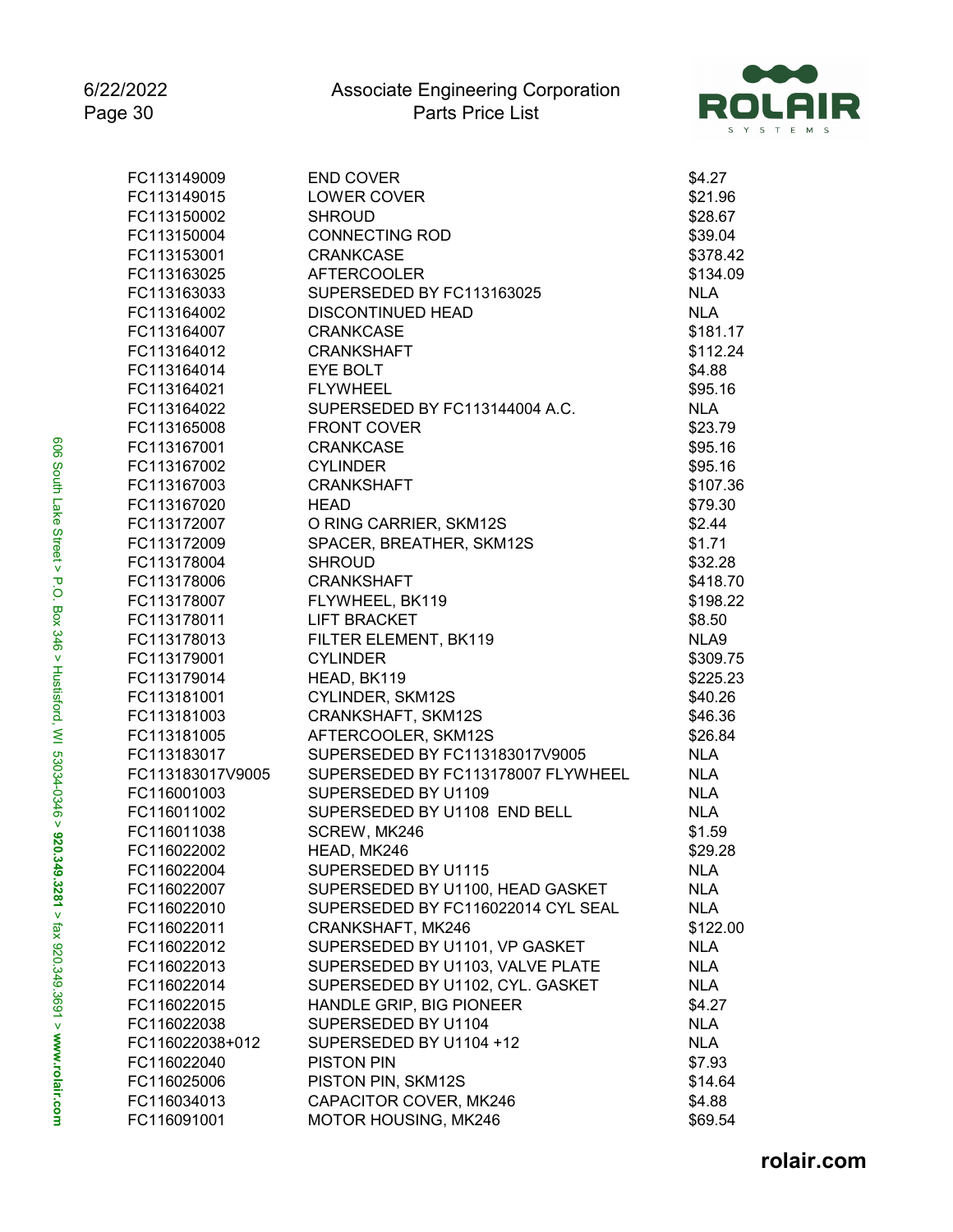| Part Number | Description | Price |
|---|---|---|
| FC113149009 | END COVER | $4.27 |
| FC113149015 | LOWER COVER | $21.96 |
| FC113150002 | SHROUD | $28.67 |
| FC113150004 | CONNECTING ROD | $39.04 |
| FC113153001 | CRANKCASE | $378.42 |
| FC113163025 | AFTERCOOLER | $134.09 |
| FC113163033 | SUPERSEDED BY FC113163025 | NLA |
| FC113164002 | DISCONTINUED HEAD | NLA |
| FC113164007 | CRANKCASE | $181.17 |
| FC113164012 | CRANKSHAFT | $112.24 |
| FC113164014 | EYE BOLT | $4.88 |
| FC113164021 | FLYWHEEL | $95.16 |
| FC113164022 | SUPERSEDED BY FC113144004 A.C. | NLA |
| FC113165008 | FRONT COVER | $23.79 |
| FC113167001 | CRANKCASE | $95.16 |
| FC113167002 | CYLINDER | $95.16 |
| FC113167003 | CRANKSHAFT | $107.36 |
| FC113167020 | HEAD | $79.30 |
| FC113172007 | O RING CARRIER, SKM12S | $2.44 |
| FC113172009 | SPACER, BREATHER, SKM12S | $1.71 |
| FC113178004 | SHROUD | $32.28 |
| FC113178006 | CRANKSHAFT | $418.70 |
| FC113178007 | FLYWHEEL, BK119 | $198.22 |
| FC113178011 | LIFT BRACKET | $8.50 |
| FC113178013 | FILTER ELEMENT, BK119 | NLA9 |
| FC113179001 | CYLINDER | $309.75 |
| FC113179014 | HEAD, BK119 | $225.23 |
| FC113181001 | CYLINDER, SKM12S | $40.26 |
| FC113181003 | CRANKSHAFT, SKM12S | $46.36 |
| FC113181005 | AFTERCOOLER, SKM12S | $26.84 |
| FC113183017 | SUPERSEDED BY FC113183017V9005 | NLA |
| FC113183017V9005 | SUPERSEDED BY FC113178007 FLYWHEEL | NLA |
| FC116001003 | SUPERSEDED BY U1109 | NLA |
| FC116011002 | SUPERSEDED BY U1108 END BELL | NLA |
| FC116011038 | SCREW, MK246 | $1.59 |
| FC116022002 | HEAD, MK246 | $29.28 |
| FC116022004 | SUPERSEDED BY U1115 | NLA |
| FC116022007 | SUPERSEDED BY U1100, HEAD GASKET | NLA |
| FC116022010 | SUPERSEDED BY FC116022014 CYL SEAL | NLA |
| FC116022011 | CRANKSHAFT, MK246 | $122.00 |
| FC116022012 | SUPERSEDED BY U1101, VP GASKET | NLA |
| FC116022013 | SUPERSEDED BY U1103, VALVE PLATE | NLA |
| FC116022014 | SUPERSEDED BY U1102, CYL. GASKET | NLA |
| FC116022015 | HANDLE GRIP, BIG PIONEER | $4.27 |
| FC116022038 | SUPERSEDED BY U1104 | NLA |
| FC116022038+012 | SUPERSEDED BY U1104 +12 | NLA |
| FC116022040 | PISTON PIN | $7.93 |
| FC116025006 | PISTON PIN, SKM12S | $14.64 |
| FC116034013 | CAPACITOR COVER, MK246 | $4.88 |
| FC116091001 | MOTOR HOUSING, MK246 | $69.54 |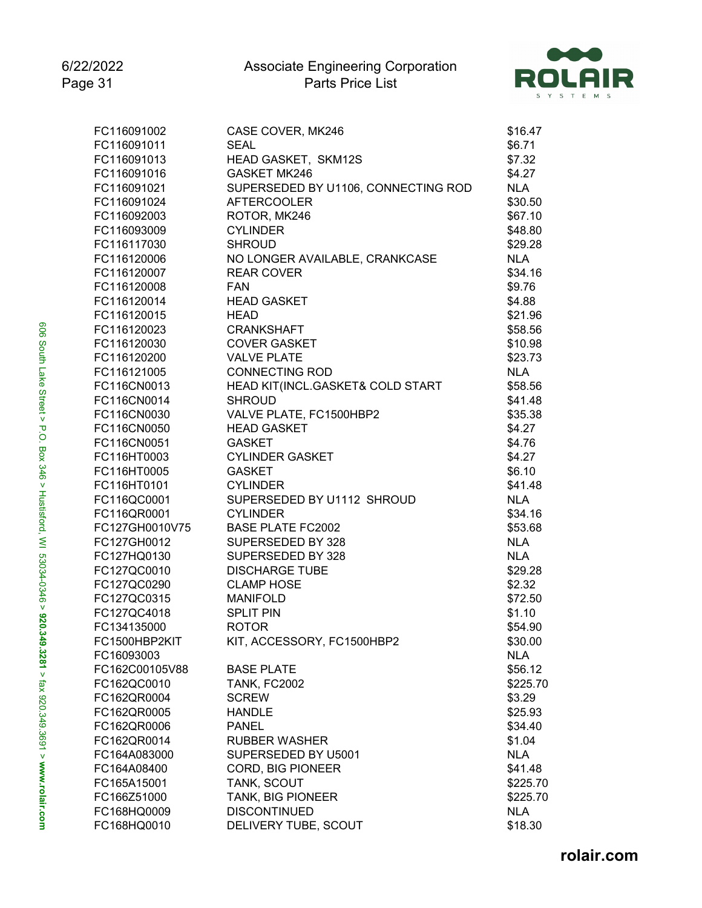| Part Number | Description | Price |
|---|---|---|
| FC116091002 | CASE COVER, MK246 | $16.47 |
| FC116091011 | SEAL | $6.71 |
| FC116091013 | HEAD GASKET, SKM12S | $7.32 |
| FC116091016 | GASKET MK246 | $4.27 |
| FC116091021 | SUPERSEDED BY U1106, CONNECTING ROD | NLA |
| FC116091024 | AFTERCOOLER | $30.50 |
| FC116092003 | ROTOR, MK246 | $67.10 |
| FC116093009 | CYLINDER | $48.80 |
| FC116117030 | SHROUD | $29.28 |
| FC116120006 | NO LONGER AVAILABLE, CRANKCASE | NLA |
| FC116120007 | REAR COVER | $34.16 |
| FC116120008 | FAN | $9.76 |
| FC116120014 | HEAD GASKET | $4.88 |
| FC116120015 | HEAD | $21.96 |
| FC116120023 | CRANKSHAFT | $58.56 |
| FC116120030 | COVER GASKET | $10.98 |
| FC116120200 | VALVE PLATE | $23.73 |
| FC116121005 | CONNECTING ROD | NLA |
| FC116CN0013 | HEAD KIT(INCL.GASKET& COLD START | $58.56 |
| FC116CN0014 | SHROUD | $41.48 |
| FC116CN0030 | VALVE PLATE, FC1500HBP2 | $35.38 |
| FC116CN0050 | HEAD GASKET | $4.27 |
| FC116CN0051 | GASKET | $4.76 |
| FC116HT0003 | CYLINDER GASKET | $4.27 |
| FC116HT0005 | GASKET | $6.10 |
| FC116HT0101 | CYLINDER | $41.48 |
| FC116QC0001 | SUPERSEDED BY U1112 SHROUD | NLA |
| FC116QR0001 | CYLINDER | $34.16 |
| FC127GH0010V75 | BASE PLATE FC2002 | $53.68 |
| FC127GH0012 | SUPERSEDED BY 328 | NLA |
| FC127HQ0130 | SUPERSEDED BY 328 | NLA |
| FC127QC0010 | DISCHARGE TUBE | $29.28 |
| FC127QC0290 | CLAMP HOSE | $2.32 |
| FC127QC0315 | MANIFOLD | $72.50 |
| FC127QC4018 | SPLIT PIN | $1.10 |
| FC134135000 | ROTOR | $54.90 |
| FC1500HBP2KIT | KIT, ACCESSORY, FC1500HBP2 | $30.00 |
| FC16093003 | | NLA |
| FC162C00105V88 | BASE PLATE | $56.12 |
| FC162QC0010 | TANK, FC2002 | $225.70 |
| FC162QR0004 | SCREW | $3.29 |
| FC162QR0005 | HANDLE | $25.93 |
| FC162QR0006 | PANEL | $34.40 |
| FC162QR0014 | RUBBER WASHER | $1.04 |
| FC164A083000 | SUPERSEDED BY U5001 | NLA |
| FC164A08400 | CORD, BIG PIONEER | $41.48 |
| FC165A15001 | TANK, SCOUT | $225.70 |
| FC166Z51000 | TANK, BIG PIONEER | $225.70 |
| FC168HQ0009 | DISCONTINUED | NLA |
| FC168HQ0010 | DELIVERY TUBE, SCOUT | $18.30 |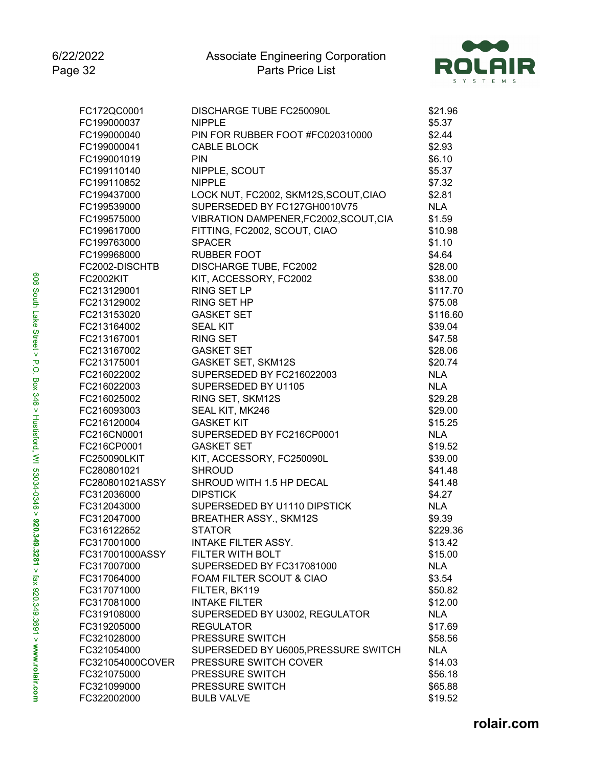| Part Number | Description | Price |
|---|---|---|
| FC172QC0001 | DISCHARGE TUBE FC250090L | $21.96 |
| FC199000037 | NIPPLE | $5.37 |
| FC199000040 | PIN FOR RUBBER FOOT #FC020310000 | $2.44 |
| FC199000041 | CABLE BLOCK | $2.93 |
| FC199001019 | PIN | $6.10 |
| FC199110140 | NIPPLE, SCOUT | $5.37 |
| FC199110852 | NIPPLE | $7.32 |
| FC199437000 | LOCK NUT, FC2002, SKM12S,SCOUT,CIAO | $2.81 |
| FC199539000 | SUPERSEDED BY FC127GH0010V75 | NLA |
| FC199575000 | VIBRATION DAMPENER,FC2002,SCOUT,CIA | $1.59 |
| FC199617000 | FITTING, FC2002, SCOUT, CIAO | $10.98 |
| FC199763000 | SPACER | $1.10 |
| FC199968000 | RUBBER FOOT | $4.64 |
| FC2002-DISCHTB | DISCHARGE TUBE, FC2002 | $28.00 |
| FC2002KIT | KIT, ACCESSORY, FC2002 | $38.00 |
| FC213129001 | RING SET LP | $117.70 |
| FC213129002 | RING SET HP | $75.08 |
| FC213153020 | GASKET SET | $116.60 |
| FC213164002 | SEAL KIT | $39.04 |
| FC213167001 | RING SET | $47.58 |
| FC213167002 | GASKET SET | $28.06 |
| FC213175001 | GASKET SET, SKM12S | $20.74 |
| FC216022002 | SUPERSEDED BY FC216022003 | NLA |
| FC216022003 | SUPERSEDED BY U1105 | NLA |
| FC216025002 | RING SET, SKM12S | $29.28 |
| FC216093003 | SEAL KIT, MK246 | $29.00 |
| FC216120004 | GASKET KIT | $15.25 |
| FC216CN0001 | SUPERSEDED BY FC216CP0001 | NLA |
| FC216CP0001 | GASKET SET | $19.52 |
| FC250090LKIT | KIT, ACCESSORY, FC250090L | $39.00 |
| FC280801021 | SHROUD | $41.48 |
| FC280801021ASSY | SHROUD WITH 1.5 HP DECAL | $41.48 |
| FC312036000 | DIPSTICK | $4.27 |
| FC312043000 | SUPERSEDED BY U1110 DIPSTICK | NLA |
| FC312047000 | BREATHER ASSY., SKM12S | $9.39 |
| FC316122652 | STATOR | $229.36 |
| FC317001000 | INTAKE FILTER ASSY. | $13.42 |
| FC317001000ASSY | FILTER WITH BOLT | $15.00 |
| FC317007000 | SUPERSEDED BY FC317081000 | NLA |
| FC317064000 | FOAM FILTER SCOUT & CIAO | $3.54 |
| FC317071000 | FILTER, BK119 | $50.82 |
| FC317081000 | INTAKE FILTER | $12.00 |
| FC319108000 | SUPERSEDED BY U3002, REGULATOR | NLA |
| FC319205000 | REGULATOR | $17.69 |
| FC321028000 | PRESSURE SWITCH | $58.56 |
| FC321054000 | SUPERSEDED BY U6005,PRESSURE SWITCH | NLA |
| FC321054000COVER | PRESSURE SWITCH COVER | $14.03 |
| FC321075000 | PRESSURE SWITCH | $56.18 |
| FC321099000 | PRESSURE SWITCH | $65.88 |
| FC322002000 | BULB VALVE | $19.52 |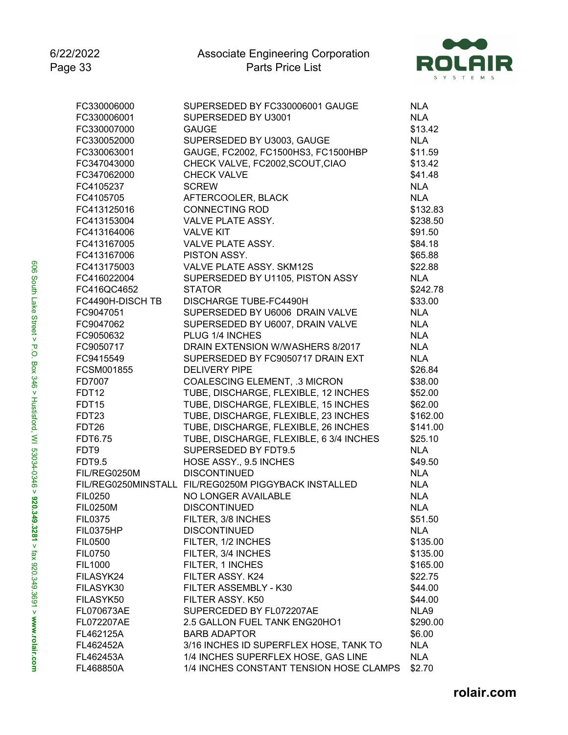| | | |
|---|---|---|
| FC330006000 | SUPERSEDED BY FC330006001 GAUGE | NLA |
| FC330006001 | SUPERSEDED BY U3001 | NLA |
| FC330007000 | GAUGE | $13.42 |
| FC330052000 | SUPERSEDED BY U3003, GAUGE | NLA |
| FC330063001 | GAUGE, FC2002, FC1500HS3, FC1500HBP | $11.59 |
| FC347043000 | CHECK VALVE, FC2002,SCOUT,CIAO | $13.42 |
| FC347062000 | CHECK VALVE | $41.48 |
| FC4105237 | SCREW | NLA |
| FC4105705 | AFTERCOOLER, BLACK | NLA |
| FC413125016 | CONNECTING ROD | $132.83 |
| FC413153004 | VALVE PLATE ASSY. | $238.50 |
| FC413164006 | VALVE KIT | $91.50 |
| FC413167005 | VALVE PLATE ASSY. | $84.18 |
| FC413167006 | PISTON ASSY. | $65.88 |
| FC413175003 | VALVE PLATE ASSY. SKM12S | $22.88 |
| FC416022004 | SUPERSEDED BY U1105, PISTON ASSY | NLA |
| FC416QC4652 | STATOR | $242.78 |
| FC4490H-DISCH TB | DISCHARGE TUBE-FC4490H | $33.00 |
| FC9047051 | SUPERSEDED BY U6006 DRAIN VALVE | NLA |
| FC9047062 | SUPERSEDED BY U6007, DRAIN VALVE | NLA |
| FC9050632 | PLUG 1/4 INCHES | NLA |
| FC9050717 | DRAIN EXTENSION W/WASHERS 8/2017 | NLA |
| FC9415549 | SUPERSEDED BY FC9050717 DRAIN EXT | NLA |
| FCSM001855 | DELIVERY PIPE | $26.84 |
| FD7007 | COALESCING ELEMENT, .3 MICRON | $38.00 |
| FDT12 | TUBE, DISCHARGE, FLEXIBLE, 12 INCHES | $52.00 |
| FDT15 | TUBE, DISCHARGE, FLEXIBLE, 15 INCHES | $62.00 |
| FDT23 | TUBE, DISCHARGE, FLEXIBLE, 23 INCHES | $162.00 |
| FDT26 | TUBE, DISCHARGE, FLEXIBLE, 26 INCHES | $141.00 |
| FDT6.75 | TUBE, DISCHARGE, FLEXIBLE, 6 3/4 INCHES | $25.10 |
| FDT9 | SUPERSEDED BY FDT9.5 | NLA |
| FDT9.5 | HOSE ASSY., 9.5 INCHES | $49.50 |
| FIL/REG0250M | DISCONTINUED | NLA |
| FIL/REG0250MINSTALL | FIL/REG0250M PIGGYBACK INSTALLED | NLA |
| FIL0250 | NO LONGER AVAILABLE | NLA |
| FIL0250M | DISCONTINUED | NLA |
| FIL0375 | FILTER, 3/8 INCHES | $51.50 |
| FIL0375HP | DISCONTINUED | NLA |
| FIL0500 | FILTER, 1/2 INCHES | $135.00 |
| FIL0750 | FILTER, 3/4 INCHES | $135.00 |
| FIL1000 | FILTER, 1 INCHES | $165.00 |
| FILASYK24 | FILTER ASSY. K24 | $22.75 |
| FILASYK30 | FILTER ASSEMBLY - K30 | $44.00 |
| FILASYK50 | FILTER ASSY. K50 | $44.00 |
| FL070673AE | SUPERCEDED BY FL072207AE | NLA9 |
| FL072207AE | 2.5 GALLON FUEL TANK ENG20HO1 | $290.00 |
| FL462125A | BARB ADAPTOR | $6.00 |
| FL462452A | 3/16 INCHES ID SUPERFLEX HOSE, TANK TO | NLA |
| FL462453A | 1/4 INCHES SUPERFLEX HOSE, GAS LINE | NLA |
| FL468850A | 1/4 INCHES CONSTANT TENSION HOSE CLAMPS | $2.70 |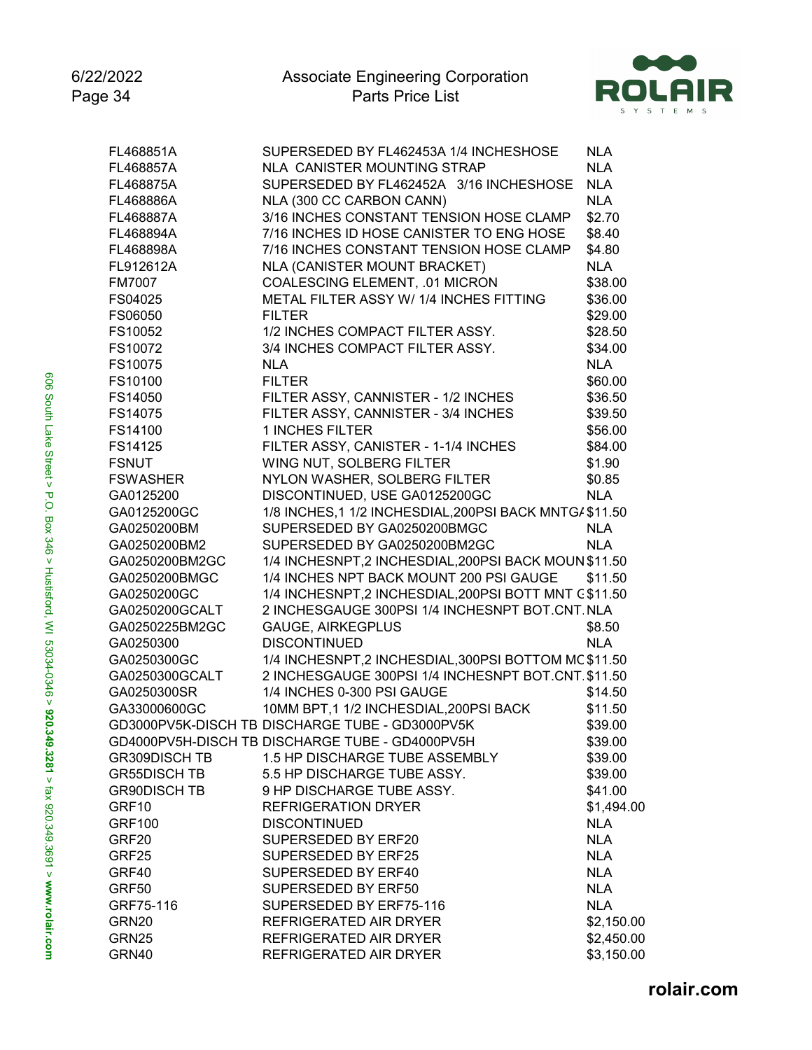| Part Number | Description | Price |
|---|---|---|
| FL468851A | SUPERSEDED BY FL462453A 1/4 INCHESHOSE | NLA |
| FL468857A | NLA CANISTER MOUNTING STRAP | NLA |
| FL468875A | SUPERSEDED BY FL462452A 3/16 INCHESHOSE | NLA |
| FL468886A | NLA (300 CC CARBON CANN) | NLA |
| FL468887A | 3/16 INCHES CONSTANT TENSION HOSE CLAMP | $2.70 |
| FL468894A | 7/16 INCHES ID HOSE CANISTER TO ENG HOSE | $8.40 |
| FL468898A | 7/16 INCHES CONSTANT TENSION HOSE CLAMP | $4.80 |
| FL912612A | NLA (CANISTER MOUNT BRACKET) | NLA |
| FM7007 | COALESCING ELEMENT, .01 MICRON | $38.00 |
| FS04025 | METAL FILTER ASSY W/ 1/4 INCHES FITTING | $36.00 |
| FS06050 | FILTER | $29.00 |
| FS10052 | 1/2 INCHES COMPACT FILTER ASSY. | $28.50 |
| FS10072 | 3/4 INCHES COMPACT FILTER ASSY. | $34.00 |
| FS10075 | NLA | NLA |
| FS10100 | FILTER | $60.00 |
| FS14050 | FILTER ASSY, CANNISTER - 1/2 INCHES | $36.50 |
| FS14075 | FILTER ASSY, CANNISTER - 3/4 INCHES | $39.50 |
| FS14100 | 1 INCHES FILTER | $56.00 |
| FS14125 | FILTER ASSY, CANNISTER - 1-1/4 INCHES | $84.00 |
| FSNUT | WING NUT, SOLBERG FILTER | $1.90 |
| FSWASHER | NYLON WASHER, SOLBERG FILTER | $0.85 |
| GA0125200 | DISCONTINUED, USE GA0125200GC | NLA |
| GA0125200GC | 1/8 INCHES,1 1/2 INCHESDIAL,200PSI BACK MNTGA | $11.50 |
| GA0250200BM | SUPERSEDED BY GA0250200BMGC | NLA |
| GA0250200BM2 | SUPERSEDED BY GA0250200BM2GC | NLA |
| GA0250200BM2GC | 1/4 INCHESNPT,2 INCHESDIAL,200PSI BACK MOUN | $11.50 |
| GA0250200BMGC | 1/4 INCHES NPT BACK MOUNT 200 PSI GAUGE | $11.50 |
| GA0250200GC | 1/4 INCHESNPT,2 INCHESDIAL,200PSI BOTT MNT G | $11.50 |
| GA0250200GCALT | 2 INCHESGAUGE 300PSI 1/4 INCHESNPT BOT.CNT. | NLA |
| GA0250225BM2GC | GAUGE, AIRKEGPLUS | $8.50 |
| GA0250300 | DISCONTINUED | NLA |
| GA0250300GC | 1/4 INCHESNPT,2 INCHESDIAL,300PSI BOTTOM MC | $11.50 |
| GA0250300GCALT | 2 INCHESGAUGE 300PSI 1/4 INCHESNPT BOT.CNT. | $11.50 |
| GA0250300SR | 1/4 INCHES 0-300 PSI GAUGE | $14.50 |
| GA33000600GC | 10MM BPT,1 1/2 INCHESDIAL,200PSI BACK | $11.50 |
| GD3000PV5K-DISCH TB | DISCHARGE TUBE - GD3000PV5K | $39.00 |
| GD4000PV5H-DISCH TB | DISCHARGE TUBE - GD4000PV5H | $39.00 |
| GR309DISCH TB | 1.5 HP DISCHARGE TUBE ASSEMBLY | $39.00 |
| GR55DISCH TB | 5.5 HP DISCHARGE TUBE ASSY. | $39.00 |
| GR90DISCH TB | 9 HP DISCHARGE TUBE ASSY. | $41.00 |
| GRF10 | REFRIGERATION DRYER | $1,494.00 |
| GRF100 | DISCONTINUED | NLA |
| GRF20 | SUPERSEDED BY ERF20 | NLA |
| GRF25 | SUPERSEDED BY ERF25 | NLA |
| GRF40 | SUPERSEDED BY ERF40 | NLA |
| GRF50 | SUPERSEDED BY ERF50 | NLA |
| GRF75-116 | SUPERSEDED BY ERF75-116 | NLA |
| GRN20 | REFRIGERATED AIR DRYER | $2,150.00 |
| GRN25 | REFRIGERATED AIR DRYER | $2,450.00 |
| GRN40 | REFRIGERATED AIR DRYER | $3,150.00 |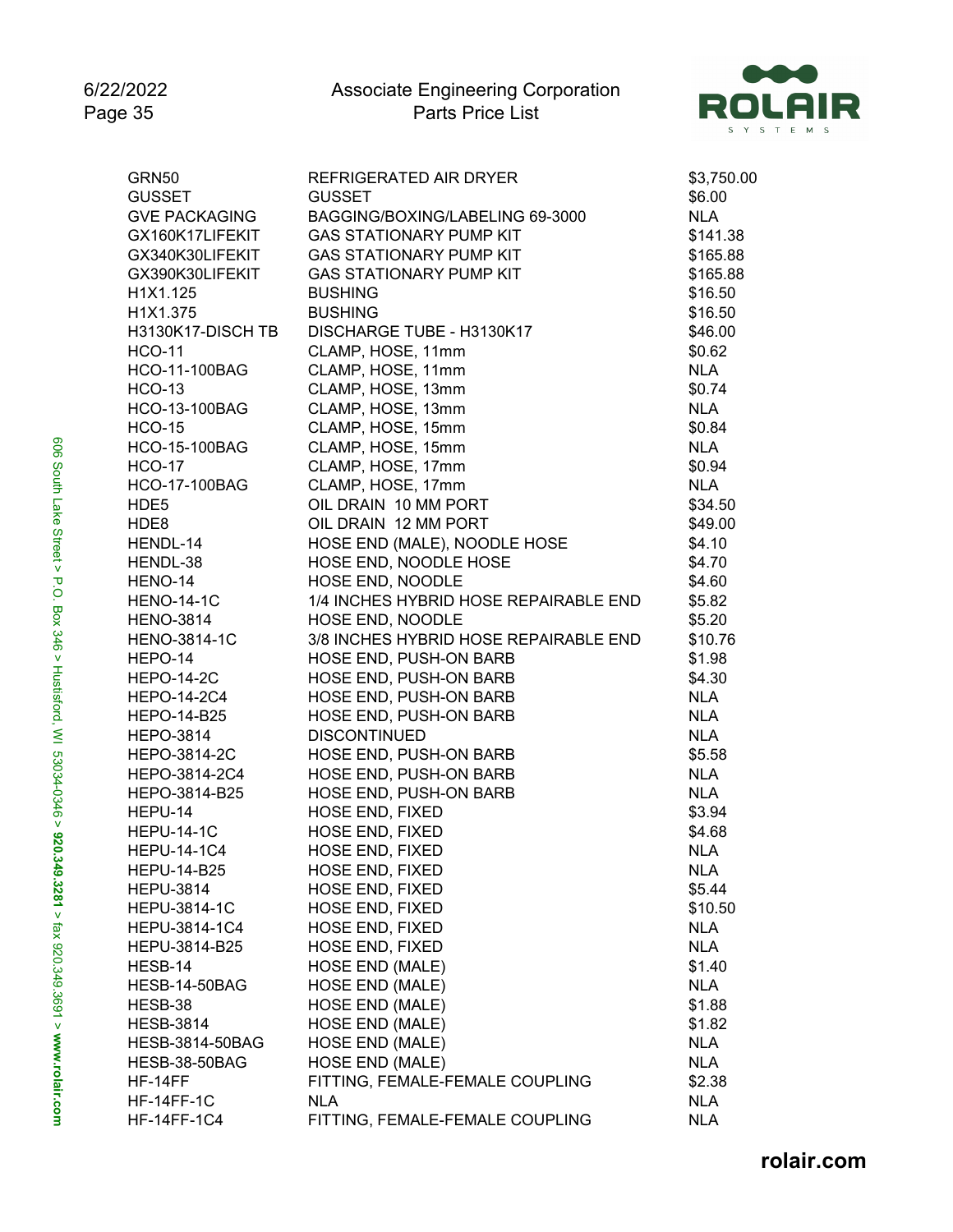| | | |
|---|---|---|
| GRN50 | REFRIGERATED AIR DRYER | $3,750.00 |
| GUSSET | GUSSET | $6.00 |
| GVE PACKAGING | BAGGING/BOXING/LABELING 69-3000 | NLA |
| GX160K17LIFEKIT | GAS STATIONARY PUMP KIT | $141.38 |
| GX340K30LIFEKIT | GAS STATIONARY PUMP KIT | $165.88 |
| GX390K30LIFEKIT | GAS STATIONARY PUMP KIT | $165.88 |
| H1X1.125 | BUSHING | $16.50 |
| H1X1.375 | BUSHING | $16.50 |
| H3130K17-DISCH TB | DISCHARGE TUBE - H3130K17 | $46.00 |
| HCO-11 | CLAMP, HOSE, 11mm | $0.62 |
| HCO-11-100BAG | CLAMP, HOSE, 11mm | NLA |
| HCO-13 | CLAMP, HOSE, 13mm | $0.74 |
| HCO-13-100BAG | CLAMP, HOSE, 13mm | NLA |
| HCO-15 | CLAMP, HOSE, 15mm | $0.84 |
| HCO-15-100BAG | CLAMP, HOSE, 15mm | NLA |
| HCO-17 | CLAMP, HOSE, 17mm | $0.94 |
| HCO-17-100BAG | CLAMP, HOSE, 17mm | NLA |
| HDE5 | OIL DRAIN 10 MM PORT | $34.50 |
| HDE8 | OIL DRAIN 12 MM PORT | $49.00 |
| HENDL-14 | HOSE END (MALE), NOODLE HOSE | $4.10 |
| HENDL-38 | HOSE END, NOODLE HOSE | $4.70 |
| HENO-14 | HOSE END, NOODLE | $4.60 |
| HENO-14-1C | 1/4 INCHES HYBRID HOSE REPAIRABLE END | $5.82 |
| HENO-3814 | HOSE END, NOODLE | $5.20 |
| HENO-3814-1C | 3/8 INCHES HYBRID HOSE REPAIRABLE END | $10.76 |
| HEPO-14 | HOSE END, PUSH-ON BARB | $1.98 |
| HEPO-14-2C | HOSE END, PUSH-ON BARB | $4.30 |
| HEPO-14-2C4 | HOSE END, PUSH-ON BARB | NLA |
| HEPO-14-B25 | HOSE END, PUSH-ON BARB | NLA |
| HEPO-3814 | DISCONTINUED | NLA |
| HEPO-3814-2C | HOSE END, PUSH-ON BARB | $5.58 |
| HEPO-3814-2C4 | HOSE END, PUSH-ON BARB | NLA |
| HEPO-3814-B25 | HOSE END, PUSH-ON BARB | NLA |
| HEPU-14 | HOSE END, FIXED | $3.94 |
| HEPU-14-1C | HOSE END, FIXED | $4.68 |
| HEPU-14-1C4 | HOSE END, FIXED | NLA |
| HEPU-14-B25 | HOSE END, FIXED | NLA |
| HEPU-3814 | HOSE END, FIXED | $5.44 |
| HEPU-3814-1C | HOSE END, FIXED | $10.50 |
| HEPU-3814-1C4 | HOSE END, FIXED | NLA |
| HEPU-3814-B25 | HOSE END, FIXED | NLA |
| HESB-14 | HOSE END (MALE) | $1.40 |
| HESB-14-50BAG | HOSE END (MALE) | NLA |
| HESB-38 | HOSE END (MALE) | $1.88 |
| HESB-3814 | HOSE END (MALE) | $1.82 |
| HESB-3814-50BAG | HOSE END (MALE) | NLA |
| HESB-38-50BAG | HOSE END (MALE) | NLA |
| HF-14FF | FITTING, FEMALE-FEMALE COUPLING | $2.38 |
| HF-14FF-1C | NLA | NLA |
| HF-14FF-1C4 | FITTING, FEMALE-FEMALE COUPLING | NLA |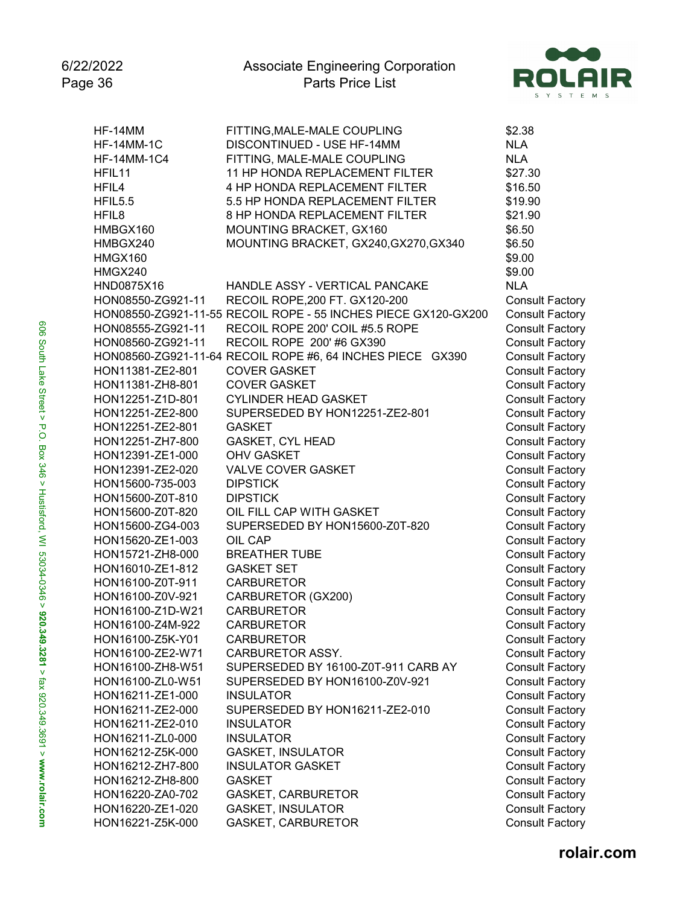| | | |
|---|---|---|
| HF-14MM | FITTING,MALE-MALE COUPLING | $2.38 |
| HF-14MM-1C | DISCONTINUED - USE HF-14MM | NLA |
| HF-14MM-1C4 | FITTING, MALE-MALE COUPLING | NLA |
| HFIL11 | 11 HP HONDA REPLACEMENT FILTER | $27.30 |
| HFIL4 | 4 HP HONDA REPLACEMENT FILTER | $16.50 |
| HFIL5.5 | 5.5 HP HONDA REPLACEMENT FILTER | $19.90 |
| HFIL8 | 8 HP HONDA REPLACEMENT FILTER | $21.90 |
| HMBGX160 | MOUNTING BRACKET, GX160 | $6.50 |
| HMBGX240 | MOUNTING BRACKET, GX240,GX270,GX340 | $6.50 |
| HMGX160 | | $9.00 |
| HMGX240 | | $9.00 |
| HND0875X16 | HANDLE ASSY - VERTICAL PANCAKE | NLA |
| HON08550-ZG921-11 | RECOIL ROPE,200 FT. GX120-200 | Consult Factory |
| HON08550-ZG921-11-55 | RECOIL ROPE - 55 INCHES PIECE GX120-GX200 | Consult Factory |
| HON08555-ZG921-11 | RECOIL ROPE 200' COIL #5.5 ROPE | Consult Factory |
| HON08560-ZG921-11 | RECOIL ROPE 200' #6 GX390 | Consult Factory |
| HON08560-ZG921-11-64 | RECOIL ROPE #6, 64 INCHES PIECE GX390 | Consult Factory |
| HON11381-ZE2-801 | COVER GASKET | Consult Factory |
| HON11381-ZH8-801 | COVER GASKET | Consult Factory |
| HON12251-Z1D-801 | CYLINDER HEAD GASKET | Consult Factory |
| HON12251-ZE2-800 | SUPERSEDED BY HON12251-ZE2-801 | Consult Factory |
| HON12251-ZE2-801 | GASKET | Consult Factory |
| HON12251-ZH7-800 | GASKET, CYL HEAD | Consult Factory |
| HON12391-ZE1-000 | OHV GASKET | Consult Factory |
| HON12391-ZE2-020 | VALVE COVER GASKET | Consult Factory |
| HON15600-735-003 | DIPSTICK | Consult Factory |
| HON15600-Z0T-810 | DIPSTICK | Consult Factory |
| HON15600-Z0T-820 | OIL FILL CAP WITH GASKET | Consult Factory |
| HON15600-ZG4-003 | SUPERSEDED BY HON15600-Z0T-820 | Consult Factory |
| HON15620-ZE1-003 | OIL CAP | Consult Factory |
| HON15721-ZH8-000 | BREATHER TUBE | Consult Factory |
| HON16010-ZE1-812 | GASKET SET | Consult Factory |
| HON16100-Z0T-911 | CARBURETOR | Consult Factory |
| HON16100-Z0V-921 | CARBURETOR (GX200) | Consult Factory |
| HON16100-Z1D-W21 | CARBURETOR | Consult Factory |
| HON16100-Z4M-922 | CARBURETOR | Consult Factory |
| HON16100-Z5K-Y01 | CARBURETOR | Consult Factory |
| HON16100-ZE2-W71 | CARBURETOR ASSY. | Consult Factory |
| HON16100-ZH8-W51 | SUPERSEDED BY 16100-Z0T-911 CARB AY | Consult Factory |
| HON16100-ZL0-W51 | SUPERSEDED BY HON16100-Z0V-921 | Consult Factory |
| HON16211-ZE1-000 | INSULATOR | Consult Factory |
| HON16211-ZE2-000 | SUPERSEDED BY HON16211-ZE2-010 | Consult Factory |
| HON16211-ZE2-010 | INSULATOR | Consult Factory |
| HON16211-ZL0-000 | INSULATOR | Consult Factory |
| HON16212-Z5K-000 | GASKET, INSULATOR | Consult Factory |
| HON16212-ZH7-800 | INSULATOR GASKET | Consult Factory |
| HON16212-ZH8-800 | GASKET | Consult Factory |
| HON16220-ZA0-702 | GASKET, CARBURETOR | Consult Factory |
| HON16220-ZE1-020 | GASKET, INSULATOR | Consult Factory |
| HON16221-Z5K-000 | GASKET, CARBURETOR | Consult Factory |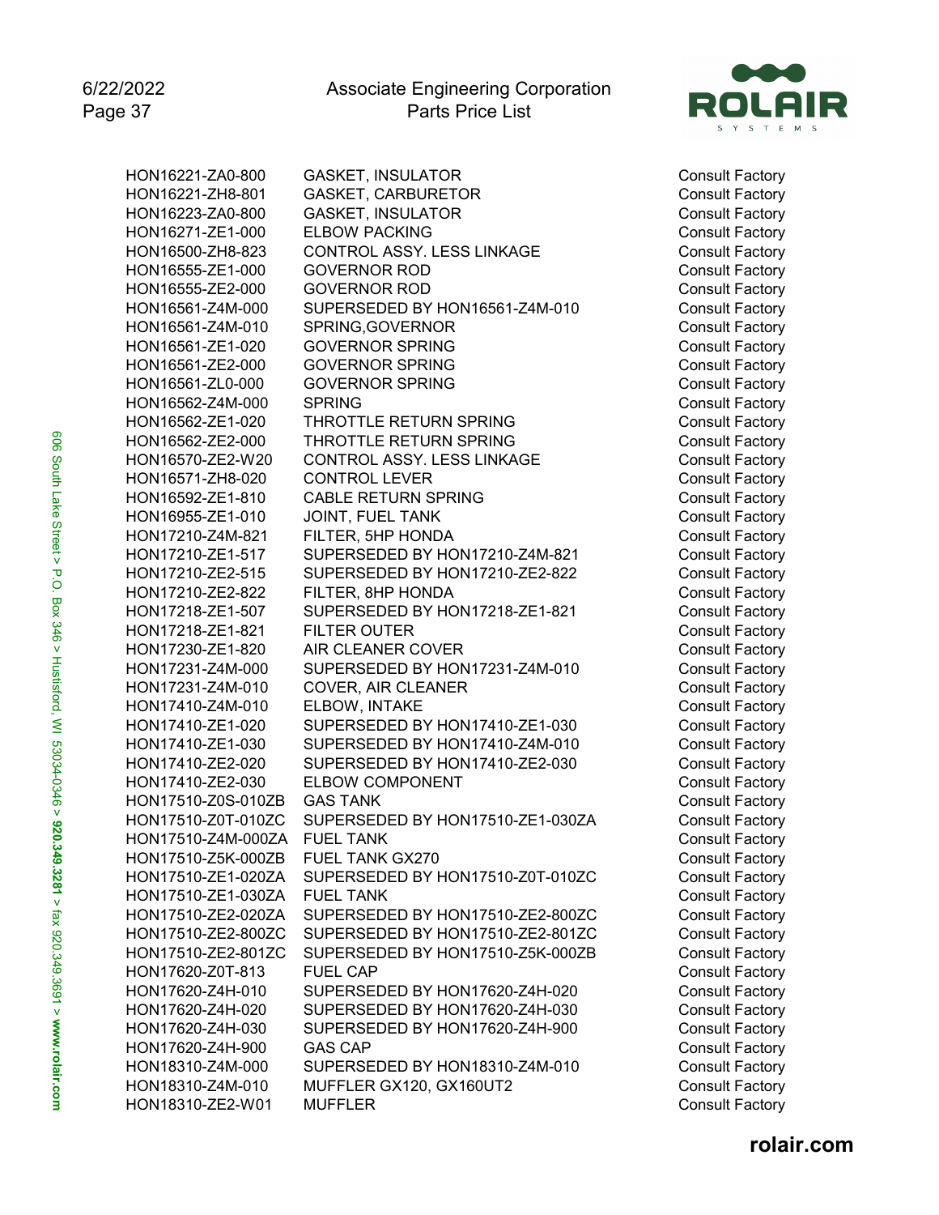| | | |
|---|---|---|
| HON16221-ZA0-800 | GASKET, INSULATOR | Consult Factory |
| HON16221-ZH8-801 | GASKET, CARBURETOR | Consult Factory |
| HON16223-ZA0-800 | GASKET, INSULATOR | Consult Factory |
| HON16271-ZE1-000 | ELBOW PACKING | Consult Factory |
| HON16500-ZH8-823 | CONTROL ASSY. LESS LINKAGE | Consult Factory |
| HON16555-ZE1-000 | GOVERNOR ROD | Consult Factory |
| HON16555-ZE2-000 | GOVERNOR ROD | Consult Factory |
| HON16561-Z4M-000 | SUPERSEDED BY HON16561-Z4M-010 | Consult Factory |
| HON16561-Z4M-010 | SPRING,GOVERNOR | Consult Factory |
| HON16561-ZE1-020 | GOVERNOR SPRING | Consult Factory |
| HON16561-ZE2-000 | GOVERNOR SPRING | Consult Factory |
| HON16561-ZL0-000 | GOVERNOR SPRING | Consult Factory |
| HON16562-Z4M-000 | SPRING | Consult Factory |
| HON16562-ZE1-020 | THROTTLE RETURN SPRING | Consult Factory |
| HON16562-ZE2-000 | THROTTLE RETURN SPRING | Consult Factory |
| HON16570-ZE2-W20 | CONTROL ASSY. LESS LINKAGE | Consult Factory |
| HON16571-ZH8-020 | CONTROL LEVER | Consult Factory |
| HON16592-ZE1-810 | CABLE RETURN SPRING | Consult Factory |
| HON16955-ZE1-010 | JOINT, FUEL TANK | Consult Factory |
| HON17210-Z4M-821 | FILTER, 5HP HONDA | Consult Factory |
| HON17210-ZE1-517 | SUPERSEDED BY HON17210-Z4M-821 | Consult Factory |
| HON17210-ZE2-515 | SUPERSEDED BY HON17210-ZE2-822 | Consult Factory |
| HON17210-ZE2-822 | FILTER, 8HP HONDA | Consult Factory |
| HON17218-ZE1-507 | SUPERSEDED BY HON17218-ZE1-821 | Consult Factory |
| HON17218-ZE1-821 | FILTER OUTER | Consult Factory |
| HON17230-ZE1-820 | AIR CLEANER COVER | Consult Factory |
| HON17231-Z4M-000 | SUPERSEDED BY HON17231-Z4M-010 | Consult Factory |
| HON17231-Z4M-010 | COVER, AIR CLEANER | Consult Factory |
| HON17410-Z4M-010 | ELBOW, INTAKE | Consult Factory |
| HON17410-ZE1-020 | SUPERSEDED BY HON17410-ZE1-030 | Consult Factory |
| HON17410-ZE1-030 | SUPERSEDED BY HON17410-Z4M-010 | Consult Factory |
| HON17410-ZE2-020 | SUPERSEDED BY HON17410-ZE2-030 | Consult Factory |
| HON17410-ZE2-030 | ELBOW COMPONENT | Consult Factory |
| HON17510-Z0S-010ZB | GAS TANK | Consult Factory |
| HON17510-Z0T-010ZC | SUPERSEDED BY HON17510-ZE1-030ZA | Consult Factory |
| HON17510-Z4M-000ZA | FUEL TANK | Consult Factory |
| HON17510-Z5K-000ZB | FUEL TANK GX270 | Consult Factory |
| HON17510-ZE1-020ZA | SUPERSEDED BY HON17510-Z0T-010ZC | Consult Factory |
| HON17510-ZE1-030ZA | FUEL TANK | Consult Factory |
| HON17510-ZE2-020ZA | SUPERSEDED BY HON17510-ZE2-800ZC | Consult Factory |
| HON17510-ZE2-800ZC | SUPERSEDED BY HON17510-ZE2-801ZC | Consult Factory |
| HON17510-ZE2-801ZC | SUPERSEDED BY HON17510-Z5K-000ZB | Consult Factory |
| HON17620-Z0T-813 | FUEL CAP | Consult Factory |
| HON17620-Z4H-010 | SUPERSEDED BY HON17620-Z4H-020 | Consult Factory |
| HON17620-Z4H-020 | SUPERSEDED BY HON17620-Z4H-030 | Consult Factory |
| HON17620-Z4H-030 | SUPERSEDED BY HON17620-Z4H-900 | Consult Factory |
| HON17620-Z4H-900 | GAS CAP | Consult Factory |
| HON18310-Z4M-000 | SUPERSEDED BY HON18310-Z4M-010 | Consult Factory |
| HON18310-Z4M-010 | MUFFLER GX120, GX160UT2 | Consult Factory |
| HON18310-ZE2-W01 | MUFFLER | Consult Factory |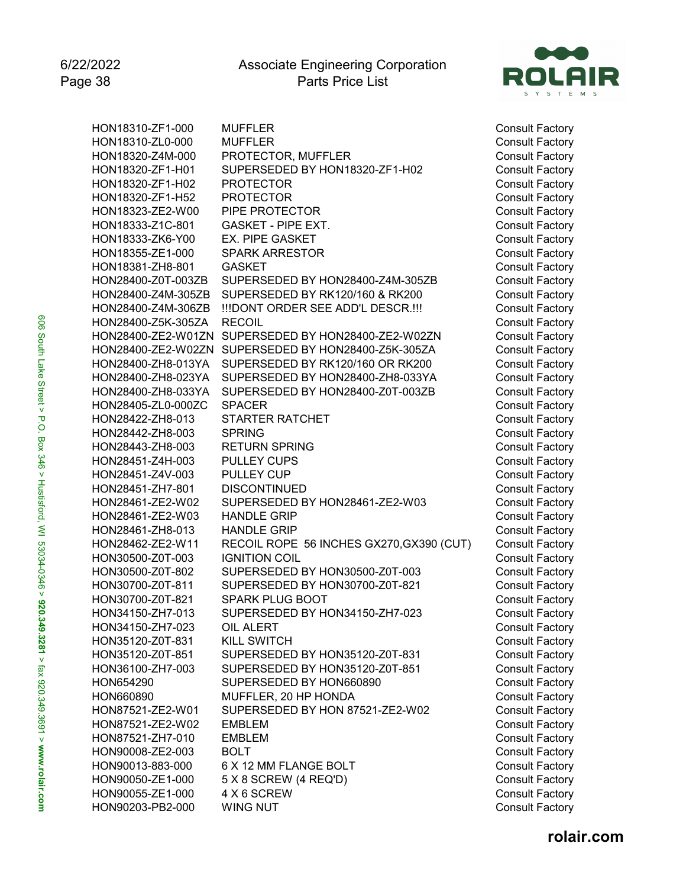| | | |
|---|---|---|
| HON18310-ZF1-000 | MUFFLER | Consult Factory |
| HON18310-ZL0-000 | MUFFLER | Consult Factory |
| HON18320-Z4M-000 | PROTECTOR, MUFFLER | Consult Factory |
| HON18320-ZF1-H01 | SUPERSEDED BY HON18320-ZF1-H02 | Consult Factory |
| HON18320-ZF1-H02 | PROTECTOR | Consult Factory |
| HON18320-ZF1-H52 | PROTECTOR | Consult Factory |
| HON18323-ZE2-W00 | PIPE PROTECTOR | Consult Factory |
| HON18333-Z1C-801 | GASKET - PIPE EXT. | Consult Factory |
| HON18333-ZK6-Y00 | EX. PIPE GASKET | Consult Factory |
| HON18355-ZE1-000 | SPARK ARRESTOR | Consult Factory |
| HON18381-ZH8-801 | GASKET | Consult Factory |
| HON28400-Z0T-003ZB | SUPERSEDED BY HON28400-Z4M-305ZB | Consult Factory |
| HON28400-Z4M-305ZB | SUPERSEDED BY RK120/160 & RK200 | Consult Factory |
| HON28400-Z4M-306ZB | !!!DONT ORDER SEE ADD'L DESCR.!!! | Consult Factory |
| HON28400-Z5K-305ZA | RECOIL | Consult Factory |
| HON28400-ZE2-W01ZN | SUPERSEDED BY HON28400-ZE2-W02ZN | Consult Factory |
| HON28400-ZE2-W02ZN | SUPERSEDED BY HON28400-Z5K-305ZA | Consult Factory |
| HON28400-ZH8-013YA | SUPERSEDED BY RK120/160 OR RK200 | Consult Factory |
| HON28400-ZH8-023YA | SUPERSEDED BY HON28400-ZH8-033YA | Consult Factory |
| HON28400-ZH8-033YA | SUPERSEDED BY HON28400-Z0T-003ZB | Consult Factory |
| HON28405-ZL0-000ZC | SPACER | Consult Factory |
| HON28422-ZH8-013 | STARTER RATCHET | Consult Factory |
| HON28442-ZH8-003 | SPRING | Consult Factory |
| HON28443-ZH8-003 | RETURN SPRING | Consult Factory |
| HON28451-Z4H-003 | PULLEY CUPS | Consult Factory |
| HON28451-Z4V-003 | PULLEY CUP | Consult Factory |
| HON28451-ZH7-801 | DISCONTINUED | Consult Factory |
| HON28461-ZE2-W02 | SUPERSEDED BY HON28461-ZE2-W03 | Consult Factory |
| HON28461-ZE2-W03 | HANDLE GRIP | Consult Factory |
| HON28461-ZH8-013 | HANDLE GRIP | Consult Factory |
| HON28462-ZE2-W11 | RECOIL ROPE 56 INCHES GX270,GX390 (CUT) | Consult Factory |
| HON30500-Z0T-003 | IGNITION COIL | Consult Factory |
| HON30500-Z0T-802 | SUPERSEDED BY HON30500-Z0T-003 | Consult Factory |
| HON30700-Z0T-811 | SUPERSEDED BY HON30700-Z0T-821 | Consult Factory |
| HON30700-Z0T-821 | SPARK PLUG BOOT | Consult Factory |
| HON34150-ZH7-013 | SUPERSEDED BY HON34150-ZH7-023 | Consult Factory |
| HON34150-ZH7-023 | OIL ALERT | Consult Factory |
| HON35120-Z0T-831 | KILL SWITCH | Consult Factory |
| HON35120-Z0T-851 | SUPERSEDED BY HON35120-Z0T-831 | Consult Factory |
| HON36100-ZH7-003 | SUPERSEDED BY HON35120-Z0T-851 | Consult Factory |
| HON654290 | SUPERSEDED BY HON660890 | Consult Factory |
| HON660890 | MUFFLER, 20 HP HONDA | Consult Factory |
| HON87521-ZE2-W01 | SUPERSEDED BY HON 87521-ZE2-W02 | Consult Factory |
| HON87521-ZE2-W02 | EMBLEM | Consult Factory |
| HON87521-ZH7-010 | EMBLEM | Consult Factory |
| HON90008-ZE2-003 | BOLT | Consult Factory |
| HON90013-883-000 | 6 X 12 MM FLANGE BOLT | Consult Factory |
| HON90050-ZE1-000 | 5 X 8 SCREW (4 REQ'D) | Consult Factory |
| HON90055-ZE1-000 | 4 X 6 SCREW | Consult Factory |
| HON90203-PB2-000 | WING NUT | Consult Factory |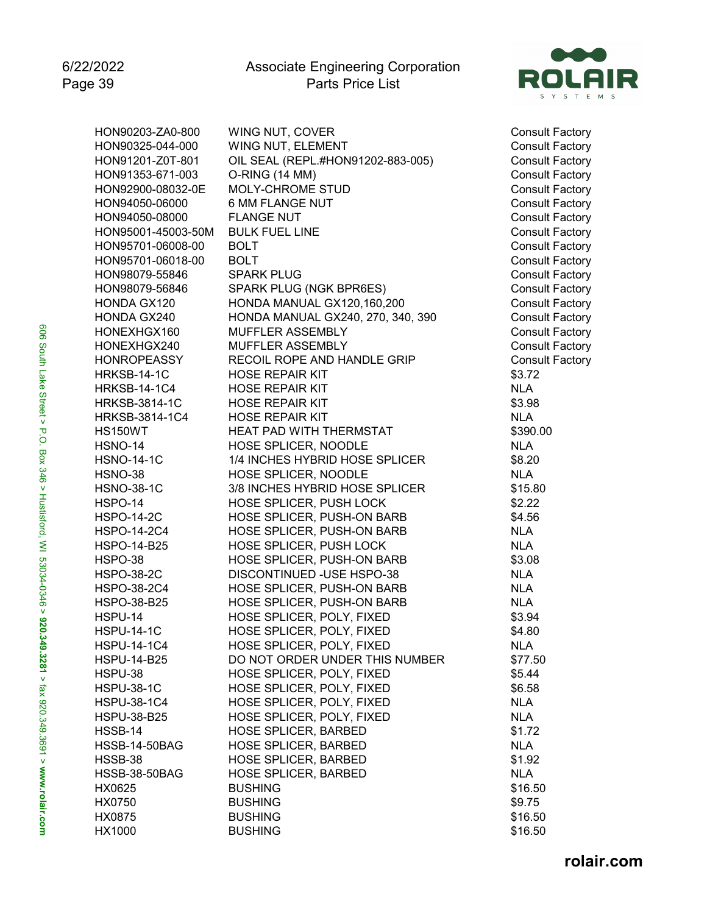| | | |
|---|---|---|
| HON90203-ZA0-800 | WING NUT, COVER | Consult Factory |
| HON90325-044-000 | WING NUT, ELEMENT | Consult Factory |
| HON91201-Z0T-801 | OIL SEAL (REPL.#HON91202-883-005) | Consult Factory |
| HON91353-671-003 | O-RING (14 MM) | Consult Factory |
| HON92900-08032-0E | MOLY-CHROME STUD | Consult Factory |
| HON94050-06000 | 6 MM FLANGE NUT | Consult Factory |
| HON94050-08000 | FLANGE NUT | Consult Factory |
| HON95001-45003-50M | BULK FUEL LINE | Consult Factory |
| HON95701-06008-00 | BOLT | Consult Factory |
| HON95701-06018-00 | BOLT | Consult Factory |
| HON98079-55846 | SPARK PLUG | Consult Factory |
| HON98079-56846 | SPARK PLUG (NGK BPR6ES) | Consult Factory |
| HONDA GX120 | HONDA MANUAL GX120,160,200 | Consult Factory |
| HONDA GX240 | HONDA MANUAL GX240, 270, 340, 390 | Consult Factory |
| HONEXHGX160 | MUFFLER ASSEMBLY | Consult Factory |
| HONEXHGX240 | MUFFLER ASSEMBLY | Consult Factory |
| HONROPEASSY | RECOIL ROPE AND HANDLE GRIP | Consult Factory |
| HRKSB-14-1C | HOSE REPAIR KIT | $3.72 |
| HRKSB-14-1C4 | HOSE REPAIR KIT | NLA |
| HRKSB-3814-1C | HOSE REPAIR KIT | $3.98 |
| HRKSB-3814-1C4 | HOSE REPAIR KIT | NLA |
| HS150WT | HEAT PAD WITH THERMSTAT | $390.00 |
| HSNO-14 | HOSE SPLICER, NOODLE | NLA |
| HSNO-14-1C | 1/4 INCHES HYBRID HOSE SPLICER | $8.20 |
| HSNO-38 | HOSE SPLICER, NOODLE | NLA |
| HSNO-38-1C | 3/8 INCHES HYBRID HOSE SPLICER | $15.80 |
| HSPO-14 | HOSE SPLICER, PUSH LOCK | $2.22 |
| HSPO-14-2C | HOSE SPLICER, PUSH-ON BARB | $4.56 |
| HSPO-14-2C4 | HOSE SPLICER, PUSH-ON BARB | NLA |
| HSPO-14-B25 | HOSE SPLICER, PUSH LOCK | NLA |
| HSPO-38 | HOSE SPLICER, PUSH-ON BARB | $3.08 |
| HSPO-38-2C | DISCONTINUED -USE HSPO-38 | NLA |
| HSPO-38-2C4 | HOSE SPLICER, PUSH-ON BARB | NLA |
| HSPO-38-B25 | HOSE SPLICER, PUSH-ON BARB | NLA |
| HSPU-14 | HOSE SPLICER, POLY, FIXED | $3.94 |
| HSPU-14-1C | HOSE SPLICER, POLY, FIXED | $4.80 |
| HSPU-14-1C4 | HOSE SPLICER, POLY, FIXED | NLA |
| HSPU-14-B25 | DO NOT ORDER UNDER THIS NUMBER | $77.50 |
| HSPU-38 | HOSE SPLICER, POLY, FIXED | $5.44 |
| HSPU-38-1C | HOSE SPLICER, POLY, FIXED | $6.58 |
| HSPU-38-1C4 | HOSE SPLICER, POLY, FIXED | NLA |
| HSPU-38-B25 | HOSE SPLICER, POLY, FIXED | NLA |
| HSSB-14 | HOSE SPLICER, BARBED | $1.72 |
| HSSB-14-50BAG | HOSE SPLICER, BARBED | NLA |
| HSSB-38 | HOSE SPLICER, BARBED | $1.92 |
| HSSB-38-50BAG | HOSE SPLICER, BARBED | NLA |
| HX0625 | BUSHING | $16.50 |
| HX0750 | BUSHING | $9.75 |
| HX0875 | BUSHING | $16.50 |
| HX1000 | BUSHING | $16.50 |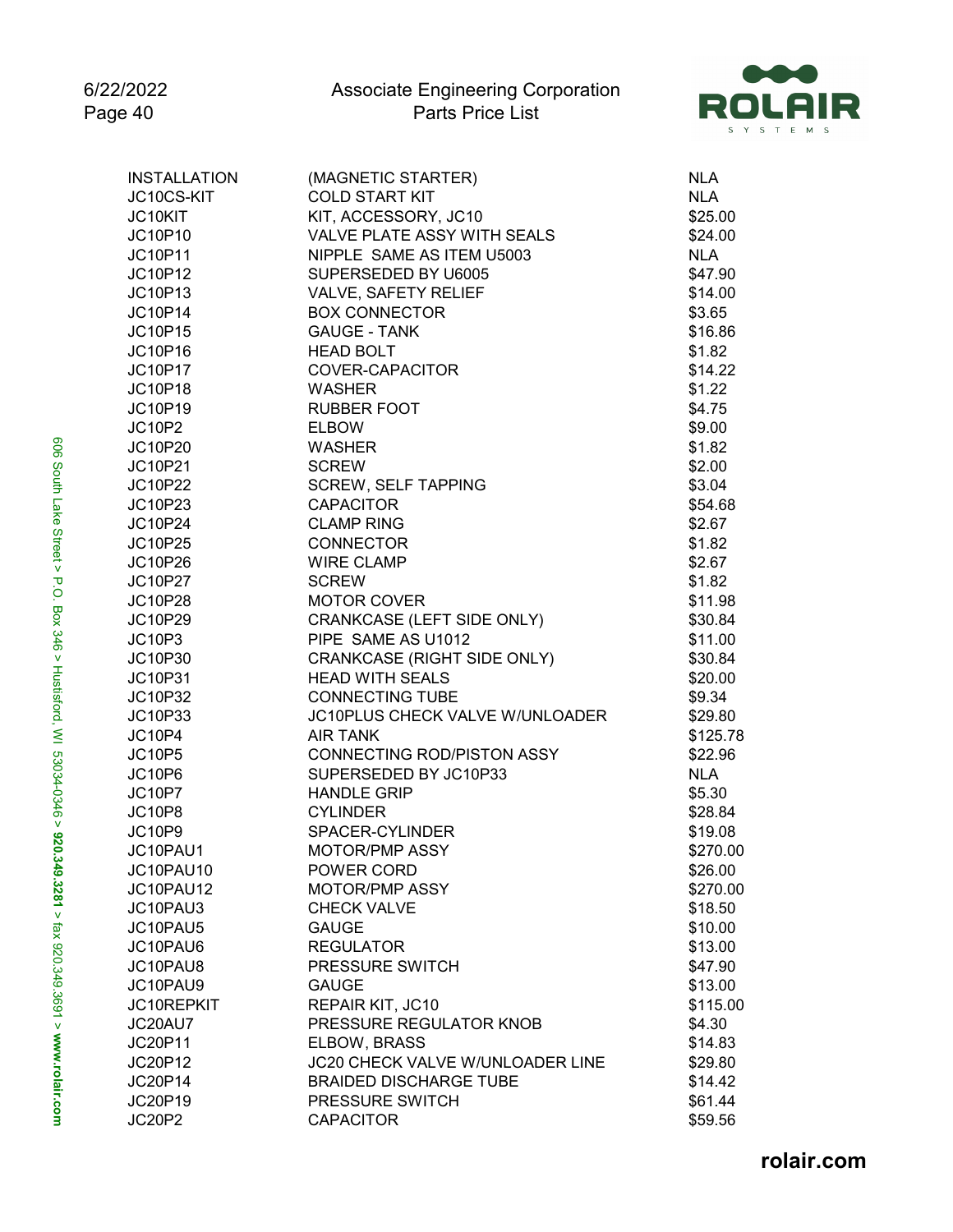| | | |
|---|---|---|
| INSTALLATION | (MAGNETIC STARTER) | NLA |
| JC10CS-KIT | COLD START KIT | NLA |
| JC10KIT | KIT, ACCESSORY, JC10 | $25.00 |
| JC10P10 | VALVE PLATE ASSY WITH SEALS | $24.00 |
| JC10P11 | NIPPLE SAME AS ITEM U5003 | NLA |
| JC10P12 | SUPERSEDED BY U6005 | $47.90 |
| JC10P13 | VALVE, SAFETY RELIEF | $14.00 |
| JC10P14 | BOX CONNECTOR | $3.65 |
| JC10P15 | GAUGE - TANK | $16.86 |
| JC10P16 | HEAD BOLT | $1.82 |
| JC10P17 | COVER-CAPACITOR | $14.22 |
| JC10P18 | WASHER | $1.22 |
| JC10P19 | RUBBER FOOT | $4.75 |
| JC10P2 | ELBOW | $9.00 |
| JC10P20 | WASHER | $1.82 |
| JC10P21 | SCREW | $2.00 |
| JC10P22 | SCREW, SELF TAPPING | $3.04 |
| JC10P23 | CAPACITOR | $54.68 |
| JC10P24 | CLAMP RING | $2.67 |
| JC10P25 | CONNECTOR | $1.82 |
| JC10P26 | WIRE CLAMP | $2.67 |
| JC10P27 | SCREW | $1.82 |
| JC10P28 | MOTOR COVER | $11.98 |
| JC10P29 | CRANKCASE (LEFT SIDE ONLY) | $30.84 |
| JC10P3 | PIPE SAME AS U1012 | $11.00 |
| JC10P30 | CRANKCASE (RIGHT SIDE ONLY) | $30.84 |
| JC10P31 | HEAD WITH SEALS | $20.00 |
| JC10P32 | CONNECTING TUBE | $9.34 |
| JC10P33 | JC10PLUS CHECK VALVE W/UNLOADER | $29.80 |
| JC10P4 | AIR TANK | $125.78 |
| JC10P5 | CONNECTING ROD/PISTON ASSY | $22.96 |
| JC10P6 | SUPERSEDED BY JC10P33 | NLA |
| JC10P7 | HANDLE GRIP | $5.30 |
| JC10P8 | CYLINDER | $28.84 |
| JC10P9 | SPACER-CYLINDER | $19.08 |
| JC10PAU1 | MOTOR/PMP ASSY | $270.00 |
| JC10PAU10 | POWER CORD | $26.00 |
| JC10PAU12 | MOTOR/PMP ASSY | $270.00 |
| JC10PAU3 | CHECK VALVE | $18.50 |
| JC10PAU5 | GAUGE | $10.00 |
| JC10PAU6 | REGULATOR | $13.00 |
| JC10PAU8 | PRESSURE SWITCH | $47.90 |
| JC10PAU9 | GAUGE | $13.00 |
| JC10REPKIT | REPAIR KIT, JC10 | $115.00 |
| JC20AU7 | PRESSURE REGULATOR KNOB | $4.30 |
| JC20P11 | ELBOW, BRASS | $14.83 |
| JC20P12 | JC20 CHECK VALVE W/UNLOADER LINE | $29.80 |
| JC20P14 | BRAIDED DISCHARGE TUBE | $14.42 |
| JC20P19 | PRESSURE SWITCH | $61.44 |
| JC20P2 | CAPACITOR | $59.56 |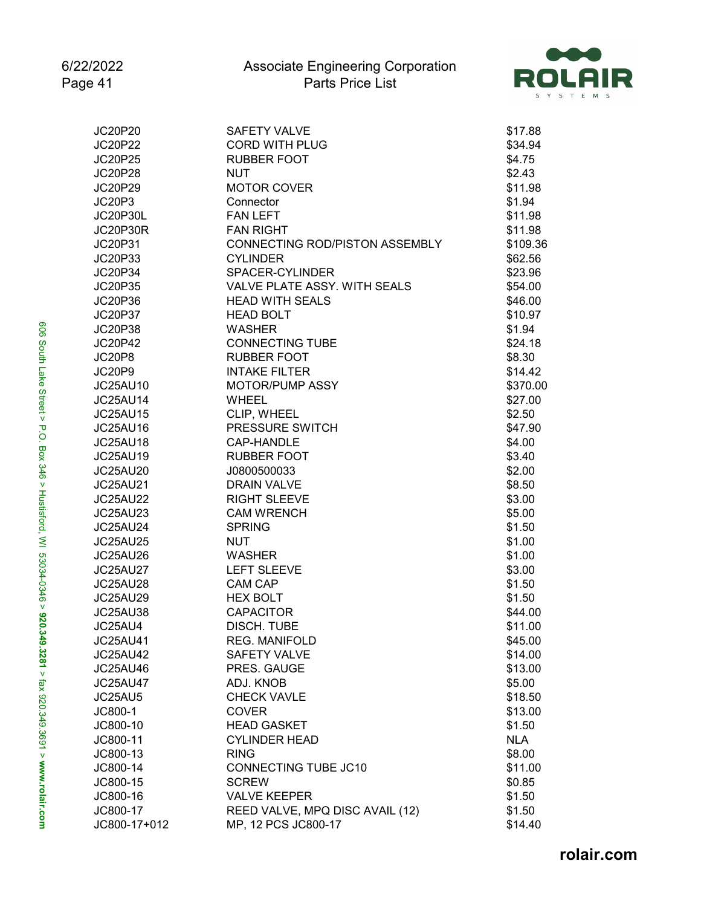| Part Number | Description | Price |
|---|---|---|
| JC20P20 | SAFETY VALVE | $17.88 |
| JC20P22 | CORD WITH PLUG | $34.94 |
| JC20P25 | RUBBER FOOT | $4.75 |
| JC20P28 | NUT | $2.43 |
| JC20P29 | MOTOR COVER | $11.98 |
| JC20P3 | Connector | $1.94 |
| JC20P30L | FAN LEFT | $11.98 |
| JC20P30R | FAN RIGHT | $11.98 |
| JC20P31 | CONNECTING ROD/PISTON ASSEMBLY | $109.36 |
| JC20P33 | CYLINDER | $62.56 |
| JC20P34 | SPACER-CYLINDER | $23.96 |
| JC20P35 | VALVE PLATE ASSY. WITH SEALS | $54.00 |
| JC20P36 | HEAD WITH SEALS | $46.00 |
| JC20P37 | HEAD BOLT | $10.97 |
| JC20P38 | WASHER | $1.94 |
| JC20P42 | CONNECTING TUBE | $24.18 |
| JC20P8 | RUBBER FOOT | $8.30 |
| JC20P9 | INTAKE FILTER | $14.42 |
| JC25AU10 | MOTOR/PUMP ASSY | $370.00 |
| JC25AU14 | WHEEL | $27.00 |
| JC25AU15 | CLIP, WHEEL | $2.50 |
| JC25AU16 | PRESSURE SWITCH | $47.90 |
| JC25AU18 | CAP-HANDLE | $4.00 |
| JC25AU19 | RUBBER FOOT | $3.40 |
| JC25AU20 | J0800500033 | $2.00 |
| JC25AU21 | DRAIN VALVE | $8.50 |
| JC25AU22 | RIGHT SLEEVE | $3.00 |
| JC25AU23 | CAM WRENCH | $5.00 |
| JC25AU24 | SPRING | $1.50 |
| JC25AU25 | NUT | $1.00 |
| JC25AU26 | WASHER | $1.00 |
| JC25AU27 | LEFT SLEEVE | $3.00 |
| JC25AU28 | CAM CAP | $1.50 |
| JC25AU29 | HEX BOLT | $1.50 |
| JC25AU38 | CAPACITOR | $44.00 |
| JC25AU4 | DISCH. TUBE | $11.00 |
| JC25AU41 | REG. MANIFOLD | $45.00 |
| JC25AU42 | SAFETY VALVE | $14.00 |
| JC25AU46 | PRES. GAUGE | $13.00 |
| JC25AU47 | ADJ. KNOB | $5.00 |
| JC25AU5 | CHECK VAVLE | $18.50 |
| JC800-1 | COVER | $13.00 |
| JC800-10 | HEAD GASKET | $1.50 |
| JC800-11 | CYLINDER HEAD | NLA |
| JC800-13 | RING | $8.00 |
| JC800-14 | CONNECTING TUBE JC10 | $11.00 |
| JC800-15 | SCREW | $0.85 |
| JC800-16 | VALVE KEEPER | $1.50 |
| JC800-17 | REED VALVE, MPQ DISC AVAIL (12) | $1.50 |
| JC800-17+012 | MP, 12 PCS JC800-17 | $14.40 |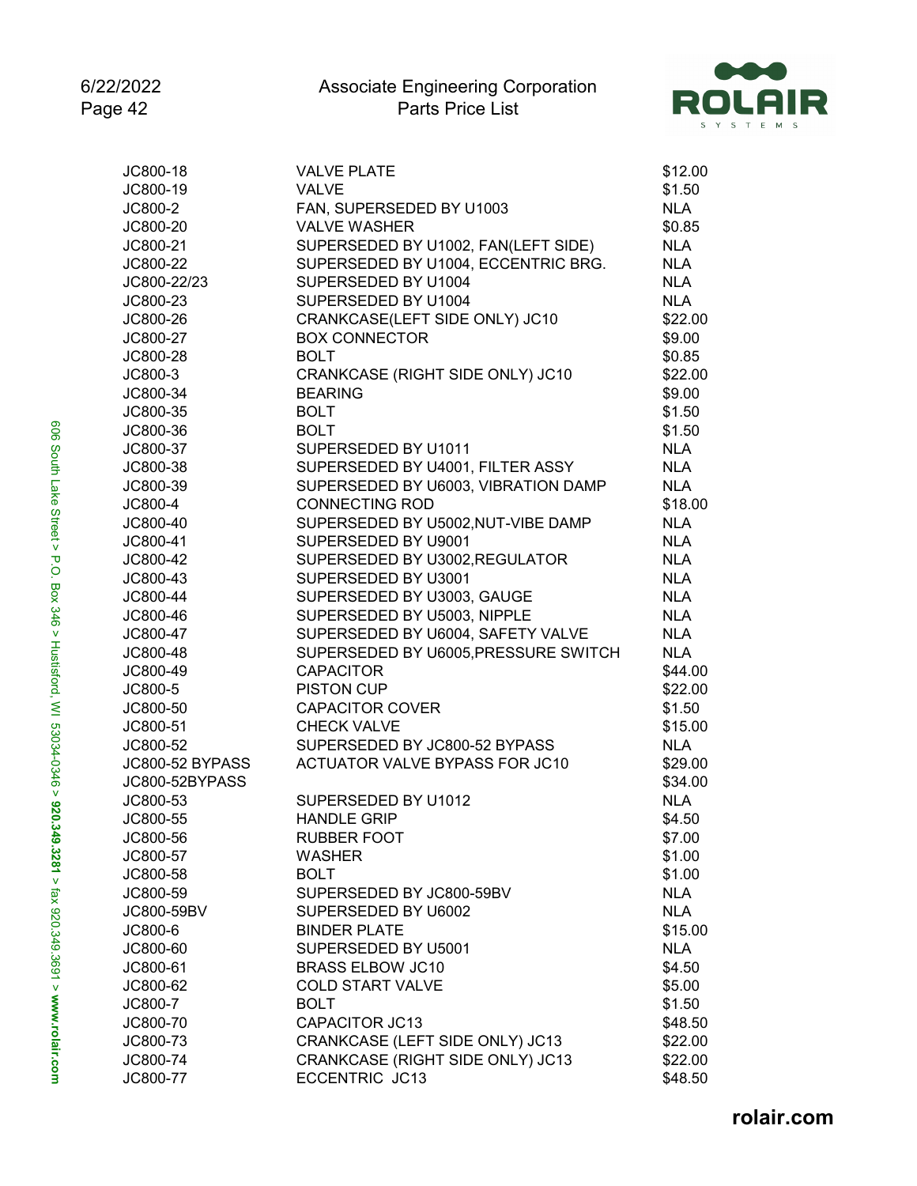| | | |
|---|---|---|
| JC800-18 | VALVE PLATE | $12.00 |
| JC800-19 | VALVE | $1.50 |
| JC800-2 | FAN, SUPERSEDED BY U1003 | NLA |
| JC800-20 | VALVE WASHER | $0.85 |
| JC800-21 | SUPERSEDED BY U1002, FAN(LEFT SIDE) | NLA |
| JC800-22 | SUPERSEDED BY U1004, ECCENTRIC BRG. | NLA |
| JC800-22/23 | SUPERSEDED BY U1004 | NLA |
| JC800-23 | SUPERSEDED BY U1004 | NLA |
| JC800-26 | CRANKCASE(LEFT SIDE ONLY) JC10 | $22.00 |
| JC800-27 | BOX CONNECTOR | $9.00 |
| JC800-28 | BOLT | $0.85 |
| JC800-3 | CRANKCASE (RIGHT SIDE ONLY) JC10 | $22.00 |
| JC800-34 | BEARING | $9.00 |
| JC800-35 | BOLT | $1.50 |
| JC800-36 | BOLT | $1.50 |
| JC800-37 | SUPERSEDED BY U1011 | NLA |
| JC800-38 | SUPERSEDED BY U4001, FILTER ASSY | NLA |
| JC800-39 | SUPERSEDED BY U6003, VIBRATION DAMP | NLA |
| JC800-4 | CONNECTING ROD | $18.00 |
| JC800-40 | SUPERSEDED BY U5002,NUT-VIBE DAMP | NLA |
| JC800-41 | SUPERSEDED BY U9001 | NLA |
| JC800-42 | SUPERSEDED BY U3002,REGULATOR | NLA |
| JC800-43 | SUPERSEDED BY U3001 | NLA |
| JC800-44 | SUPERSEDED BY U3003, GAUGE | NLA |
| JC800-46 | SUPERSEDED BY U5003, NIPPLE | NLA |
| JC800-47 | SUPERSEDED BY U6004, SAFETY VALVE | NLA |
| JC800-48 | SUPERSEDED BY U6005,PRESSURE SWITCH | NLA |
| JC800-49 | CAPACITOR | $44.00 |
| JC800-5 | PISTON CUP | $22.00 |
| JC800-50 | CAPACITOR COVER | $1.50 |
| JC800-51 | CHECK VALVE | $15.00 |
| JC800-52 | SUPERSEDED BY JC800-52 BYPASS | NLA |
| JC800-52 BYPASS | ACTUATOR VALVE BYPASS FOR JC10 | $29.00 |
| JC800-52BYPASS | | $34.00 |
| JC800-53 | SUPERSEDED BY U1012 | NLA |
| JC800-55 | HANDLE GRIP | $4.50 |
| JC800-56 | RUBBER FOOT | $7.00 |
| JC800-57 | WASHER | $1.00 |
| JC800-58 | BOLT | $1.00 |
| JC800-59 | SUPERSEDED BY JC800-59BV | NLA |
| JC800-59BV | SUPERSEDED BY U6002 | NLA |
| JC800-6 | BINDER PLATE | $15.00 |
| JC800-60 | SUPERSEDED BY U5001 | NLA |
| JC800-61 | BRASS ELBOW JC10 | $4.50 |
| JC800-62 | COLD START VALVE | $5.00 |
| JC800-7 | BOLT | $1.50 |
| JC800-70 | CAPACITOR JC13 | $48.50 |
| JC800-73 | CRANKCASE (LEFT SIDE ONLY) JC13 | $22.00 |
| JC800-74 | CRANKCASE (RIGHT SIDE ONLY) JC13 | $22.00 |
| JC800-77 | ECCENTRIC JC13 | $48.50 |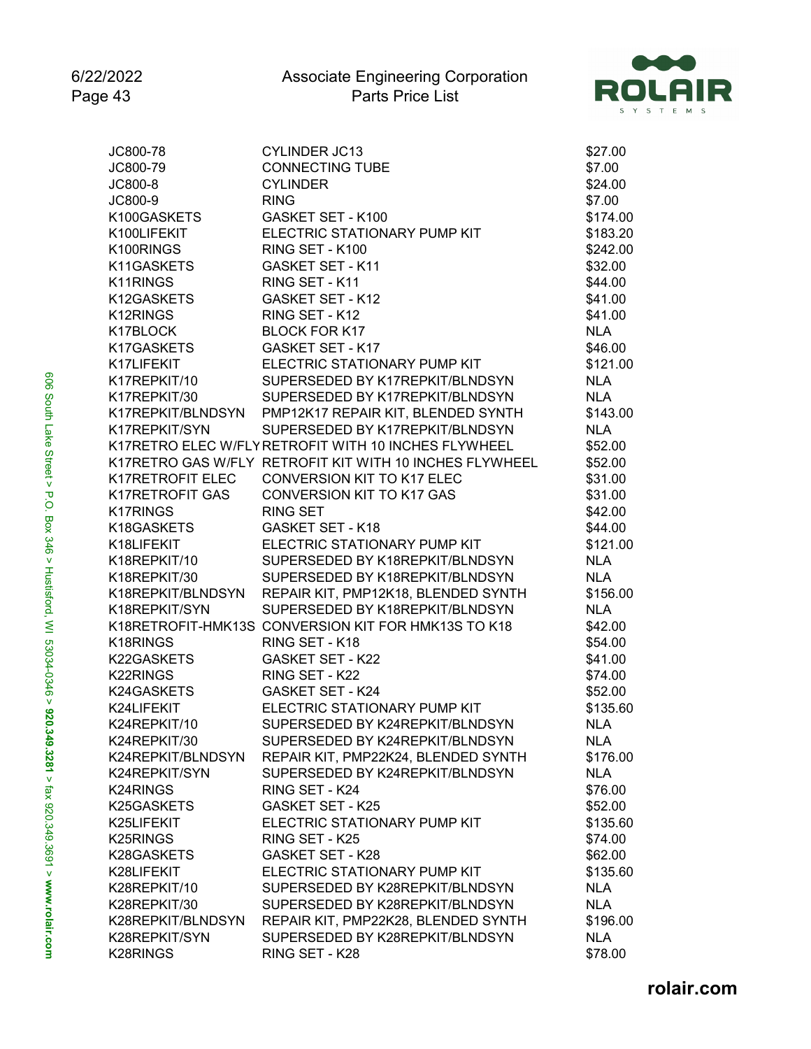| Part Number | Description | Price |
|---|---|---|
| JC800-78 | CYLINDER JC13 | $27.00 |
| JC800-79 | CONNECTING TUBE | $7.00 |
| JC800-8 | CYLINDER | $24.00 |
| JC800-9 | RING | $7.00 |
| K100GASKETS | GASKET SET - K100 | $174.00 |
| K100LIFEKIT | ELECTRIC STATIONARY PUMP KIT | $183.20 |
| K100RINGS | RING SET - K100 | $242.00 |
| K11GASKETS | GASKET SET - K11 | $32.00 |
| K11RINGS | RING SET - K11 | $44.00 |
| K12GASKETS | GASKET SET - K12 | $41.00 |
| K12RINGS | RING SET - K12 | $41.00 |
| K17BLOCK | BLOCK FOR K17 | NLA |
| K17GASKETS | GASKET SET - K17 | $46.00 |
| K17LIFEKIT | ELECTRIC STATIONARY PUMP KIT | $121.00 |
| K17REPKIT/10 | SUPERSEDED BY K17REPKIT/BLNDSYN | NLA |
| K17REPKIT/30 | SUPERSEDED BY K17REPKIT/BLNDSYN | NLA |
| K17REPKIT/BLNDSYN | PMP12K17 REPAIR KIT, BLENDED SYNTH | $143.00 |
| K17REPKIT/SYN | SUPERSEDED BY K17REPKIT/BLNDSYN | NLA |
| K17RETRO ELEC W/FLY | RETROFIT WITH 10 INCHES FLYWHEEL | $52.00 |
| K17RETRO GAS W/FLY | RETROFIT KIT WITH 10 INCHES FLYWHEEL | $52.00 |
| K17RETROFIT ELEC | CONVERSION KIT TO K17 ELEC | $31.00 |
| K17RETROFIT GAS | CONVERSION KIT TO K17 GAS | $31.00 |
| K17RINGS | RING SET | $42.00 |
| K18GASKETS | GASKET SET - K18 | $44.00 |
| K18LIFEKIT | ELECTRIC STATIONARY PUMP KIT | $121.00 |
| K18REPKIT/10 | SUPERSEDED BY K18REPKIT/BLNDSYN | NLA |
| K18REPKIT/30 | SUPERSEDED BY K18REPKIT/BLNDSYN | NLA |
| K18REPKIT/BLNDSYN | REPAIR KIT, PMP12K18, BLENDED SYNTH | $156.00 |
| K18REPKIT/SYN | SUPERSEDED BY K18REPKIT/BLNDSYN | NLA |
| K18RETROFIT-HMK13S | CONVERSION KIT FOR HMK13S TO K18 | $42.00 |
| K18RINGS | RING SET - K18 | $54.00 |
| K22GASKETS | GASKET SET - K22 | $41.00 |
| K22RINGS | RING SET - K22 | $74.00 |
| K24GASKETS | GASKET SET - K24 | $52.00 |
| K24LIFEKIT | ELECTRIC STATIONARY PUMP KIT | $135.60 |
| K24REPKIT/10 | SUPERSEDED BY K24REPKIT/BLNDSYN | NLA |
| K24REPKIT/30 | SUPERSEDED BY K24REPKIT/BLNDSYN | NLA |
| K24REPKIT/BLNDSYN | REPAIR KIT, PMP22K24, BLENDED SYNTH | $176.00 |
| K24REPKIT/SYN | SUPERSEDED BY K24REPKIT/BLNDSYN | NLA |
| K24RINGS | RING SET - K24 | $76.00 |
| K25GASKETS | GASKET SET - K25 | $52.00 |
| K25LIFEKIT | ELECTRIC STATIONARY PUMP KIT | $135.60 |
| K25RINGS | RING SET - K25 | $74.00 |
| K28GASKETS | GASKET SET - K28 | $62.00 |
| K28LIFEKIT | ELECTRIC STATIONARY PUMP KIT | $135.60 |
| K28REPKIT/10 | SUPERSEDED BY K28REPKIT/BLNDSYN | NLA |
| K28REPKIT/30 | SUPERSEDED BY K28REPKIT/BLNDSYN | NLA |
| K28REPKIT/BLNDSYN | REPAIR KIT, PMP22K28, BLENDED SYNTH | $196.00 |
| K28REPKIT/SYN | SUPERSEDED BY K28REPKIT/BLNDSYN | NLA |
| K28RINGS | RING SET - K28 | $78.00 |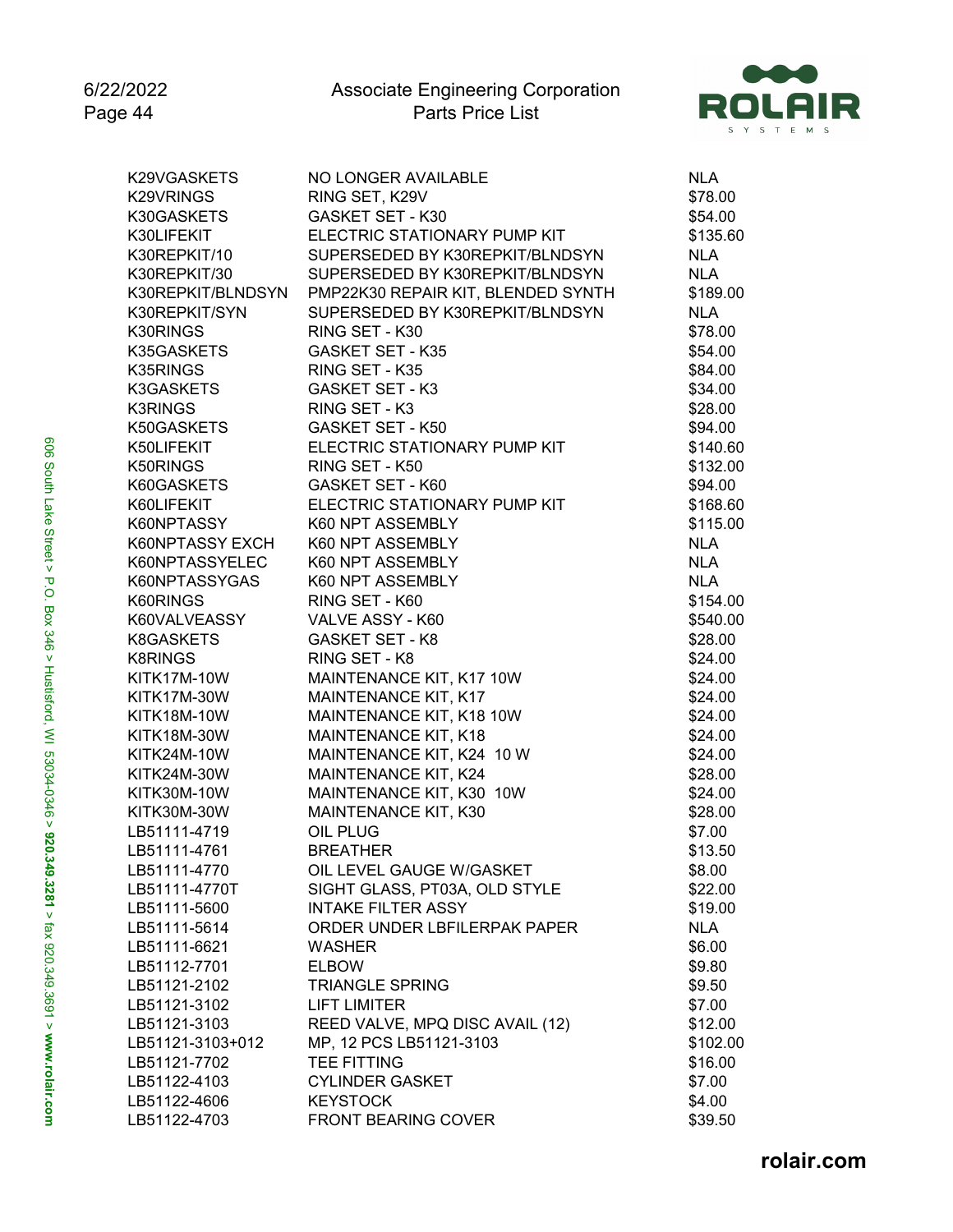| | | |
|---|---|---|
| K29VGASKETS | NO LONGER AVAILABLE | NLA |
| K29VRINGS | RING SET, K29V | $78.00 |
| K30GASKETS | GASKET SET - K30 | $54.00 |
| K30LIFEKIT | ELECTRIC STATIONARY PUMP KIT | $135.60 |
| K30REPKIT/10 | SUPERSEDED BY K30REPKIT/BLNDSYN | NLA |
| K30REPKIT/30 | SUPERSEDED BY K30REPKIT/BLNDSYN | NLA |
| K30REPKIT/BLNDSYN | PMP22K30 REPAIR KIT, BLENDED SYNTH | $189.00 |
| K30REPKIT/SYN | SUPERSEDED BY K30REPKIT/BLNDSYN | NLA |
| K30RINGS | RING SET - K30 | $78.00 |
| K35GASKETS | GASKET SET - K35 | $54.00 |
| K35RINGS | RING SET - K35 | $84.00 |
| K3GASKETS | GASKET SET - K3 | $34.00 |
| K3RINGS | RING SET - K3 | $28.00 |
| K50GASKETS | GASKET SET - K50 | $94.00 |
| K50LIFEKIT | ELECTRIC STATIONARY PUMP KIT | $140.60 |
| K50RINGS | RING SET - K50 | $132.00 |
| K60GASKETS | GASKET SET - K60 | $94.00 |
| K60LIFEKIT | ELECTRIC STATIONARY PUMP KIT | $168.60 |
| K60NPTASSY | K60 NPT ASSEMBLY | $115.00 |
| K60NPTASSY EXCH | K60 NPT ASSEMBLY | NLA |
| K60NPTASSYELEC | K60 NPT ASSEMBLY | NLA |
| K60NPTASSYGAS | K60 NPT ASSEMBLY | NLA |
| K60RINGS | RING SET - K60 | $154.00 |
| K60VALVEASSY | VALVE ASSY - K60 | $540.00 |
| K8GASKETS | GASKET SET - K8 | $28.00 |
| K8RINGS | RING SET - K8 | $24.00 |
| KITK17M-10W | MAINTENANCE KIT, K17 10W | $24.00 |
| KITK17M-30W | MAINTENANCE KIT, K17 | $24.00 |
| KITK18M-10W | MAINTENANCE KIT, K18 10W | $24.00 |
| KITK18M-30W | MAINTENANCE KIT, K18 | $24.00 |
| KITK24M-10W | MAINTENANCE KIT, K24 10 W | $24.00 |
| KITK24M-30W | MAINTENANCE KIT, K24 | $28.00 |
| KITK30M-10W | MAINTENANCE KIT, K30 10W | $24.00 |
| KITK30M-30W | MAINTENANCE KIT, K30 | $28.00 |
| LB51111-4719 | OIL PLUG | $7.00 |
| LB51111-4761 | BREATHER | $13.50 |
| LB51111-4770 | OIL LEVEL GAUGE W/GASKET | $8.00 |
| LB51111-4770T | SIGHT GLASS, PT03A, OLD STYLE | $22.00 |
| LB51111-5600 | INTAKE FILTER ASSY | $19.00 |
| LB51111-5614 | ORDER UNDER LBFILERPAK PAPER | NLA |
| LB51111-6621 | WASHER | $6.00 |
| LB51112-7701 | ELBOW | $9.80 |
| LB51121-2102 | TRIANGLE SPRING | $9.50 |
| LB51121-3102 | LIFT LIMITER | $7.00 |
| LB51121-3103 | REED VALVE, MPQ DISC AVAIL (12) | $12.00 |
| LB51121-3103+012 | MP, 12 PCS LB51121-3103 | $102.00 |
| LB51121-7702 | TEE FITTING | $16.00 |
| LB51122-4103 | CYLINDER GASKET | $7.00 |
| LB51122-4606 | KEYSTOCK | $4.00 |
| LB51122-4703 | FRONT BEARING COVER | $39.50 |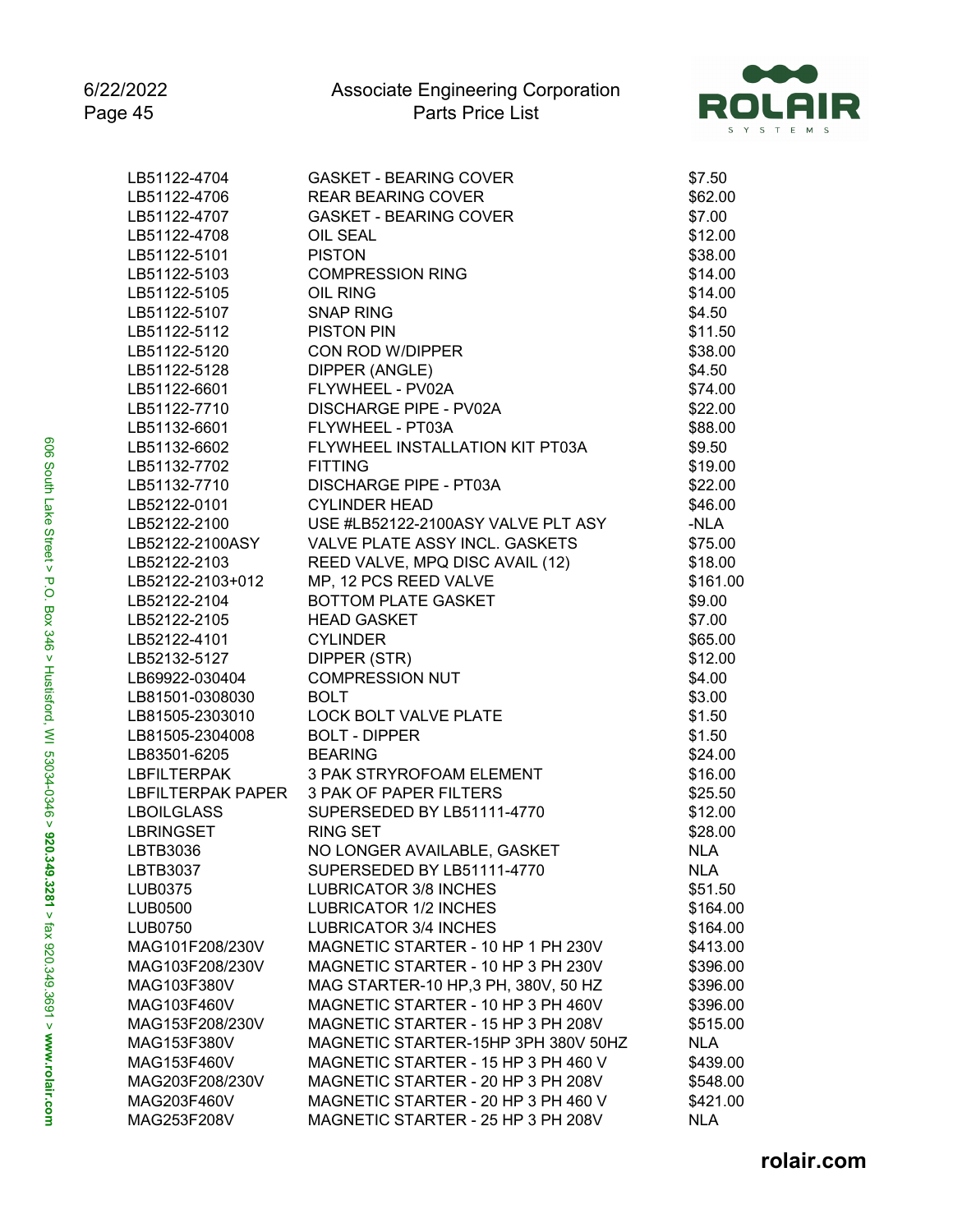| | | |
|---|---|---|
| LB51122-4704 | GASKET - BEARING COVER | $7.50 |
| LB51122-4706 | REAR BEARING COVER | $62.00 |
| LB51122-4707 | GASKET - BEARING COVER | $7.00 |
| LB51122-4708 | OIL SEAL | $12.00 |
| LB51122-5101 | PISTON | $38.00 |
| LB51122-5103 | COMPRESSION RING | $14.00 |
| LB51122-5105 | OIL RING | $14.00 |
| LB51122-5107 | SNAP RING | $4.50 |
| LB51122-5112 | PISTON PIN | $11.50 |
| LB51122-5120 | CON ROD W/DIPPER | $38.00 |
| LB51122-5128 | DIPPER (ANGLE) | $4.50 |
| LB51122-6601 | FLYWHEEL - PV02A | $74.00 |
| LB51122-7710 | DISCHARGE PIPE - PV02A | $22.00 |
| LB51132-6601 | FLYWHEEL - PT03A | $88.00 |
| LB51132-6602 | FLYWHEEL INSTALLATION KIT PT03A | $9.50 |
| LB51132-7702 | FITTING | $19.00 |
| LB51132-7710 | DISCHARGE PIPE - PT03A | $22.00 |
| LB52122-0101 | CYLINDER HEAD | $46.00 |
| LB52122-2100 | USE #LB52122-2100ASY VALVE PLT ASY | -NLA |
| LB52122-2100ASY | VALVE PLATE ASSY INCL. GASKETS | $75.00 |
| LB52122-2103 | REED VALVE, MPQ DISC AVAIL (12) | $18.00 |
| LB52122-2103+012 | MP, 12 PCS REED VALVE | $161.00 |
| LB52122-2104 | BOTTOM PLATE GASKET | $9.00 |
| LB52122-2105 | HEAD GASKET | $7.00 |
| LB52122-4101 | CYLINDER | $65.00 |
| LB52132-5127 | DIPPER (STR) | $12.00 |
| LB69922-030404 | COMPRESSION NUT | $4.00 |
| LB81501-0308030 | BOLT | $3.00 |
| LB81505-2303010 | LOCK BOLT VALVE PLATE | $1.50 |
| LB81505-2304008 | BOLT - DIPPER | $1.50 |
| LB83501-6205 | BEARING | $24.00 |
| LBFILTERPAK | 3 PAK STRYROFOAM ELEMENT | $16.00 |
| LBFILTERPAK PAPER | 3 PAK OF PAPER FILTERS | $25.50 |
| LBOILGLASS | SUPERSEDED BY LB51111-4770 | $12.00 |
| LBRINGSET | RING SET | $28.00 |
| LBTB3036 | NO LONGER AVAILABLE, GASKET | NLA |
| LBTB3037 | SUPERSEDED BY LB51111-4770 | NLA |
| LUB0375 | LUBRICATOR 3/8 INCHES | $51.50 |
| LUB0500 | LUBRICATOR 1/2 INCHES | $164.00 |
| LUB0750 | LUBRICATOR 3/4 INCHES | $164.00 |
| MAG101F208/230V | MAGNETIC STARTER - 10 HP 1 PH 230V | $413.00 |
| MAG103F208/230V | MAGNETIC STARTER - 10 HP 3 PH 230V | $396.00 |
| MAG103F380V | MAG STARTER-10 HP,3 PH, 380V, 50 HZ | $396.00 |
| MAG103F460V | MAGNETIC STARTER - 10 HP 3 PH 460V | $396.00 |
| MAG153F208/230V | MAGNETIC STARTER - 15 HP 3 PH 208V | $515.00 |
| MAG153F380V | MAGNETIC STARTER-15HP 3PH 380V 50HZ | NLA |
| MAG153F460V | MAGNETIC STARTER - 15 HP 3 PH 460 V | $439.00 |
| MAG203F208/230V | MAGNETIC STARTER - 20 HP 3 PH 208V | $548.00 |
| MAG203F460V | MAGNETIC STARTER - 20 HP 3 PH 460 V | $421.00 |
| MAG253F208V | MAGNETIC STARTER - 25 HP 3 PH 208V | NLA |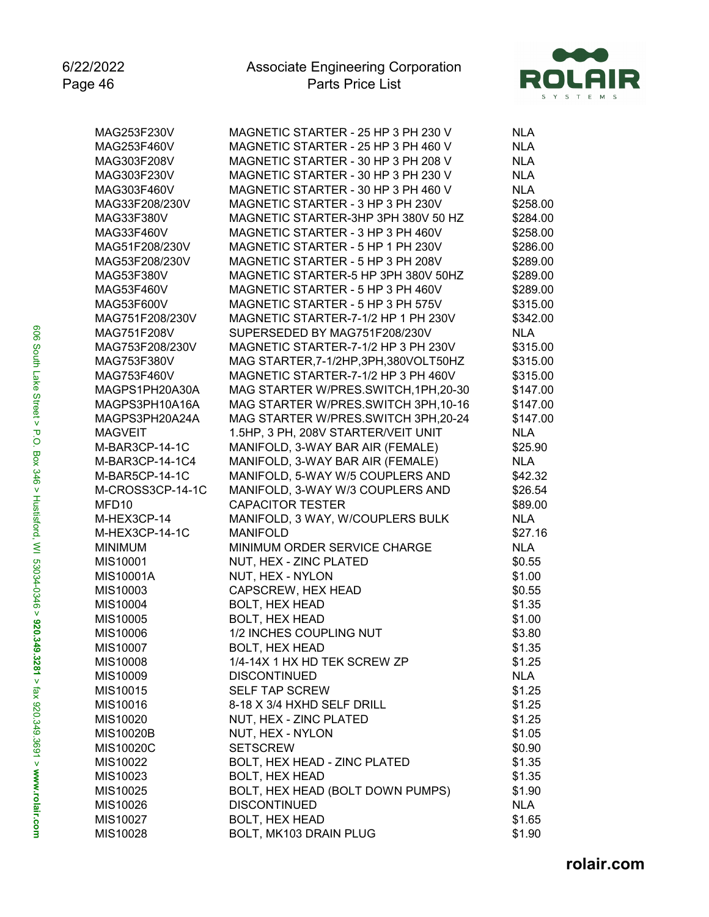| Part Number | Description | Price |
|---|---|---|
| MAG253F230V | MAGNETIC STARTER - 25 HP 3 PH 230 V | NLA |
| MAG253F460V | MAGNETIC STARTER - 25 HP 3 PH 460 V | NLA |
| MAG303F208V | MAGNETIC STARTER - 30 HP 3 PH 208 V | NLA |
| MAG303F230V | MAGNETIC STARTER - 30 HP 3 PH 230 V | NLA |
| MAG303F460V | MAGNETIC STARTER - 30 HP 3 PH 460 V | NLA |
| MAG33F208/230V | MAGNETIC STARTER - 3 HP 3 PH 230V | $258.00 |
| MAG33F380V | MAGNETIC STARTER-3HP 3PH 380V 50 HZ | $284.00 |
| MAG33F460V | MAGNETIC STARTER - 3 HP 3 PH 460V | $258.00 |
| MAG51F208/230V | MAGNETIC STARTER - 5 HP 1 PH 230V | $286.00 |
| MAG53F208/230V | MAGNETIC STARTER - 5 HP 3 PH 208V | $289.00 |
| MAG53F380V | MAGNETIC STARTER-5 HP 3PH 380V 50HZ | $289.00 |
| MAG53F460V | MAGNETIC STARTER - 5 HP 3 PH 460V | $289.00 |
| MAG53F600V | MAGNETIC STARTER - 5 HP 3 PH 575V | $315.00 |
| MAG751F208/230V | MAGNETIC STARTER-7-1/2 HP 1 PH 230V | $342.00 |
| MAG751F208V | SUPERSEDED BY MAG751F208/230V | NLA |
| MAG753F208/230V | MAGNETIC STARTER-7-1/2 HP 3 PH 230V | $315.00 |
| MAG753F380V | MAG STARTER,7-1/2HP,3PH,380VOLT50HZ | $315.00 |
| MAG753F460V | MAGNETIC STARTER-7-1/2 HP 3 PH 460V | $315.00 |
| MAGPS1PH20A30A | MAG STARTER W/PRES.SWITCH,1PH,20-30 | $147.00 |
| MAGPS3PH10A16A | MAG STARTER W/PRES.SWITCH 3PH,10-16 | $147.00 |
| MAGPS3PH20A24A | MAG STARTER W/PRES.SWITCH 3PH,20-24 | $147.00 |
| MAGVEIT | 1.5HP, 3 PH, 208V STARTER/VEIT UNIT | NLA |
| M-BAR3CP-14-1C | MANIFOLD, 3-WAY BAR AIR (FEMALE) | $25.90 |
| M-BAR3CP-14-1C4 | MANIFOLD, 3-WAY BAR AIR (FEMALE) | NLA |
| M-BAR5CP-14-1C | MANIFOLD, 5-WAY W/5 COUPLERS AND | $42.32 |
| M-CROSS3CP-14-1C | MANIFOLD, 3-WAY W/3 COUPLERS AND | $26.54 |
| MFD10 | CAPACITOR TESTER | $89.00 |
| M-HEX3CP-14 | MANIFOLD, 3 WAY, W/COUPLERS BULK | NLA |
| M-HEX3CP-14-1C | MANIFOLD | $27.16 |
| MINIMUM | MINIMUM ORDER SERVICE CHARGE | NLA |
| MIS10001 | NUT, HEX - ZINC PLATED | $0.55 |
| MIS10001A | NUT, HEX - NYLON | $1.00 |
| MIS10003 | CAPSCREW, HEX HEAD | $0.55 |
| MIS10004 | BOLT, HEX HEAD | $1.35 |
| MIS10005 | BOLT, HEX HEAD | $1.00 |
| MIS10006 | 1/2 INCHES COUPLING NUT | $3.80 |
| MIS10007 | BOLT, HEX HEAD | $1.35 |
| MIS10008 | 1/4-14X 1 HX HD TEK SCREW ZP | $1.25 |
| MIS10009 | DISCONTINUED | NLA |
| MIS10015 | SELF TAP SCREW | $1.25 |
| MIS10016 | 8-18 X 3/4 HXHD SELF DRILL | $1.25 |
| MIS10020 | NUT, HEX - ZINC PLATED | $1.25 |
| MIS10020B | NUT, HEX - NYLON | $1.05 |
| MIS10020C | SETSCREW | $0.90 |
| MIS10022 | BOLT, HEX HEAD - ZINC PLATED | $1.35 |
| MIS10023 | BOLT, HEX HEAD | $1.35 |
| MIS10025 | BOLT, HEX HEAD (BOLT DOWN PUMPS) | $1.90 |
| MIS10026 | DISCONTINUED | NLA |
| MIS10027 | BOLT, HEX HEAD | $1.65 |
| MIS10028 | BOLT, MK103 DRAIN PLUG | $1.90 |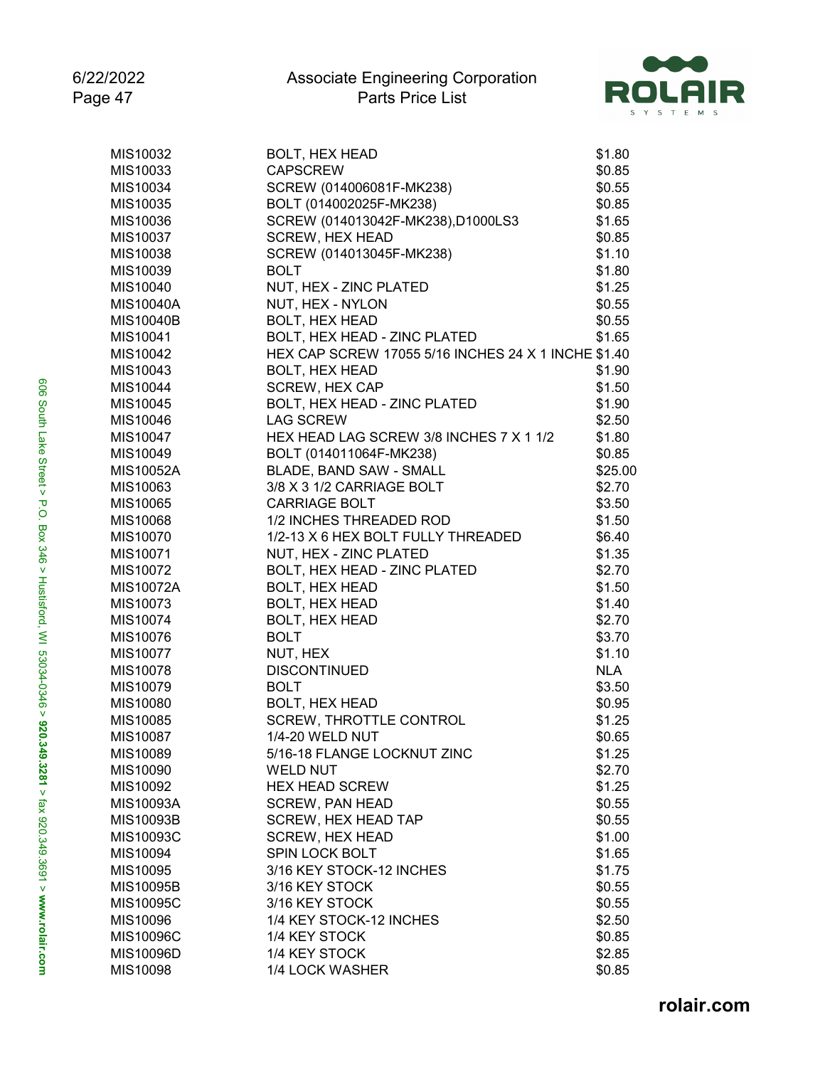| Part Number | Description | Price |
|---|---|---|
| MIS10032 | BOLT, HEX HEAD | $1.80 |
| MIS10033 | CAPSCREW | $0.85 |
| MIS10034 | SCREW (014006081F-MK238) | $0.55 |
| MIS10035 | BOLT (014002025F-MK238) | $0.85 |
| MIS10036 | SCREW (014013042F-MK238),D1000LS3 | $1.65 |
| MIS10037 | SCREW, HEX HEAD | $0.85 |
| MIS10038 | SCREW (014013045F-MK238) | $1.10 |
| MIS10039 | BOLT | $1.80 |
| MIS10040 | NUT, HEX - ZINC PLATED | $1.25 |
| MIS10040A | NUT, HEX - NYLON | $0.55 |
| MIS10040B | BOLT, HEX HEAD | $0.55 |
| MIS10041 | BOLT, HEX HEAD - ZINC PLATED | $1.65 |
| MIS10042 | HEX CAP SCREW 17055 5/16 INCHES 24 X 1 INCHE | $1.40 |
| MIS10043 | BOLT, HEX HEAD | $1.90 |
| MIS10044 | SCREW, HEX CAP | $1.50 |
| MIS10045 | BOLT, HEX HEAD - ZINC PLATED | $1.90 |
| MIS10046 | LAG SCREW | $2.50 |
| MIS10047 | HEX HEAD LAG SCREW 3/8 INCHES 7 X 1 1/2 | $1.80 |
| MIS10049 | BOLT (014011064F-MK238) | $0.85 |
| MIS10052A | BLADE, BAND SAW - SMALL | $25.00 |
| MIS10063 | 3/8 X 3 1/2 CARRIAGE BOLT | $2.70 |
| MIS10065 | CARRIAGE BOLT | $3.50 |
| MIS10068 | 1/2 INCHES THREADED ROD | $1.50 |
| MIS10070 | 1/2-13 X 6 HEX BOLT FULLY THREADED | $6.40 |
| MIS10071 | NUT, HEX - ZINC PLATED | $1.35 |
| MIS10072 | BOLT, HEX HEAD - ZINC PLATED | $2.70 |
| MIS10072A | BOLT, HEX HEAD | $1.50 |
| MIS10073 | BOLT, HEX HEAD | $1.40 |
| MIS10074 | BOLT, HEX HEAD | $2.70 |
| MIS10076 | BOLT | $3.70 |
| MIS10077 | NUT, HEX | $1.10 |
| MIS10078 | DISCONTINUED | NLA |
| MIS10079 | BOLT | $3.50 |
| MIS10080 | BOLT, HEX HEAD | $0.95 |
| MIS10085 | SCREW, THROTTLE CONTROL | $1.25 |
| MIS10087 | 1/4-20 WELD NUT | $0.65 |
| MIS10089 | 5/16-18 FLANGE LOCKNUT ZINC | $1.25 |
| MIS10090 | WELD NUT | $2.70 |
| MIS10092 | HEX HEAD SCREW | $1.25 |
| MIS10093A | SCREW, PAN HEAD | $0.55 |
| MIS10093B | SCREW, HEX HEAD TAP | $0.55 |
| MIS10093C | SCREW, HEX HEAD | $1.00 |
| MIS10094 | SPIN LOCK BOLT | $1.65 |
| MIS10095 | 3/16 KEY STOCK-12 INCHES | $1.75 |
| MIS10095B | 3/16 KEY STOCK | $0.55 |
| MIS10095C | 3/16 KEY STOCK | $0.55 |
| MIS10096 | 1/4 KEY STOCK-12 INCHES | $2.50 |
| MIS10096C | 1/4 KEY STOCK | $0.85 |
| MIS10096D | 1/4 KEY STOCK | $2.85 |
| MIS10098 | 1/4 LOCK WASHER | $0.85 |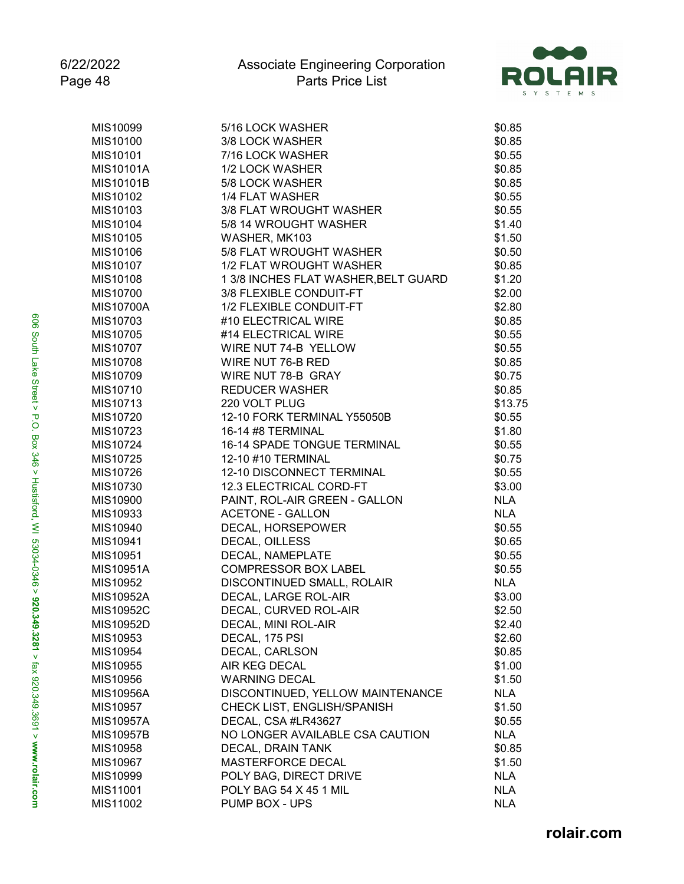| Part Number | Description | Price |
|---|---|---|
| MIS10099 | 5/16 LOCK WASHER | $0.85 |
| MIS10100 | 3/8 LOCK WASHER | $0.85 |
| MIS10101 | 7/16 LOCK WASHER | $0.55 |
| MIS10101A | 1/2 LOCK WASHER | $0.85 |
| MIS10101B | 5/8 LOCK WASHER | $0.85 |
| MIS10102 | 1/4 FLAT WASHER | $0.55 |
| MIS10103 | 3/8 FLAT WROUGHT WASHER | $0.55 |
| MIS10104 | 5/8 14 WROUGHT WASHER | $1.40 |
| MIS10105 | WASHER, MK103 | $1.50 |
| MIS10106 | 5/8 FLAT WROUGHT WASHER | $0.50 |
| MIS10107 | 1/2 FLAT WROUGHT WASHER | $0.85 |
| MIS10108 | 1 3/8 INCHES FLAT WASHER,BELT GUARD | $1.20 |
| MIS10700 | 3/8 FLEXIBLE CONDUIT-FT | $2.00 |
| MIS10700A | 1/2 FLEXIBLE CONDUIT-FT | $2.80 |
| MIS10703 | #10 ELECTRICAL WIRE | $0.85 |
| MIS10705 | #14 ELECTRICAL WIRE | $0.55 |
| MIS10707 | WIRE NUT 74-B YELLOW | $0.55 |
| MIS10708 | WIRE NUT 76-B RED | $0.85 |
| MIS10709 | WIRE NUT 78-B GRAY | $0.75 |
| MIS10710 | REDUCER WASHER | $0.85 |
| MIS10713 | 220 VOLT PLUG | $13.75 |
| MIS10720 | 12-10 FORK TERMINAL Y55050B | $0.55 |
| MIS10723 | 16-14 #8 TERMINAL | $1.80 |
| MIS10724 | 16-14 SPADE TONGUE TERMINAL | $0.55 |
| MIS10725 | 12-10 #10 TERMINAL | $0.75 |
| MIS10726 | 12-10 DISCONNECT TERMINAL | $0.55 |
| MIS10730 | 12.3 ELECTRICAL CORD-FT | $3.00 |
| MIS10900 | PAINT, ROL-AIR GREEN - GALLON | NLA |
| MIS10933 | ACETONE - GALLON | NLA |
| MIS10940 | DECAL, HORSEPOWER | $0.55 |
| MIS10941 | DECAL, OILLESS | $0.65 |
| MIS10951 | DECAL, NAMEPLATE | $0.55 |
| MIS10951A | COMPRESSOR BOX LABEL | $0.55 |
| MIS10952 | DISCONTINUED SMALL, ROLAIR | NLA |
| MIS10952A | DECAL, LARGE ROL-AIR | $3.00 |
| MIS10952C | DECAL, CURVED ROL-AIR | $2.50 |
| MIS10952D | DECAL, MINI ROL-AIR | $2.40 |
| MIS10953 | DECAL, 175 PSI | $2.60 |
| MIS10954 | DECAL, CARLSON | $0.85 |
| MIS10955 | AIR KEG DECAL | $1.00 |
| MIS10956 | WARNING DECAL | $1.50 |
| MIS10956A | DISCONTINUED, YELLOW MAINTENANCE | NLA |
| MIS10957 | CHECK LIST, ENGLISH/SPANISH | $1.50 |
| MIS10957A | DECAL, CSA #LR43627 | $0.55 |
| MIS10957B | NO LONGER AVAILABLE CSA CAUTION | NLA |
| MIS10958 | DECAL, DRAIN TANK | $0.85 |
| MIS10967 | MASTERFORCE DECAL | $1.50 |
| MIS10999 | POLY BAG, DIRECT DRIVE | NLA |
| MIS11001 | POLY BAG 54 X 45 1 MIL | NLA |
| MIS11002 | PUMP BOX - UPS | NLA |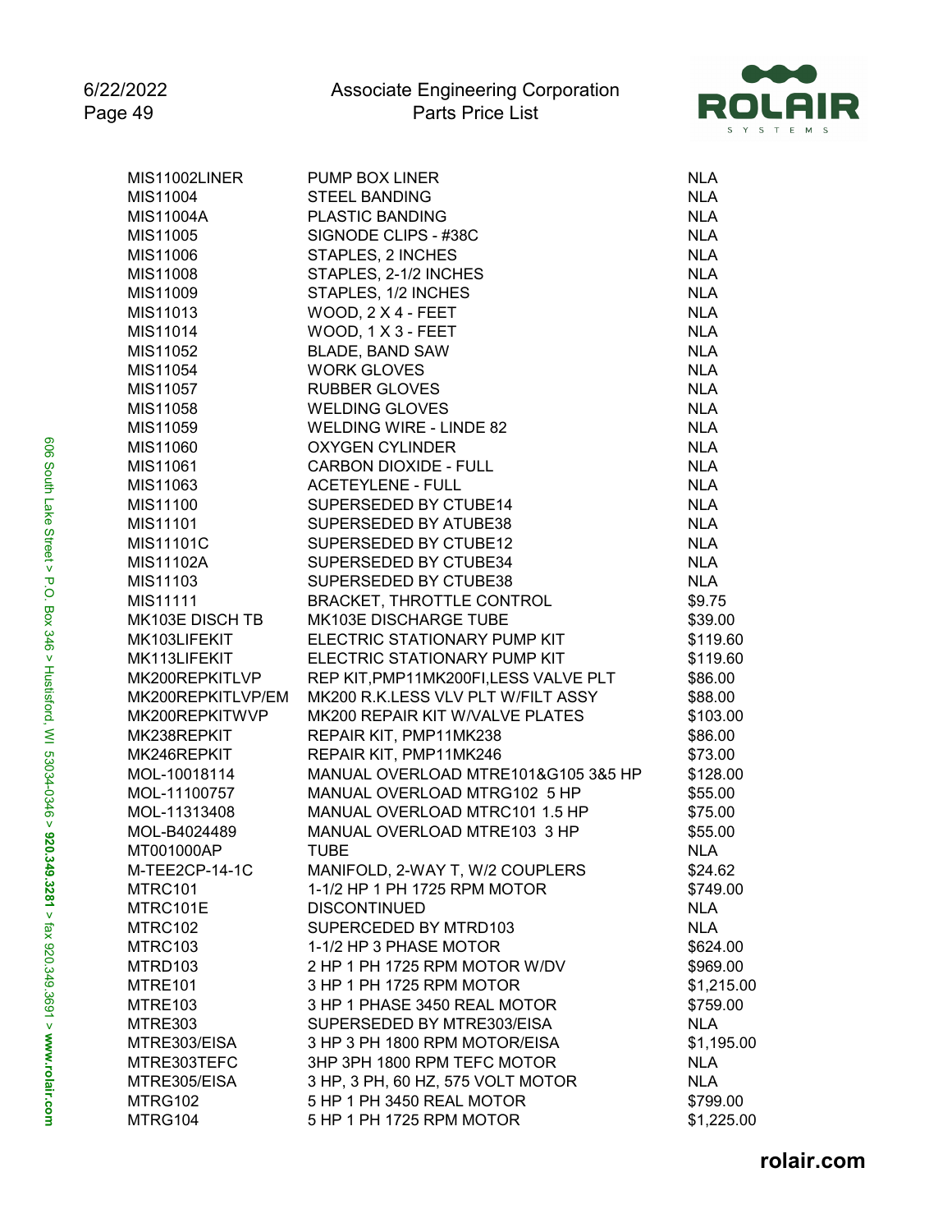| | | |
|---|---|---|
| MIS11002LINER | PUMP BOX LINER | NLA |
| MIS11004 | STEEL BANDING | NLA |
| MIS11004A | PLASTIC BANDING | NLA |
| MIS11005 | SIGNODE CLIPS - #38C | NLA |
| MIS11006 | STAPLES, 2 INCHES | NLA |
| MIS11008 | STAPLES, 2-1/2 INCHES | NLA |
| MIS11009 | STAPLES, 1/2 INCHES | NLA |
| MIS11013 | WOOD, 2 X 4 - FEET | NLA |
| MIS11014 | WOOD, 1 X 3 - FEET | NLA |
| MIS11052 | BLADE, BAND SAW | NLA |
| MIS11054 | WORK GLOVES | NLA |
| MIS11057 | RUBBER GLOVES | NLA |
| MIS11058 | WELDING GLOVES | NLA |
| MIS11059 | WELDING WIRE - LINDE 82 | NLA |
| MIS11060 | OXYGEN CYLINDER | NLA |
| MIS11061 | CARBON DIOXIDE - FULL | NLA |
| MIS11063 | ACETEYLENE - FULL | NLA |
| MIS11100 | SUPERSEDED BY CTUBE14 | NLA |
| MIS11101 | SUPERSEDED BY ATUBE38 | NLA |
| MIS11101C | SUPERSEDED BY CTUBE12 | NLA |
| MIS11102A | SUPERSEDED BY CTUBE34 | NLA |
| MIS11103 | SUPERSEDED BY CTUBE38 | NLA |
| MIS11111 | BRACKET, THROTTLE CONTROL | $9.75 |
| MK103E DISCH TB | MK103E DISCHARGE TUBE | $39.00 |
| MK103LIFEKIT | ELECTRIC STATIONARY PUMP KIT | $119.60 |
| MK113LIFEKIT | ELECTRIC STATIONARY PUMP KIT | $119.60 |
| MK200REPKITLVP | REP KIT,PMP11MK200FI,LESS VALVE PLT | $86.00 |
| MK200REPKITLVP/EM | MK200 R.K.LESS VLV PLT W/FILT ASSY | $88.00 |
| MK200REPKITWVP | MK200 REPAIR KIT W/VALVE PLATES | $103.00 |
| MK238REPKIT | REPAIR KIT, PMP11MK238 | $86.00 |
| MK246REPKIT | REPAIR KIT, PMP11MK246 | $73.00 |
| MOL-10018114 | MANUAL OVERLOAD MTRE101&G105 3&5 HP | $128.00 |
| MOL-11100757 | MANUAL OVERLOAD MTRG102 5 HP | $55.00 |
| MOL-11313408 | MANUAL OVERLOAD MTRC101 1.5 HP | $75.00 |
| MOL-B4024489 | MANUAL OVERLOAD MTRE103 3 HP | $55.00 |
| MT001000AP | TUBE | NLA |
| M-TEE2CP-14-1C | MANIFOLD, 2-WAY T, W/2 COUPLERS | $24.62 |
| MTRC101 | 1-1/2 HP 1 PH 1725 RPM MOTOR | $749.00 |
| MTRC101E | DISCONTINUED | NLA |
| MTRC102 | SUPERCEDED BY MTRD103 | NLA |
| MTRC103 | 1-1/2 HP 3 PHASE MOTOR | $624.00 |
| MTRD103 | 2 HP 1 PH 1725 RPM MOTOR W/DV | $969.00 |
| MTRE101 | 3 HP 1 PH 1725 RPM MOTOR | $1,215.00 |
| MTRE103 | 3 HP 1 PHASE 3450 REAL MOTOR | $759.00 |
| MTRE303 | SUPERSEDED BY MTRE303/EISA | NLA |
| MTRE303/EISA | 3 HP 3 PH 1800 RPM MOTOR/EISA | $1,195.00 |
| MTRE303TEFC | 3HP 3PH 1800 RPM TEFC MOTOR | NLA |
| MTRE305/EISA | 3 HP, 3 PH, 60 HZ, 575 VOLT MOTOR | NLA |
| MTRG102 | 5 HP 1 PH 3450 REAL MOTOR | $799.00 |
| MTRG104 | 5 HP 1 PH 1725 RPM MOTOR | $1,225.00 |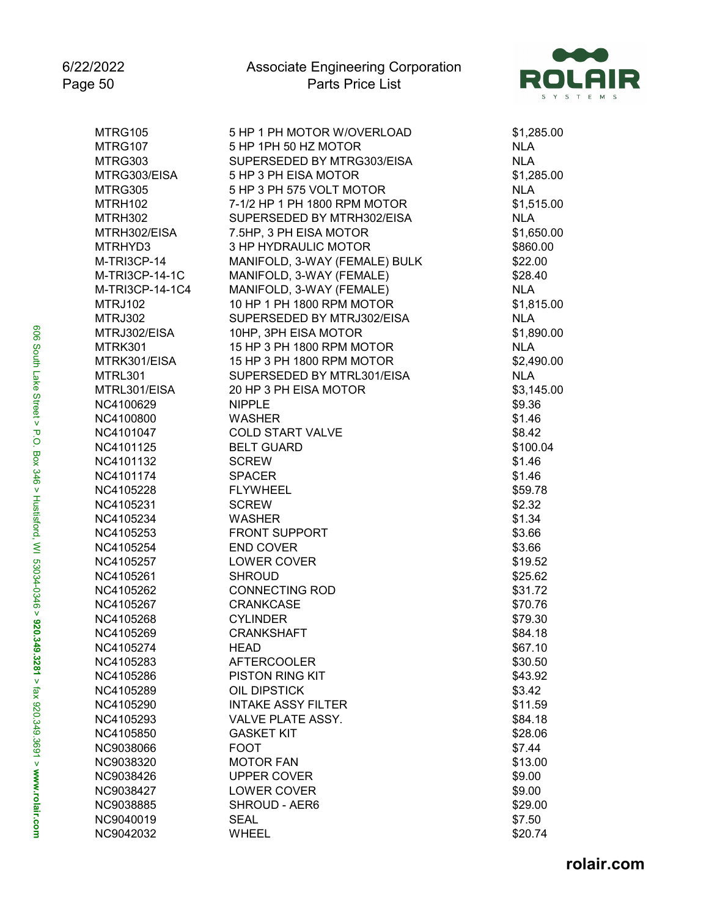| | | |
|---|---|---|
| MTRG105 | 5 HP 1 PH MOTOR W/OVERLOAD | $1,285.00 |
| MTRG107 | 5 HP 1PH 50 HZ MOTOR | NLA |
| MTRG303 | SUPERSEDED BY MTRG303/EISA | NLA |
| MTRG303/EISA | 5 HP 3 PH EISA MOTOR | $1,285.00 |
| MTRG305 | 5 HP 3 PH 575 VOLT MOTOR | NLA |
| MTRH102 | 7-1/2 HP 1 PH 1800 RPM MOTOR | $1,515.00 |
| MTRH302 | SUPERSEDED BY MTRH302/EISA | NLA |
| MTRH302/EISA | 7.5HP, 3 PH EISA MOTOR | $1,650.00 |
| MTRHYD3 | 3 HP HYDRAULIC MOTOR | $860.00 |
| M-TRI3CP-14 | MANIFOLD, 3-WAY (FEMALE) BULK | $22.00 |
| M-TRI3CP-14-1C | MANIFOLD, 3-WAY (FEMALE) | $28.40 |
| M-TRI3CP-14-1C4 | MANIFOLD, 3-WAY (FEMALE) | NLA |
| MTRJ102 | 10 HP 1 PH 1800 RPM MOTOR | $1,815.00 |
| MTRJ302 | SUPERSEDED BY MTRJ302/EISA | NLA |
| MTRJ302/EISA | 10HP, 3PH EISA MOTOR | $1,890.00 |
| MTRK301 | 15 HP 3 PH 1800 RPM MOTOR | NLA |
| MTRK301/EISA | 15 HP 3 PH 1800 RPM MOTOR | $2,490.00 |
| MTRL301 | SUPERSEDED BY MTRL301/EISA | NLA |
| MTRL301/EISA | 20 HP 3 PH EISA MOTOR | $3,145.00 |
| NC4100629 | NIPPLE | $9.36 |
| NC4100800 | WASHER | $1.46 |
| NC4101047 | COLD START VALVE | $8.42 |
| NC4101125 | BELT GUARD | $100.04 |
| NC4101132 | SCREW | $1.46 |
| NC4101174 | SPACER | $1.46 |
| NC4105228 | FLYWHEEL | $59.78 |
| NC4105231 | SCREW | $2.32 |
| NC4105234 | WASHER | $1.34 |
| NC4105253 | FRONT SUPPORT | $3.66 |
| NC4105254 | END COVER | $3.66 |
| NC4105257 | LOWER COVER | $19.52 |
| NC4105261 | SHROUD | $25.62 |
| NC4105262 | CONNECTING ROD | $31.72 |
| NC4105267 | CRANKCASE | $70.76 |
| NC4105268 | CYLINDER | $79.30 |
| NC4105269 | CRANKSHAFT | $84.18 |
| NC4105274 | HEAD | $67.10 |
| NC4105283 | AFTERCOOLER | $30.50 |
| NC4105286 | PISTON RING KIT | $43.92 |
| NC4105289 | OIL DIPSTICK | $3.42 |
| NC4105290 | INTAKE ASSY FILTER | $11.59 |
| NC4105293 | VALVE PLATE ASSY. | $84.18 |
| NC4105850 | GASKET KIT | $28.06 |
| NC9038066 | FOOT | $7.44 |
| NC9038320 | MOTOR FAN | $13.00 |
| NC9038426 | UPPER COVER | $9.00 |
| NC9038427 | LOWER COVER | $9.00 |
| NC9038885 | SHROUD - AER6 | $29.00 |
| NC9040019 | SEAL | $7.50 |
| NC9042032 | WHEEL | $20.74 |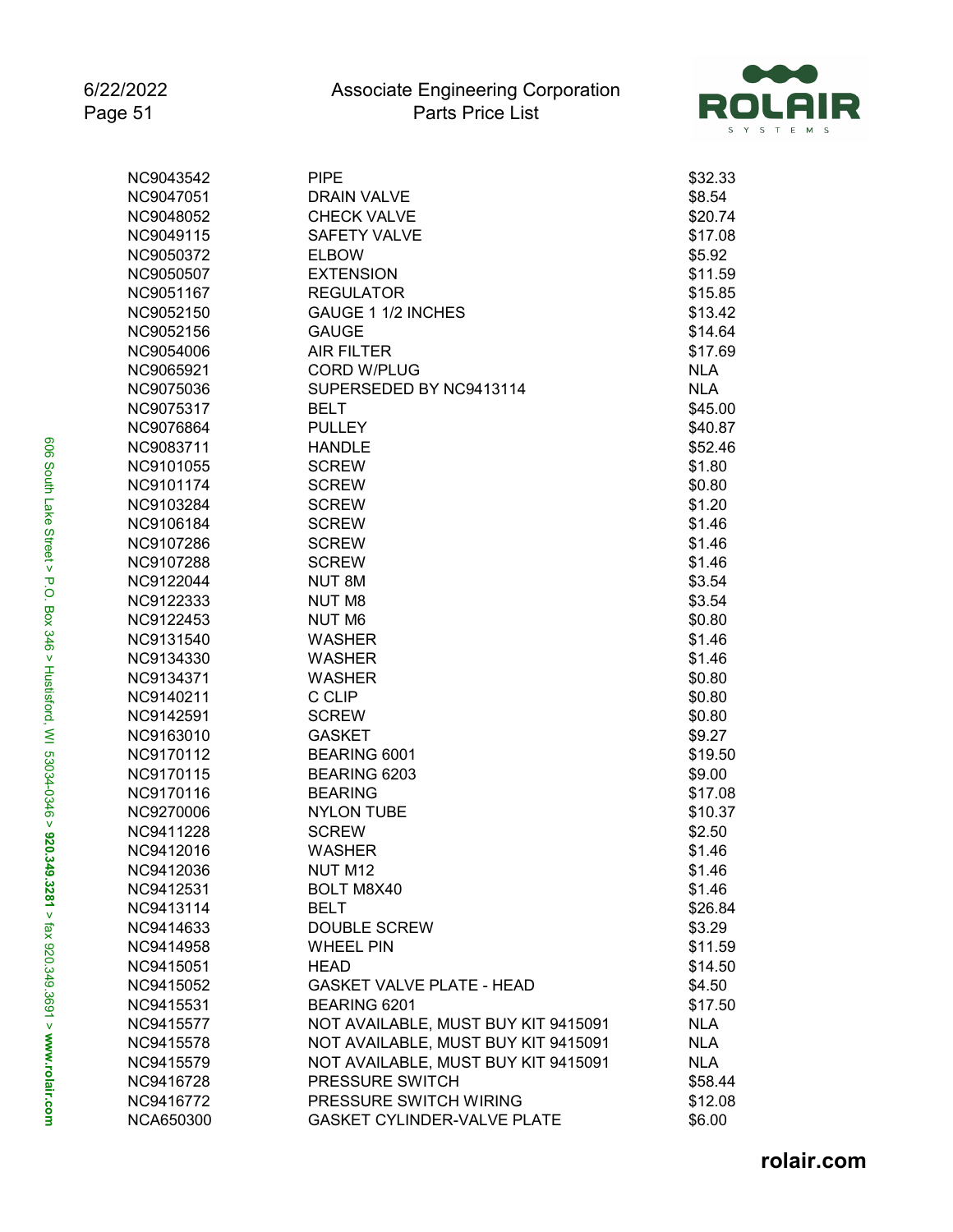| | | |
|---|---|---|
| NC9043542 | PIPE | $32.33 |
| NC9047051 | DRAIN VALVE | $8.54 |
| NC9048052 | CHECK VALVE | $20.74 |
| NC9049115 | SAFETY VALVE | $17.08 |
| NC9050372 | ELBOW | $5.92 |
| NC9050507 | EXTENSION | $11.59 |
| NC9051167 | REGULATOR | $15.85 |
| NC9052150 | GAUGE 1 1/2 INCHES | $13.42 |
| NC9052156 | GAUGE | $14.64 |
| NC9054006 | AIR FILTER | $17.69 |
| NC9065921 | CORD W/PLUG | NLA |
| NC9075036 | SUPERSEDED BY NC9413114 | NLA |
| NC9075317 | BELT | $45.00 |
| NC9076864 | PULLEY | $40.87 |
| NC9083711 | HANDLE | $52.46 |
| NC9101055 | SCREW | $1.80 |
| NC9101174 | SCREW | $0.80 |
| NC9103284 | SCREW | $1.20 |
| NC9106184 | SCREW | $1.46 |
| NC9107286 | SCREW | $1.46 |
| NC9107288 | SCREW | $1.46 |
| NC9122044 | NUT 8M | $3.54 |
| NC9122333 | NUT M8 | $3.54 |
| NC9122453 | NUT M6 | $0.80 |
| NC9131540 | WASHER | $1.46 |
| NC9134330 | WASHER | $1.46 |
| NC9134371 | WASHER | $0.80 |
| NC9140211 | C CLIP | $0.80 |
| NC9142591 | SCREW | $0.80 |
| NC9163010 | GASKET | $9.27 |
| NC9170112 | BEARING 6001 | $19.50 |
| NC9170115 | BEARING 6203 | $9.00 |
| NC9170116 | BEARING | $17.08 |
| NC9270006 | NYLON TUBE | $10.37 |
| NC9411228 | SCREW | $2.50 |
| NC9412016 | WASHER | $1.46 |
| NC9412036 | NUT M12 | $1.46 |
| NC9412531 | BOLT M8X40 | $1.46 |
| NC9413114 | BELT | $26.84 |
| NC9414633 | DOUBLE SCREW | $3.29 |
| NC9414958 | WHEEL PIN | $11.59 |
| NC9415051 | HEAD | $14.50 |
| NC9415052 | GASKET VALVE PLATE - HEAD | $4.50 |
| NC9415531 | BEARING 6201 | $17.50 |
| NC9415577 | NOT AVAILABLE, MUST BUY KIT 9415091 | NLA |
| NC9415578 | NOT AVAILABLE, MUST BUY KIT 9415091 | NLA |
| NC9415579 | NOT AVAILABLE, MUST BUY KIT 9415091 | NLA |
| NC9416728 | PRESSURE SWITCH | $58.44 |
| NC9416772 | PRESSURE SWITCH WIRING | $12.08 |
| NCA650300 | GASKET CYLINDER-VALVE PLATE | $6.00 |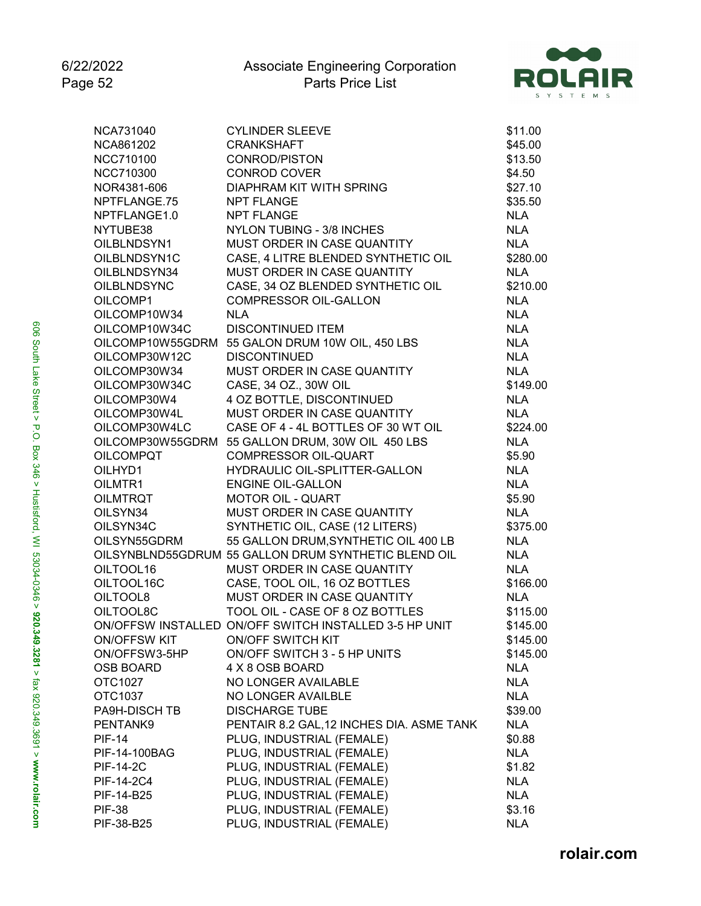| | | |
|---|---|---|
| NCA731040 | CYLINDER SLEEVE | $11.00 |
| NCA861202 | CRANKSHAFT | $45.00 |
| NCC710100 | CONROD/PISTON | $13.50 |
| NCC710300 | CONROD COVER | $4.50 |
| NOR4381-606 | DIAPHRAM KIT WITH SPRING | $27.10 |
| NPTFLANGE.75 | NPT FLANGE | $35.50 |
| NPTFLANGE1.0 | NPT FLANGE | NLA |
| NYTUBE38 | NYLON TUBING - 3/8 INCHES | NLA |
| OILBLNDSYN1 | MUST ORDER IN CASE QUANTITY | NLA |
| OILBLNDSYN1C | CASE, 4 LITRE BLENDED SYNTHETIC OIL | $280.00 |
| OILBLNDSYN34 | MUST ORDER IN CASE QUANTITY | NLA |
| OILBLNDSYNC | CASE, 34 OZ BLENDED SYNTHETIC OIL | $210.00 |
| OILCOMP1 | COMPRESSOR OIL-GALLON | NLA |
| OILCOMP10W34 | NLA | NLA |
| OILCOMP10W34C | DISCONTINUED ITEM | NLA |
| OILCOMP10W55GDRM | 55 GALON DRUM 10W OIL, 450 LBS | NLA |
| OILCOMP30W12C | DISCONTINUED | NLA |
| OILCOMP30W34 | MUST ORDER IN CASE QUANTITY | NLA |
| OILCOMP30W34C | CASE, 34 OZ., 30W OIL | $149.00 |
| OILCOMP30W4 | 4 OZ BOTTLE, DISCONTINUED | NLA |
| OILCOMP30W4L | MUST ORDER IN CASE QUANTITY | NLA |
| OILCOMP30W4LC | CASE OF 4 - 4L BOTTLES OF 30 WT OIL | $224.00 |
| OILCOMP30W55GDRM | 55 GALLON DRUM, 30W OIL 450 LBS | NLA |
| OILCOMPQT | COMPRESSOR OIL-QUART | $5.90 |
| OILHYD1 | HYDRAULIC OIL-SPLITTER-GALLON | NLA |
| OILMTR1 | ENGINE OIL-GALLON | NLA |
| OILMTRQT | MOTOR OIL - QUART | $5.90 |
| OILSYN34 | MUST ORDER IN CASE QUANTITY | NLA |
| OILSYN34C | SYNTHETIC OIL, CASE (12 LITERS) | $375.00 |
| OILSYN55GDRM | 55 GALLON DRUM,SYNTHETIC OIL 400 LB | NLA |
| OILSYNBLND55GDRUM | 55 GALLON DRUM SYNTHETIC BLEND OIL | NLA |
| OILTOOL16 | MUST ORDER IN CASE QUANTITY | NLA |
| OILTOOL16C | CASE, TOOL OIL, 16 OZ BOTTLES | $166.00 |
| OILTOOL8 | MUST ORDER IN CASE QUANTITY | NLA |
| OILTOOL8C | TOOL OIL - CASE OF 8 OZ BOTTLES | $115.00 |
| ON/OFFSW INSTALLED | ON/OFF SWITCH INSTALLED 3-5 HP UNIT | $145.00 |
| ON/OFFSW KIT | ON/OFF SWITCH KIT | $145.00 |
| ON/OFFSW3-5HP | ON/OFF SWITCH 3 - 5 HP UNITS | $145.00 |
| OSB BOARD | 4 X 8 OSB BOARD | NLA |
| OTC1027 | NO LONGER AVAILABLE | NLA |
| OTC1037 | NO LONGER AVAILBLE | NLA |
| PA9H-DISCH TB | DISCHARGE TUBE | $39.00 |
| PENTANK9 | PENTAIR 8.2 GAL,12 INCHES DIA. ASME TANK | NLA |
| PIF-14 | PLUG, INDUSTRIAL (FEMALE) | $0.88 |
| PIF-14-100BAG | PLUG, INDUSTRIAL (FEMALE) | NLA |
| PIF-14-2C | PLUG, INDUSTRIAL (FEMALE) | $1.82 |
| PIF-14-2C4 | PLUG, INDUSTRIAL (FEMALE) | NLA |
| PIF-14-B25 | PLUG, INDUSTRIAL (FEMALE) | NLA |
| PIF-38 | PLUG, INDUSTRIAL (FEMALE) | $3.16 |
| PIF-38-B25 | PLUG, INDUSTRIAL (FEMALE) | NLA |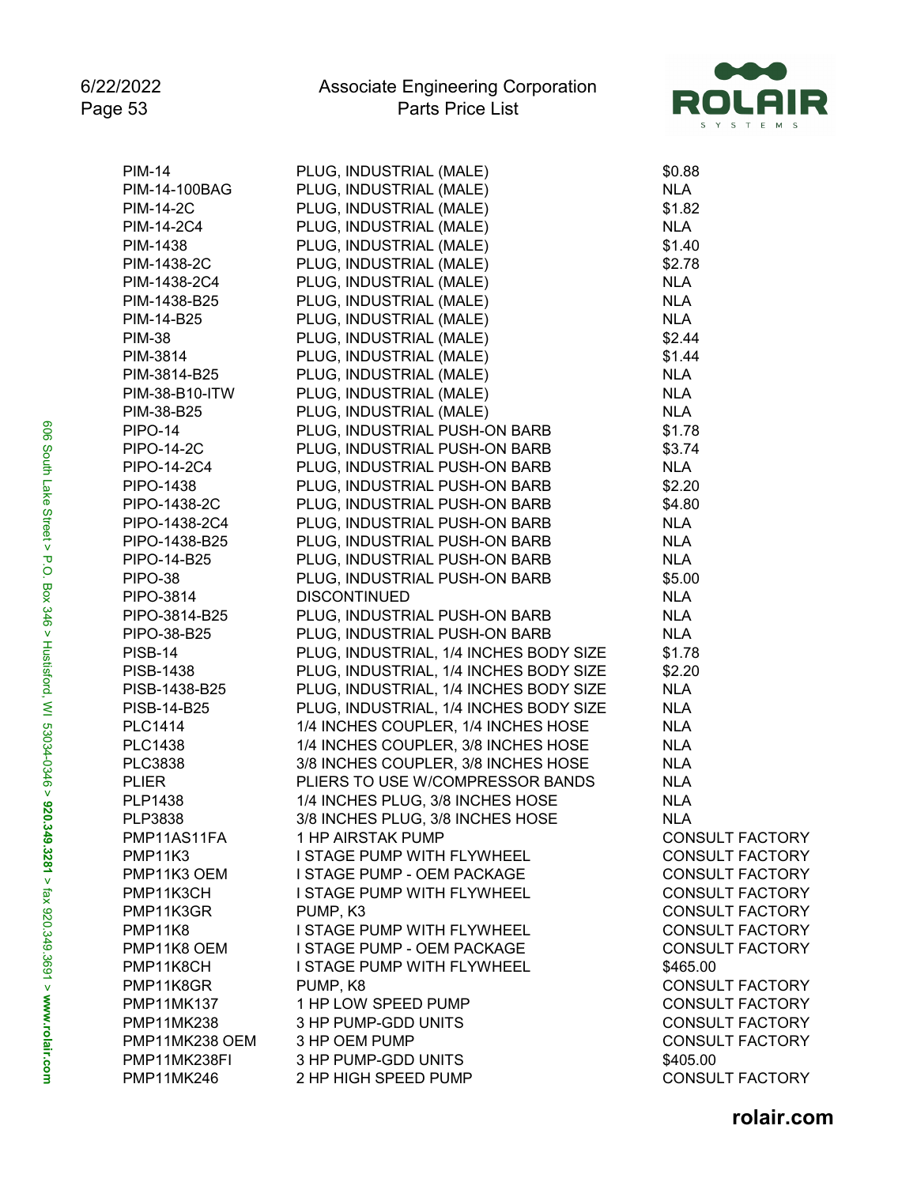| | | |
|---|---|---|
| PIM-14 | PLUG, INDUSTRIAL (MALE) | $0.88 |
| PIM-14-100BAG | PLUG, INDUSTRIAL (MALE) | NLA |
| PIM-14-2C | PLUG, INDUSTRIAL (MALE) | $1.82 |
| PIM-14-2C4 | PLUG, INDUSTRIAL (MALE) | NLA |
| PIM-1438 | PLUG, INDUSTRIAL (MALE) | $1.40 |
| PIM-1438-2C | PLUG, INDUSTRIAL (MALE) | $2.78 |
| PIM-1438-2C4 | PLUG, INDUSTRIAL (MALE) | NLA |
| PIM-1438-B25 | PLUG, INDUSTRIAL (MALE) | NLA |
| PIM-14-B25 | PLUG, INDUSTRIAL (MALE) | NLA |
| PIM-38 | PLUG, INDUSTRIAL (MALE) | $2.44 |
| PIM-3814 | PLUG, INDUSTRIAL (MALE) | $1.44 |
| PIM-3814-B25 | PLUG, INDUSTRIAL (MALE) | NLA |
| PIM-38-B10-ITW | PLUG, INDUSTRIAL (MALE) | NLA |
| PIM-38-B25 | PLUG, INDUSTRIAL (MALE) | NLA |
| PIPO-14 | PLUG, INDUSTRIAL PUSH-ON BARB | $1.78 |
| PIPO-14-2C | PLUG, INDUSTRIAL PUSH-ON BARB | $3.74 |
| PIPO-14-2C4 | PLUG, INDUSTRIAL PUSH-ON BARB | NLA |
| PIPO-1438 | PLUG, INDUSTRIAL PUSH-ON BARB | $2.20 |
| PIPO-1438-2C | PLUG, INDUSTRIAL PUSH-ON BARB | $4.80 |
| PIPO-1438-2C4 | PLUG, INDUSTRIAL PUSH-ON BARB | NLA |
| PIPO-1438-B25 | PLUG, INDUSTRIAL PUSH-ON BARB | NLA |
| PIPO-14-B25 | PLUG, INDUSTRIAL PUSH-ON BARB | NLA |
| PIPO-38 | PLUG, INDUSTRIAL PUSH-ON BARB | $5.00 |
| PIPO-3814 | DISCONTINUED | NLA |
| PIPO-3814-B25 | PLUG, INDUSTRIAL PUSH-ON BARB | NLA |
| PIPO-38-B25 | PLUG, INDUSTRIAL PUSH-ON BARB | NLA |
| PISB-14 | PLUG, INDUSTRIAL, 1/4 INCHES BODY SIZE | $1.78 |
| PISB-1438 | PLUG, INDUSTRIAL, 1/4 INCHES BODY SIZE | $2.20 |
| PISB-1438-B25 | PLUG, INDUSTRIAL, 1/4 INCHES BODY SIZE | NLA |
| PISB-14-B25 | PLUG, INDUSTRIAL, 1/4 INCHES BODY SIZE | NLA |
| PLC1414 | 1/4 INCHES COUPLER, 1/4 INCHES HOSE | NLA |
| PLC1438 | 1/4 INCHES COUPLER, 3/8 INCHES HOSE | NLA |
| PLC3838 | 3/8 INCHES COUPLER, 3/8 INCHES HOSE | NLA |
| PLIER | PLIERS TO USE W/COMPRESSOR BANDS | NLA |
| PLP1438 | 1/4 INCHES PLUG, 3/8 INCHES HOSE | NLA |
| PLP3838 | 3/8 INCHES PLUG, 3/8 INCHES HOSE | NLA |
| PMP11AS11FA | 1 HP AIRSTAK PUMP | CONSULT FACTORY |
| PMP11K3 | I STAGE PUMP WITH FLYWHEEL | CONSULT FACTORY |
| PMP11K3 OEM | I STAGE PUMP - OEM PACKAGE | CONSULT FACTORY |
| PMP11K3CH | I STAGE PUMP WITH FLYWHEEL | CONSULT FACTORY |
| PMP11K3GR | PUMP, K3 | CONSULT FACTORY |
| PMP11K8 | I STAGE PUMP WITH FLYWHEEL | CONSULT FACTORY |
| PMP11K8 OEM | I STAGE PUMP - OEM PACKAGE | CONSULT FACTORY |
| PMP11K8CH | I STAGE PUMP WITH FLYWHEEL | $465.00 |
| PMP11K8GR | PUMP, K8 | CONSULT FACTORY |
| PMP11MK137 | 1 HP LOW SPEED PUMP | CONSULT FACTORY |
| PMP11MK238 | 3 HP PUMP-GDD UNITS | CONSULT FACTORY |
| PMP11MK238 OEM | 3 HP OEM PUMP | CONSULT FACTORY |
| PMP11MK238FI | 3 HP PUMP-GDD UNITS | $405.00 |
| PMP11MK246 | 2 HP HIGH SPEED PUMP | CONSULT FACTORY |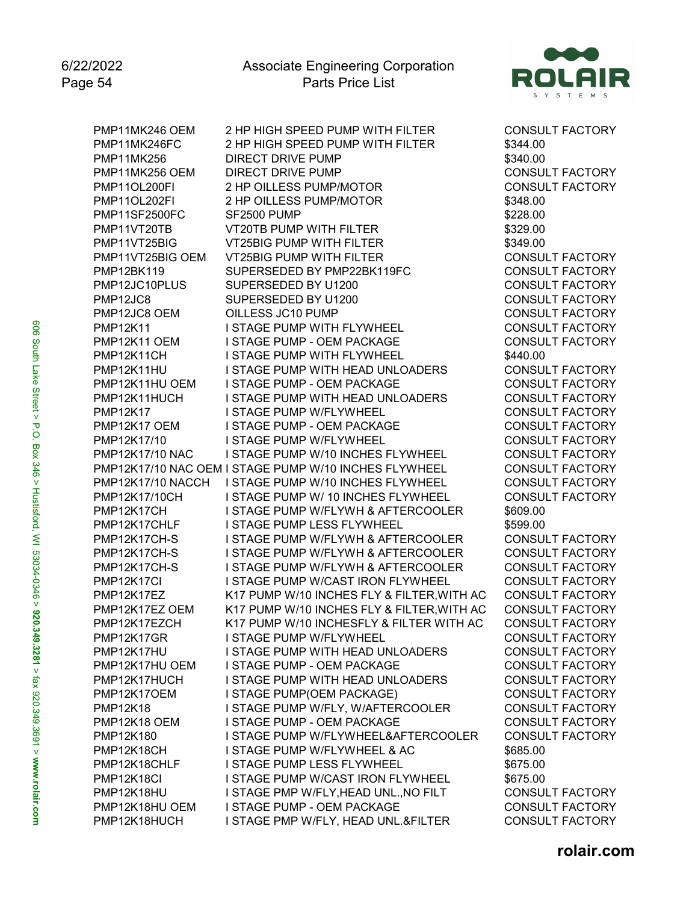| Part Number | Description | Price |
| --- | --- | --- |
| PMP11MK246 OEM | 2 HP HIGH SPEED PUMP WITH FILTER | CONSULT FACTORY |
| PMP11MK246FC | 2 HP HIGH SPEED PUMP WITH FILTER | $344.00 |
| PMP11MK256 | DIRECT DRIVE PUMP | $340.00 |
| PMP11MK256 OEM | DIRECT DRIVE PUMP | CONSULT FACTORY |
| PMP11OL200FI | 2 HP OILLESS PUMP/MOTOR | CONSULT FACTORY |
| PMP11OL202FI | 2 HP OILLESS PUMP/MOTOR | $348.00 |
| PMP11SF2500FC | SF2500 PUMP | $228.00 |
| PMP11VT20TB | VT20TB PUMP WITH FILTER | $329.00 |
| PMP11VT25BIG | VT25BIG PUMP WITH FILTER | $349.00 |
| PMP11VT25BIG OEM | VT25BIG PUMP WITH FILTER | CONSULT FACTORY |
| PMP12BK119 | SUPERSEDED BY PMP22BK119FC | CONSULT FACTORY |
| PMP12JC10PLUS | SUPERSEDED BY U1200 | CONSULT FACTORY |
| PMP12JC8 | SUPERSEDED BY U1200 | CONSULT FACTORY |
| PMP12JC8 OEM | OILLESS JC10 PUMP | CONSULT FACTORY |
| PMP12K11 | I STAGE PUMP WITH FLYWHEEL | CONSULT FACTORY |
| PMP12K11 OEM | I STAGE PUMP - OEM PACKAGE | CONSULT FACTORY |
| PMP12K11CH | I STAGE PUMP WITH FLYWHEEL | $440.00 |
| PMP12K11HU | I STAGE PUMP WITH HEAD UNLOADERS | CONSULT FACTORY |
| PMP12K11HU OEM | I STAGE PUMP - OEM PACKAGE | CONSULT FACTORY |
| PMP12K11HUCH | I STAGE PUMP WITH HEAD UNLOADERS | CONSULT FACTORY |
| PMP12K17 | I STAGE PUMP W/FLYWHEEL | CONSULT FACTORY |
| PMP12K17 OEM | I STAGE PUMP - OEM PACKAGE | CONSULT FACTORY |
| PMP12K17/10 | I STAGE PUMP W/FLYWHEEL | CONSULT FACTORY |
| PMP12K17/10 NAC | I STAGE PUMP W/10 INCHES FLYWHEEL | CONSULT FACTORY |
| PMP12K17/10 NAC OEM | I STAGE PUMP W/10 INCHES FLYWHEEL | CONSULT FACTORY |
| PMP12K17/10 NACCH | I STAGE PUMP W/10 INCHES FLYWHEEL | CONSULT FACTORY |
| PMP12K17/10CH | I STAGE PUMP W/ 10 INCHES FLYWHEEL | CONSULT FACTORY |
| PMP12K17CH | I STAGE PUMP W/FLYWH & AFTERCOOLER | $609.00 |
| PMP12K17CHLF | I STAGE PUMP LESS FLYWHEEL | $599.00 |
| PMP12K17CH-S | I STAGE PUMP W/FLYWH & AFTERCOOLER | CONSULT FACTORY |
| PMP12K17CH-S | I STAGE PUMP W/FLYWH & AFTERCOOLER | CONSULT FACTORY |
| PMP12K17CH-S | I STAGE PUMP W/FLYWH & AFTERCOOLER | CONSULT FACTORY |
| PMP12K17CI | I STAGE PUMP W/CAST IRON FLYWHEEL | CONSULT FACTORY |
| PMP12K17EZ | K17 PUMP W/10 INCHES FLY & FILTER,WITH AC | CONSULT FACTORY |
| PMP12K17EZ OEM | K17 PUMP W/10 INCHES FLY & FILTER,WITH AC | CONSULT FACTORY |
| PMP12K17EZCH | K17 PUMP W/10 INCHESFLY & FILTER WITH AC | CONSULT FACTORY |
| PMP12K17GR | I STAGE PUMP W/FLYWHEEL | CONSULT FACTORY |
| PMP12K17HU | I STAGE PUMP WITH HEAD UNLOADERS | CONSULT FACTORY |
| PMP12K17HU OEM | I STAGE PUMP - OEM PACKAGE | CONSULT FACTORY |
| PMP12K17HUCH | I STAGE PUMP WITH HEAD UNLOADERS | CONSULT FACTORY |
| PMP12K17OEM | I STAGE PUMP(OEM PACKAGE) | CONSULT FACTORY |
| PMP12K18 | I STAGE PUMP W/FLY, W/AFTERCOOLER | CONSULT FACTORY |
| PMP12K18 OEM | I STAGE PUMP - OEM PACKAGE | CONSULT FACTORY |
| PMP12K180 | I STAGE PUMP W/FLYWHEEL&AFTERCOOLER | CONSULT FACTORY |
| PMP12K18CH | I STAGE PUMP W/FLYWHEEL & AC | $685.00 |
| PMP12K18CHLF | I STAGE PUMP LESS FLYWHEEL | $675.00 |
| PMP12K18CI | I STAGE PUMP W/CAST IRON FLYWHEEL | $675.00 |
| PMP12K18HU | I STAGE PMP W/FLY,HEAD UNL.,NO FILT | CONSULT FACTORY |
| PMP12K18HU OEM | I STAGE PUMP - OEM PACKAGE | CONSULT FACTORY |
| PMP12K18HUCH | I STAGE PMP W/FLY, HEAD UNL.&FILTER | CONSULT FACTORY |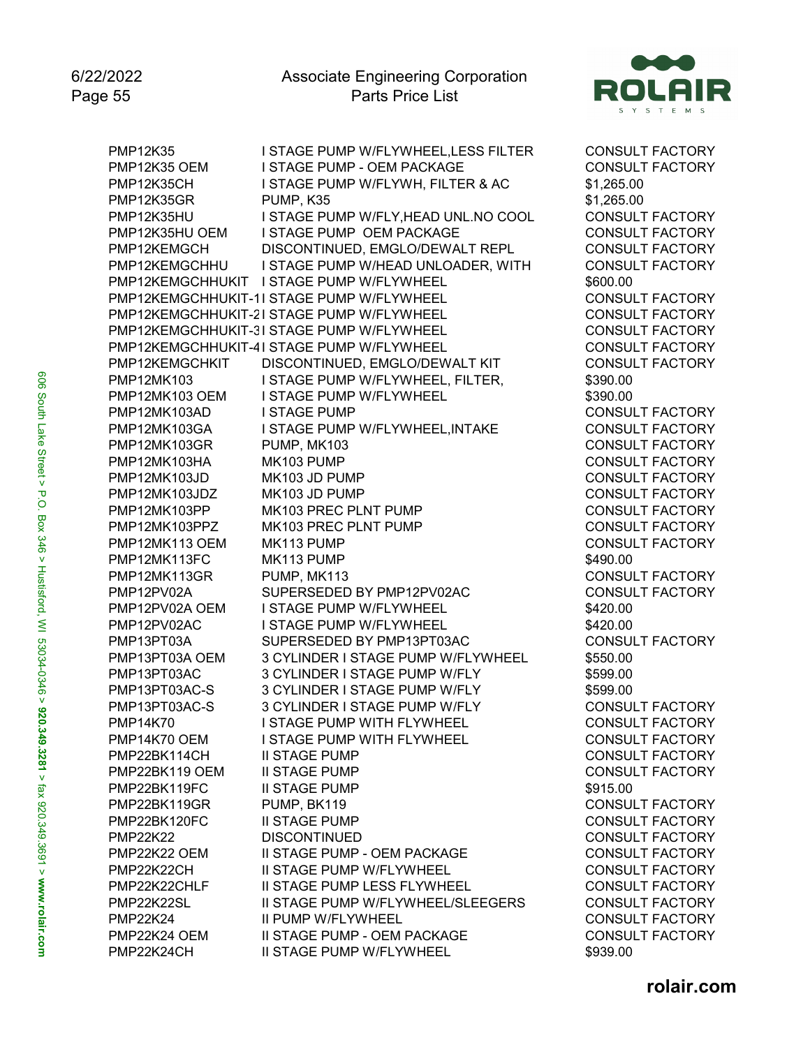| | | |
|---|---|---|
| PMP12K35 | I STAGE PUMP W/FLYWHEEL,LESS FILTER | CONSULT FACTORY |
| PMP12K35 OEM | I STAGE PUMP - OEM PACKAGE | CONSULT FACTORY |
| PMP12K35CH | I STAGE PUMP W/FLYWH, FILTER & AC | $1,265.00 |
| PMP12K35GR | PUMP, K35 | $1,265.00 |
| PMP12K35HU | I STAGE PUMP W/FLY,HEAD UNL.NO COOL | CONSULT FACTORY |
| PMP12K35HU OEM | I STAGE PUMP OEM PACKAGE | CONSULT FACTORY |
| PMP12KEMGCH | DISCONTINUED, EMGLO/DEWALT REPL | CONSULT FACTORY |
| PMP12KEMGCHHU | I STAGE PUMP W/HEAD UNLOADER, WITH | CONSULT FACTORY |
| PMP12KEMGCHHUKIT | I STAGE PUMP W/FLYWHEEL | $600.00 |
| PMP12KEMGCHHUKIT-1 | I STAGE PUMP W/FLYWHEEL | CONSULT FACTORY |
| PMP12KEMGCHHUKIT-2 | I STAGE PUMP W/FLYWHEEL | CONSULT FACTORY |
| PMP12KEMGCHHUKIT-3 | I STAGE PUMP W/FLYWHEEL | CONSULT FACTORY |
| PMP12KEMGCHHUKIT-4 | I STAGE PUMP W/FLYWHEEL | CONSULT FACTORY |
| PMP12KEMGCHKIT | DISCONTINUED, EMGLO/DEWALT KIT | CONSULT FACTORY |
| PMP12MK103 | I STAGE PUMP W/FLYWHEEL, FILTER, | $390.00 |
| PMP12MK103 OEM | I STAGE PUMP W/FLYWHEEL | $390.00 |
| PMP12MK103AD | I STAGE PUMP | CONSULT FACTORY |
| PMP12MK103GA | I STAGE PUMP W/FLYWHEEL,INTAKE | CONSULT FACTORY |
| PMP12MK103GR | PUMP, MK103 | CONSULT FACTORY |
| PMP12MK103HA | MK103 PUMP | CONSULT FACTORY |
| PMP12MK103JD | MK103 JD PUMP | CONSULT FACTORY |
| PMP12MK103JDZ | MK103 JD PUMP | CONSULT FACTORY |
| PMP12MK103PP | MK103 PREC PLNT PUMP | CONSULT FACTORY |
| PMP12MK103PPZ | MK103 PREC PLNT PUMP | CONSULT FACTORY |
| PMP12MK113 OEM | MK113 PUMP | CONSULT FACTORY |
| PMP12MK113FC | MK113 PUMP | $490.00 |
| PMP12MK113GR | PUMP, MK113 | CONSULT FACTORY |
| PMP12PV02A | SUPERSEDED BY PMP12PV02AC | CONSULT FACTORY |
| PMP12PV02A OEM | I STAGE PUMP W/FLYWHEEL | $420.00 |
| PMP12PV02AC | I STAGE PUMP W/FLYWHEEL | $420.00 |
| PMP13PT03A | SUPERSEDED BY PMP13PT03AC | CONSULT FACTORY |
| PMP13PT03A OEM | 3 CYLINDER I STAGE PUMP W/FLYWHEEL | $550.00 |
| PMP13PT03AC | 3 CYLINDER I STAGE PUMP W/FLY | $599.00 |
| PMP13PT03AC-S | 3 CYLINDER I STAGE PUMP W/FLY | $599.00 |
| PMP13PT03AC-S | 3 CYLINDER I STAGE PUMP W/FLY | CONSULT FACTORY |
| PMP14K70 | I STAGE PUMP WITH FLYWHEEL | CONSULT FACTORY |
| PMP14K70 OEM | I STAGE PUMP WITH FLYWHEEL | CONSULT FACTORY |
| PMP22BK114CH | II STAGE PUMP | CONSULT FACTORY |
| PMP22BK119 OEM | II STAGE PUMP | CONSULT FACTORY |
| PMP22BK119FC | II STAGE PUMP | $915.00 |
| PMP22BK119GR | PUMP, BK119 | CONSULT FACTORY |
| PMP22BK120FC | II STAGE PUMP | CONSULT FACTORY |
| PMP22K22 | DISCONTINUED | CONSULT FACTORY |
| PMP22K22 OEM | II STAGE PUMP - OEM PACKAGE | CONSULT FACTORY |
| PMP22K22CH | II STAGE PUMP W/FLYWHEEL | CONSULT FACTORY |
| PMP22K22CHLF | II STAGE PUMP LESS FLYWHEEL | CONSULT FACTORY |
| PMP22K22SL | II STAGE PUMP W/FLYWHEEL/SLEEGERS | CONSULT FACTORY |
| PMP22K24 | II PUMP W/FLYWHEEL | CONSULT FACTORY |
| PMP22K24 OEM | II STAGE PUMP - OEM PACKAGE | CONSULT FACTORY |
| PMP22K24CH | II STAGE PUMP W/FLYWHEEL | $939.00 |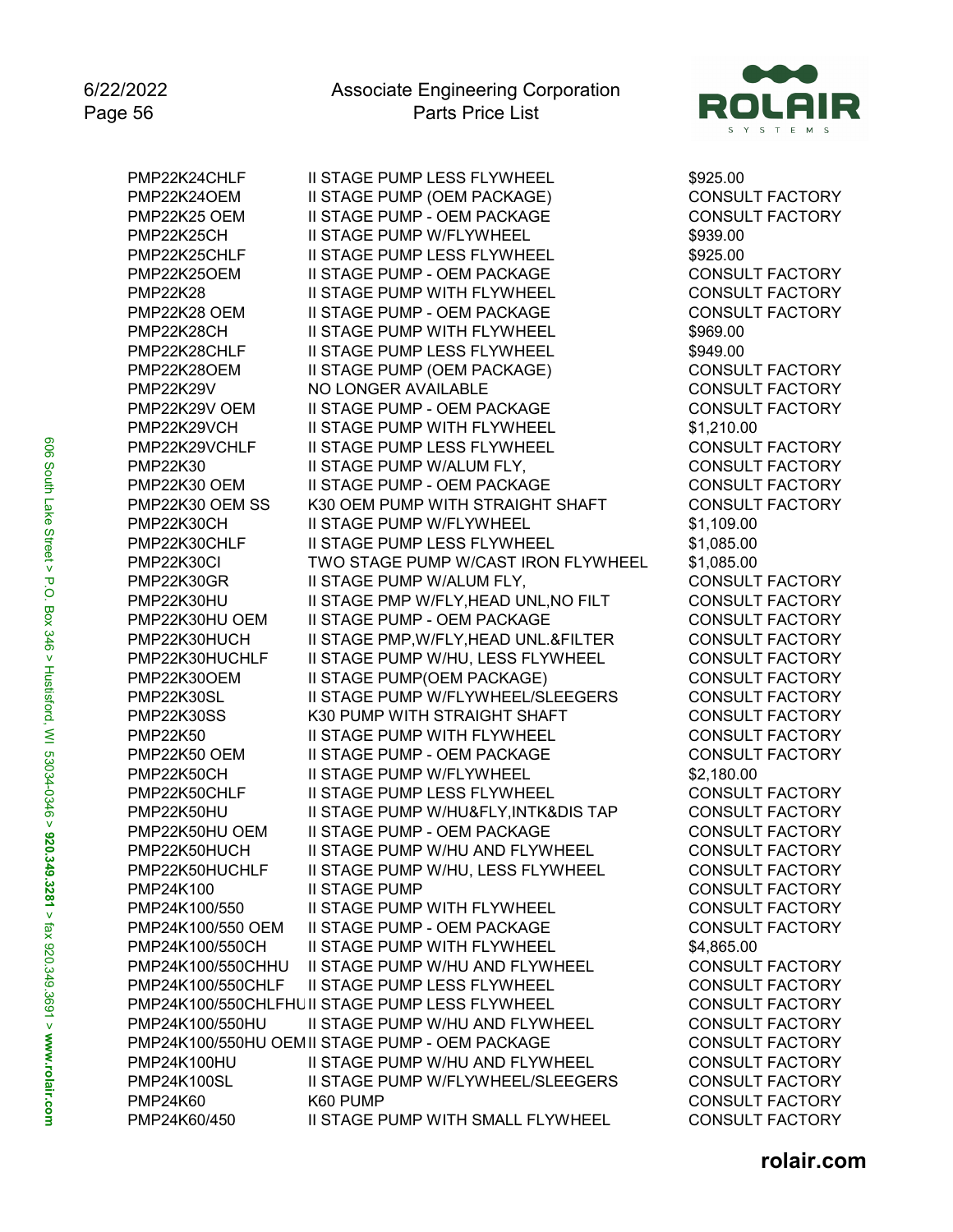| Part Number | Description | Price |
|---|---|---|
| PMP22K24CHLF | II STAGE PUMP LESS FLYWHEEL | $925.00 |
| PMP22K24OEM | II STAGE PUMP (OEM PACKAGE) | CONSULT FACTORY |
| PMP22K25 OEM | II STAGE PUMP - OEM PACKAGE | CONSULT FACTORY |
| PMP22K25CH | II STAGE PUMP W/FLYWHEEL | $939.00 |
| PMP22K25CHLF | II STAGE PUMP LESS FLYWHEEL | $925.00 |
| PMP22K25OEM | II STAGE PUMP - OEM PACKAGE | CONSULT FACTORY |
| PMP22K28 | II STAGE PUMP WITH FLYWHEEL | CONSULT FACTORY |
| PMP22K28 OEM | II STAGE PUMP - OEM PACKAGE | CONSULT FACTORY |
| PMP22K28CH | II STAGE PUMP WITH FLYWHEEL | $969.00 |
| PMP22K28CHLF | II STAGE PUMP LESS FLYWHEEL | $949.00 |
| PMP22K28OEM | II STAGE PUMP (OEM PACKAGE) | CONSULT FACTORY |
| PMP22K29V | NO LONGER AVAILABLE | CONSULT FACTORY |
| PMP22K29V OEM | II STAGE PUMP - OEM PACKAGE | CONSULT FACTORY |
| PMP22K29VCH | II STAGE PUMP WITH FLYWHEEL | $1,210.00 |
| PMP22K29VCHLF | II STAGE PUMP LESS FLYWHEEL | CONSULT FACTORY |
| PMP22K30 | II STAGE PUMP W/ALUM FLY, | CONSULT FACTORY |
| PMP22K30 OEM | II STAGE PUMP - OEM PACKAGE | CONSULT FACTORY |
| PMP22K30 OEM SS | K30 OEM PUMP WITH STRAIGHT SHAFT | CONSULT FACTORY |
| PMP22K30CH | II STAGE PUMP W/FLYWHEEL | $1,109.00 |
| PMP22K30CHLF | II STAGE PUMP LESS FLYWHEEL | $1,085.00 |
| PMP22K30CI | TWO STAGE PUMP W/CAST IRON FLYWHEEL | $1,085.00 |
| PMP22K30GR | II STAGE PUMP W/ALUM FLY, | CONSULT FACTORY |
| PMP22K30HU | II STAGE PMP W/FLY,HEAD UNL,NO FILT | CONSULT FACTORY |
| PMP22K30HU OEM | II STAGE PUMP - OEM PACKAGE | CONSULT FACTORY |
| PMP22K30HUCH | II STAGE PMP,W/FLY,HEAD UNL.&FILTER | CONSULT FACTORY |
| PMP22K30HUCHLF | II STAGE PUMP W/HU, LESS FLYWHEEL | CONSULT FACTORY |
| PMP22K30OEM | II STAGE PUMP(OEM PACKAGE) | CONSULT FACTORY |
| PMP22K30SL | II STAGE PUMP W/FLYWHEEL/SLEEGERS | CONSULT FACTORY |
| PMP22K30SS | K30 PUMP WITH STRAIGHT SHAFT | CONSULT FACTORY |
| PMP22K50 | II STAGE PUMP WITH FLYWHEEL | CONSULT FACTORY |
| PMP22K50 OEM | II STAGE PUMP - OEM PACKAGE | CONSULT FACTORY |
| PMP22K50CH | II STAGE PUMP W/FLYWHEEL | $2,180.00 |
| PMP22K50CHLF | II STAGE PUMP LESS FLYWHEEL | CONSULT FACTORY |
| PMP22K50HU | II STAGE PUMP W/HU&FLY,INTK&DIS TAP | CONSULT FACTORY |
| PMP22K50HU OEM | II STAGE PUMP - OEM PACKAGE | CONSULT FACTORY |
| PMP22K50HUCH | II STAGE PUMP W/HU AND FLYWHEEL | CONSULT FACTORY |
| PMP22K50HUCHLF | II STAGE PUMP W/HU, LESS FLYWHEEL | CONSULT FACTORY |
| PMP24K100 | II STAGE PUMP | CONSULT FACTORY |
| PMP24K100/550 | II STAGE PUMP WITH FLYWHEEL | CONSULT FACTORY |
| PMP24K100/550 OEM | II STAGE PUMP - OEM PACKAGE | CONSULT FACTORY |
| PMP24K100/550CH | II STAGE PUMP WITH FLYWHEEL | $4,865.00 |
| PMP24K100/550CHHU | II STAGE PUMP W/HU AND FLYWHEEL | CONSULT FACTORY |
| PMP24K100/550CHLF | II STAGE PUMP LESS FLYWHEEL | CONSULT FACTORY |
| PMP24K100/550CHLFHU | II STAGE PUMP LESS FLYWHEEL | CONSULT FACTORY |
| PMP24K100/550HU | II STAGE PUMP W/HU AND FLYWHEEL | CONSULT FACTORY |
| PMP24K100/550HU OEM | II STAGE PUMP - OEM PACKAGE | CONSULT FACTORY |
| PMP24K100HU | II STAGE PUMP W/HU AND FLYWHEEL | CONSULT FACTORY |
| PMP24K100SL | II STAGE PUMP W/FLYWHEEL/SLEEGERS | CONSULT FACTORY |
| PMP24K60 | K60 PUMP | CONSULT FACTORY |
| PMP24K60/450 | II STAGE PUMP WITH SMALL FLYWHEEL | CONSULT FACTORY |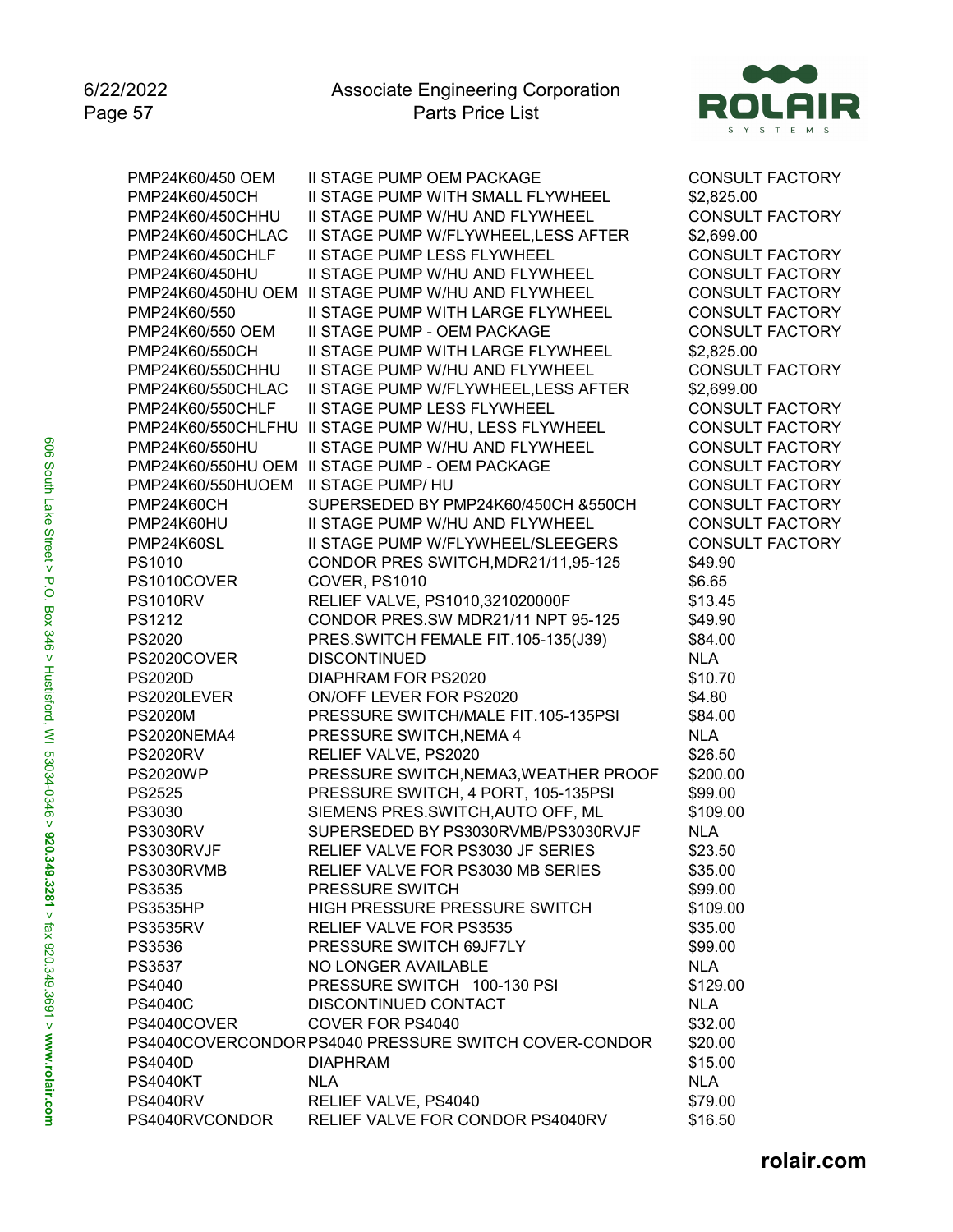| PART | DESCRIPTION | PRICE |
|---|---|---|
| PMP24K60/450 OEM | II STAGE PUMP OEM PACKAGE | CONSULT FACTORY |
| PMP24K60/450CH | II STAGE PUMP WITH SMALL FLYWHEEL | $2,825.00 |
| PMP24K60/450CHHU | II STAGE PUMP W/HU AND FLYWHEEL | CONSULT FACTORY |
| PMP24K60/450CHLAC | II STAGE PUMP W/FLYWHEEL,LESS AFTER | $2,699.00 |
| PMP24K60/450CHLF | II STAGE PUMP LESS FLYWHEEL | CONSULT FACTORY |
| PMP24K60/450HU | II STAGE PUMP W/HU AND FLYWHEEL | CONSULT FACTORY |
| PMP24K60/450HU OEM | II STAGE PUMP W/HU AND FLYWHEEL | CONSULT FACTORY |
| PMP24K60/550 | II STAGE PUMP WITH LARGE FLYWHEEL | CONSULT FACTORY |
| PMP24K60/550 OEM | II STAGE PUMP - OEM PACKAGE | CONSULT FACTORY |
| PMP24K60/550CH | II STAGE PUMP WITH LARGE FLYWHEEL | $2,825.00 |
| PMP24K60/550CHHU | II STAGE PUMP W/HU AND FLYWHEEL | CONSULT FACTORY |
| PMP24K60/550CHLAC | II STAGE PUMP W/FLYWHEEL,LESS AFTER | $2,699.00 |
| PMP24K60/550CHLF | II STAGE PUMP LESS FLYWHEEL | CONSULT FACTORY |
| PMP24K60/550CHLFHU | II STAGE PUMP W/HU, LESS FLYWHEEL | CONSULT FACTORY |
| PMP24K60/550HU | II STAGE PUMP W/HU AND FLYWHEEL | CONSULT FACTORY |
| PMP24K60/550HU OEM | II STAGE PUMP - OEM PACKAGE | CONSULT FACTORY |
| PMP24K60/550HUOEM | II STAGE PUMP/ HU | CONSULT FACTORY |
| PMP24K60CH | SUPERSEDED BY PMP24K60/450CH &550CH | CONSULT FACTORY |
| PMP24K60HU | II STAGE PUMP W/HU AND FLYWHEEL | CONSULT FACTORY |
| PMP24K60SL | II STAGE PUMP W/FLYWHEEL/SLEEGERS | CONSULT FACTORY |
| PS1010 | CONDOR PRES SWITCH,MDR21/11,95-125 | $49.90 |
| PS1010COVER | COVER, PS1010 | $6.65 |
| PS1010RV | RELIEF VALVE, PS1010,321020000F | $13.45 |
| PS1212 | CONDOR PRES.SW MDR21/11 NPT 95-125 | $49.90 |
| PS2020 | PRES.SWITCH FEMALE FIT.105-135(J39) | $84.00 |
| PS2020COVER | DISCONTINUED | NLA |
| PS2020D | DIAPHRAM FOR PS2020 | $10.70 |
| PS2020LEVER | ON/OFF LEVER FOR PS2020 | $4.80 |
| PS2020M | PRESSURE SWITCH/MALE FIT.105-135PSI | $84.00 |
| PS2020NEMA4 | PRESSURE SWITCH,NEMA 4 | NLA |
| PS2020RV | RELIEF VALVE, PS2020 | $26.50 |
| PS2020WP | PRESSURE SWITCH,NEMA3,WEATHER PROOF | $200.00 |
| PS2525 | PRESSURE SWITCH, 4 PORT, 105-135PSI | $99.00 |
| PS3030 | SIEMENS PRES.SWITCH,AUTO OFF, ML | $109.00 |
| PS3030RV | SUPERSEDED BY PS3030RVMB/PS3030RVJF | NLA |
| PS3030RVJF | RELIEF VALVE FOR PS3030 JF SERIES | $23.50 |
| PS3030RVMB | RELIEF VALVE FOR PS3030 MB SERIES | $35.00 |
| PS3535 | PRESSURE SWITCH | $99.00 |
| PS3535HP | HIGH PRESSURE PRESSURE SWITCH | $109.00 |
| PS3535RV | RELIEF VALVE FOR PS3535 | $35.00 |
| PS3536 | PRESSURE SWITCH 69JF7LY | $99.00 |
| PS3537 | NO LONGER AVAILABLE | NLA |
| PS4040 | PRESSURE SWITCH 100-130 PSI | $129.00 |
| PS4040C | DISCONTINUED CONTACT | NLA |
| PS4040COVER | COVER FOR PS4040 | $32.00 |
| PS4040COVERCONDOR | PS4040 PRESSURE SWITCH COVER-CONDOR | $20.00 |
| PS4040D | DIAPHRAM | $15.00 |
| PS4040KT | NLA | NLA |
| PS4040RV | RELIEF VALVE, PS4040 | $79.00 |
| PS4040RVCONDOR | RELIEF VALVE FOR CONDOR PS4040RV | $16.50 |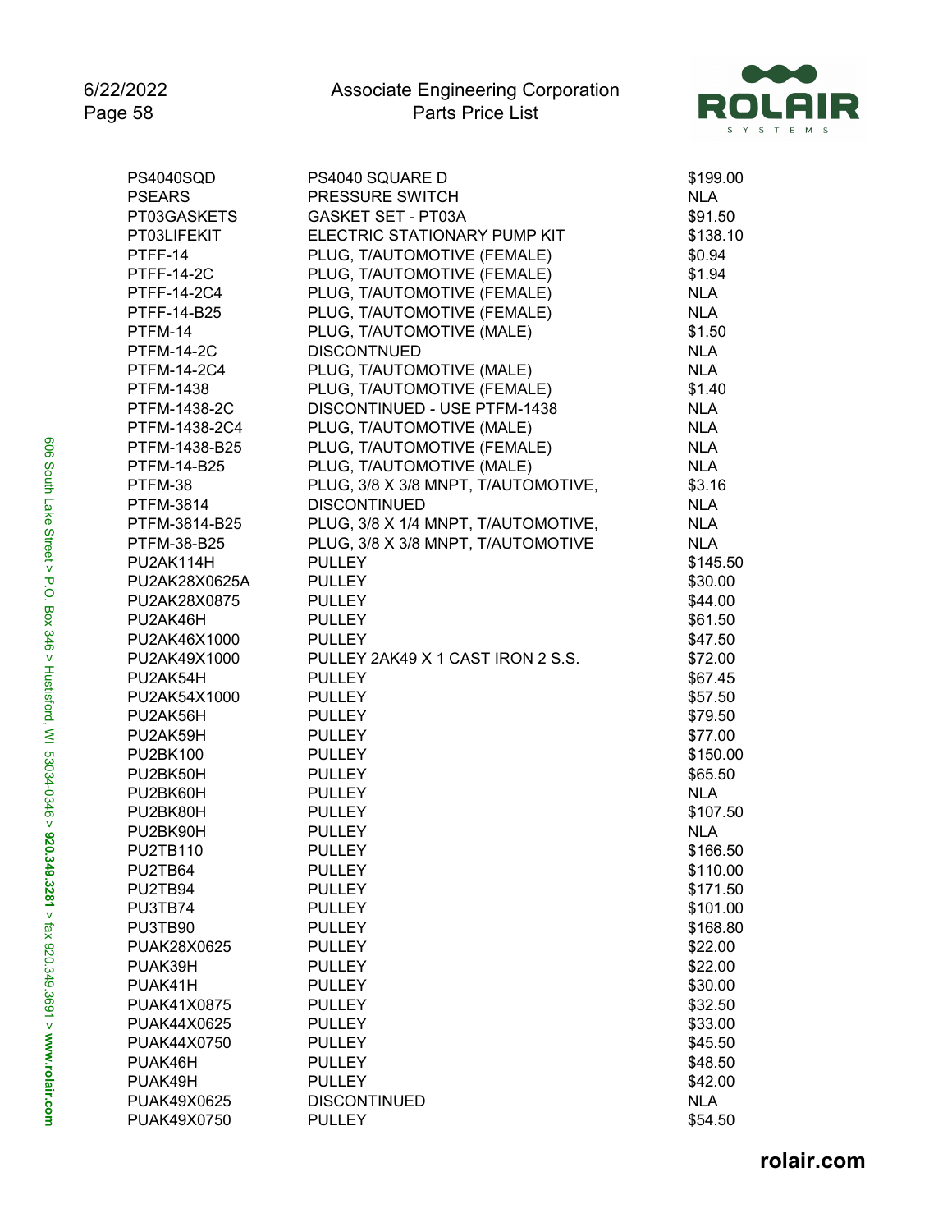| | | |
|---|---|---|
| PS4040SQD | PS4040 SQUARE D | $199.00 |
| PSEARS | PRESSURE SWITCH | NLA |
| PT03GASKETS | GASKET SET - PT03A | $91.50 |
| PT03LIFEKIT | ELECTRIC STATIONARY PUMP KIT | $138.10 |
| PTFF-14 | PLUG, T/AUTOMOTIVE (FEMALE) | $0.94 |
| PTFF-14-2C | PLUG, T/AUTOMOTIVE (FEMALE) | $1.94 |
| PTFF-14-2C4 | PLUG, T/AUTOMOTIVE (FEMALE) | NLA |
| PTFF-14-B25 | PLUG, T/AUTOMOTIVE (FEMALE) | NLA |
| PTFM-14 | PLUG, T/AUTOMOTIVE (MALE) | $1.50 |
| PTFM-14-2C | DISCONTNUED | NLA |
| PTFM-14-2C4 | PLUG, T/AUTOMOTIVE (MALE) | NLA |
| PTFM-1438 | PLUG, T/AUTOMOTIVE (FEMALE) | $1.40 |
| PTFM-1438-2C | DISCONTINUED - USE PTFM-1438 | NLA |
| PTFM-1438-2C4 | PLUG, T/AUTOMOTIVE (MALE) | NLA |
| PTFM-1438-B25 | PLUG, T/AUTOMOTIVE (FEMALE) | NLA |
| PTFM-14-B25 | PLUG, T/AUTOMOTIVE (MALE) | NLA |
| PTFM-38 | PLUG, 3/8 X 3/8 MNPT, T/AUTOMOTIVE, | $3.16 |
| PTFM-3814 | DISCONTINUED | NLA |
| PTFM-3814-B25 | PLUG, 3/8 X 1/4 MNPT, T/AUTOMOTIVE, | NLA |
| PTFM-38-B25 | PLUG, 3/8 X 3/8 MNPT, T/AUTOMOTIVE | NLA |
| PU2AK114H | PULLEY | $145.50 |
| PU2AK28X0625A | PULLEY | $30.00 |
| PU2AK28X0875 | PULLEY | $44.00 |
| PU2AK46H | PULLEY | $61.50 |
| PU2AK46X1000 | PULLEY | $47.50 |
| PU2AK49X1000 | PULLEY 2AK49 X 1 CAST IRON 2 S.S. | $72.00 |
| PU2AK54H | PULLEY | $67.45 |
| PU2AK54X1000 | PULLEY | $57.50 |
| PU2AK56H | PULLEY | $79.50 |
| PU2AK59H | PULLEY | $77.00 |
| PU2BK100 | PULLEY | $150.00 |
| PU2BK50H | PULLEY | $65.50 |
| PU2BK60H | PULLEY | NLA |
| PU2BK80H | PULLEY | $107.50 |
| PU2BK90H | PULLEY | NLA |
| PU2TB110 | PULLEY | $166.50 |
| PU2TB64 | PULLEY | $110.00 |
| PU2TB94 | PULLEY | $171.50 |
| PU3TB74 | PULLEY | $101.00 |
| PU3TB90 | PULLEY | $168.80 |
| PUAK28X0625 | PULLEY | $22.00 |
| PUAK39H | PULLEY | $22.00 |
| PUAK41H | PULLEY | $30.00 |
| PUAK41X0875 | PULLEY | $32.50 |
| PUAK44X0625 | PULLEY | $33.00 |
| PUAK44X0750 | PULLEY | $45.50 |
| PUAK46H | PULLEY | $48.50 |
| PUAK49H | PULLEY | $42.00 |
| PUAK49X0625 | DISCONTINUED | NLA |
| PUAK49X0750 | PULLEY | $54.50 |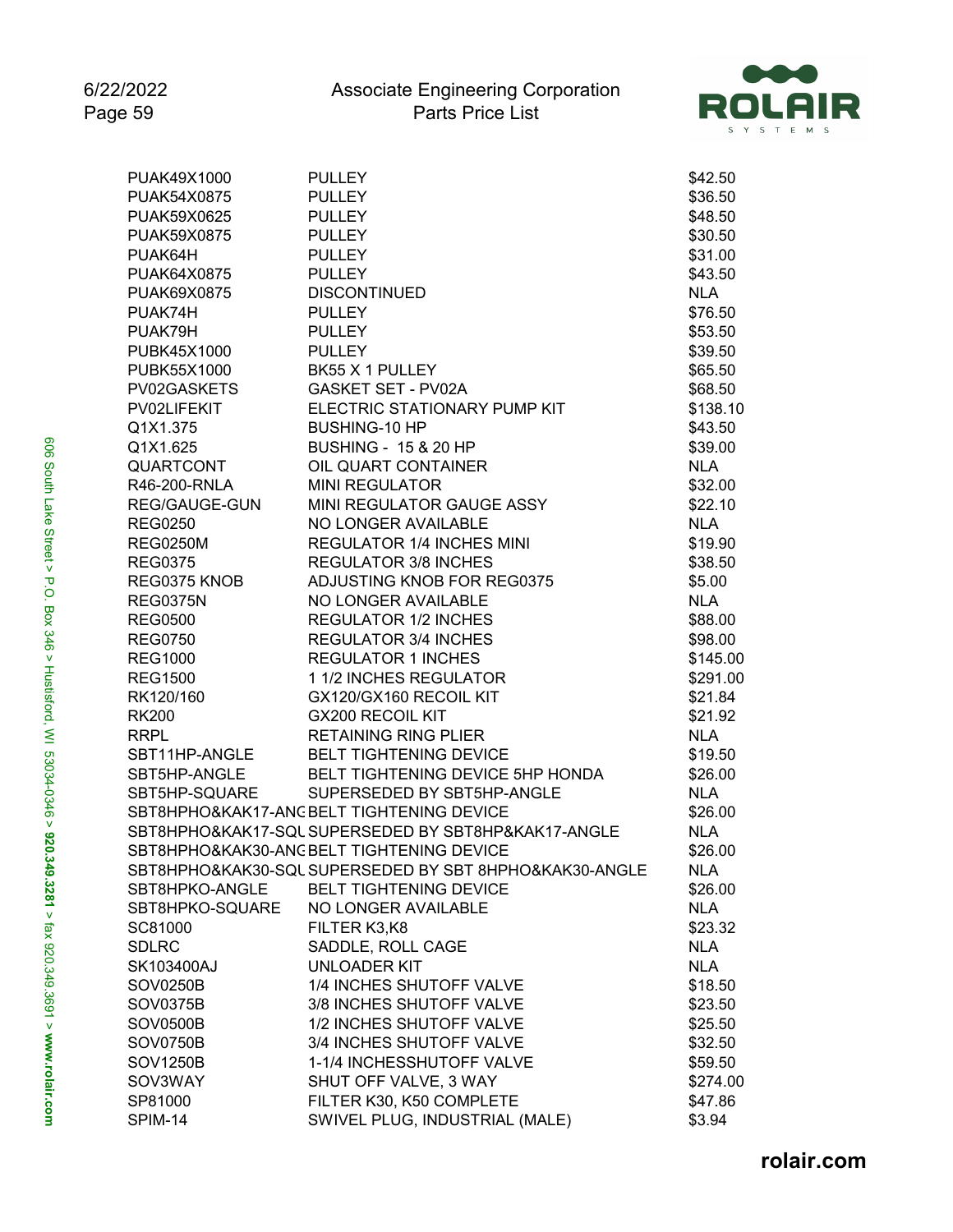| Part Number | Description | Price |
|---|---|---|
| PUAK49X1000 | PULLEY | $42.50 |
| PUAK54X0875 | PULLEY | $36.50 |
| PUAK59X0625 | PULLEY | $48.50 |
| PUAK59X0875 | PULLEY | $30.50 |
| PUAK64H | PULLEY | $31.00 |
| PUAK64X0875 | PULLEY | $43.50 |
| PUAK69X0875 | DISCONTINUED | NLA |
| PUAK74H | PULLEY | $76.50 |
| PUAK79H | PULLEY | $53.50 |
| PUBK45X1000 | PULLEY | $39.50 |
| PUBK55X1000 | BK55 X 1 PULLEY | $65.50 |
| PV02GASKETS | GASKET SET - PV02A | $68.50 |
| PV02LIFEKIT | ELECTRIC STATIONARY PUMP KIT | $138.10 |
| Q1X1.375 | BUSHING-10 HP | $43.50 |
| Q1X1.625 | BUSHING - 15 & 20 HP | $39.00 |
| QUARTCONT | OIL QUART CONTAINER | NLA |
| R46-200-RNLA | MINI REGULATOR | $32.00 |
| REG/GAUGE-GUN | MINI REGULATOR GAUGE ASSY | $22.10 |
| REG0250 | NO LONGER AVAILABLE | NLA |
| REG0250M | REGULATOR 1/4 INCHES MINI | $19.90 |
| REG0375 | REGULATOR 3/8 INCHES | $38.50 |
| REG0375 KNOB | ADJUSTING KNOB FOR REG0375 | $5.00 |
| REG0375N | NO LONGER AVAILABLE | NLA |
| REG0500 | REGULATOR 1/2 INCHES | $88.00 |
| REG0750 | REGULATOR 3/4 INCHES | $98.00 |
| REG1000 | REGULATOR 1 INCHES | $145.00 |
| REG1500 | 1 1/2 INCHES REGULATOR | $291.00 |
| RK120/160 | GX120/GX160 RECOIL KIT | $21.84 |
| RK200 | GX200 RECOIL KIT | $21.92 |
| RRPL | RETAINING RING PLIER | NLA |
| SBT11HP-ANGLE | BELT TIGHTENING DEVICE | $19.50 |
| SBT5HP-ANGLE | BELT TIGHTENING DEVICE 5HP HONDA | $26.00 |
| SBT5HP-SQUARE | SUPERSEDED BY SBT5HP-ANGLE | NLA |
| SBT8HPHO&KAK17-ANG | BELT TIGHTENING DEVICE | $26.00 |
| SBT8HPHO&KAK17-SQU | SUPERSEDED BY SBT8HP&KAK17-ANGLE | NLA |
| SBT8HPHO&KAK30-ANG | BELT TIGHTENING DEVICE | $26.00 |
| SBT8HPHO&KAK30-SQU | SUPERSEDED BY SBT 8HPHO&KAK30-ANGLE | NLA |
| SBT8HPKO-ANGLE | BELT TIGHTENING DEVICE | $26.00 |
| SBT8HPKO-SQUARE | NO LONGER AVAILABLE | NLA |
| SC81000 | FILTER K3,K8 | $23.32 |
| SDLRC | SADDLE, ROLL CAGE | NLA |
| SK103400AJ | UNLOADER KIT | NLA |
| SOV0250B | 1/4 INCHES SHUTOFF VALVE | $18.50 |
| SOV0375B | 3/8 INCHES SHUTOFF VALVE | $23.50 |
| SOV0500B | 1/2 INCHES SHUTOFF VALVE | $25.50 |
| SOV0750B | 3/4 INCHES SHUTOFF VALVE | $32.50 |
| SOV1250B | 1-1/4 INCHESSHUTOFF VALVE | $59.50 |
| SOV3WAY | SHUT OFF VALVE, 3 WAY | $274.00 |
| SP81000 | FILTER K30, K50 COMPLETE | $47.86 |
| SPIM-14 | SWIVEL PLUG, INDUSTRIAL (MALE) | $3.94 |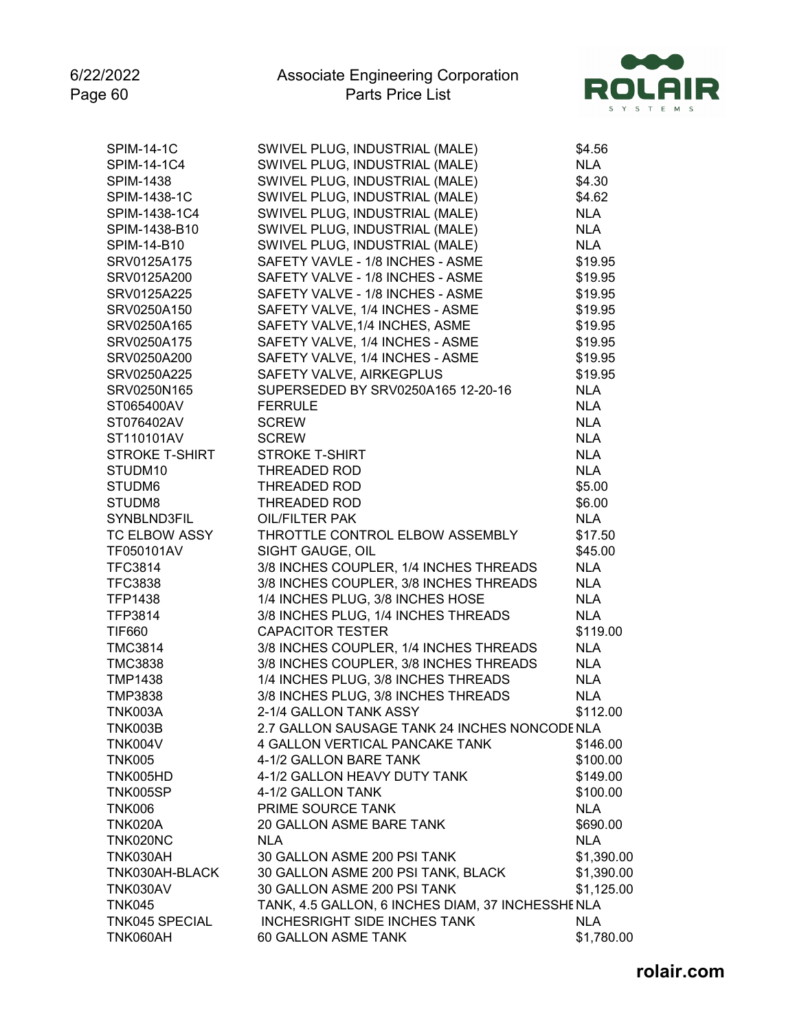| Part Number | Description | Price |
|---|---|---|
| SPIM-14-1C | SWIVEL PLUG, INDUSTRIAL (MALE) | $4.56 |
| SPIM-14-1C4 | SWIVEL PLUG, INDUSTRIAL (MALE) | NLA |
| SPIM-1438 | SWIVEL PLUG, INDUSTRIAL (MALE) | $4.30 |
| SPIM-1438-1C | SWIVEL PLUG, INDUSTRIAL (MALE) | $4.62 |
| SPIM-1438-1C4 | SWIVEL PLUG, INDUSTRIAL (MALE) | NLA |
| SPIM-1438-B10 | SWIVEL PLUG, INDUSTRIAL (MALE) | NLA |
| SPIM-14-B10 | SWIVEL PLUG, INDUSTRIAL (MALE) | NLA |
| SRV0125A175 | SAFETY VAVLE - 1/8 INCHES - ASME | $19.95 |
| SRV0125A200 | SAFETY VALVE - 1/8 INCHES - ASME | $19.95 |
| SRV0125A225 | SAFETY VALVE - 1/8 INCHES - ASME | $19.95 |
| SRV0250A150 | SAFETY VALVE, 1/4 INCHES - ASME | $19.95 |
| SRV0250A165 | SAFETY VALVE,1/4 INCHES, ASME | $19.95 |
| SRV0250A175 | SAFETY VALVE, 1/4 INCHES - ASME | $19.95 |
| SRV0250A200 | SAFETY VALVE, 1/4 INCHES - ASME | $19.95 |
| SRV0250A225 | SAFETY VALVE, AIRKEGPLUS | $19.95 |
| SRV0250N165 | SUPERSEDED BY SRV0250A165 12-20-16 | NLA |
| ST065400AV | FERRULE | NLA |
| ST076402AV | SCREW | NLA |
| ST110101AV | SCREW | NLA |
| STROKE T-SHIRT | STROKE T-SHIRT | NLA |
| STUDM10 | THREADED ROD | NLA |
| STUDM6 | THREADED ROD | $5.00 |
| STUDM8 | THREADED ROD | $6.00 |
| SYNBLND3FIL | OIL/FILTER PAK | NLA |
| TC ELBOW ASSY | THROTTLE CONTROL ELBOW ASSEMBLY | $17.50 |
| TF050101AV | SIGHT GAUGE, OIL | $45.00 |
| TFC3814 | 3/8 INCHES COUPLER, 1/4 INCHES THREADS | NLA |
| TFC3838 | 3/8 INCHES COUPLER, 3/8 INCHES THREADS | NLA |
| TFP1438 | 1/4 INCHES PLUG, 3/8 INCHES HOSE | NLA |
| TFP3814 | 3/8 INCHES PLUG, 1/4 INCHES THREADS | NLA |
| TIF660 | CAPACITOR TESTER | $119.00 |
| TMC3814 | 3/8 INCHES COUPLER, 1/4 INCHES THREADS | NLA |
| TMC3838 | 3/8 INCHES COUPLER, 3/8 INCHES THREADS | NLA |
| TMP1438 | 1/4 INCHES PLUG, 3/8 INCHES THREADS | NLA |
| TMP3838 | 3/8 INCHES PLUG, 3/8 INCHES THREADS | NLA |
| TNK003A | 2-1/4 GALLON TANK ASSY | $112.00 |
| TNK003B | 2.7 GALLON SAUSAGE TANK 24 INCHES NONCODE | NLA |
| TNK004V | 4 GALLON VERTICAL PANCAKE TANK | $146.00 |
| TNK005 | 4-1/2 GALLON BARE TANK | $100.00 |
| TNK005HD | 4-1/2 GALLON HEAVY DUTY TANK | $149.00 |
| TNK005SP | 4-1/2 GALLON TANK | $100.00 |
| TNK006 | PRIME SOURCE TANK | NLA |
| TNK020A | 20 GALLON ASME BARE TANK | $690.00 |
| TNK020NC | NLA | NLA |
| TNK030AH | 30 GALLON ASME 200 PSI TANK | $1,390.00 |
| TNK030AH-BLACK | 30 GALLON ASME 200 PSI TANK, BLACK | $1,390.00 |
| TNK030AV | 30 GALLON ASME 200 PSI TANK | $1,125.00 |
| TNK045 | TANK, 4.5 GALLON, 6 INCHES DIAM, 37 INCHESSHE | NLA |
| TNK045 SPECIAL | INCHESRIGHT SIDE INCHES TANK | NLA |
| TNK060AH | 60 GALLON ASME TANK | $1,780.00 |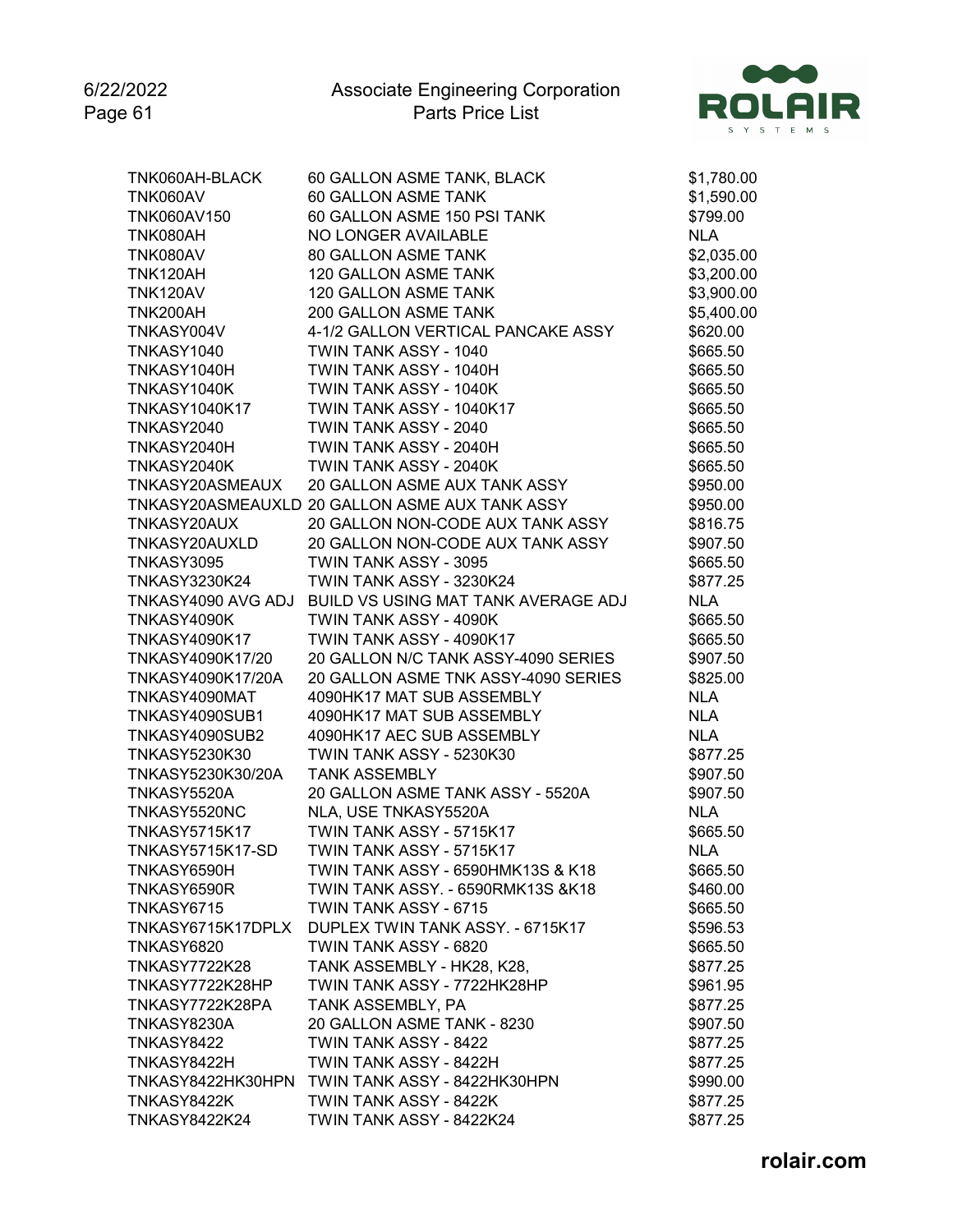| Part Number | Description | Price |
|---|---|---|
| TNK060AH-BLACK | 60 GALLON ASME TANK, BLACK | $1,780.00 |
| TNK060AV | 60 GALLON ASME TANK | $1,590.00 |
| TNK060AV150 | 60 GALLON ASME 150 PSI TANK | $799.00 |
| TNK080AH | NO LONGER AVAILABLE | NLA |
| TNK080AV | 80 GALLON ASME TANK | $2,035.00 |
| TNK120AH | 120 GALLON ASME TANK | $3,200.00 |
| TNK120AV | 120 GALLON ASME TANK | $3,900.00 |
| TNK200AH | 200 GALLON ASME TANK | $5,400.00 |
| TNKASY004V | 4-1/2 GALLON VERTICAL PANCAKE ASSY | $620.00 |
| TNKASY1040 | TWIN TANK ASSY - 1040 | $665.50 |
| TNKASY1040H | TWIN TANK ASSY - 1040H | $665.50 |
| TNKASY1040K | TWIN TANK ASSY - 1040K | $665.50 |
| TNKASY1040K17 | TWIN TANK ASSY - 1040K17 | $665.50 |
| TNKASY2040 | TWIN TANK ASSY - 2040 | $665.50 |
| TNKASY2040H | TWIN TANK ASSY - 2040H | $665.50 |
| TNKASY2040K | TWIN TANK ASSY - 2040K | $665.50 |
| TNKASY20ASMEAUX | 20 GALLON ASME AUX TANK ASSY | $950.00 |
| TNKASY20ASMEAUXLD | 20 GALLON ASME AUX TANK ASSY | $950.00 |
| TNKASY20AUX | 20 GALLON NON-CODE AUX TANK ASSY | $816.75 |
| TNKASY20AUXLD | 20 GALLON NON-CODE AUX TANK ASSY | $907.50 |
| TNKASY3095 | TWIN TANK ASSY - 3095 | $665.50 |
| TNKASY3230K24 | TWIN TANK ASSY - 3230K24 | $877.25 |
| TNKASY4090 AVG ADJ | BUILD VS USING MAT TANK AVERAGE ADJ | NLA |
| TNKASY4090K | TWIN TANK ASSY - 4090K | $665.50 |
| TNKASY4090K17 | TWIN TANK ASSY - 4090K17 | $665.50 |
| TNKASY4090K17/20 | 20 GALLON N/C TANK ASSY-4090 SERIES | $907.50 |
| TNKASY4090K17/20A | 20 GALLON ASME TNK ASSY-4090 SERIES | $825.00 |
| TNKASY4090MAT | 4090HK17 MAT SUB ASSEMBLY | NLA |
| TNKASY4090SUB1 | 4090HK17 MAT SUB ASSEMBLY | NLA |
| TNKASY4090SUB2 | 4090HK17 AEC SUB ASSEMBLY | NLA |
| TNKASY5230K30 | TWIN TANK ASSY - 5230K30 | $877.25 |
| TNKASY5230K30/20A | TANK ASSEMBLY | $907.50 |
| TNKASY5520A | 20 GALLON ASME TANK ASSY - 5520A | $907.50 |
| TNKASY5520NC | NLA, USE TNKASY5520A | NLA |
| TNKASY5715K17 | TWIN TANK ASSY - 5715K17 | $665.50 |
| TNKASY5715K17-SD | TWIN TANK ASSY - 5715K17 | NLA |
| TNKASY6590H | TWIN TANK ASSY - 6590HMK13S & K18 | $665.50 |
| TNKASY6590R | TWIN TANK ASSY. - 6590RMK13S &K18 | $460.00 |
| TNKASY6715 | TWIN TANK ASSY - 6715 | $665.50 |
| TNKASY6715K17DPLX | DUPLEX TWIN TANK ASSY. - 6715K17 | $596.53 |
| TNKASY6820 | TWIN TANK ASSY - 6820 | $665.50 |
| TNKASY7722K28 | TANK ASSEMBLY - HK28, K28, | $877.25 |
| TNKASY7722K28HP | TWIN TANK ASSY - 7722HK28HP | $961.95 |
| TNKASY7722K28PA | TANK ASSEMBLY, PA | $877.25 |
| TNKASY8230A | 20 GALLON ASME TANK - 8230 | $907.50 |
| TNKASY8422 | TWIN TANK ASSY - 8422 | $877.25 |
| TNKASY8422H | TWIN TANK ASSY - 8422H | $877.25 |
| TNKASY8422HK30HPN | TWIN TANK ASSY - 8422HK30HPN | $990.00 |
| TNKASY8422K | TWIN TANK ASSY - 8422K | $877.25 |
| TNKASY8422K24 | TWIN TANK ASSY - 8422K24 | $877.25 |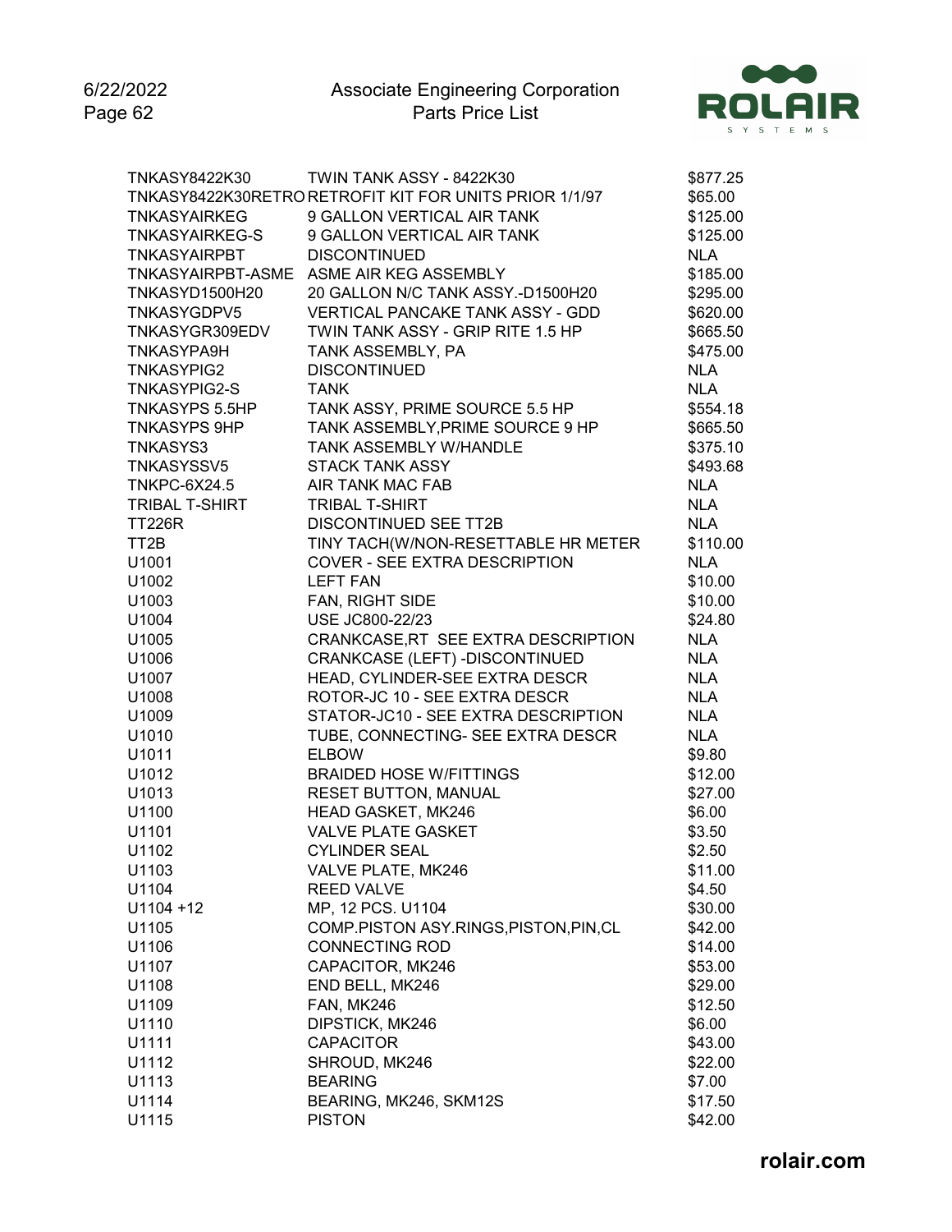| Part Number | Description | Price |
|---|---|---|
| TNKASY8422K30 | TWIN TANK ASSY - 8422K30 | $877.25 |
| TNKASY8422K30RETRO | RETROFIT KIT FOR UNITS PRIOR 1/1/97 | $65.00 |
| TNKASYAIRKEG | 9 GALLON VERTICAL AIR TANK | $125.00 |
| TNKASYAIRKEG-S | 9 GALLON VERTICAL AIR TANK | $125.00 |
| TNKASYAIRPBT | DISCONTINUED | NLA |
| TNKASYAIRPBT-ASME | ASME AIR KEG ASSEMBLY | $185.00 |
| TNKASYD1500H20 | 20 GALLON N/C TANK ASSY.-D1500H20 | $295.00 |
| TNKASYGDPV5 | VERTICAL PANCAKE TANK ASSY - GDD | $620.00 |
| TNKASYGR309EDV | TWIN TANK ASSY - GRIP RITE 1.5 HP | $665.50 |
| TNKASYPA9H | TANK ASSEMBLY, PA | $475.00 |
| TNKASYPIG2 | DISCONTINUED | NLA |
| TNKASYPIG2-S | TANK | NLA |
| TNKASYPS 5.5HP | TANK ASSY, PRIME SOURCE 5.5 HP | $554.18 |
| TNKASYPS 9HP | TANK ASSEMBLY,PRIME SOURCE 9 HP | $665.50 |
| TNKASYS3 | TANK ASSEMBLY W/HANDLE | $375.10 |
| TNKASYSSV5 | STACK TANK ASSY | $493.68 |
| TNKPC-6X24.5 | AIR TANK MAC FAB | NLA |
| TRIBAL T-SHIRT | TRIBAL T-SHIRT | NLA |
| TT226R | DISCONTINUED SEE TT2B | NLA |
| TT2B | TINY TACH(W/NON-RESETTABLE HR METER | $110.00 |
| U1001 | COVER - SEE EXTRA DESCRIPTION | NLA |
| U1002 | LEFT FAN | $10.00 |
| U1003 | FAN, RIGHT SIDE | $10.00 |
| U1004 | USE JC800-22/23 | $24.80 |
| U1005 | CRANKCASE,RT SEE EXTRA DESCRIPTION | NLA |
| U1006 | CRANKCASE (LEFT) -DISCONTINUED | NLA |
| U1007 | HEAD, CYLINDER-SEE EXTRA DESCR | NLA |
| U1008 | ROTOR-JC 10 - SEE EXTRA DESCR | NLA |
| U1009 | STATOR-JC10 - SEE EXTRA DESCRIPTION | NLA |
| U1010 | TUBE, CONNECTING- SEE EXTRA DESCR | NLA |
| U1011 | ELBOW | $9.80 |
| U1012 | BRAIDED HOSE W/FITTINGS | $12.00 |
| U1013 | RESET BUTTON, MANUAL | $27.00 |
| U1100 | HEAD GASKET, MK246 | $6.00 |
| U1101 | VALVE PLATE GASKET | $3.50 |
| U1102 | CYLINDER SEAL | $2.50 |
| U1103 | VALVE PLATE, MK246 | $11.00 |
| U1104 | REED VALVE | $4.50 |
| U1104 +12 | MP, 12 PCS. U1104 | $30.00 |
| U1105 | COMP.PISTON ASY.RINGS,PISTON,PIN,CL | $42.00 |
| U1106 | CONNECTING ROD | $14.00 |
| U1107 | CAPACITOR, MK246 | $53.00 |
| U1108 | END BELL, MK246 | $29.00 |
| U1109 | FAN, MK246 | $12.50 |
| U1110 | DIPSTICK, MK246 | $6.00 |
| U1111 | CAPACITOR | $43.00 |
| U1112 | SHROUD, MK246 | $22.00 |
| U1113 | BEARING | $7.00 |
| U1114 | BEARING, MK246, SKM12S | $17.50 |
| U1115 | PISTON | $42.00 |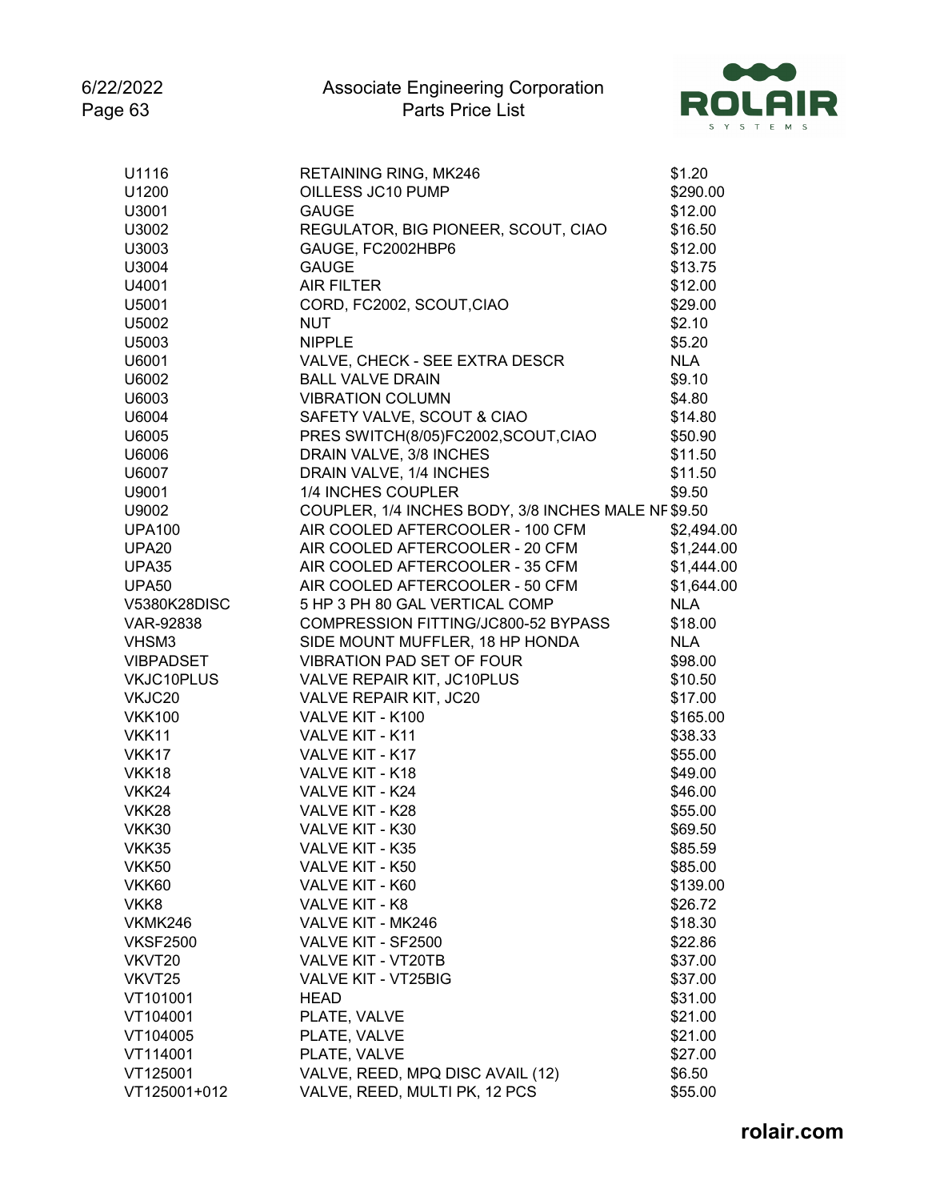| | | |
|---|---|---|
| U1116 | RETAINING RING, MK246 | $1.20 |
| U1200 | OILLESS JC10 PUMP | $290.00 |
| U3001 | GAUGE | $12.00 |
| U3002 | REGULATOR, BIG PIONEER, SCOUT, CIAO | $16.50 |
| U3003 | GAUGE, FC2002HBP6 | $12.00 |
| U3004 | GAUGE | $13.75 |
| U4001 | AIR FILTER | $12.00 |
| U5001 | CORD, FC2002, SCOUT,CIAO | $29.00 |
| U5002 | NUT | $2.10 |
| U5003 | NIPPLE | $5.20 |
| U6001 | VALVE, CHECK - SEE EXTRA DESCR | NLA |
| U6002 | BALL VALVE DRAIN | $9.10 |
| U6003 | VIBRATION COLUMN | $4.80 |
| U6004 | SAFETY VALVE, SCOUT & CIAO | $14.80 |
| U6005 | PRES SWITCH(8/05)FC2002,SCOUT,CIAO | $50.90 |
| U6006 | DRAIN VALVE, 3/8 INCHES | $11.50 |
| U6007 | DRAIN VALVE, 1/4 INCHES | $11.50 |
| U9001 | 1/4 INCHES COUPLER | $9.50 |
| U9002 | COUPLER, 1/4 INCHES BODY, 3/8 INCHES MALE NF | $9.50 |
| UPA100 | AIR COOLED AFTERCOOLER - 100 CFM | $2,494.00 |
| UPA20 | AIR COOLED AFTERCOOLER - 20 CFM | $1,244.00 |
| UPA35 | AIR COOLED AFTERCOOLER - 35 CFM | $1,444.00 |
| UPA50 | AIR COOLED AFTERCOOLER - 50 CFM | $1,644.00 |
| V5380K28DISC | 5 HP 3 PH 80 GAL VERTICAL COMP | NLA |
| VAR-92838 | COMPRESSION FITTING/JC800-52 BYPASS | $18.00 |
| VHSM3 | SIDE MOUNT MUFFLER, 18 HP HONDA | NLA |
| VIBPADSET | VIBRATION PAD SET OF FOUR | $98.00 |
| VKJC10PLUS | VALVE REPAIR KIT, JC10PLUS | $10.50 |
| VKJC20 | VALVE REPAIR KIT, JC20 | $17.00 |
| VKK100 | VALVE KIT - K100 | $165.00 |
| VKK11 | VALVE KIT - K11 | $38.33 |
| VKK17 | VALVE KIT - K17 | $55.00 |
| VKK18 | VALVE KIT - K18 | $49.00 |
| VKK24 | VALVE KIT - K24 | $46.00 |
| VKK28 | VALVE KIT - K28 | $55.00 |
| VKK30 | VALVE KIT - K30 | $69.50 |
| VKK35 | VALVE KIT - K35 | $85.59 |
| VKK50 | VALVE KIT - K50 | $85.00 |
| VKK60 | VALVE KIT - K60 | $139.00 |
| VKK8 | VALVE KIT - K8 | $26.72 |
| VKMK246 | VALVE KIT - MK246 | $18.30 |
| VKSF2500 | VALVE KIT - SF2500 | $22.86 |
| VKVT20 | VALVE KIT - VT20TB | $37.00 |
| VKVT25 | VALVE KIT - VT25BIG | $37.00 |
| VT101001 | HEAD | $31.00 |
| VT104001 | PLATE, VALVE | $21.00 |
| VT104005 | PLATE, VALVE | $21.00 |
| VT114001 | PLATE, VALVE | $27.00 |
| VT125001 | VALVE, REED, MPQ DISC AVAIL (12) | $6.50 |
| VT125001+012 | VALVE, REED, MULTI PK, 12 PCS | $55.00 |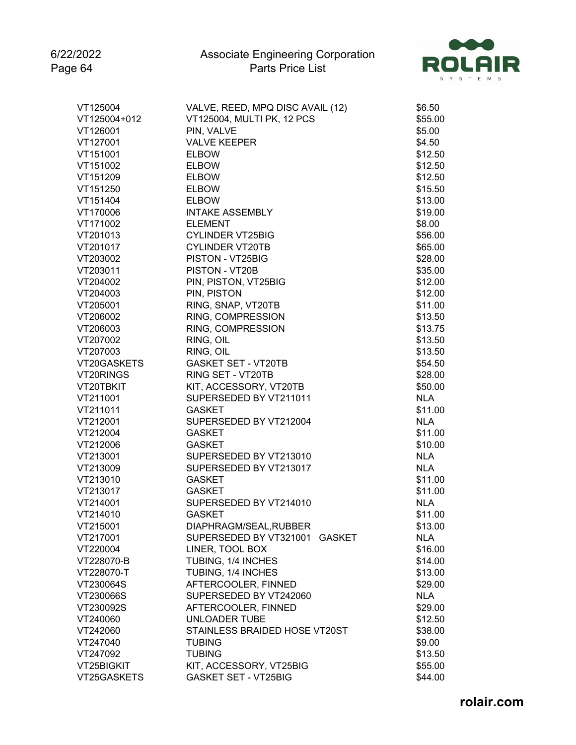| | | |
|---|---|---|
| VT125004 | VALVE, REED, MPQ DISC AVAIL (12) | $6.50 |
| VT125004+012 | VT125004, MULTI PK, 12 PCS | $55.00 |
| VT126001 | PIN, VALVE | $5.00 |
| VT127001 | VALVE KEEPER | $4.50 |
| VT151001 | ELBOW | $12.50 |
| VT151002 | ELBOW | $12.50 |
| VT151209 | ELBOW | $12.50 |
| VT151250 | ELBOW | $15.50 |
| VT151404 | ELBOW | $13.00 |
| VT170006 | INTAKE ASSEMBLY | $19.00 |
| VT171002 | ELEMENT | $8.00 |
| VT201013 | CYLINDER VT25BIG | $56.00 |
| VT201017 | CYLINDER VT20TB | $65.00 |
| VT203002 | PISTON - VT25BIG | $28.00 |
| VT203011 | PISTON - VT20B | $35.00 |
| VT204002 | PIN, PISTON, VT25BIG | $12.00 |
| VT204003 | PIN, PISTON | $12.00 |
| VT205001 | RING, SNAP, VT20TB | $11.00 |
| VT206002 | RING, COMPRESSION | $13.50 |
| VT206003 | RING, COMPRESSION | $13.75 |
| VT207002 | RING, OIL | $13.50 |
| VT207003 | RING, OIL | $13.50 |
| VT20GASKETS | GASKET SET - VT20TB | $54.50 |
| VT20RINGS | RING SET - VT20TB | $28.00 |
| VT20TBKIT | KIT, ACCESSORY, VT20TB | $50.00 |
| VT211001 | SUPERSEDED BY VT211011 | NLA |
| VT211011 | GASKET | $11.00 |
| VT212001 | SUPERSEDED BY VT212004 | NLA |
| VT212004 | GASKET | $11.00 |
| VT212006 | GASKET | $10.00 |
| VT213001 | SUPERSEDED BY VT213010 | NLA |
| VT213009 | SUPERSEDED BY VT213017 | NLA |
| VT213010 | GASKET | $11.00 |
| VT213017 | GASKET | $11.00 |
| VT214001 | SUPERSEDED BY VT214010 | NLA |
| VT214010 | GASKET | $11.00 |
| VT215001 | DIAPHRAGM/SEAL,RUBBER | $13.00 |
| VT217001 | SUPERSEDED BY VT321001 GASKET | NLA |
| VT220004 | LINER, TOOL BOX | $16.00 |
| VT228070-B | TUBING, 1/4 INCHES | $14.00 |
| VT228070-T | TUBING, 1/4 INCHES | $13.00 |
| VT230064S | AFTERCOOLER, FINNED | $29.00 |
| VT230066S | SUPERSEDED BY VT242060 | NLA |
| VT230092S | AFTERCOOLER, FINNED | $29.00 |
| VT240060 | UNLOADER TUBE | $12.50 |
| VT242060 | STAINLESS BRAIDED HOSE VT20ST | $38.00 |
| VT247040 | TUBING | $9.00 |
| VT247092 | TUBING | $13.50 |
| VT25BIGKIT | KIT, ACCESSORY, VT25BIG | $55.00 |
| VT25GASKETS | GASKET SET - VT25BIG | $44.00 |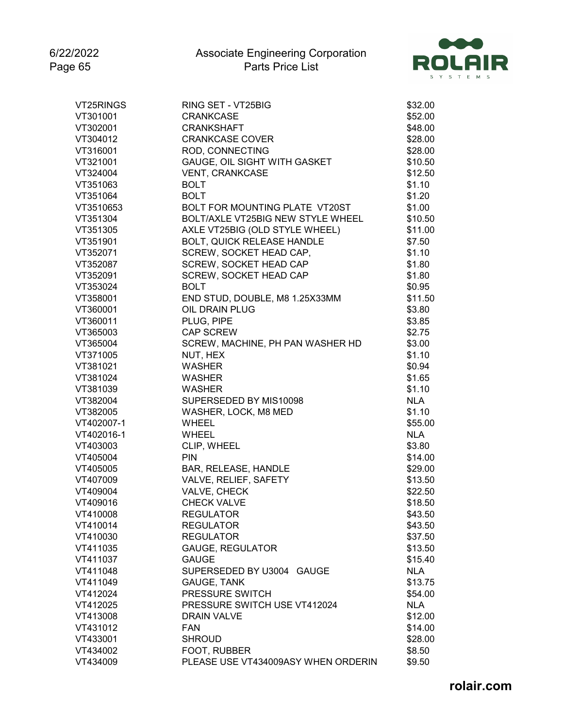| | | |
|---|---|---|
| VT25RINGS | RING SET - VT25BIG | $32.00 |
| VT301001 | CRANKCASE | $52.00 |
| VT302001 | CRANKSHAFT | $48.00 |
| VT304012 | CRANKCASE COVER | $28.00 |
| VT316001 | ROD, CONNECTING | $28.00 |
| VT321001 | GAUGE, OIL SIGHT WITH GASKET | $10.50 |
| VT324004 | VENT, CRANKCASE | $12.50 |
| VT351063 | BOLT | $1.10 |
| VT351064 | BOLT | $1.20 |
| VT3510653 | BOLT FOR MOUNTING PLATE VT20ST | $1.00 |
| VT351304 | BOLT/AXLE VT25BIG NEW STYLE WHEEL | $10.50 |
| VT351305 | AXLE VT25BIG (OLD STYLE WHEEL) | $11.00 |
| VT351901 | BOLT, QUICK RELEASE HANDLE | $7.50 |
| VT352071 | SCREW, SOCKET HEAD CAP, | $1.10 |
| VT352087 | SCREW, SOCKET HEAD CAP | $1.80 |
| VT352091 | SCREW, SOCKET HEAD CAP | $1.80 |
| VT353024 | BOLT | $0.95 |
| VT358001 | END STUD, DOUBLE, M8 1.25X33MM | $11.50 |
| VT360001 | OIL DRAIN PLUG | $3.80 |
| VT360011 | PLUG, PIPE | $3.85 |
| VT365003 | CAP SCREW | $2.75 |
| VT365004 | SCREW, MACHINE, PH PAN WASHER HD | $3.00 |
| VT371005 | NUT, HEX | $1.10 |
| VT381021 | WASHER | $0.94 |
| VT381024 | WASHER | $1.65 |
| VT381039 | WASHER | $1.10 |
| VT382004 | SUPERSEDED BY MIS10098 | NLA |
| VT382005 | WASHER, LOCK, M8 MED | $1.10 |
| VT402007-1 | WHEEL | $55.00 |
| VT402016-1 | WHEEL | NLA |
| VT403003 | CLIP, WHEEL | $3.80 |
| VT405004 | PIN | $14.00 |
| VT405005 | BAR, RELEASE, HANDLE | $29.00 |
| VT407009 | VALVE, RELIEF, SAFETY | $13.50 |
| VT409004 | VALVE, CHECK | $22.50 |
| VT409016 | CHECK VALVE | $18.50 |
| VT410008 | REGULATOR | $43.50 |
| VT410014 | REGULATOR | $43.50 |
| VT410030 | REGULATOR | $37.50 |
| VT411035 | GAUGE, REGULATOR | $13.50 |
| VT411037 | GAUGE | $15.40 |
| VT411048 | SUPERSEDED BY U3004 GAUGE | NLA |
| VT411049 | GAUGE, TANK | $13.75 |
| VT412024 | PRESSURE SWITCH | $54.00 |
| VT412025 | PRESSURE SWITCH USE VT412024 | NLA |
| VT413008 | DRAIN VALVE | $12.00 |
| VT431012 | FAN | $14.00 |
| VT433001 | SHROUD | $28.00 |
| VT434002 | FOOT, RUBBER | $8.50 |
| VT434009 | PLEASE USE VT434009ASY WHEN ORDERIN | $9.50 |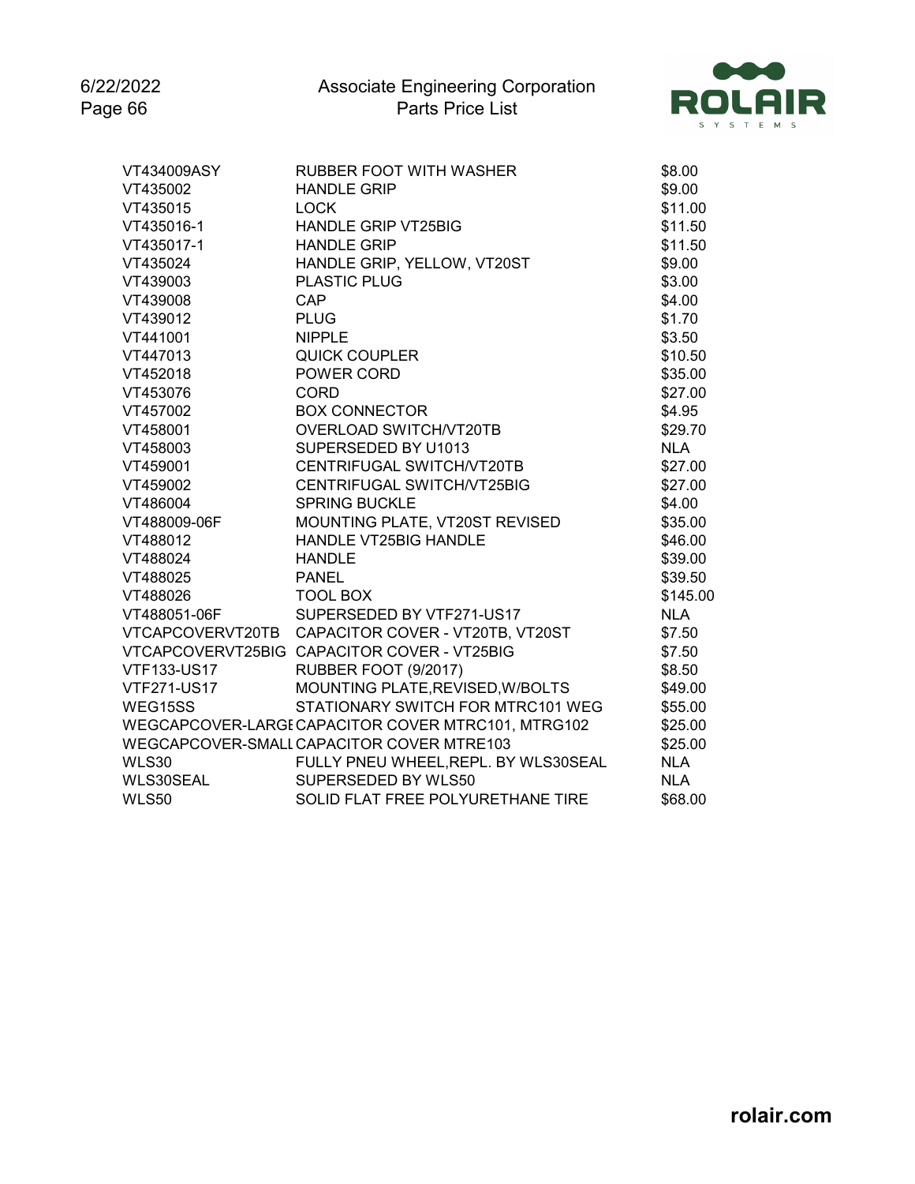| | | |
|---|---|---|
| VT434009ASY | RUBBER FOOT WITH WASHER | $8.00 |
| VT435002 | HANDLE GRIP | $9.00 |
| VT435015 | LOCK | $11.00 |
| VT435016-1 | HANDLE GRIP VT25BIG | $11.50 |
| VT435017-1 | HANDLE GRIP | $11.50 |
| VT435024 | HANDLE GRIP, YELLOW, VT20ST | $9.00 |
| VT439003 | PLASTIC PLUG | $3.00 |
| VT439008 | CAP | $4.00 |
| VT439012 | PLUG | $1.70 |
| VT441001 | NIPPLE | $3.50 |
| VT447013 | QUICK COUPLER | $10.50 |
| VT452018 | POWER CORD | $35.00 |
| VT453076 | CORD | $27.00 |
| VT457002 | BOX CONNECTOR | $4.95 |
| VT458001 | OVERLOAD SWITCH/VT20TB | $29.70 |
| VT458003 | SUPERSEDED BY U1013 | NLA |
| VT459001 | CENTRIFUGAL SWITCH/VT20TB | $27.00 |
| VT459002 | CENTRIFUGAL SWITCH/VT25BIG | $27.00 |
| VT486004 | SPRING BUCKLE | $4.00 |
| VT488009-06F | MOUNTING PLATE, VT20ST REVISED | $35.00 |
| VT488012 | HANDLE VT25BIG HANDLE | $46.00 |
| VT488024 | HANDLE | $39.00 |
| VT488025 | PANEL | $39.50 |
| VT488026 | TOOL BOX | $145.00 |
| VT488051-06F | SUPERSEDED BY VTF271-US17 | NLA |
| VTCAPCOVERVT20TB | CAPACITOR COVER - VT20TB, VT20ST | $7.50 |
| VTCAPCOVERVT25BIG | CAPACITOR COVER - VT25BIG | $7.50 |
| VTF133-US17 | RUBBER FOOT (9/2017) | $8.50 |
| VTF271-US17 | MOUNTING PLATE,REVISED,W/BOLTS | $49.00 |
| WEG15SS | STATIONARY SWITCH FOR MTRC101 WEG | $55.00 |
| WEGCAPCOVER-LARGE | CAPACITOR COVER MTRC101, MTRG102 | $25.00 |
| WEGCAPCOVER-SMALL | CAPACITOR COVER MTRE103 | $25.00 |
| WLS30 | FULLY PNEU WHEEL,REPL. BY WLS30SEAL | NLA |
| WLS30SEAL | SUPERSEDED BY WLS50 | NLA |
| WLS50 | SOLID FLAT FREE POLYURETHANE TIRE | $68.00 |